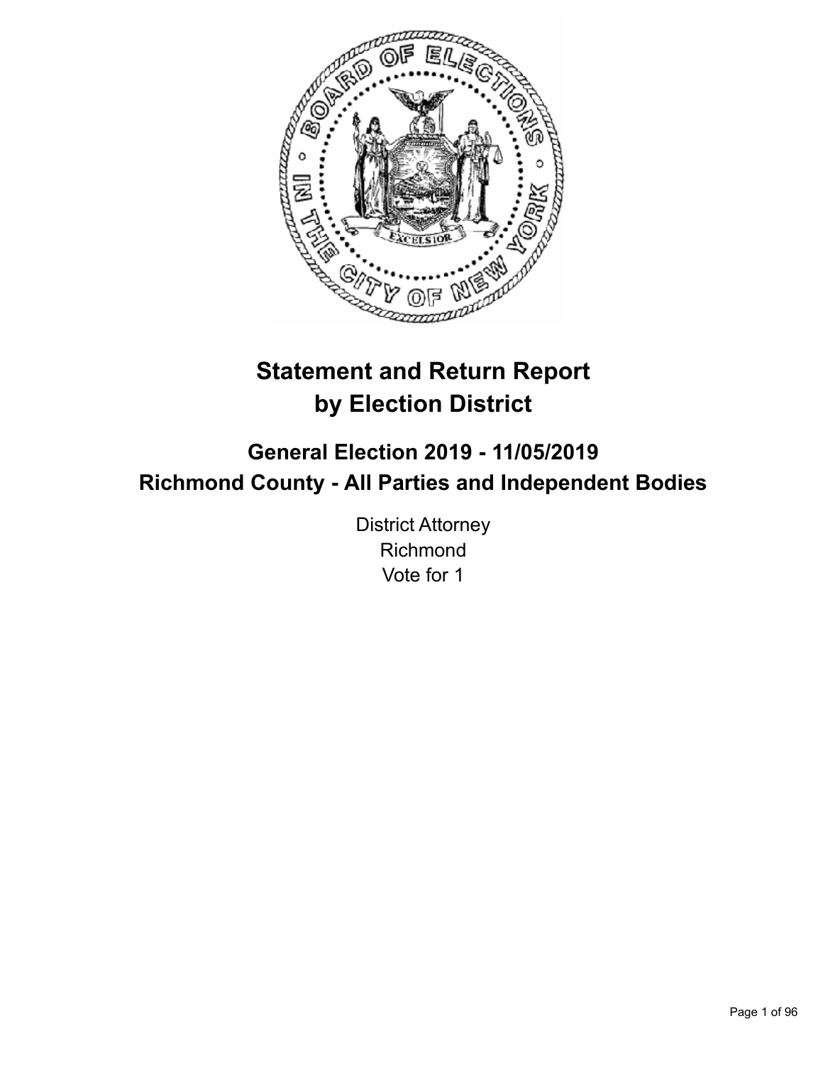# Statement and Return Report by Election District

## General Election 2019 - 11/05/2019
## Richmond County - All Parties and Independent Bodies

District Attorney
Richmond
Vote for 1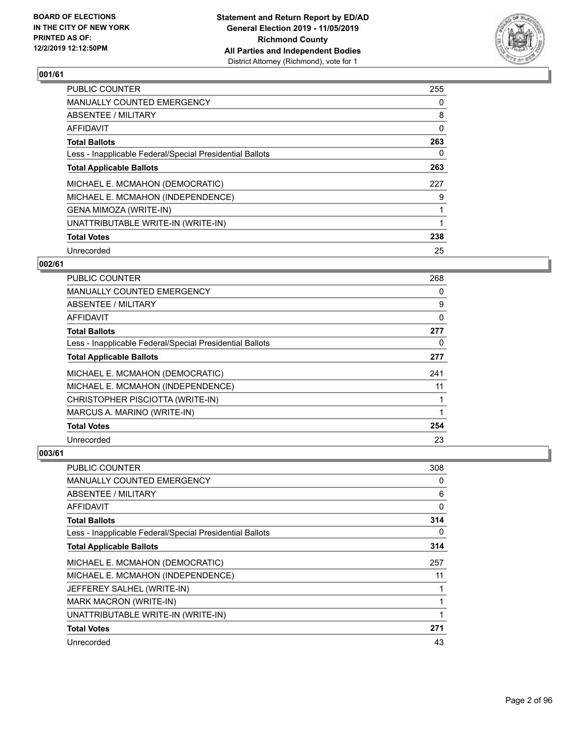**BOARD OF ELECTIONS IN THE CITY OF NEW YORK PRINTED AS OF: 12/2/2019 12:12:50PM**

**Statement and Return Report by ED/AD General Election 2019 - 11/05/2019 Richmond County All Parties and Independent Bodies**
District Attorney (Richmond), vote for 1

### 001/61

| | |
|---|---|
| PUBLIC COUNTER | 255 |
| MANUALLY COUNTED EMERGENCY | 0 |
| ABSENTEE / MILITARY | 8 |
| AFFIDAVIT | 0 |
| **Total Ballots** | **263** |
| Less - Inapplicable Federal/Special Presidential Ballots | 0 |
| **Total Applicable Ballots** | **263** |
| MICHAEL E. MCMAHON (DEMOCRATIC) | 227 |
| MICHAEL E. MCMAHON (INDEPENDENCE) | 9 |
| GENA MIMOZA (WRITE-IN) | 1 |
| UNATTRIBUTABLE WRITE-IN (WRITE-IN) | 1 |
| **Total Votes** | **238** |
| Unrecorded | 25 |

### 002/61

| | |
|---|---|
| PUBLIC COUNTER | 268 |
| MANUALLY COUNTED EMERGENCY | 0 |
| ABSENTEE / MILITARY | 9 |
| AFFIDAVIT | 0 |
| **Total Ballots** | **277** |
| Less - Inapplicable Federal/Special Presidential Ballots | 0 |
| **Total Applicable Ballots** | **277** |
| MICHAEL E. MCMAHON (DEMOCRATIC) | 241 |
| MICHAEL E. MCMAHON (INDEPENDENCE) | 11 |
| CHRISTOPHER PISCIOTTA (WRITE-IN) | 1 |
| MARCUS A. MARINO (WRITE-IN) | 1 |
| **Total Votes** | **254** |
| Unrecorded | 23 |

### 003/61

| | |
|---|---|
| PUBLIC COUNTER | 308 |
| MANUALLY COUNTED EMERGENCY | 0 |
| ABSENTEE / MILITARY | 6 |
| AFFIDAVIT | 0 |
| **Total Ballots** | **314** |
| Less - Inapplicable Federal/Special Presidential Ballots | 0 |
| **Total Applicable Ballots** | **314** |
| MICHAEL E. MCMAHON (DEMOCRATIC) | 257 |
| MICHAEL E. MCMAHON (INDEPENDENCE) | 11 |
| JEFFEREY SALHEL (WRITE-IN) | 1 |
| MARK MACRON (WRITE-IN) | 1 |
| UNATTRIBUTABLE WRITE-IN (WRITE-IN) | 1 |
| **Total Votes** | **271** |
| Unrecorded | 43 |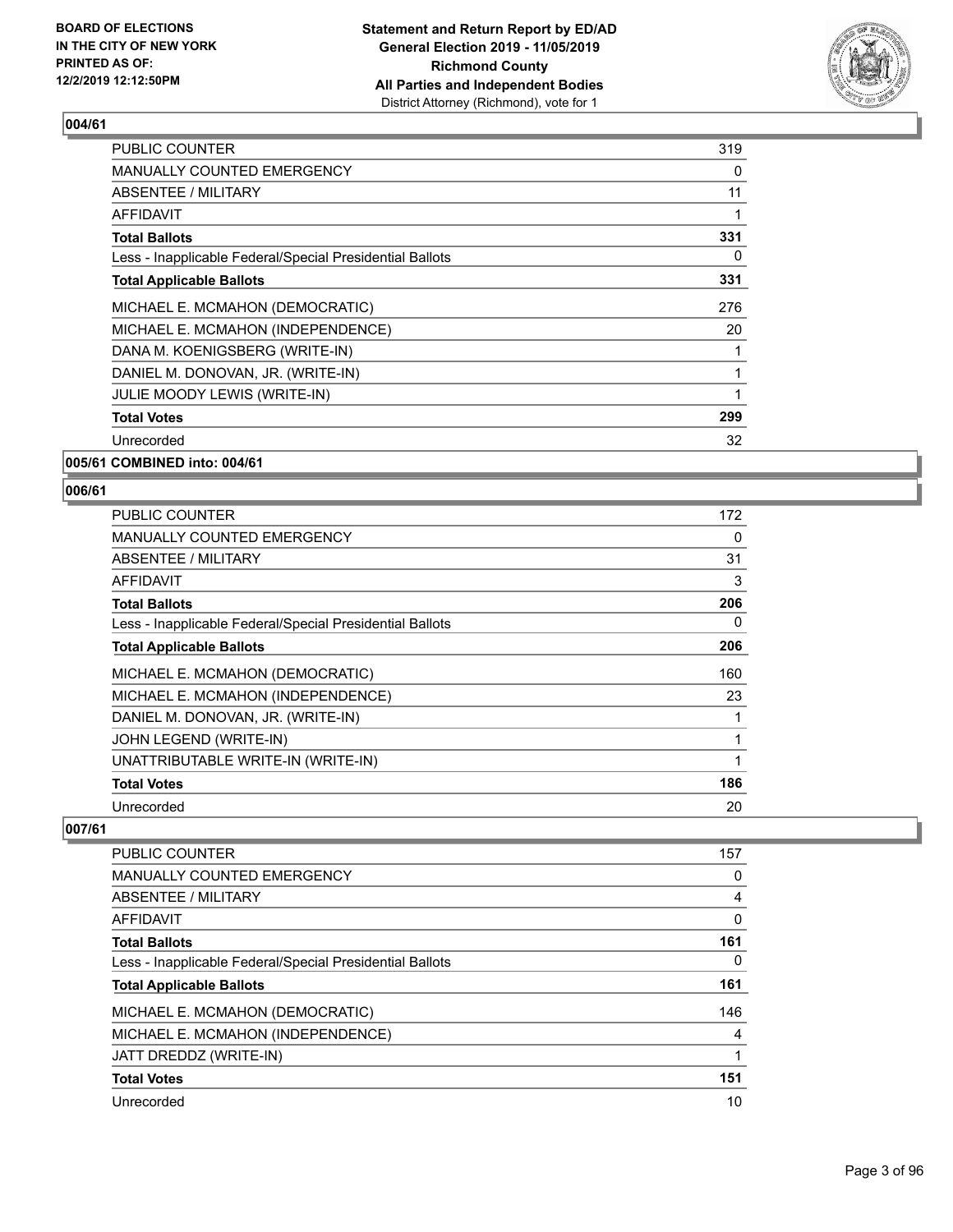BOARD OF ELECTIONS
IN THE CITY OF NEW YORK
PRINTED AS OF:
12/2/2019 12:12:50PM

**Statement and Return Report by ED/AD**
**General Election 2019 - 11/05/2019**
**Richmond County**
**All Parties and Independent Bodies**
District Attorney (Richmond), vote for 1

### 004/61

| | |
|---|---|
| PUBLIC COUNTER | 319 |
| MANUALLY COUNTED EMERGENCY | 0 |
| ABSENTEE / MILITARY | 11 |
| AFFIDAVIT | 1 |
| **Total Ballots** | **331** |
| Less - Inapplicable Federal/Special Presidential Ballots | 0 |
| **Total Applicable Ballots** | **331** |
| MICHAEL E. MCMAHON (DEMOCRATIC) | 276 |
| MICHAEL E. MCMAHON (INDEPENDENCE) | 20 |
| DANA M. KOENIGSBERG (WRITE-IN) | 1 |
| DANIEL M. DONOVAN, JR. (WRITE-IN) | 1 |
| JULIE MOODY LEWIS (WRITE-IN) | 1 |
| **Total Votes** | **299** |
| Unrecorded | 32 |

### 005/61 COMBINED into: 004/61

### 006/61

| | |
|---|---|
| PUBLIC COUNTER | 172 |
| MANUALLY COUNTED EMERGENCY | 0 |
| ABSENTEE / MILITARY | 31 |
| AFFIDAVIT | 3 |
| **Total Ballots** | **206** |
| Less - Inapplicable Federal/Special Presidential Ballots | 0 |
| **Total Applicable Ballots** | **206** |
| MICHAEL E. MCMAHON (DEMOCRATIC) | 160 |
| MICHAEL E. MCMAHON (INDEPENDENCE) | 23 |
| DANIEL M. DONOVAN, JR. (WRITE-IN) | 1 |
| JOHN LEGEND (WRITE-IN) | 1 |
| UNATTRIBUTABLE WRITE-IN (WRITE-IN) | 1 |
| **Total Votes** | **186** |
| Unrecorded | 20 |

### 007/61

| | |
|---|---|
| PUBLIC COUNTER | 157 |
| MANUALLY COUNTED EMERGENCY | 0 |
| ABSENTEE / MILITARY | 4 |
| AFFIDAVIT | 0 |
| **Total Ballots** | **161** |
| Less - Inapplicable Federal/Special Presidential Ballots | 0 |
| **Total Applicable Ballots** | **161** |
| MICHAEL E. MCMAHON (DEMOCRATIC) | 146 |
| MICHAEL E. MCMAHON (INDEPENDENCE) | 4 |
| JATT DREDDZ (WRITE-IN) | 1 |
| **Total Votes** | **151** |
| Unrecorded | 10 |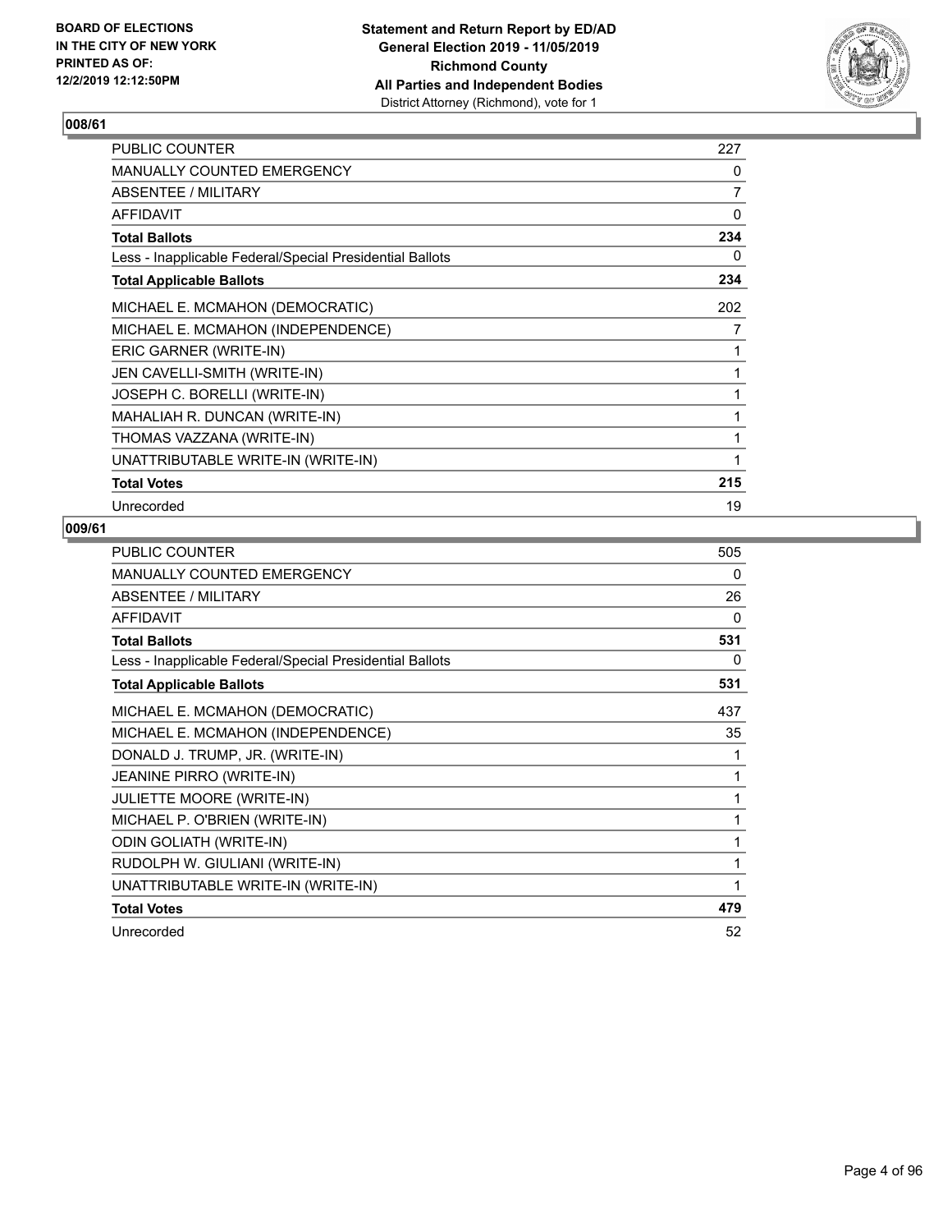## 008/61

| | |
|---|---|
| PUBLIC COUNTER | 227 |
| MANUALLY COUNTED EMERGENCY | 0 |
| ABSENTEE / MILITARY | 7 |
| AFFIDAVIT | 0 |
| **Total Ballots** | **234** |
| Less - Inapplicable Federal/Special Presidential Ballots | 0 |
| **Total Applicable Ballots** | **234** |
| MICHAEL E. MCMAHON (DEMOCRATIC) | 202 |
| MICHAEL E. MCMAHON (INDEPENDENCE) | 7 |
| ERIC GARNER (WRITE-IN) | 1 |
| JEN CAVELLI-SMITH (WRITE-IN) | 1 |
| JOSEPH C. BORELLI (WRITE-IN) | 1 |
| MAHALIAH R. DUNCAN (WRITE-IN) | 1 |
| THOMAS VAZZANA (WRITE-IN) | 1 |
| UNATTRIBUTABLE WRITE-IN (WRITE-IN) | 1 |
| **Total Votes** | **215** |
| Unrecorded | 19 |

## 009/61

| | |
|---|---|
| PUBLIC COUNTER | 505 |
| MANUALLY COUNTED EMERGENCY | 0 |
| ABSENTEE / MILITARY | 26 |
| AFFIDAVIT | 0 |
| **Total Ballots** | **531** |
| Less - Inapplicable Federal/Special Presidential Ballots | 0 |
| **Total Applicable Ballots** | **531** |
| MICHAEL E. MCMAHON (DEMOCRATIC) | 437 |
| MICHAEL E. MCMAHON (INDEPENDENCE) | 35 |
| DONALD J. TRUMP, JR. (WRITE-IN) | 1 |
| JEANINE PIRRO (WRITE-IN) | 1 |
| JULIETTE MOORE (WRITE-IN) | 1 |
| MICHAEL P. O'BRIEN (WRITE-IN) | 1 |
| ODIN GOLIATH (WRITE-IN) | 1 |
| RUDOLPH W. GIULIANI (WRITE-IN) | 1 |
| UNATTRIBUTABLE WRITE-IN (WRITE-IN) | 1 |
| **Total Votes** | **479** |
| Unrecorded | 52 |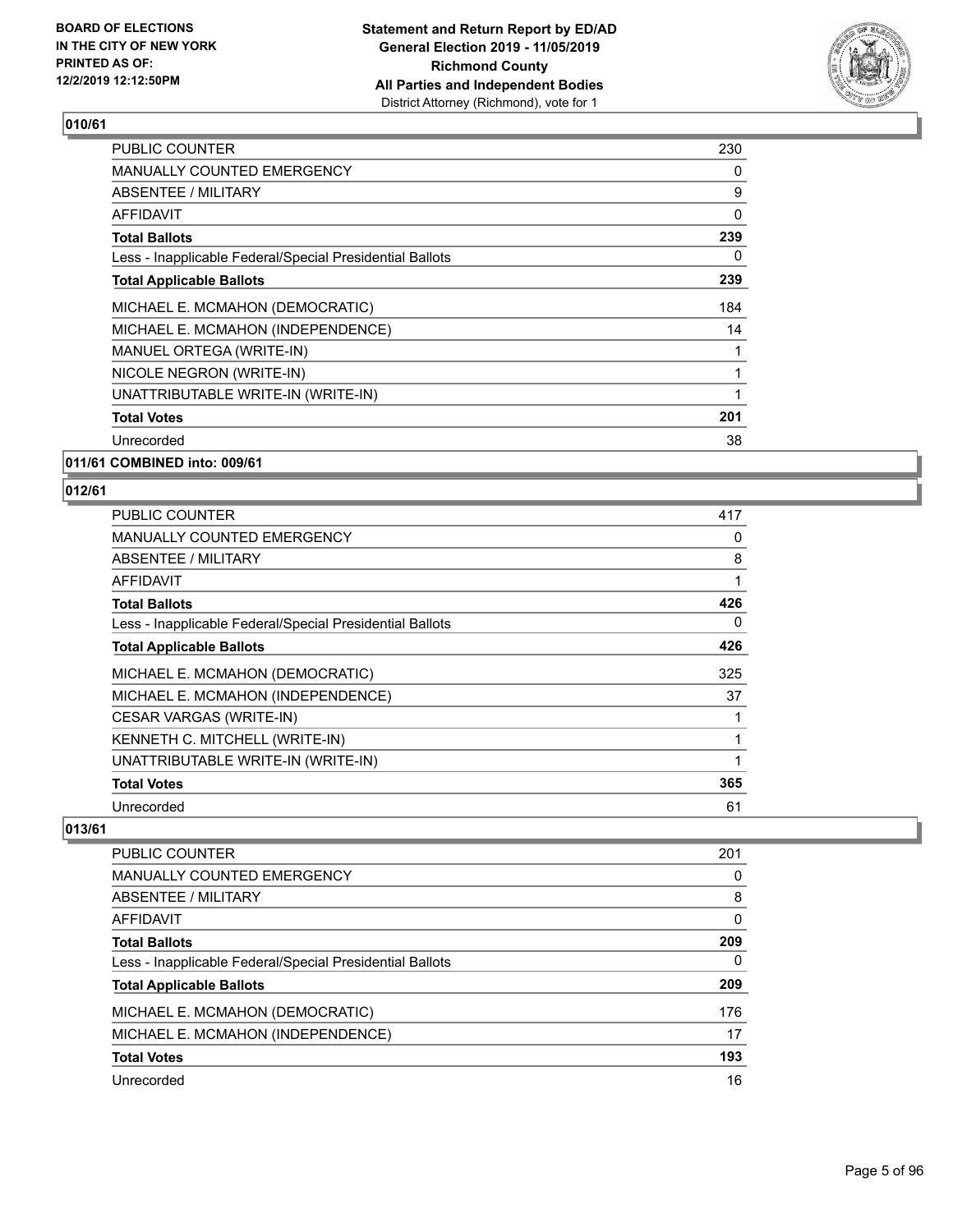**BOARD OF ELECTIONS IN THE CITY OF NEW YORK PRINTED AS OF: 12/2/2019 12:12:50PM**

**Statement and Return Report by ED/AD General Election 2019 - 11/05/2019 Richmond County All Parties and Independent Bodies** District Attorney (Richmond), vote for 1

## 010/61

| | |
|---|---|
| PUBLIC COUNTER | 230 |
| MANUALLY COUNTED EMERGENCY | 0 |
| ABSENTEE / MILITARY | 9 |
| AFFIDAVIT | 0 |
| **Total Ballots** | **239** |
| Less - Inapplicable Federal/Special Presidential Ballots | 0 |
| **Total Applicable Ballots** | **239** |
| MICHAEL E. MCMAHON (DEMOCRATIC) | 184 |
| MICHAEL E. MCMAHON (INDEPENDENCE) | 14 |
| MANUEL ORTEGA (WRITE-IN) | 1 |
| NICOLE NEGRON (WRITE-IN) | 1 |
| UNATTRIBUTABLE WRITE-IN (WRITE-IN) | 1 |
| **Total Votes** | **201** |
| Unrecorded | 38 |

## 011/61 COMBINED into: 009/61

## 012/61

| | |
|---|---|
| PUBLIC COUNTER | 417 |
| MANUALLY COUNTED EMERGENCY | 0 |
| ABSENTEE / MILITARY | 8 |
| AFFIDAVIT | 1 |
| **Total Ballots** | **426** |
| Less - Inapplicable Federal/Special Presidential Ballots | 0 |
| **Total Applicable Ballots** | **426** |
| MICHAEL E. MCMAHON (DEMOCRATIC) | 325 |
| MICHAEL E. MCMAHON (INDEPENDENCE) | 37 |
| CESAR VARGAS (WRITE-IN) | 1 |
| KENNETH C. MITCHELL (WRITE-IN) | 1 |
| UNATTRIBUTABLE WRITE-IN (WRITE-IN) | 1 |
| **Total Votes** | **365** |
| Unrecorded | 61 |

## 013/61

| | |
|---|---|
| PUBLIC COUNTER | 201 |
| MANUALLY COUNTED EMERGENCY | 0 |
| ABSENTEE / MILITARY | 8 |
| AFFIDAVIT | 0 |
| **Total Ballots** | **209** |
| Less - Inapplicable Federal/Special Presidential Ballots | 0 |
| **Total Applicable Ballots** | **209** |
| MICHAEL E. MCMAHON (DEMOCRATIC) | 176 |
| MICHAEL E. MCMAHON (INDEPENDENCE) | 17 |
| **Total Votes** | **193** |
| Unrecorded | 16 |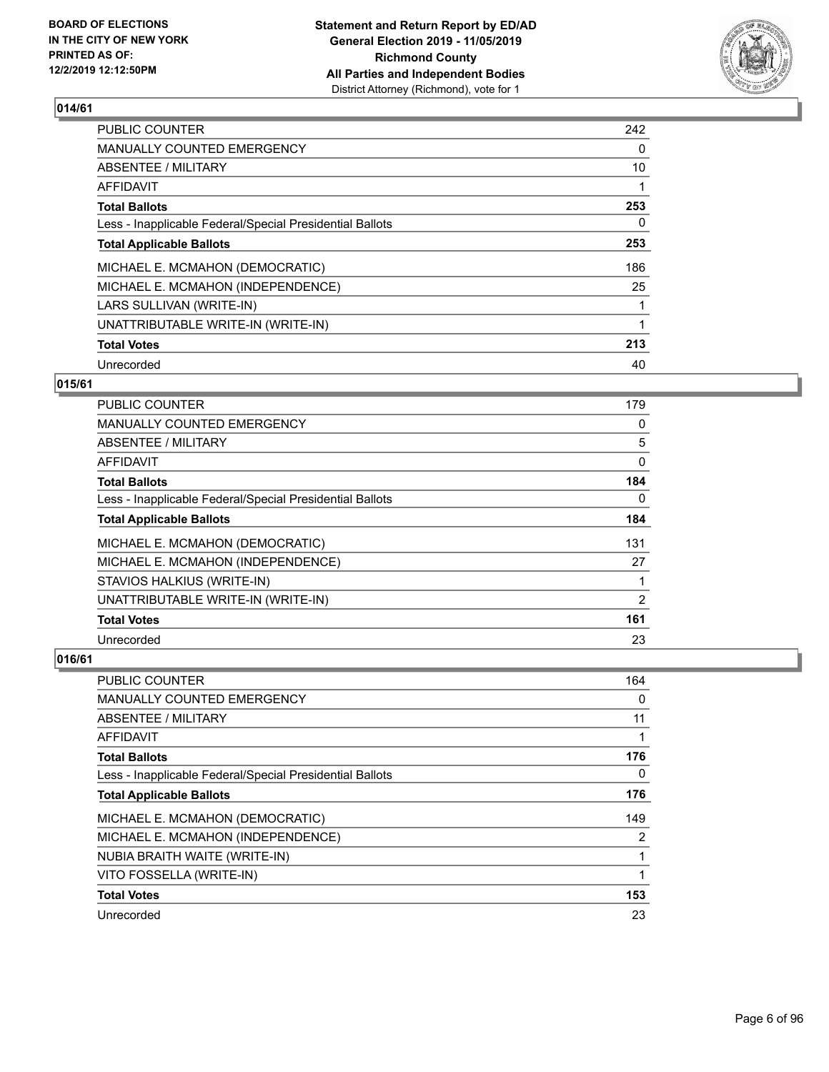## 014/61

| | |
|---|---|
| PUBLIC COUNTER | 242 |
| MANUALLY COUNTED EMERGENCY | 0 |
| ABSENTEE / MILITARY | 10 |
| AFFIDAVIT | 1 |
| **Total Ballots** | **253** |
| Less - Inapplicable Federal/Special Presidential Ballots | 0 |
| **Total Applicable Ballots** | **253** |
| MICHAEL E. MCMAHON (DEMOCRATIC) | 186 |
| MICHAEL E. MCMAHON (INDEPENDENCE) | 25 |
| LARS SULLIVAN (WRITE-IN) | 1 |
| UNATTRIBUTABLE WRITE-IN (WRITE-IN) | 1 |
| **Total Votes** | **213** |
| Unrecorded | 40 |

## 015/61

| | |
|---|---|
| PUBLIC COUNTER | 179 |
| MANUALLY COUNTED EMERGENCY | 0 |
| ABSENTEE / MILITARY | 5 |
| AFFIDAVIT | 0 |
| **Total Ballots** | **184** |
| Less - Inapplicable Federal/Special Presidential Ballots | 0 |
| **Total Applicable Ballots** | **184** |
| MICHAEL E. MCMAHON (DEMOCRATIC) | 131 |
| MICHAEL E. MCMAHON (INDEPENDENCE) | 27 |
| STAVIOS HALKIUS (WRITE-IN) | 1 |
| UNATTRIBUTABLE WRITE-IN (WRITE-IN) | 2 |
| **Total Votes** | **161** |
| Unrecorded | 23 |

## 016/61

| | |
|---|---|
| PUBLIC COUNTER | 164 |
| MANUALLY COUNTED EMERGENCY | 0 |
| ABSENTEE / MILITARY | 11 |
| AFFIDAVIT | 1 |
| **Total Ballots** | **176** |
| Less - Inapplicable Federal/Special Presidential Ballots | 0 |
| **Total Applicable Ballots** | **176** |
| MICHAEL E. MCMAHON (DEMOCRATIC) | 149 |
| MICHAEL E. MCMAHON (INDEPENDENCE) | 2 |
| NUBIA BRAITH WAITE (WRITE-IN) | 1 |
| VITO FOSSELLA (WRITE-IN) | 1 |
| **Total Votes** | **153** |
| Unrecorded | 23 |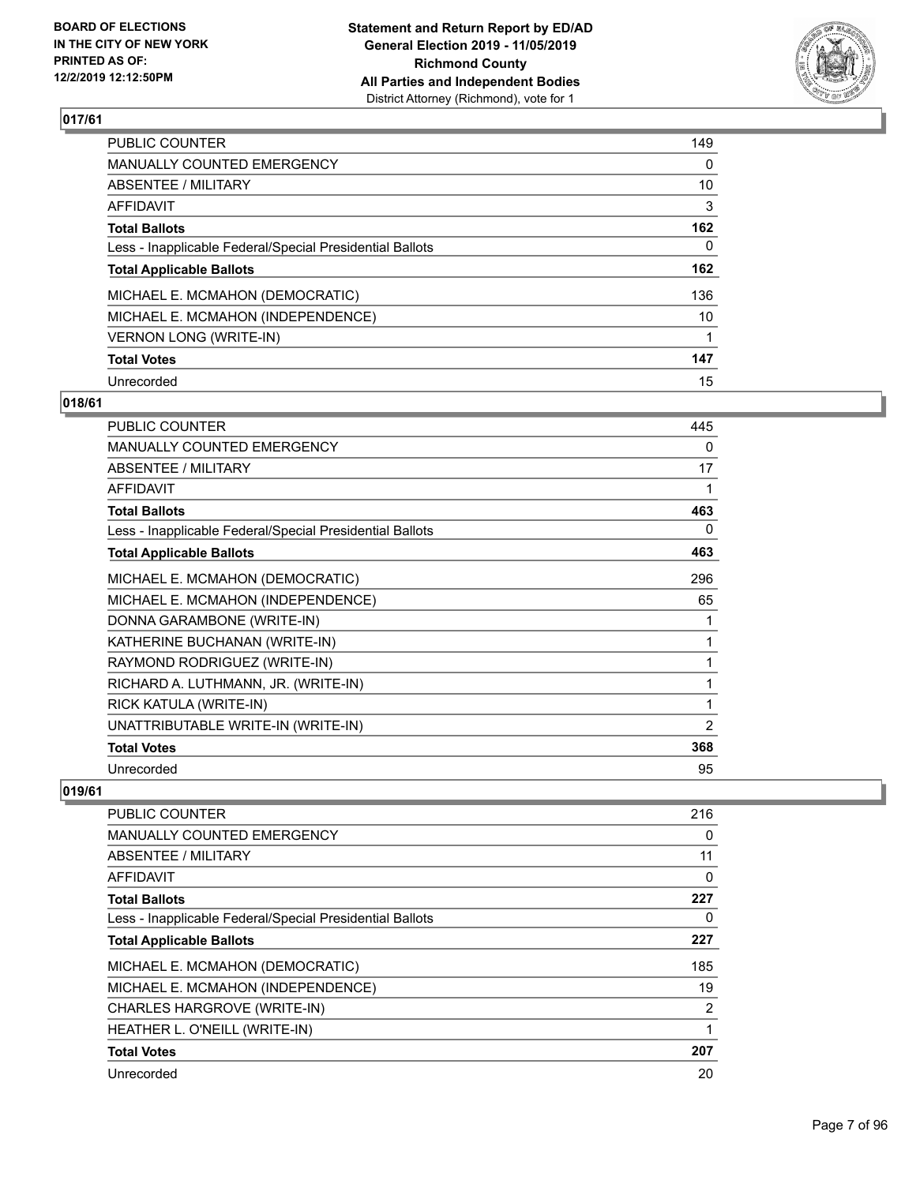## 017/61

| | |
|---|---|
| PUBLIC COUNTER | 149 |
| MANUALLY COUNTED EMERGENCY | 0 |
| ABSENTEE / MILITARY | 10 |
| AFFIDAVIT | 3 |
| **Total Ballots** | **162** |
| Less - Inapplicable Federal/Special Presidential Ballots | 0 |
| **Total Applicable Ballots** | **162** |
| MICHAEL E. MCMAHON (DEMOCRATIC) | 136 |
| MICHAEL E. MCMAHON (INDEPENDENCE) | 10 |
| VERNON LONG (WRITE-IN) | 1 |
| **Total Votes** | **147** |
| Unrecorded | 15 |

## 018/61

| | |
|---|---|
| PUBLIC COUNTER | 445 |
| MANUALLY COUNTED EMERGENCY | 0 |
| ABSENTEE / MILITARY | 17 |
| AFFIDAVIT | 1 |
| **Total Ballots** | **463** |
| Less - Inapplicable Federal/Special Presidential Ballots | 0 |
| **Total Applicable Ballots** | **463** |
| MICHAEL E. MCMAHON (DEMOCRATIC) | 296 |
| MICHAEL E. MCMAHON (INDEPENDENCE) | 65 |
| DONNA GARAMBONE (WRITE-IN) | 1 |
| KATHERINE BUCHANAN (WRITE-IN) | 1 |
| RAYMOND RODRIGUEZ (WRITE-IN) | 1 |
| RICHARD A. LUTHMANN, JR. (WRITE-IN) | 1 |
| RICK KATULA (WRITE-IN) | 1 |
| UNATTRIBUTABLE WRITE-IN (WRITE-IN) | 2 |
| **Total Votes** | **368** |
| Unrecorded | 95 |

## 019/61

| | |
|---|---|
| PUBLIC COUNTER | 216 |
| MANUALLY COUNTED EMERGENCY | 0 |
| ABSENTEE / MILITARY | 11 |
| AFFIDAVIT | 0 |
| **Total Ballots** | **227** |
| Less - Inapplicable Federal/Special Presidential Ballots | 0 |
| **Total Applicable Ballots** | **227** |
| MICHAEL E. MCMAHON (DEMOCRATIC) | 185 |
| MICHAEL E. MCMAHON (INDEPENDENCE) | 19 |
| CHARLES HARGROVE (WRITE-IN) | 2 |
| HEATHER L. O'NEILL (WRITE-IN) | 1 |
| **Total Votes** | **207** |
| Unrecorded | 20 |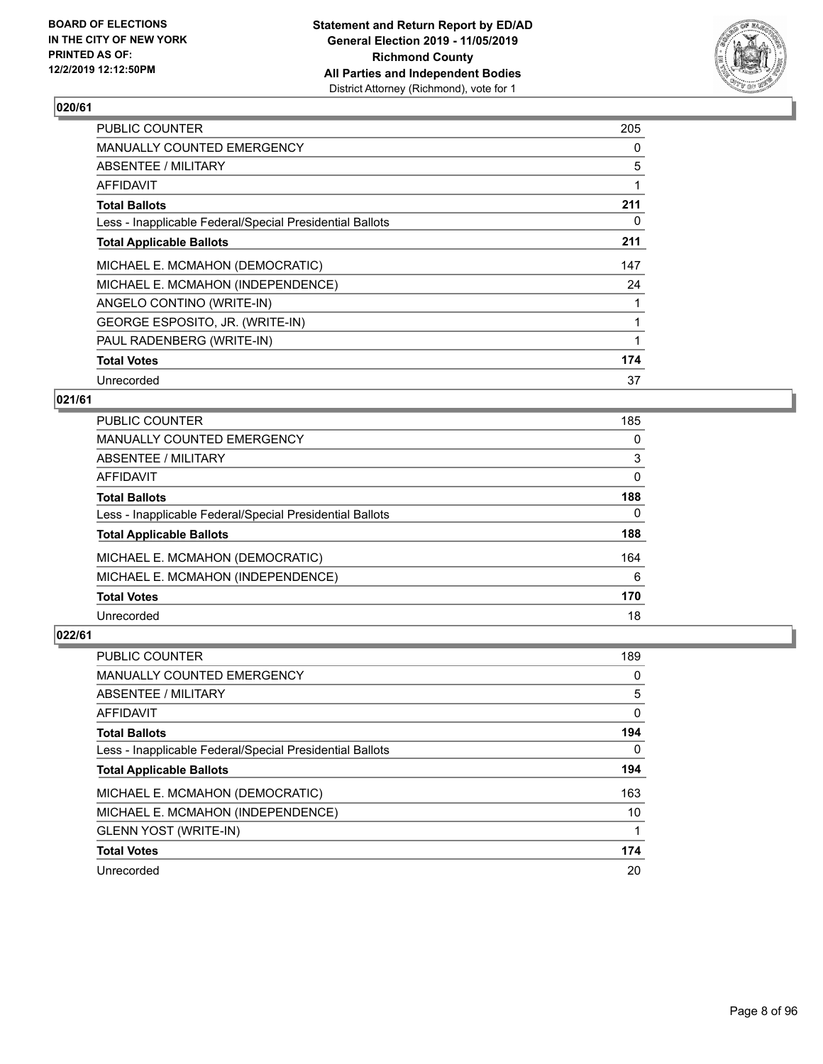BOARD OF ELECTIONS
IN THE CITY OF NEW YORK
PRINTED AS OF:
12/2/2019 12:12:50PM

**Statement and Return Report by ED/AD**
**General Election 2019 - 11/05/2019**
**Richmond County**
**All Parties and Independent Bodies**
District Attorney (Richmond), vote for 1

## 020/61

| | |
|---|---|
| PUBLIC COUNTER | 205 |
| MANUALLY COUNTED EMERGENCY | 0 |
| ABSENTEE / MILITARY | 5 |
| AFFIDAVIT | 1 |
| **Total Ballots** | **211** |
| Less - Inapplicable Federal/Special Presidential Ballots | 0 |
| **Total Applicable Ballots** | **211** |
| MICHAEL E. MCMAHON (DEMOCRATIC) | 147 |
| MICHAEL E. MCMAHON (INDEPENDENCE) | 24 |
| ANGELO CONTINO (WRITE-IN) | 1 |
| GEORGE ESPOSITO, JR. (WRITE-IN) | 1 |
| PAUL RADENBERG (WRITE-IN) | 1 |
| **Total Votes** | **174** |
| Unrecorded | 37 |

## 021/61

| | |
|---|---|
| PUBLIC COUNTER | 185 |
| MANUALLY COUNTED EMERGENCY | 0 |
| ABSENTEE / MILITARY | 3 |
| AFFIDAVIT | 0 |
| **Total Ballots** | **188** |
| Less - Inapplicable Federal/Special Presidential Ballots | 0 |
| **Total Applicable Ballots** | **188** |
| MICHAEL E. MCMAHON (DEMOCRATIC) | 164 |
| MICHAEL E. MCMAHON (INDEPENDENCE) | 6 |
| **Total Votes** | **170** |
| Unrecorded | 18 |

## 022/61

| | |
|---|---|
| PUBLIC COUNTER | 189 |
| MANUALLY COUNTED EMERGENCY | 0 |
| ABSENTEE / MILITARY | 5 |
| AFFIDAVIT | 0 |
| **Total Ballots** | **194** |
| Less - Inapplicable Federal/Special Presidential Ballots | 0 |
| **Total Applicable Ballots** | **194** |
| MICHAEL E. MCMAHON (DEMOCRATIC) | 163 |
| MICHAEL E. MCMAHON (INDEPENDENCE) | 10 |
| GLENN YOST (WRITE-IN) | 1 |
| **Total Votes** | **174** |
| Unrecorded | 20 |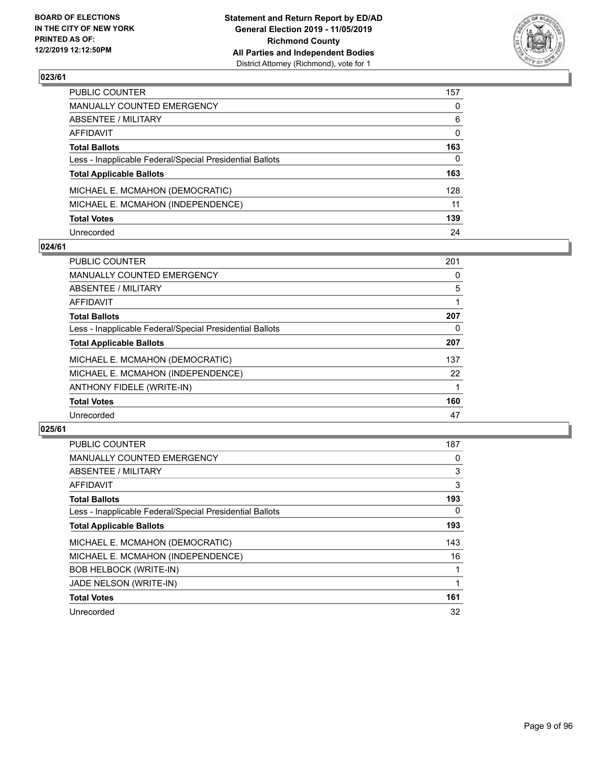## 023/61

| | |
|---|---|
| PUBLIC COUNTER | 157 |
| MANUALLY COUNTED EMERGENCY | 0 |
| ABSENTEE / MILITARY | 6 |
| AFFIDAVIT | 0 |
| **Total Ballots** | **163** |
| Less - Inapplicable Federal/Special Presidential Ballots | 0 |
| **Total Applicable Ballots** | **163** |
| MICHAEL E. MCMAHON (DEMOCRATIC) | 128 |
| MICHAEL E. MCMAHON (INDEPENDENCE) | 11 |
| **Total Votes** | **139** |
| Unrecorded | 24 |

## 024/61

| | |
|---|---|
| PUBLIC COUNTER | 201 |
| MANUALLY COUNTED EMERGENCY | 0 |
| ABSENTEE / MILITARY | 5 |
| AFFIDAVIT | 1 |
| **Total Ballots** | **207** |
| Less - Inapplicable Federal/Special Presidential Ballots | 0 |
| **Total Applicable Ballots** | **207** |
| MICHAEL E. MCMAHON (DEMOCRATIC) | 137 |
| MICHAEL E. MCMAHON (INDEPENDENCE) | 22 |
| ANTHONY FIDELE (WRITE-IN) | 1 |
| **Total Votes** | **160** |
| Unrecorded | 47 |

## 025/61

| | |
|---|---|
| PUBLIC COUNTER | 187 |
| MANUALLY COUNTED EMERGENCY | 0 |
| ABSENTEE / MILITARY | 3 |
| AFFIDAVIT | 3 |
| **Total Ballots** | **193** |
| Less - Inapplicable Federal/Special Presidential Ballots | 0 |
| **Total Applicable Ballots** | **193** |
| MICHAEL E. MCMAHON (DEMOCRATIC) | 143 |
| MICHAEL E. MCMAHON (INDEPENDENCE) | 16 |
| BOB HELBOCK (WRITE-IN) | 1 |
| JADE NELSON (WRITE-IN) | 1 |
| **Total Votes** | **161** |
| Unrecorded | 32 |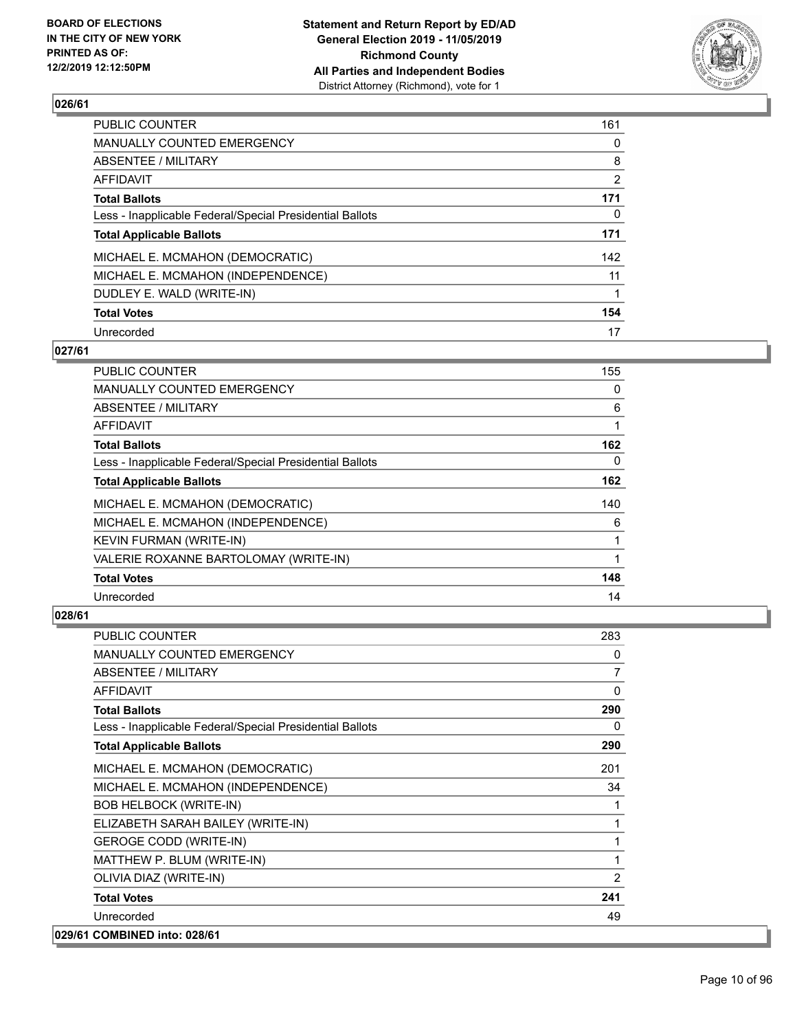**BOARD OF ELECTIONS IN THE CITY OF NEW YORK PRINTED AS OF: 12/2/2019 12:12:50PM**

**Statement and Return Report by ED/AD General Election 2019 - 11/05/2019 Richmond County All Parties and Independent Bodies** District Attorney (Richmond), vote for 1

### 026/61

| | |
|---|---|
| PUBLIC COUNTER | 161 |
| MANUALLY COUNTED EMERGENCY | 0 |
| ABSENTEE / MILITARY | 8 |
| AFFIDAVIT | 2 |
| **Total Ballots** | **171** |
| Less - Inapplicable Federal/Special Presidential Ballots | 0 |
| **Total Applicable Ballots** | **171** |
| MICHAEL E. MCMAHON (DEMOCRATIC) | 142 |
| MICHAEL E. MCMAHON (INDEPENDENCE) | 11 |
| DUDLEY E. WALD (WRITE-IN) | 1 |
| **Total Votes** | **154** |
| Unrecorded | 17 |

### 027/61

| | |
|---|---|
| PUBLIC COUNTER | 155 |
| MANUALLY COUNTED EMERGENCY | 0 |
| ABSENTEE / MILITARY | 6 |
| AFFIDAVIT | 1 |
| **Total Ballots** | **162** |
| Less - Inapplicable Federal/Special Presidential Ballots | 0 |
| **Total Applicable Ballots** | **162** |
| MICHAEL E. MCMAHON (DEMOCRATIC) | 140 |
| MICHAEL E. MCMAHON (INDEPENDENCE) | 6 |
| KEVIN FURMAN (WRITE-IN) | 1 |
| VALERIE ROXANNE BARTOLOMAY (WRITE-IN) | 1 |
| **Total Votes** | **148** |
| Unrecorded | 14 |

### 028/61

| | |
|---|---|
| PUBLIC COUNTER | 283 |
| MANUALLY COUNTED EMERGENCY | 0 |
| ABSENTEE / MILITARY | 7 |
| AFFIDAVIT | 0 |
| **Total Ballots** | **290** |
| Less - Inapplicable Federal/Special Presidential Ballots | 0 |
| **Total Applicable Ballots** | **290** |
| MICHAEL E. MCMAHON (DEMOCRATIC) | 201 |
| MICHAEL E. MCMAHON (INDEPENDENCE) | 34 |
| BOB HELBOCK (WRITE-IN) | 1 |
| ELIZABETH SARAH BAILEY (WRITE-IN) | 1 |
| GEROGE CODD (WRITE-IN) | 1 |
| MATTHEW P. BLUM (WRITE-IN) | 1 |
| OLIVIA DIAZ (WRITE-IN) | 2 |
| **Total Votes** | **241** |
| Unrecorded | 49 |

### 029/61 COMBINED into: 028/61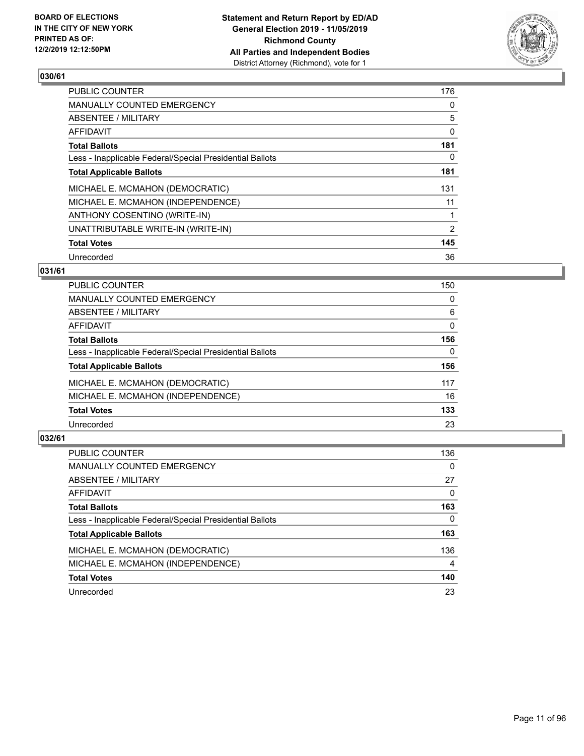**BOARD OF ELECTIONS IN THE CITY OF NEW YORK PRINTED AS OF: 12/2/2019 12:12:50PM**

**Statement and Return Report by ED/AD General Election 2019 - 11/05/2019 Richmond County All Parties and Independent Bodies**
District Attorney (Richmond), vote for 1

## 030/61

| | |
|---|---|
| PUBLIC COUNTER | 176 |
| MANUALLY COUNTED EMERGENCY | 0 |
| ABSENTEE / MILITARY | 5 |
| AFFIDAVIT | 0 |
| **Total Ballots** | **181** |
| Less - Inapplicable Federal/Special Presidential Ballots | 0 |
| **Total Applicable Ballots** | **181** |
| MICHAEL E. MCMAHON (DEMOCRATIC) | 131 |
| MICHAEL E. MCMAHON (INDEPENDENCE) | 11 |
| ANTHONY COSENTINO (WRITE-IN) | 1 |
| UNATTRIBUTABLE WRITE-IN (WRITE-IN) | 2 |
| **Total Votes** | **145** |
| Unrecorded | 36 |

## 031/61

| | |
|---|---|
| PUBLIC COUNTER | 150 |
| MANUALLY COUNTED EMERGENCY | 0 |
| ABSENTEE / MILITARY | 6 |
| AFFIDAVIT | 0 |
| **Total Ballots** | **156** |
| Less - Inapplicable Federal/Special Presidential Ballots | 0 |
| **Total Applicable Ballots** | **156** |
| MICHAEL E. MCMAHON (DEMOCRATIC) | 117 |
| MICHAEL E. MCMAHON (INDEPENDENCE) | 16 |
| **Total Votes** | **133** |
| Unrecorded | 23 |

## 032/61

| | |
|---|---|
| PUBLIC COUNTER | 136 |
| MANUALLY COUNTED EMERGENCY | 0 |
| ABSENTEE / MILITARY | 27 |
| AFFIDAVIT | 0 |
| **Total Ballots** | **163** |
| Less - Inapplicable Federal/Special Presidential Ballots | 0 |
| **Total Applicable Ballots** | **163** |
| MICHAEL E. MCMAHON (DEMOCRATIC) | 136 |
| MICHAEL E. MCMAHON (INDEPENDENCE) | 4 |
| **Total Votes** | **140** |
| Unrecorded | 23 |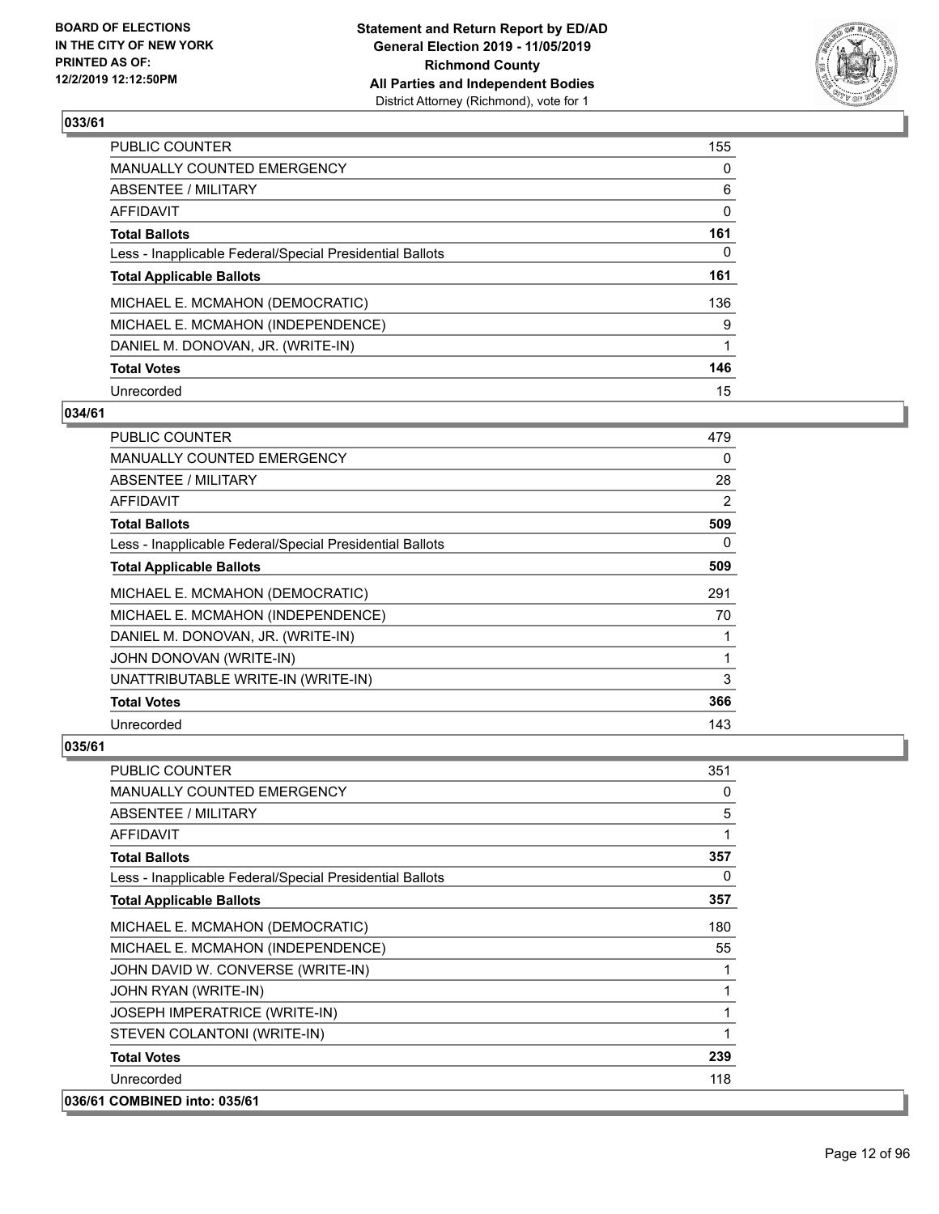BOARD OF ELECTIONS
IN THE CITY OF NEW YORK
PRINTED AS OF:
12/2/2019 12:12:50PM

**Statement and Return Report by ED/AD**
**General Election 2019 - 11/05/2019**
**Richmond County**
**All Parties and Independent Bodies**
District Attorney (Richmond), vote for 1

### 033/61

| | |
|---|---|
| PUBLIC COUNTER | 155 |
| MANUALLY COUNTED EMERGENCY | 0 |
| ABSENTEE / MILITARY | 6 |
| AFFIDAVIT | 0 |
| **Total Ballots** | **161** |
| Less - Inapplicable Federal/Special Presidential Ballots | 0 |
| **Total Applicable Ballots** | **161** |
| MICHAEL E. MCMAHON (DEMOCRATIC) | 136 |
| MICHAEL E. MCMAHON (INDEPENDENCE) | 9 |
| DANIEL M. DONOVAN, JR. (WRITE-IN) | 1 |
| **Total Votes** | **146** |
| Unrecorded | 15 |

### 034/61

| | |
|---|---|
| PUBLIC COUNTER | 479 |
| MANUALLY COUNTED EMERGENCY | 0 |
| ABSENTEE / MILITARY | 28 |
| AFFIDAVIT | 2 |
| **Total Ballots** | **509** |
| Less - Inapplicable Federal/Special Presidential Ballots | 0 |
| **Total Applicable Ballots** | **509** |
| MICHAEL E. MCMAHON (DEMOCRATIC) | 291 |
| MICHAEL E. MCMAHON (INDEPENDENCE) | 70 |
| DANIEL M. DONOVAN, JR. (WRITE-IN) | 1 |
| JOHN DONOVAN (WRITE-IN) | 1 |
| UNATTRIBUTABLE WRITE-IN (WRITE-IN) | 3 |
| **Total Votes** | **366** |
| Unrecorded | 143 |

### 035/61

| | |
|---|---|
| PUBLIC COUNTER | 351 |
| MANUALLY COUNTED EMERGENCY | 0 |
| ABSENTEE / MILITARY | 5 |
| AFFIDAVIT | 1 |
| **Total Ballots** | **357** |
| Less - Inapplicable Federal/Special Presidential Ballots | 0 |
| **Total Applicable Ballots** | **357** |
| MICHAEL E. MCMAHON (DEMOCRATIC) | 180 |
| MICHAEL E. MCMAHON (INDEPENDENCE) | 55 |
| JOHN DAVID W. CONVERSE (WRITE-IN) | 1 |
| JOHN RYAN (WRITE-IN) | 1 |
| JOSEPH IMPERATRICE (WRITE-IN) | 1 |
| STEVEN COLANTONI (WRITE-IN) | 1 |
| **Total Votes** | **239** |
| Unrecorded | 118 |

### 036/61 COMBINED into: 035/61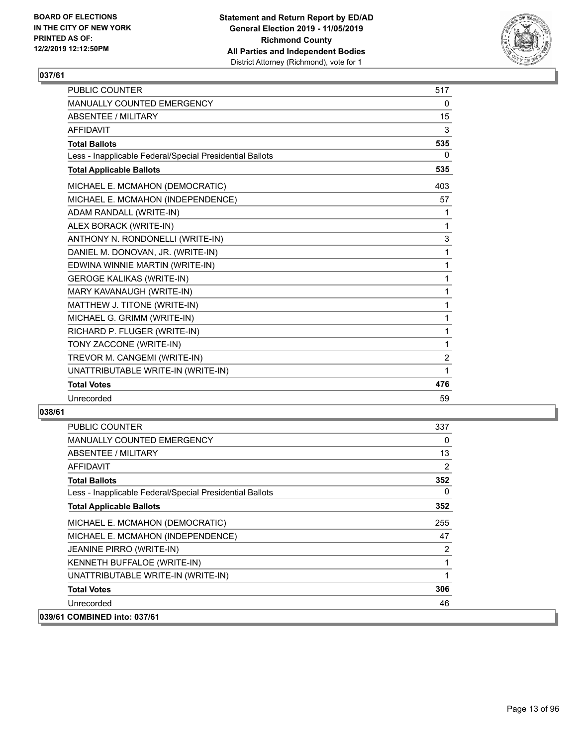BOARD OF ELECTIONS IN THE CITY OF NEW YORK PRINTED AS OF: 12/2/2019 12:12:50PM

**Statement and Return Report by ED/AD**
**General Election 2019 - 11/05/2019**
**Richmond County**
**All Parties and Independent Bodies**
District Attorney (Richmond), vote for 1

## 037/61

| | |
|---|---|
| PUBLIC COUNTER | 517 |
| MANUALLY COUNTED EMERGENCY | 0 |
| ABSENTEE / MILITARY | 15 |
| AFFIDAVIT | 3 |
| **Total Ballots** | **535** |
| Less - Inapplicable Federal/Special Presidential Ballots | 0 |
| **Total Applicable Ballots** | **535** |
| MICHAEL E. MCMAHON (DEMOCRATIC) | 403 |
| MICHAEL E. MCMAHON (INDEPENDENCE) | 57 |
| ADAM RANDALL (WRITE-IN) | 1 |
| ALEX BORACK (WRITE-IN) | 1 |
| ANTHONY N. RONDONELLI (WRITE-IN) | 3 |
| DANIEL M. DONOVAN, JR. (WRITE-IN) | 1 |
| EDWINA WINNIE MARTIN (WRITE-IN) | 1 |
| GEROGE KALIKAS (WRITE-IN) | 1 |
| MARY KAVANAUGH (WRITE-IN) | 1 |
| MATTHEW J. TITONE (WRITE-IN) | 1 |
| MICHAEL G. GRIMM (WRITE-IN) | 1 |
| RICHARD P. FLUGER (WRITE-IN) | 1 |
| TONY ZACCONE (WRITE-IN) | 1 |
| TREVOR M. CANGEMI (WRITE-IN) | 2 |
| UNATTRIBUTABLE WRITE-IN (WRITE-IN) | 1 |
| **Total Votes** | **476** |
| Unrecorded | 59 |

## 038/61

| | |
|---|---|
| PUBLIC COUNTER | 337 |
| MANUALLY COUNTED EMERGENCY | 0 |
| ABSENTEE / MILITARY | 13 |
| AFFIDAVIT | 2 |
| **Total Ballots** | **352** |
| Less - Inapplicable Federal/Special Presidential Ballots | 0 |
| **Total Applicable Ballots** | **352** |
| MICHAEL E. MCMAHON (DEMOCRATIC) | 255 |
| MICHAEL E. MCMAHON (INDEPENDENCE) | 47 |
| JEANINE PIRRO (WRITE-IN) | 2 |
| KENNETH BUFFALOE (WRITE-IN) | 1 |
| UNATTRIBUTABLE WRITE-IN (WRITE-IN) | 1 |
| **Total Votes** | **306** |
| Unrecorded | 46 |

## 039/61 COMBINED into: 037/61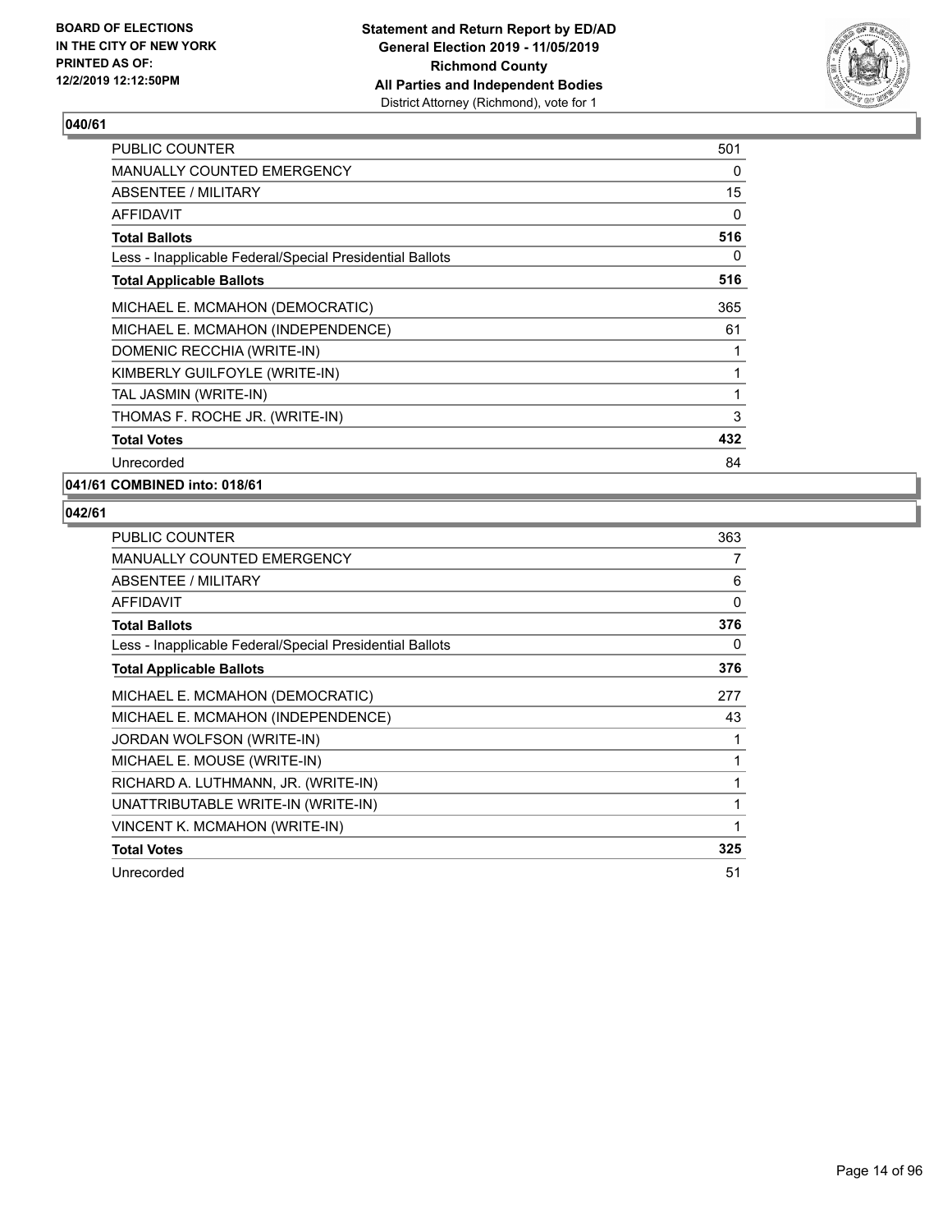**BOARD OF ELECTIONS IN THE CITY OF NEW YORK PRINTED AS OF: 12/2/2019 12:12:50PM**

**Statement and Return Report by ED/AD General Election 2019 - 11/05/2019 Richmond County All Parties and Independent Bodies**
District Attorney (Richmond), vote for 1

## 040/61

| | |
|---|---|
| PUBLIC COUNTER | 501 |
| MANUALLY COUNTED EMERGENCY | 0 |
| ABSENTEE / MILITARY | 15 |
| AFFIDAVIT | 0 |
| **Total Ballots** | **516** |
| Less - Inapplicable Federal/Special Presidential Ballots | 0 |
| **Total Applicable Ballots** | **516** |
| MICHAEL E. MCMAHON (DEMOCRATIC) | 365 |
| MICHAEL E. MCMAHON (INDEPENDENCE) | 61 |
| DOMENIC RECCHIA (WRITE-IN) | 1 |
| KIMBERLY GUILFOYLE (WRITE-IN) | 1 |
| TAL JASMIN (WRITE-IN) | 1 |
| THOMAS F. ROCHE JR. (WRITE-IN) | 3 |
| **Total Votes** | **432** |
| Unrecorded | 84 |

## 041/61 COMBINED into: 018/61

## 042/61

| | |
|---|---|
| PUBLIC COUNTER | 363 |
| MANUALLY COUNTED EMERGENCY | 7 |
| ABSENTEE / MILITARY | 6 |
| AFFIDAVIT | 0 |
| **Total Ballots** | **376** |
| Less - Inapplicable Federal/Special Presidential Ballots | 0 |
| **Total Applicable Ballots** | **376** |
| MICHAEL E. MCMAHON (DEMOCRATIC) | 277 |
| MICHAEL E. MCMAHON (INDEPENDENCE) | 43 |
| JORDAN WOLFSON (WRITE-IN) | 1 |
| MICHAEL E. MOUSE (WRITE-IN) | 1 |
| RICHARD A. LUTHMANN, JR. (WRITE-IN) | 1 |
| UNATTRIBUTABLE WRITE-IN (WRITE-IN) | 1 |
| VINCENT K. MCMAHON (WRITE-IN) | 1 |
| **Total Votes** | **325** |
| Unrecorded | 51 |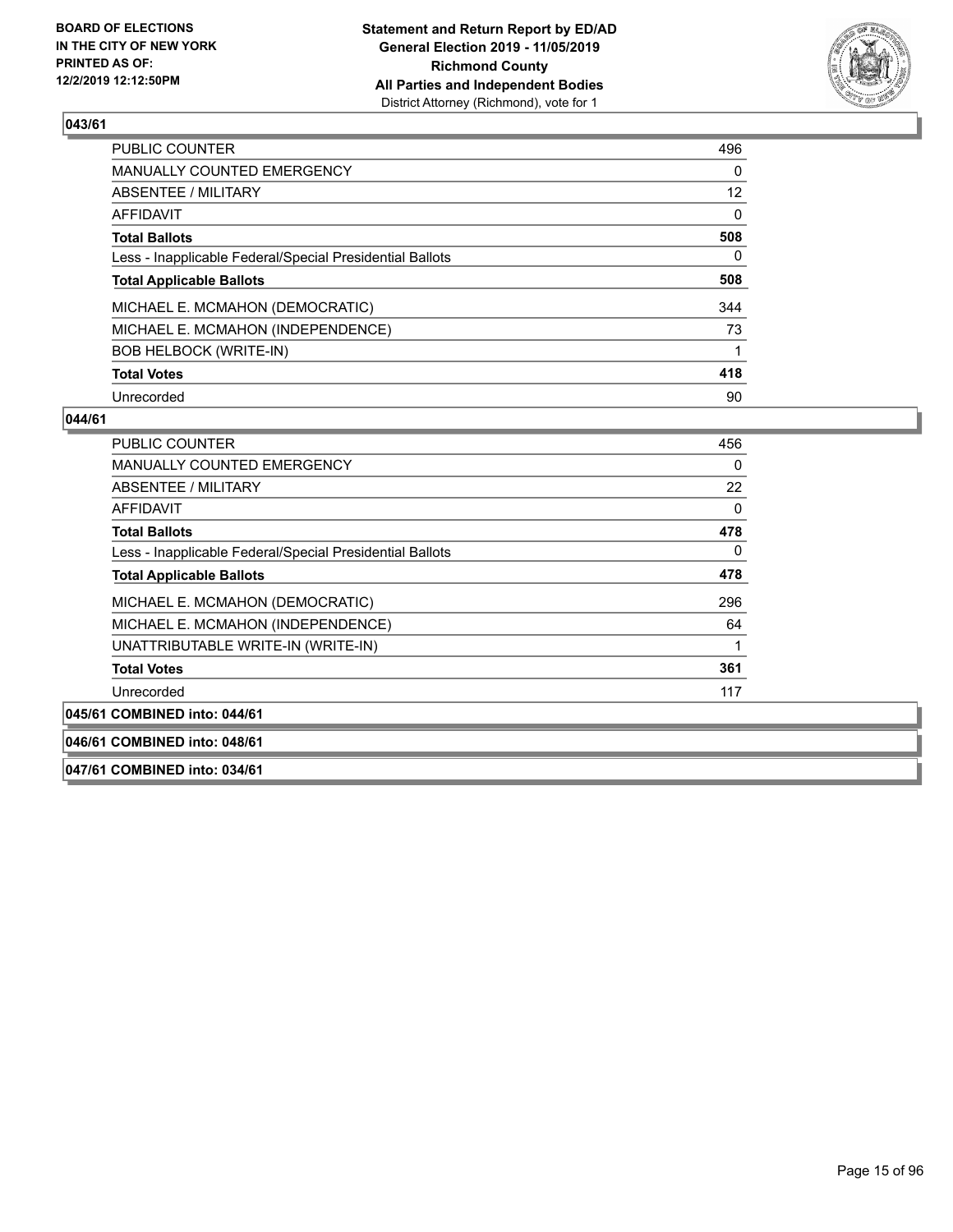**BOARD OF ELECTIONS IN THE CITY OF NEW YORK PRINTED AS OF: 12/2/2019 12:12:50PM**

**Statement and Return Report by ED/AD General Election 2019 - 11/05/2019 Richmond County All Parties and Independent Bodies**
District Attorney (Richmond), vote for 1

## 043/61

| | |
|---|---|
| PUBLIC COUNTER | 496 |
| MANUALLY COUNTED EMERGENCY | 0 |
| ABSENTEE / MILITARY | 12 |
| AFFIDAVIT | 0 |
| **Total Ballots** | **508** |
| Less - Inapplicable Federal/Special Presidential Ballots | 0 |
| **Total Applicable Ballots** | **508** |
| MICHAEL E. MCMAHON (DEMOCRATIC) | 344 |
| MICHAEL E. MCMAHON (INDEPENDENCE) | 73 |
| BOB HELBOCK (WRITE-IN) | 1 |
| **Total Votes** | **418** |
| Unrecorded | 90 |

## 044/61

| | |
|---|---|
| PUBLIC COUNTER | 456 |
| MANUALLY COUNTED EMERGENCY | 0 |
| ABSENTEE / MILITARY | 22 |
| AFFIDAVIT | 0 |
| **Total Ballots** | **478** |
| Less - Inapplicable Federal/Special Presidential Ballots | 0 |
| **Total Applicable Ballots** | **478** |
| MICHAEL E. MCMAHON (DEMOCRATIC) | 296 |
| MICHAEL E. MCMAHON (INDEPENDENCE) | 64 |
| UNATTRIBUTABLE WRITE-IN (WRITE-IN) | 1 |
| **Total Votes** | **361** |
| Unrecorded | 117 |

## 045/61 COMBINED into: 044/61

## 046/61 COMBINED into: 048/61

## 047/61 COMBINED into: 034/61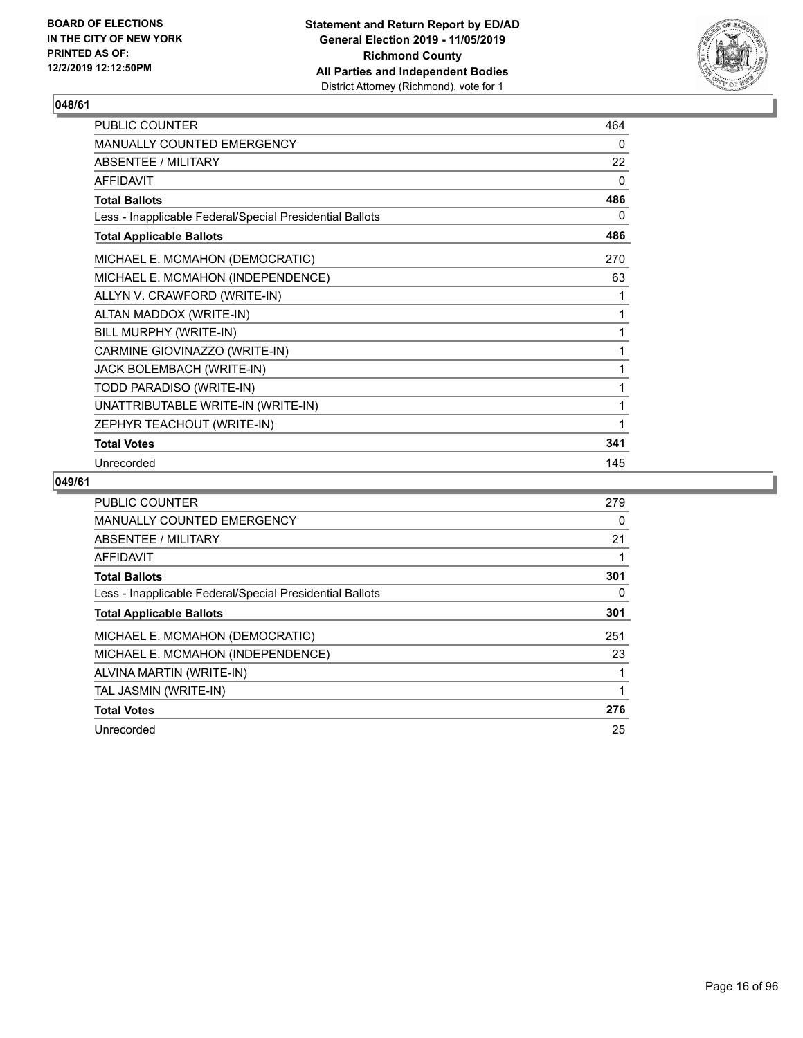**BOARD OF ELECTIONS IN THE CITY OF NEW YORK PRINTED AS OF: 12/2/2019 12:12:50PM**

**Statement and Return Report by ED/AD General Election 2019 - 11/05/2019 Richmond County All Parties and Independent Bodies** District Attorney (Richmond), vote for 1

## 048/61

| | |
|---|---|
| PUBLIC COUNTER | 464 |
| MANUALLY COUNTED EMERGENCY | 0 |
| ABSENTEE / MILITARY | 22 |
| AFFIDAVIT | 0 |
| **Total Ballots** | **486** |
| Less - Inapplicable Federal/Special Presidential Ballots | 0 |
| **Total Applicable Ballots** | **486** |
| MICHAEL E. MCMAHON (DEMOCRATIC) | 270 |
| MICHAEL E. MCMAHON (INDEPENDENCE) | 63 |
| ALLYN V. CRAWFORD (WRITE-IN) | 1 |
| ALTAN MADDOX (WRITE-IN) | 1 |
| BILL MURPHY (WRITE-IN) | 1 |
| CARMINE GIOVINAZZO (WRITE-IN) | 1 |
| JACK BOLEMBACH (WRITE-IN) | 1 |
| TODD PARADISO (WRITE-IN) | 1 |
| UNATTRIBUTABLE WRITE-IN (WRITE-IN) | 1 |
| ZEPHYR TEACHOUT (WRITE-IN) | 1 |
| **Total Votes** | **341** |
| Unrecorded | 145 |

## 049/61

| | |
|---|---|
| PUBLIC COUNTER | 279 |
| MANUALLY COUNTED EMERGENCY | 0 |
| ABSENTEE / MILITARY | 21 |
| AFFIDAVIT | 1 |
| **Total Ballots** | **301** |
| Less - Inapplicable Federal/Special Presidential Ballots | 0 |
| **Total Applicable Ballots** | **301** |
| MICHAEL E. MCMAHON (DEMOCRATIC) | 251 |
| MICHAEL E. MCMAHON (INDEPENDENCE) | 23 |
| ALVINA MARTIN (WRITE-IN) | 1 |
| TAL JASMIN (WRITE-IN) | 1 |
| **Total Votes** | **276** |
| Unrecorded | 25 |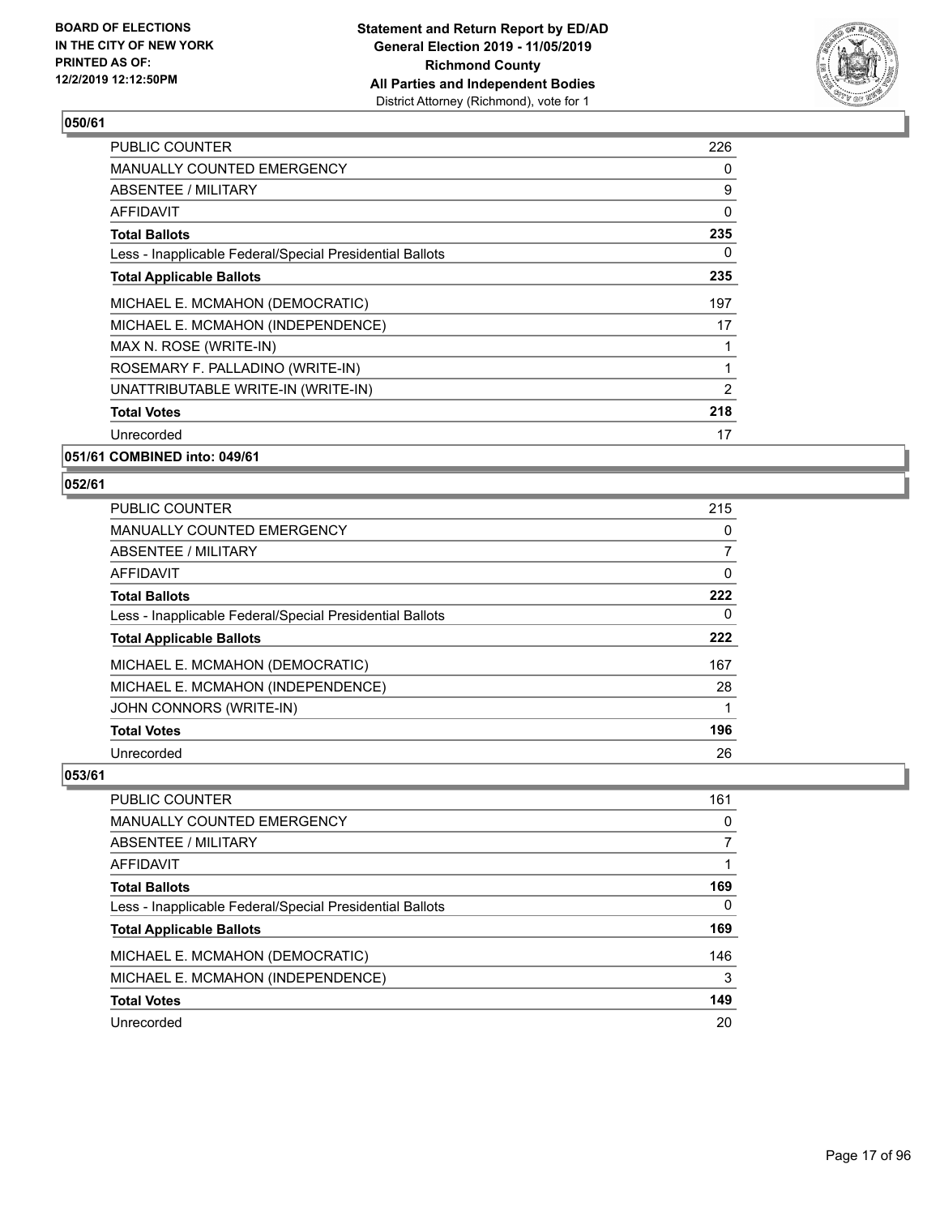**BOARD OF ELECTIONS IN THE CITY OF NEW YORK PRINTED AS OF: 12/2/2019 12:12:50PM**

**Statement and Return Report by ED/AD General Election 2019 - 11/05/2019 Richmond County All Parties and Independent Bodies**
District Attorney (Richmond), vote for 1

### 050/61

| | |
|---|---|
| PUBLIC COUNTER | 226 |
| MANUALLY COUNTED EMERGENCY | 0 |
| ABSENTEE / MILITARY | 9 |
| AFFIDAVIT | 0 |
| **Total Ballots** | **235** |
| Less - Inapplicable Federal/Special Presidential Ballots | 0 |
| **Total Applicable Ballots** | **235** |
| MICHAEL E. MCMAHON (DEMOCRATIC) | 197 |
| MICHAEL E. MCMAHON (INDEPENDENCE) | 17 |
| MAX N. ROSE (WRITE-IN) | 1 |
| ROSEMARY F. PALLADINO (WRITE-IN) | 1 |
| UNATTRIBUTABLE WRITE-IN (WRITE-IN) | 2 |
| **Total Votes** | **218** |
| Unrecorded | 17 |

### 051/61 COMBINED into: 049/61

### 052/61

| | |
|---|---|
| PUBLIC COUNTER | 215 |
| MANUALLY COUNTED EMERGENCY | 0 |
| ABSENTEE / MILITARY | 7 |
| AFFIDAVIT | 0 |
| **Total Ballots** | **222** |
| Less - Inapplicable Federal/Special Presidential Ballots | 0 |
| **Total Applicable Ballots** | **222** |
| MICHAEL E. MCMAHON (DEMOCRATIC) | 167 |
| MICHAEL E. MCMAHON (INDEPENDENCE) | 28 |
| JOHN CONNORS (WRITE-IN) | 1 |
| **Total Votes** | **196** |
| Unrecorded | 26 |

### 053/61

| | |
|---|---|
| PUBLIC COUNTER | 161 |
| MANUALLY COUNTED EMERGENCY | 0 |
| ABSENTEE / MILITARY | 7 |
| AFFIDAVIT | 1 |
| **Total Ballots** | **169** |
| Less - Inapplicable Federal/Special Presidential Ballots | 0 |
| **Total Applicable Ballots** | **169** |
| MICHAEL E. MCMAHON (DEMOCRATIC) | 146 |
| MICHAEL E. MCMAHON (INDEPENDENCE) | 3 |
| **Total Votes** | **149** |
| Unrecorded | 20 |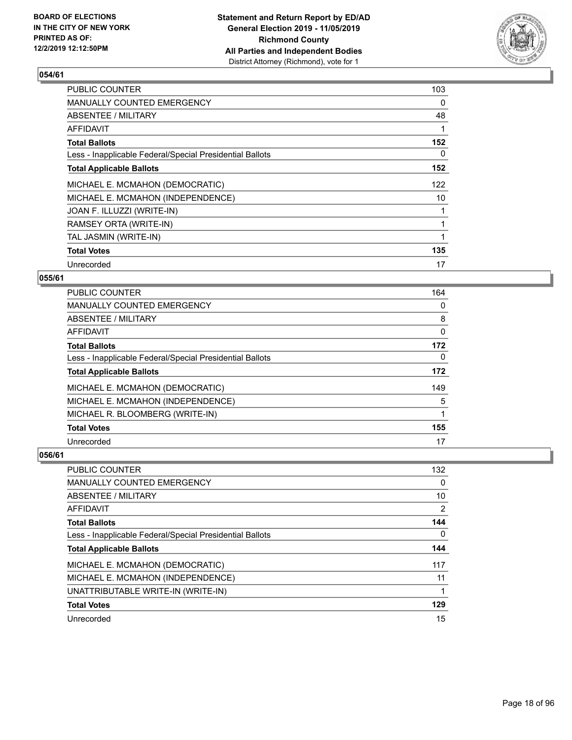## 054/61

| | |
|---|---|
| PUBLIC COUNTER | 103 |
| MANUALLY COUNTED EMERGENCY | 0 |
| ABSENTEE / MILITARY | 48 |
| AFFIDAVIT | 1 |
| **Total Ballots** | **152** |
| Less - Inapplicable Federal/Special Presidential Ballots | 0 |
| **Total Applicable Ballots** | **152** |
| MICHAEL E. MCMAHON (DEMOCRATIC) | 122 |
| MICHAEL E. MCMAHON (INDEPENDENCE) | 10 |
| JOAN F. ILLUZZI (WRITE-IN) | 1 |
| RAMSEY ORTA (WRITE-IN) | 1 |
| TAL JASMIN (WRITE-IN) | 1 |
| **Total Votes** | **135** |
| Unrecorded | 17 |

## 055/61

| | |
|---|---|
| PUBLIC COUNTER | 164 |
| MANUALLY COUNTED EMERGENCY | 0 |
| ABSENTEE / MILITARY | 8 |
| AFFIDAVIT | 0 |
| **Total Ballots** | **172** |
| Less - Inapplicable Federal/Special Presidential Ballots | 0 |
| **Total Applicable Ballots** | **172** |
| MICHAEL E. MCMAHON (DEMOCRATIC) | 149 |
| MICHAEL E. MCMAHON (INDEPENDENCE) | 5 |
| MICHAEL R. BLOOMBERG (WRITE-IN) | 1 |
| **Total Votes** | **155** |
| Unrecorded | 17 |

## 056/61

| | |
|---|---|
| PUBLIC COUNTER | 132 |
| MANUALLY COUNTED EMERGENCY | 0 |
| ABSENTEE / MILITARY | 10 |
| AFFIDAVIT | 2 |
| **Total Ballots** | **144** |
| Less - Inapplicable Federal/Special Presidential Ballots | 0 |
| **Total Applicable Ballots** | **144** |
| MICHAEL E. MCMAHON (DEMOCRATIC) | 117 |
| MICHAEL E. MCMAHON (INDEPENDENCE) | 11 |
| UNATTRIBUTABLE WRITE-IN (WRITE-IN) | 1 |
| **Total Votes** | **129** |
| Unrecorded | 15 |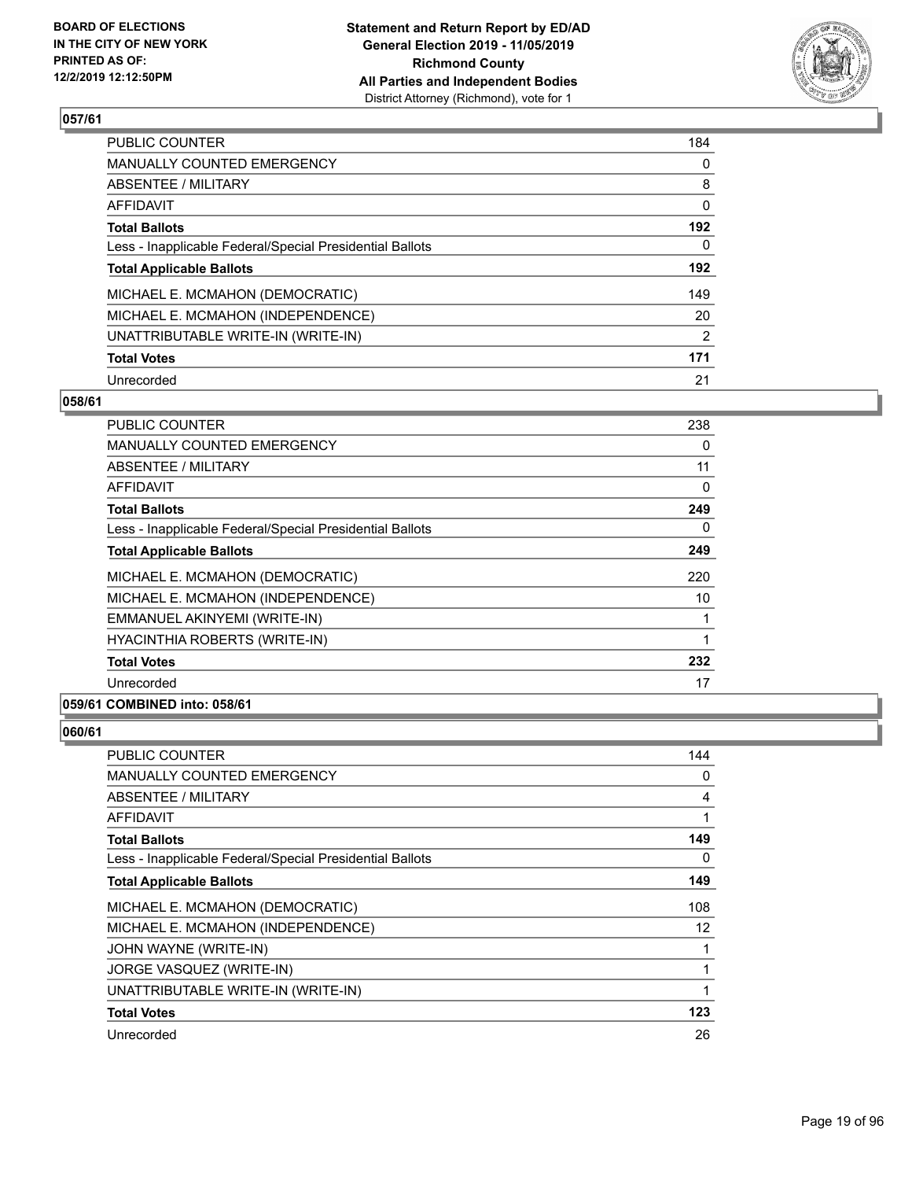**Statement and Return Report by ED/AD**
**General Election 2019 - 11/05/2019**
**Richmond County**
**All Parties and Independent Bodies**
District Attorney (Richmond), vote for 1

BOARD OF ELECTIONS
IN THE CITY OF NEW YORK
PRINTED AS OF:
12/2/2019 12:12:50PM

### 057/61

| | |
|---|---|
| PUBLIC COUNTER | 184 |
| MANUALLY COUNTED EMERGENCY | 0 |
| ABSENTEE / MILITARY | 8 |
| AFFIDAVIT | 0 |
| **Total Ballots** | **192** |
| Less - Inapplicable Federal/Special Presidential Ballots | 0 |
| **Total Applicable Ballots** | **192** |
| MICHAEL E. MCMAHON (DEMOCRATIC) | 149 |
| MICHAEL E. MCMAHON (INDEPENDENCE) | 20 |
| UNATTRIBUTABLE WRITE-IN (WRITE-IN) | 2 |
| **Total Votes** | **171** |
| Unrecorded | 21 |

### 058/61

| | |
|---|---|
| PUBLIC COUNTER | 238 |
| MANUALLY COUNTED EMERGENCY | 0 |
| ABSENTEE / MILITARY | 11 |
| AFFIDAVIT | 0 |
| **Total Ballots** | **249** |
| Less - Inapplicable Federal/Special Presidential Ballots | 0 |
| **Total Applicable Ballots** | **249** |
| MICHAEL E. MCMAHON (DEMOCRATIC) | 220 |
| MICHAEL E. MCMAHON (INDEPENDENCE) | 10 |
| EMMANUEL AKINYEMI (WRITE-IN) | 1 |
| HYACINTHIA ROBERTS (WRITE-IN) | 1 |
| **Total Votes** | **232** |
| Unrecorded | 17 |

### 059/61 COMBINED into: 058/61

### 060/61

| | |
|---|---|
| PUBLIC COUNTER | 144 |
| MANUALLY COUNTED EMERGENCY | 0 |
| ABSENTEE / MILITARY | 4 |
| AFFIDAVIT | 1 |
| **Total Ballots** | **149** |
| Less - Inapplicable Federal/Special Presidential Ballots | 0 |
| **Total Applicable Ballots** | **149** |
| MICHAEL E. MCMAHON (DEMOCRATIC) | 108 |
| MICHAEL E. MCMAHON (INDEPENDENCE) | 12 |
| JOHN WAYNE (WRITE-IN) | 1 |
| JORGE VASQUEZ (WRITE-IN) | 1 |
| UNATTRIBUTABLE WRITE-IN (WRITE-IN) | 1 |
| **Total Votes** | **123** |
| Unrecorded | 26 |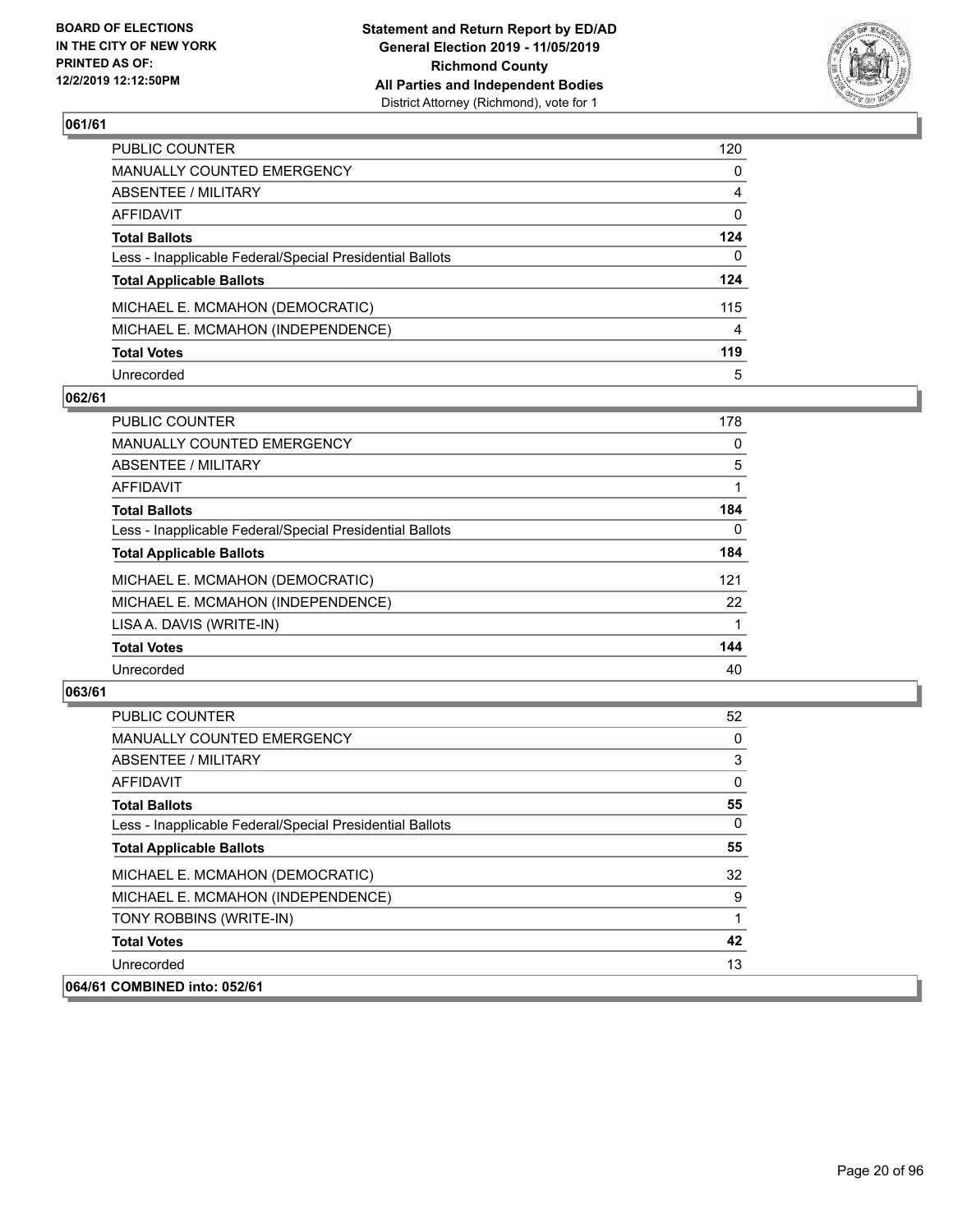## 061/61

| | |
|---|---|
| PUBLIC COUNTER | 120 |
| MANUALLY COUNTED EMERGENCY | 0 |
| ABSENTEE / MILITARY | 4 |
| AFFIDAVIT | 0 |
| **Total Ballots** | **124** |
| Less - Inapplicable Federal/Special Presidential Ballots | 0 |
| **Total Applicable Ballots** | **124** |
| MICHAEL E. MCMAHON (DEMOCRATIC) | 115 |
| MICHAEL E. MCMAHON (INDEPENDENCE) | 4 |
| **Total Votes** | **119** |
| Unrecorded | 5 |

## 062/61

| | |
|---|---|
| PUBLIC COUNTER | 178 |
| MANUALLY COUNTED EMERGENCY | 0 |
| ABSENTEE / MILITARY | 5 |
| AFFIDAVIT | 1 |
| **Total Ballots** | **184** |
| Less - Inapplicable Federal/Special Presidential Ballots | 0 |
| **Total Applicable Ballots** | **184** |
| MICHAEL E. MCMAHON (DEMOCRATIC) | 121 |
| MICHAEL E. MCMAHON (INDEPENDENCE) | 22 |
| LISA A. DAVIS (WRITE-IN) | 1 |
| **Total Votes** | **144** |
| Unrecorded | 40 |

## 063/61

| | |
|---|---|
| PUBLIC COUNTER | 52 |
| MANUALLY COUNTED EMERGENCY | 0 |
| ABSENTEE / MILITARY | 3 |
| AFFIDAVIT | 0 |
| **Total Ballots** | **55** |
| Less - Inapplicable Federal/Special Presidential Ballots | 0 |
| **Total Applicable Ballots** | **55** |
| MICHAEL E. MCMAHON (DEMOCRATIC) | 32 |
| MICHAEL E. MCMAHON (INDEPENDENCE) | 9 |
| TONY ROBBINS (WRITE-IN) | 1 |
| **Total Votes** | **42** |
| Unrecorded | 13 |

## 064/61 COMBINED into: 052/61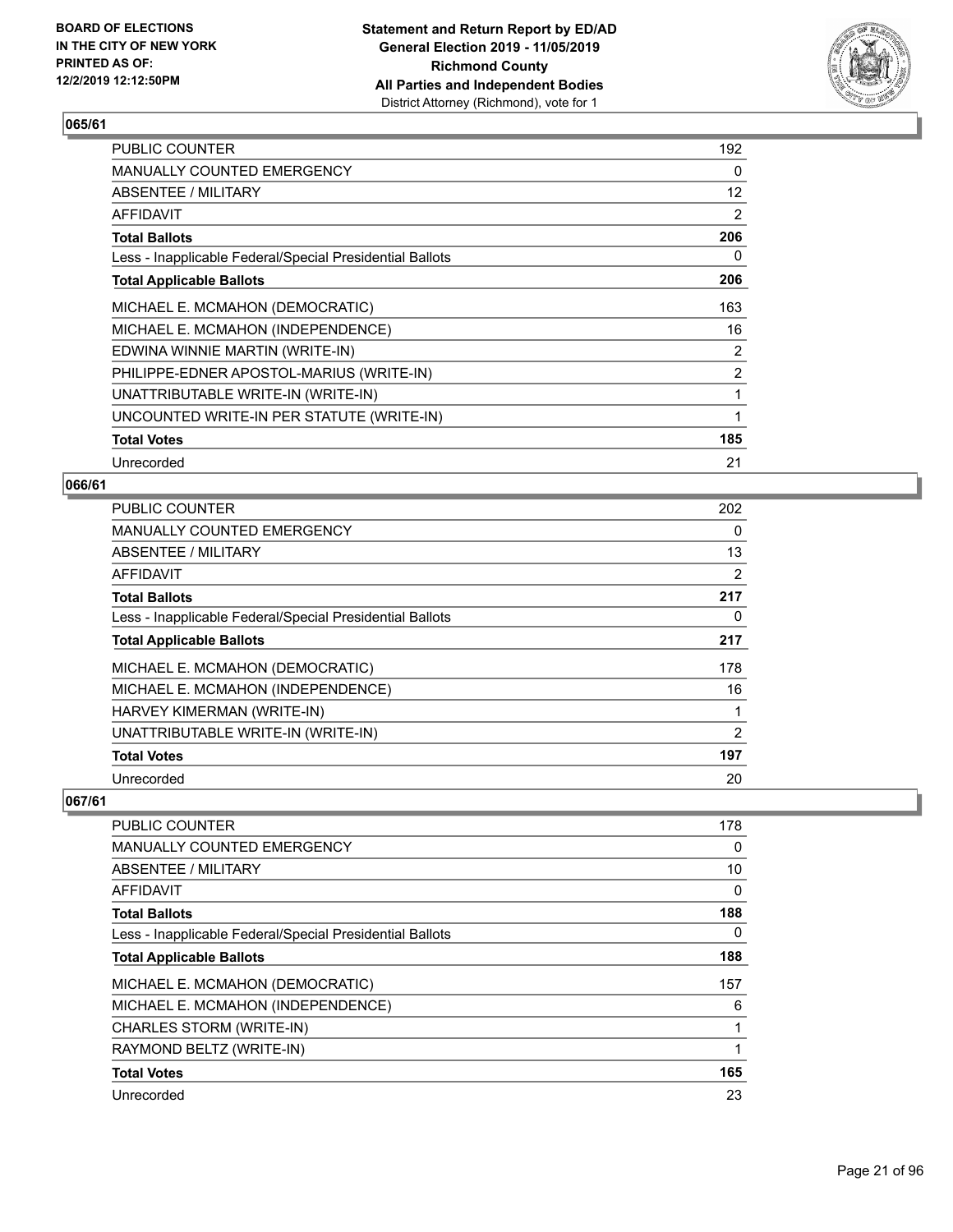BOARD OF ELECTIONS
IN THE CITY OF NEW YORK
PRINTED AS OF:
12/2/2019 12:12:50PM

**Statement and Return Report by ED/AD**
**General Election 2019 - 11/05/2019**
**Richmond County**
**All Parties and Independent Bodies**
District Attorney (Richmond), vote for 1

### 065/61

| | |
|---|---|
| PUBLIC COUNTER | 192 |
| MANUALLY COUNTED EMERGENCY | 0 |
| ABSENTEE / MILITARY | 12 |
| AFFIDAVIT | 2 |
| **Total Ballots** | **206** |
| Less - Inapplicable Federal/Special Presidential Ballots | 0 |
| **Total Applicable Ballots** | **206** |
| MICHAEL E. MCMAHON (DEMOCRATIC) | 163 |
| MICHAEL E. MCMAHON (INDEPENDENCE) | 16 |
| EDWINA WINNIE MARTIN (WRITE-IN) | 2 |
| PHILIPPE-EDNER APOSTOL-MARIUS (WRITE-IN) | 2 |
| UNATTRIBUTABLE WRITE-IN (WRITE-IN) | 1 |
| UNCOUNTED WRITE-IN PER STATUTE (WRITE-IN) | 1 |
| **Total Votes** | **185** |
| Unrecorded | 21 |

### 066/61

| | |
|---|---|
| PUBLIC COUNTER | 202 |
| MANUALLY COUNTED EMERGENCY | 0 |
| ABSENTEE / MILITARY | 13 |
| AFFIDAVIT | 2 |
| **Total Ballots** | **217** |
| Less - Inapplicable Federal/Special Presidential Ballots | 0 |
| **Total Applicable Ballots** | **217** |
| MICHAEL E. MCMAHON (DEMOCRATIC) | 178 |
| MICHAEL E. MCMAHON (INDEPENDENCE) | 16 |
| HARVEY KIMERMAN (WRITE-IN) | 1 |
| UNATTRIBUTABLE WRITE-IN (WRITE-IN) | 2 |
| **Total Votes** | **197** |
| Unrecorded | 20 |

### 067/61

| | |
|---|---|
| PUBLIC COUNTER | 178 |
| MANUALLY COUNTED EMERGENCY | 0 |
| ABSENTEE / MILITARY | 10 |
| AFFIDAVIT | 0 |
| **Total Ballots** | **188** |
| Less - Inapplicable Federal/Special Presidential Ballots | 0 |
| **Total Applicable Ballots** | **188** |
| MICHAEL E. MCMAHON (DEMOCRATIC) | 157 |
| MICHAEL E. MCMAHON (INDEPENDENCE) | 6 |
| CHARLES STORM (WRITE-IN) | 1 |
| RAYMOND BELTZ (WRITE-IN) | 1 |
| **Total Votes** | **165** |
| Unrecorded | 23 |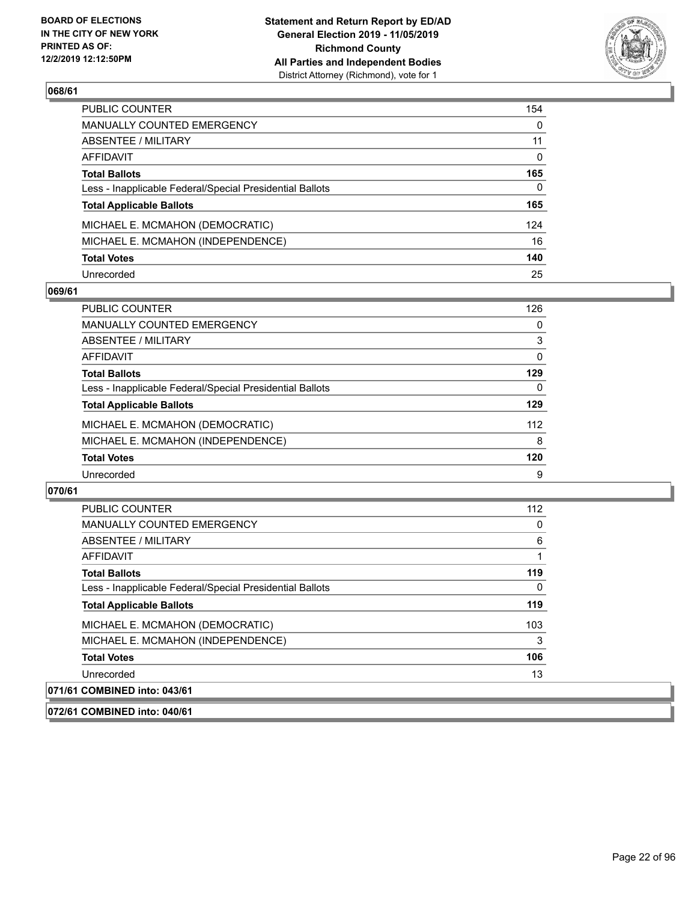## 068/61

| | |
|---|---|
| PUBLIC COUNTER | 154 |
| MANUALLY COUNTED EMERGENCY | 0 |
| ABSENTEE / MILITARY | 11 |
| AFFIDAVIT | 0 |
| **Total Ballots** | **165** |
| Less - Inapplicable Federal/Special Presidential Ballots | 0 |
| **Total Applicable Ballots** | **165** |
| MICHAEL E. MCMAHON (DEMOCRATIC) | 124 |
| MICHAEL E. MCMAHON (INDEPENDENCE) | 16 |
| **Total Votes** | **140** |
| Unrecorded | 25 |

## 069/61

| | |
|---|---|
| PUBLIC COUNTER | 126 |
| MANUALLY COUNTED EMERGENCY | 0 |
| ABSENTEE / MILITARY | 3 |
| AFFIDAVIT | 0 |
| **Total Ballots** | **129** |
| Less - Inapplicable Federal/Special Presidential Ballots | 0 |
| **Total Applicable Ballots** | **129** |
| MICHAEL E. MCMAHON (DEMOCRATIC) | 112 |
| MICHAEL E. MCMAHON (INDEPENDENCE) | 8 |
| **Total Votes** | **120** |
| Unrecorded | 9 |

## 070/61

| | |
|---|---|
| PUBLIC COUNTER | 112 |
| MANUALLY COUNTED EMERGENCY | 0 |
| ABSENTEE / MILITARY | 6 |
| AFFIDAVIT | 1 |
| **Total Ballots** | **119** |
| Less - Inapplicable Federal/Special Presidential Ballots | 0 |
| **Total Applicable Ballots** | **119** |
| MICHAEL E. MCMAHON (DEMOCRATIC) | 103 |
| MICHAEL E. MCMAHON (INDEPENDENCE) | 3 |
| **Total Votes** | **106** |
| Unrecorded | 13 |

## 071/61 COMBINED into: 043/61

## 072/61 COMBINED into: 040/61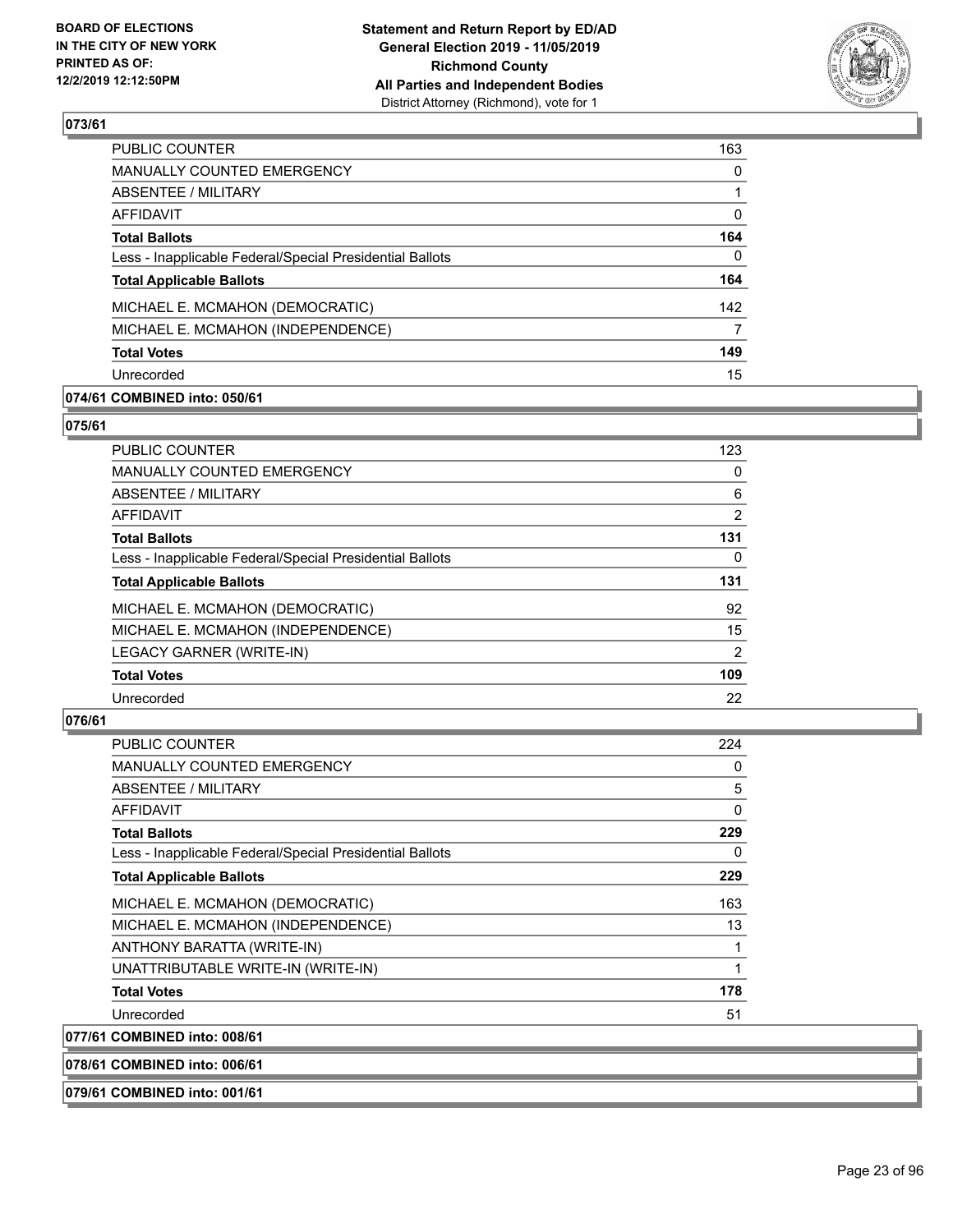## 073/61

| | |
|---|---|
| PUBLIC COUNTER | 163 |
| MANUALLY COUNTED EMERGENCY | 0 |
| ABSENTEE / MILITARY | 1 |
| AFFIDAVIT | 0 |
| **Total Ballots** | **164** |
| Less - Inapplicable Federal/Special Presidential Ballots | 0 |
| **Total Applicable Ballots** | **164** |
| MICHAEL E. MCMAHON (DEMOCRATIC) | 142 |
| MICHAEL E. MCMAHON (INDEPENDENCE) | 7 |
| **Total Votes** | **149** |
| Unrecorded | 15 |

## 074/61 COMBINED into: 050/61

## 075/61

| | |
|---|---|
| PUBLIC COUNTER | 123 |
| MANUALLY COUNTED EMERGENCY | 0 |
| ABSENTEE / MILITARY | 6 |
| AFFIDAVIT | 2 |
| **Total Ballots** | **131** |
| Less - Inapplicable Federal/Special Presidential Ballots | 0 |
| **Total Applicable Ballots** | **131** |
| MICHAEL E. MCMAHON (DEMOCRATIC) | 92 |
| MICHAEL E. MCMAHON (INDEPENDENCE) | 15 |
| LEGACY GARNER (WRITE-IN) | 2 |
| **Total Votes** | **109** |
| Unrecorded | 22 |

## 076/61

| | |
|---|---|
| PUBLIC COUNTER | 224 |
| MANUALLY COUNTED EMERGENCY | 0 |
| ABSENTEE / MILITARY | 5 |
| AFFIDAVIT | 0 |
| **Total Ballots** | **229** |
| Less - Inapplicable Federal/Special Presidential Ballots | 0 |
| **Total Applicable Ballots** | **229** |
| MICHAEL E. MCMAHON (DEMOCRATIC) | 163 |
| MICHAEL E. MCMAHON (INDEPENDENCE) | 13 |
| ANTHONY BARATTA (WRITE-IN) | 1 |
| UNATTRIBUTABLE WRITE-IN (WRITE-IN) | 1 |
| **Total Votes** | **178** |
| Unrecorded | 51 |

## 077/61 COMBINED into: 008/61

## 078/61 COMBINED into: 006/61

## 079/61 COMBINED into: 001/61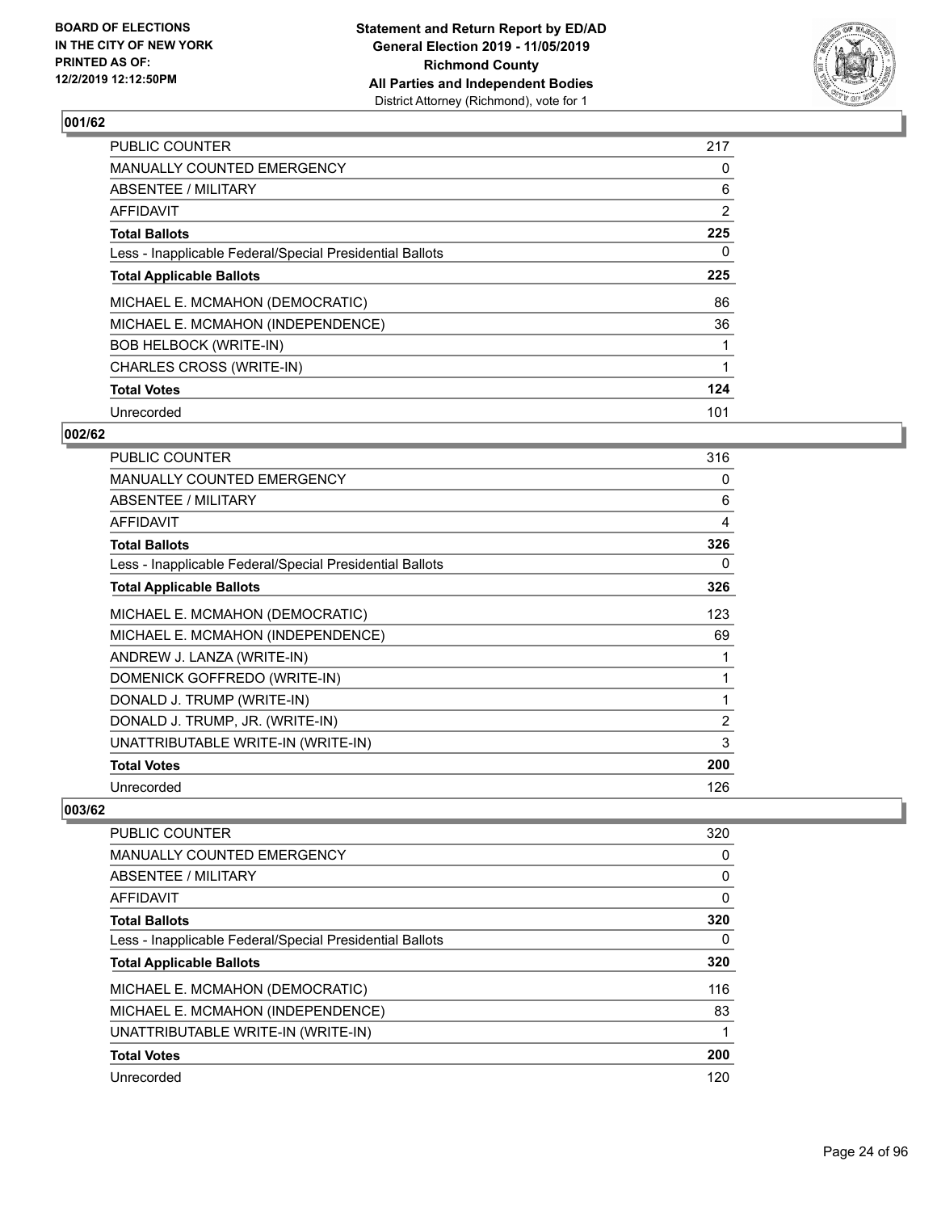**Statement and Return Report by ED/AD**
**General Election 2019 - 11/05/2019**
**Richmond County**
**All Parties and Independent Bodies**
District Attorney (Richmond), vote for 1

BOARD OF ELECTIONS IN THE CITY OF NEW YORK PRINTED AS OF: 12/2/2019 12:12:50PM

## 001/62

| | |
|---|---|
| PUBLIC COUNTER | 217 |
| MANUALLY COUNTED EMERGENCY | 0 |
| ABSENTEE / MILITARY | 6 |
| AFFIDAVIT | 2 |
| **Total Ballots** | **225** |
| Less - Inapplicable Federal/Special Presidential Ballots | 0 |
| **Total Applicable Ballots** | **225** |
| MICHAEL E. MCMAHON (DEMOCRATIC) | 86 |
| MICHAEL E. MCMAHON (INDEPENDENCE) | 36 |
| BOB HELBOCK (WRITE-IN) | 1 |
| CHARLES CROSS (WRITE-IN) | 1 |
| **Total Votes** | **124** |
| Unrecorded | 101 |

## 002/62

| | |
|---|---|
| PUBLIC COUNTER | 316 |
| MANUALLY COUNTED EMERGENCY | 0 |
| ABSENTEE / MILITARY | 6 |
| AFFIDAVIT | 4 |
| **Total Ballots** | **326** |
| Less - Inapplicable Federal/Special Presidential Ballots | 0 |
| **Total Applicable Ballots** | **326** |
| MICHAEL E. MCMAHON (DEMOCRATIC) | 123 |
| MICHAEL E. MCMAHON (INDEPENDENCE) | 69 |
| ANDREW J. LANZA (WRITE-IN) | 1 |
| DOMENICK GOFFREDO (WRITE-IN) | 1 |
| DONALD J. TRUMP (WRITE-IN) | 1 |
| DONALD J. TRUMP, JR. (WRITE-IN) | 2 |
| UNATTRIBUTABLE WRITE-IN (WRITE-IN) | 3 |
| **Total Votes** | **200** |
| Unrecorded | 126 |

## 003/62

| | |
|---|---|
| PUBLIC COUNTER | 320 |
| MANUALLY COUNTED EMERGENCY | 0 |
| ABSENTEE / MILITARY | 0 |
| AFFIDAVIT | 0 |
| **Total Ballots** | **320** |
| Less - Inapplicable Federal/Special Presidential Ballots | 0 |
| **Total Applicable Ballots** | **320** |
| MICHAEL E. MCMAHON (DEMOCRATIC) | 116 |
| MICHAEL E. MCMAHON (INDEPENDENCE) | 83 |
| UNATTRIBUTABLE WRITE-IN (WRITE-IN) | 1 |
| **Total Votes** | **200** |
| Unrecorded | 120 |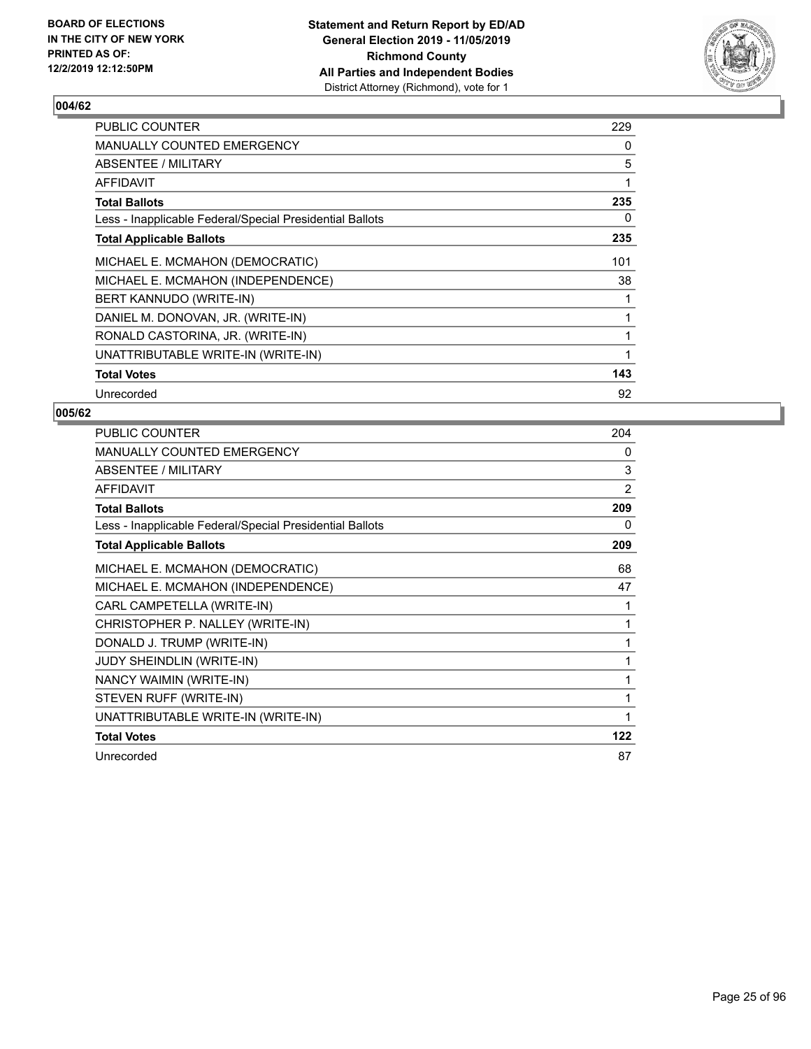BOARD OF ELECTIONS
IN THE CITY OF NEW YORK
PRINTED AS OF:
12/2/2019 12:12:50PM

**Statement and Return Report by ED/AD**
**General Election 2019 - 11/05/2019**
**Richmond County**
**All Parties and Independent Bodies**
District Attorney (Richmond), vote for 1

## 004/62

| | |
|---|---|
| PUBLIC COUNTER | 229 |
| MANUALLY COUNTED EMERGENCY | 0 |
| ABSENTEE / MILITARY | 5 |
| AFFIDAVIT | 1 |
| **Total Ballots** | **235** |
| Less - Inapplicable Federal/Special Presidential Ballots | 0 |
| **Total Applicable Ballots** | **235** |
| MICHAEL E. MCMAHON (DEMOCRATIC) | 101 |
| MICHAEL E. MCMAHON (INDEPENDENCE) | 38 |
| BERT KANNUDO (WRITE-IN) | 1 |
| DANIEL M. DONOVAN, JR. (WRITE-IN) | 1 |
| RONALD CASTORINA, JR. (WRITE-IN) | 1 |
| UNATTRIBUTABLE WRITE-IN (WRITE-IN) | 1 |
| **Total Votes** | **143** |
| Unrecorded | 92 |

## 005/62

| | |
|---|---|
| PUBLIC COUNTER | 204 |
| MANUALLY COUNTED EMERGENCY | 0 |
| ABSENTEE / MILITARY | 3 |
| AFFIDAVIT | 2 |
| **Total Ballots** | **209** |
| Less - Inapplicable Federal/Special Presidential Ballots | 0 |
| **Total Applicable Ballots** | **209** |
| MICHAEL E. MCMAHON (DEMOCRATIC) | 68 |
| MICHAEL E. MCMAHON (INDEPENDENCE) | 47 |
| CARL CAMPETELLA (WRITE-IN) | 1 |
| CHRISTOPHER P. NALLEY (WRITE-IN) | 1 |
| DONALD J. TRUMP (WRITE-IN) | 1 |
| JUDY SHEINDLIN (WRITE-IN) | 1 |
| NANCY WAIMIN (WRITE-IN) | 1 |
| STEVEN RUFF (WRITE-IN) | 1 |
| UNATTRIBUTABLE WRITE-IN (WRITE-IN) | 1 |
| **Total Votes** | **122** |
| Unrecorded | 87 |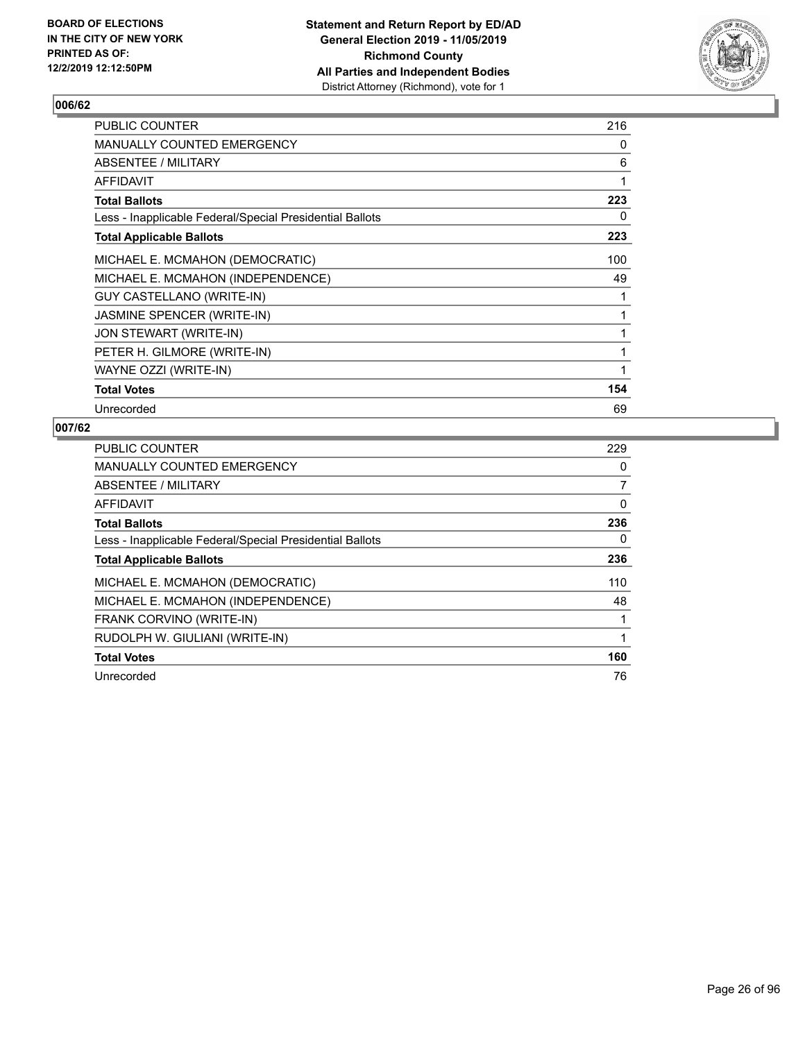BOARD OF ELECTIONS
IN THE CITY OF NEW YORK
PRINTED AS OF:
12/2/2019 12:12:50PM

**Statement and Return Report by ED/AD**
**General Election 2019 - 11/05/2019**
**Richmond County**
**All Parties and Independent Bodies**
District Attorney (Richmond), vote for 1

## 006/62

| | |
|---|---|
| PUBLIC COUNTER | 216 |
| MANUALLY COUNTED EMERGENCY | 0 |
| ABSENTEE / MILITARY | 6 |
| AFFIDAVIT | 1 |
| **Total Ballots** | **223** |
| Less - Inapplicable Federal/Special Presidential Ballots | 0 |
| **Total Applicable Ballots** | **223** |
| MICHAEL E. MCMAHON (DEMOCRATIC) | 100 |
| MICHAEL E. MCMAHON (INDEPENDENCE) | 49 |
| GUY CASTELLANO (WRITE-IN) | 1 |
| JASMINE SPENCER (WRITE-IN) | 1 |
| JON STEWART (WRITE-IN) | 1 |
| PETER H. GILMORE (WRITE-IN) | 1 |
| WAYNE OZZI (WRITE-IN) | 1 |
| **Total Votes** | **154** |
| Unrecorded | 69 |

## 007/62

| | |
|---|---|
| PUBLIC COUNTER | 229 |
| MANUALLY COUNTED EMERGENCY | 0 |
| ABSENTEE / MILITARY | 7 |
| AFFIDAVIT | 0 |
| **Total Ballots** | **236** |
| Less - Inapplicable Federal/Special Presidential Ballots | 0 |
| **Total Applicable Ballots** | **236** |
| MICHAEL E. MCMAHON (DEMOCRATIC) | 110 |
| MICHAEL E. MCMAHON (INDEPENDENCE) | 48 |
| FRANK CORVINO (WRITE-IN) | 1 |
| RUDOLPH W. GIULIANI (WRITE-IN) | 1 |
| **Total Votes** | **160** |
| Unrecorded | 76 |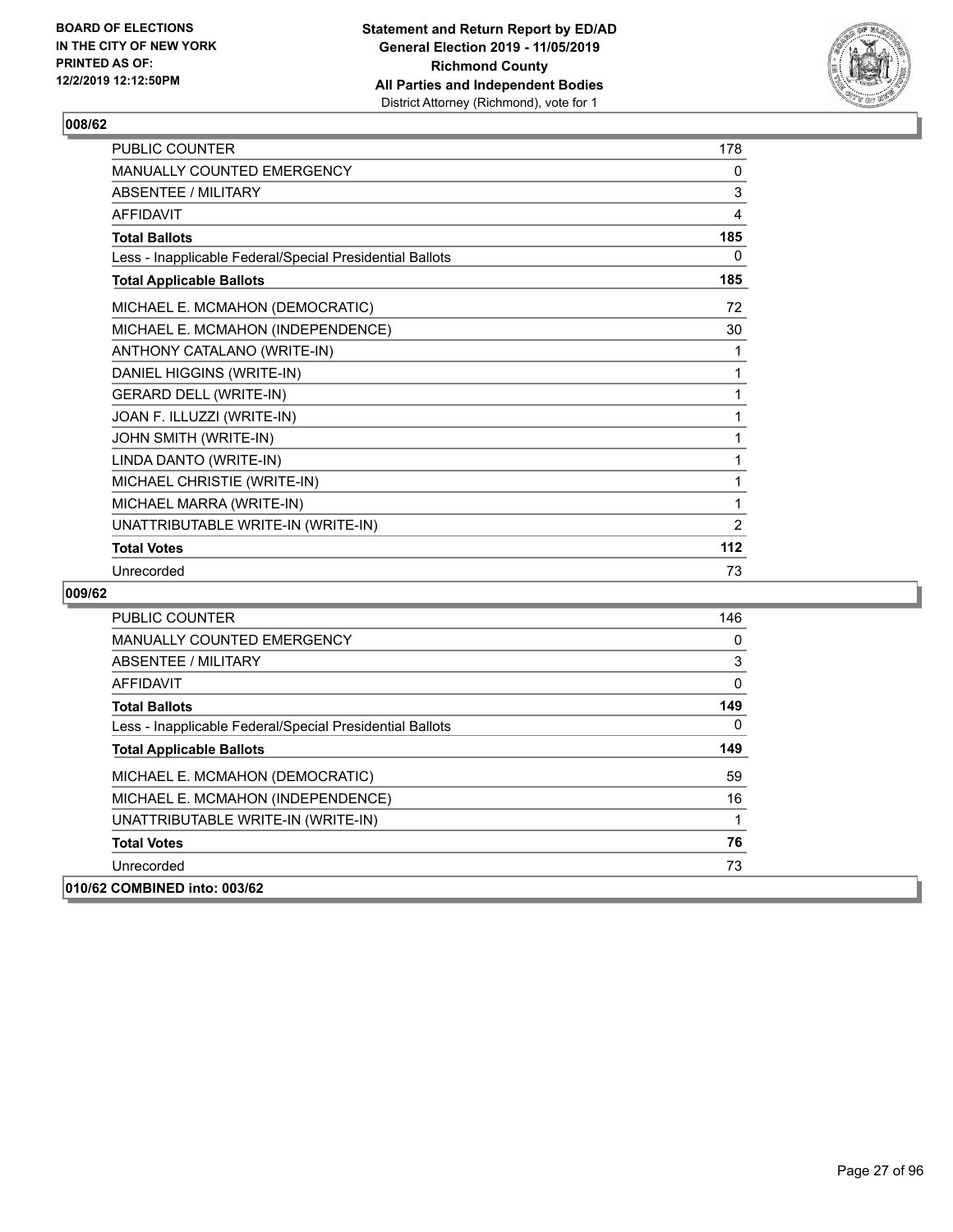BOARD OF ELECTIONS
IN THE CITY OF NEW YORK
PRINTED AS OF:
12/2/2019 12:12:50PM

**Statement and Return Report by ED/AD**
**General Election 2019 - 11/05/2019**
**Richmond County**
**All Parties and Independent Bodies**
District Attorney (Richmond), vote for 1

## 008/62

| | |
|---|---|
| PUBLIC COUNTER | 178 |
| MANUALLY COUNTED EMERGENCY | 0 |
| ABSENTEE / MILITARY | 3 |
| AFFIDAVIT | 4 |
| **Total Ballots** | **185** |
| Less - Inapplicable Federal/Special Presidential Ballots | 0 |
| **Total Applicable Ballots** | **185** |
| MICHAEL E. MCMAHON (DEMOCRATIC) | 72 |
| MICHAEL E. MCMAHON (INDEPENDENCE) | 30 |
| ANTHONY CATALANO (WRITE-IN) | 1 |
| DANIEL HIGGINS (WRITE-IN) | 1 |
| GERARD DELL (WRITE-IN) | 1 |
| JOAN F. ILLUZZI (WRITE-IN) | 1 |
| JOHN SMITH (WRITE-IN) | 1 |
| LINDA DANTO (WRITE-IN) | 1 |
| MICHAEL CHRISTIE (WRITE-IN) | 1 |
| MICHAEL MARRA (WRITE-IN) | 1 |
| UNATTRIBUTABLE WRITE-IN (WRITE-IN) | 2 |
| **Total Votes** | **112** |
| Unrecorded | 73 |

## 009/62

| | |
|---|---|
| PUBLIC COUNTER | 146 |
| MANUALLY COUNTED EMERGENCY | 0 |
| ABSENTEE / MILITARY | 3 |
| AFFIDAVIT | 0 |
| **Total Ballots** | **149** |
| Less - Inapplicable Federal/Special Presidential Ballots | 0 |
| **Total Applicable Ballots** | **149** |
| MICHAEL E. MCMAHON (DEMOCRATIC) | 59 |
| MICHAEL E. MCMAHON (INDEPENDENCE) | 16 |
| UNATTRIBUTABLE WRITE-IN (WRITE-IN) | 1 |
| **Total Votes** | **76** |
| Unrecorded | 73 |

## 010/62 COMBINED into: 003/62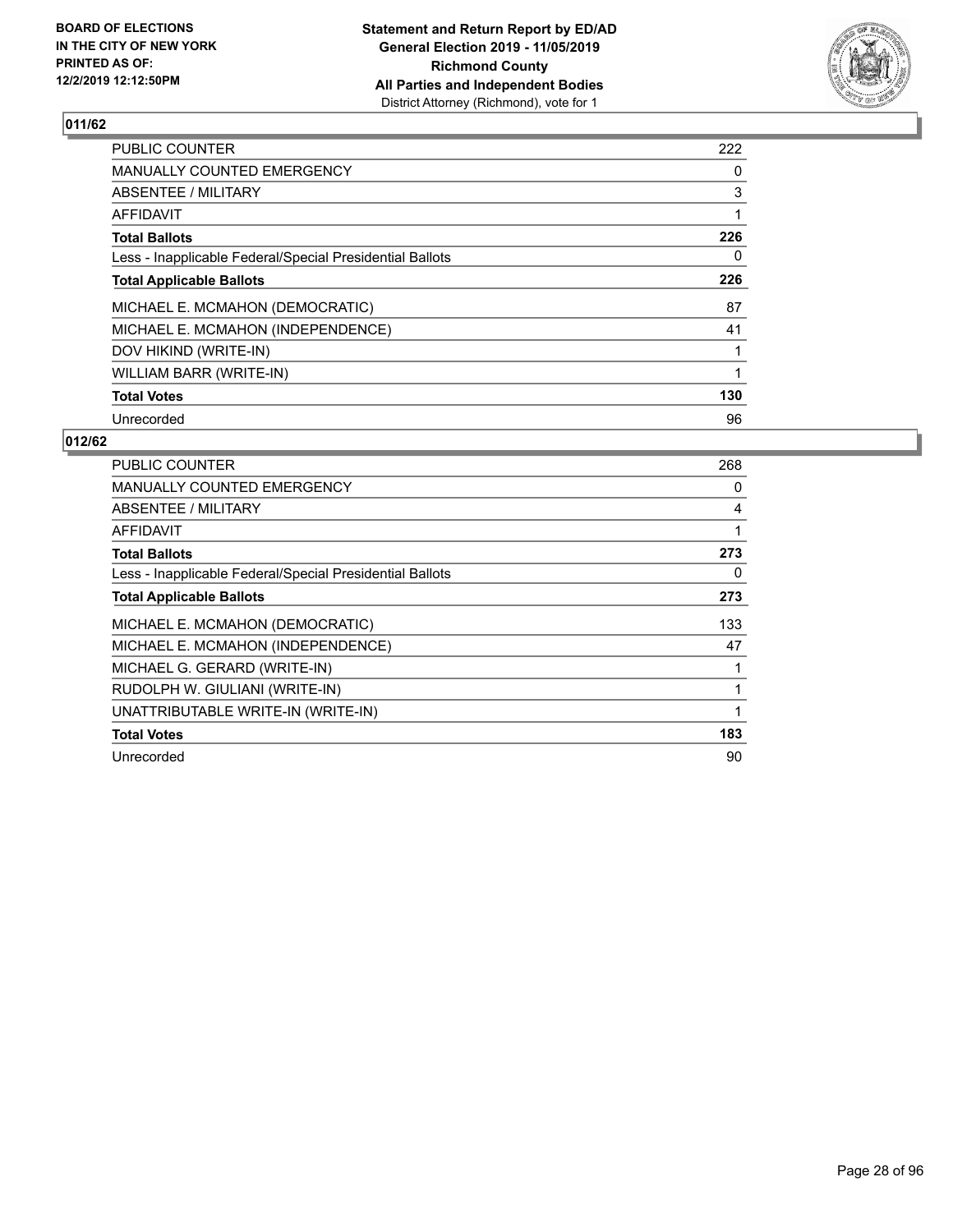**BOARD OF ELECTIONS IN THE CITY OF NEW YORK PRINTED AS OF: 12/2/2019 12:12:50PM**

**Statement and Return Report by ED/AD**
**General Election 2019 - 11/05/2019**
**Richmond County**
**All Parties and Independent Bodies**
District Attorney (Richmond), vote for 1

## 011/62

| | |
|---|---|
| PUBLIC COUNTER | 222 |
| MANUALLY COUNTED EMERGENCY | 0 |
| ABSENTEE / MILITARY | 3 |
| AFFIDAVIT | 1 |
| **Total Ballots** | **226** |
| Less - Inapplicable Federal/Special Presidential Ballots | 0 |
| **Total Applicable Ballots** | **226** |
| MICHAEL E. MCMAHON (DEMOCRATIC) | 87 |
| MICHAEL E. MCMAHON (INDEPENDENCE) | 41 |
| DOV HIKIND (WRITE-IN) | 1 |
| WILLIAM BARR (WRITE-IN) | 1 |
| **Total Votes** | **130** |
| Unrecorded | 96 |

## 012/62

| | |
|---|---|
| PUBLIC COUNTER | 268 |
| MANUALLY COUNTED EMERGENCY | 0 |
| ABSENTEE / MILITARY | 4 |
| AFFIDAVIT | 1 |
| **Total Ballots** | **273** |
| Less - Inapplicable Federal/Special Presidential Ballots | 0 |
| **Total Applicable Ballots** | **273** |
| MICHAEL E. MCMAHON (DEMOCRATIC) | 133 |
| MICHAEL E. MCMAHON (INDEPENDENCE) | 47 |
| MICHAEL G. GERARD (WRITE-IN) | 1 |
| RUDOLPH W. GIULIANI (WRITE-IN) | 1 |
| UNATTRIBUTABLE WRITE-IN (WRITE-IN) | 1 |
| **Total Votes** | **183** |
| Unrecorded | 90 |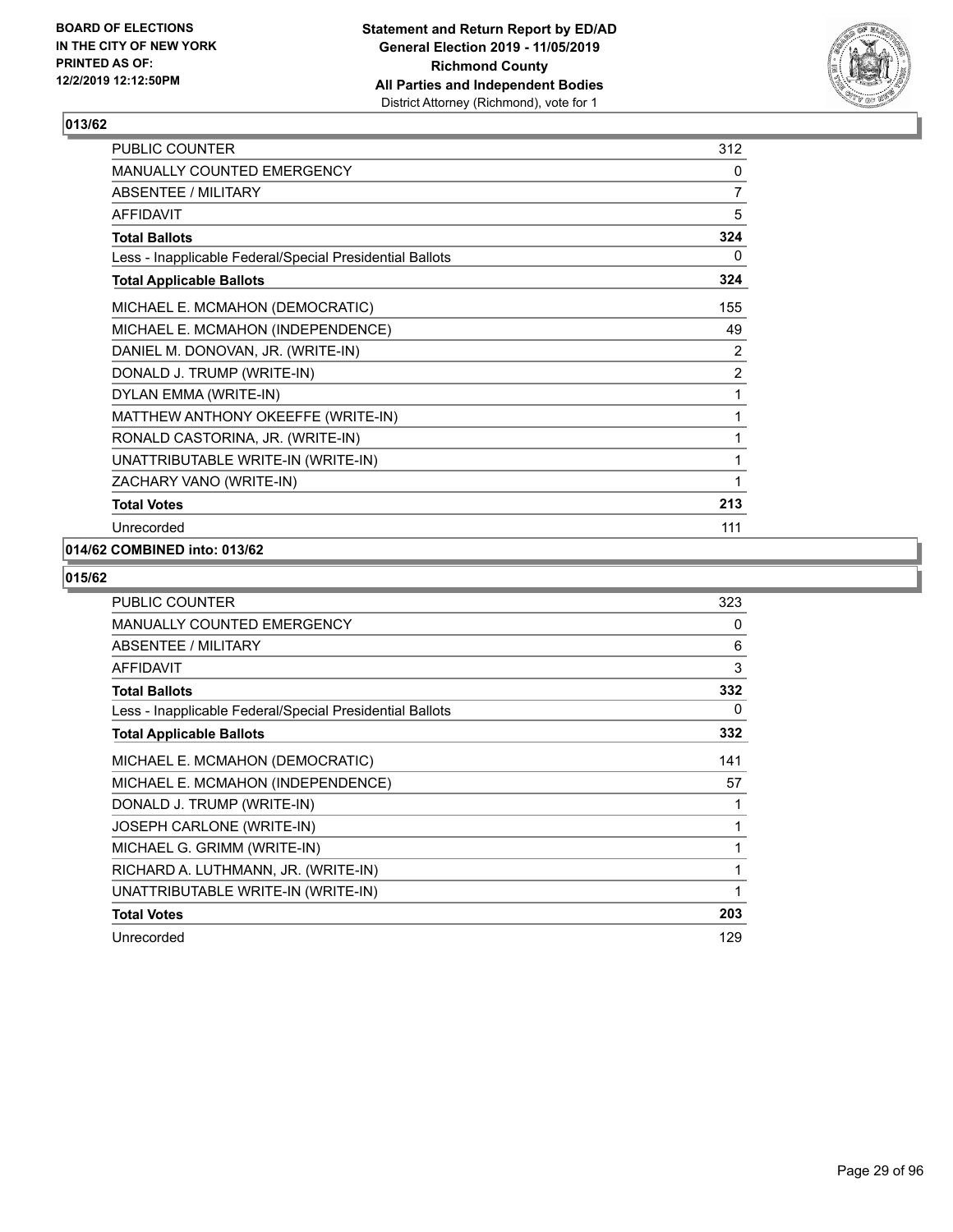**BOARD OF ELECTIONS IN THE CITY OF NEW YORK PRINTED AS OF: 12/2/2019 12:12:50PM**

**Statement and Return Report by ED/AD General Election 2019 - 11/05/2019 Richmond County All Parties and Independent Bodies**
District Attorney (Richmond), vote for 1

## 013/62

| | |
|---|---|
| PUBLIC COUNTER | 312 |
| MANUALLY COUNTED EMERGENCY | 0 |
| ABSENTEE / MILITARY | 7 |
| AFFIDAVIT | 5 |
| **Total Ballots** | **324** |
| Less - Inapplicable Federal/Special Presidential Ballots | 0 |
| **Total Applicable Ballots** | **324** |
| MICHAEL E. MCMAHON (DEMOCRATIC) | 155 |
| MICHAEL E. MCMAHON (INDEPENDENCE) | 49 |
| DANIEL M. DONOVAN, JR. (WRITE-IN) | 2 |
| DONALD J. TRUMP (WRITE-IN) | 2 |
| DYLAN EMMA (WRITE-IN) | 1 |
| MATTHEW ANTHONY OKEEFFE (WRITE-IN) | 1 |
| RONALD CASTORINA, JR. (WRITE-IN) | 1 |
| UNATTRIBUTABLE WRITE-IN (WRITE-IN) | 1 |
| ZACHARY VANO (WRITE-IN) | 1 |
| **Total Votes** | **213** |
| Unrecorded | 111 |

## 014/62 COMBINED into: 013/62

## 015/62

| | |
|---|---|
| PUBLIC COUNTER | 323 |
| MANUALLY COUNTED EMERGENCY | 0 |
| ABSENTEE / MILITARY | 6 |
| AFFIDAVIT | 3 |
| **Total Ballots** | **332** |
| Less - Inapplicable Federal/Special Presidential Ballots | 0 |
| **Total Applicable Ballots** | **332** |
| MICHAEL E. MCMAHON (DEMOCRATIC) | 141 |
| MICHAEL E. MCMAHON (INDEPENDENCE) | 57 |
| DONALD J. TRUMP (WRITE-IN) | 1 |
| JOSEPH CARLONE (WRITE-IN) | 1 |
| MICHAEL G. GRIMM (WRITE-IN) | 1 |
| RICHARD A. LUTHMANN, JR. (WRITE-IN) | 1 |
| UNATTRIBUTABLE WRITE-IN (WRITE-IN) | 1 |
| **Total Votes** | **203** |
| Unrecorded | 129 |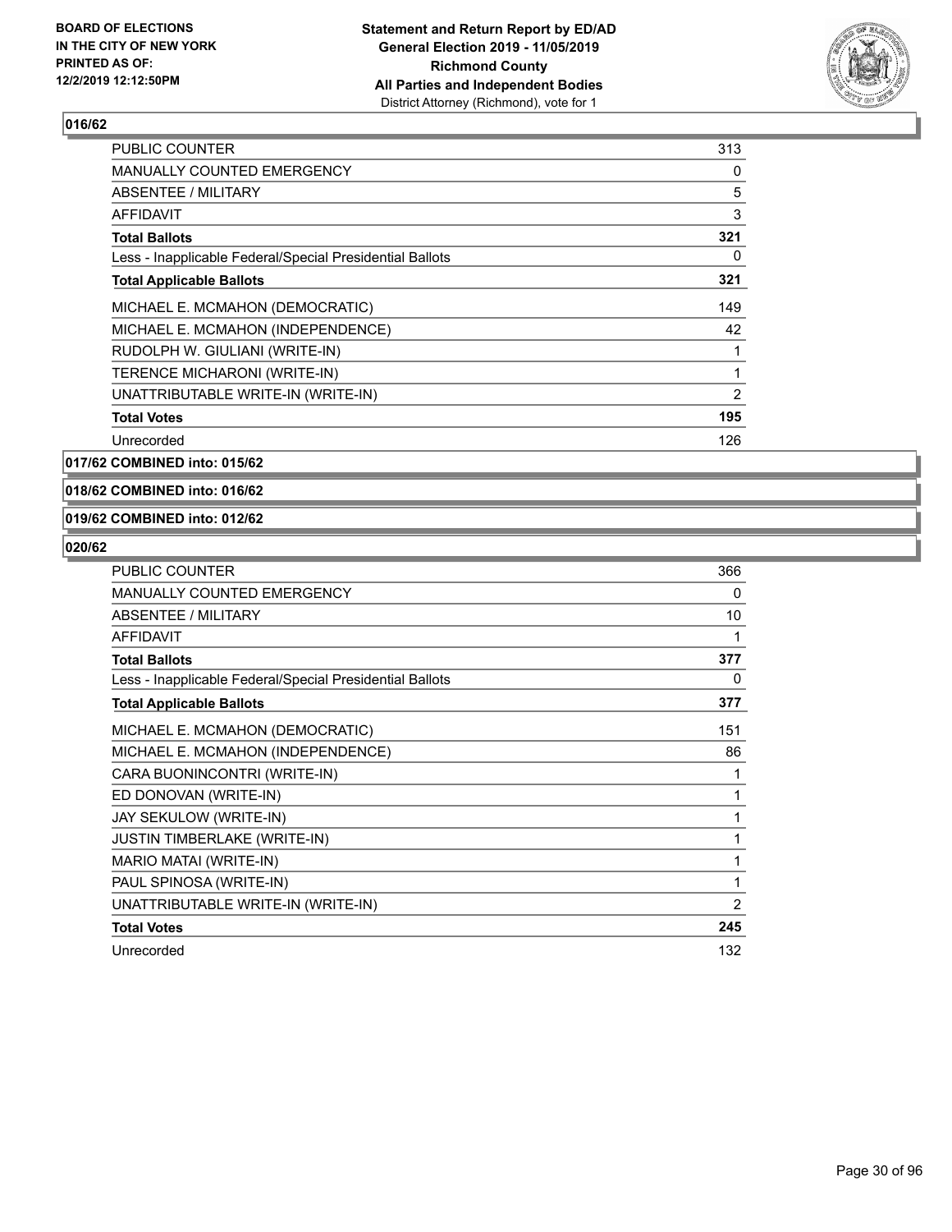BOARD OF ELECTIONS
IN THE CITY OF NEW YORK
PRINTED AS OF:
12/2/2019 12:12:50PM

**Statement and Return Report by ED/AD**
**General Election 2019 - 11/05/2019**
**Richmond County**
**All Parties and Independent Bodies**
District Attorney (Richmond), vote for 1

### 016/62

| | |
|---|---|
| PUBLIC COUNTER | 313 |
| MANUALLY COUNTED EMERGENCY | 0 |
| ABSENTEE / MILITARY | 5 |
| AFFIDAVIT | 3 |
| **Total Ballots** | **321** |
| Less - Inapplicable Federal/Special Presidential Ballots | 0 |
| **Total Applicable Ballots** | **321** |
| MICHAEL E. MCMAHON (DEMOCRATIC) | 149 |
| MICHAEL E. MCMAHON (INDEPENDENCE) | 42 |
| RUDOLPH W. GIULIANI (WRITE-IN) | 1 |
| TERENCE MICHARONI (WRITE-IN) | 1 |
| UNATTRIBUTABLE WRITE-IN (WRITE-IN) | 2 |
| **Total Votes** | **195** |
| Unrecorded | 126 |

### 017/62 COMBINED into: 015/62

### 018/62 COMBINED into: 016/62

### 019/62 COMBINED into: 012/62

### 020/62

| | |
|---|---|
| PUBLIC COUNTER | 366 |
| MANUALLY COUNTED EMERGENCY | 0 |
| ABSENTEE / MILITARY | 10 |
| AFFIDAVIT | 1 |
| **Total Ballots** | **377** |
| Less - Inapplicable Federal/Special Presidential Ballots | 0 |
| **Total Applicable Ballots** | **377** |
| MICHAEL E. MCMAHON (DEMOCRATIC) | 151 |
| MICHAEL E. MCMAHON (INDEPENDENCE) | 86 |
| CARA BUONINCONTRI (WRITE-IN) | 1 |
| ED DONOVAN (WRITE-IN) | 1 |
| JAY SEKULOW (WRITE-IN) | 1 |
| JUSTIN TIMBERLAKE (WRITE-IN) | 1 |
| MARIO MATAI (WRITE-IN) | 1 |
| PAUL SPINOSA (WRITE-IN) | 1 |
| UNATTRIBUTABLE WRITE-IN (WRITE-IN) | 2 |
| **Total Votes** | **245** |
| Unrecorded | 132 |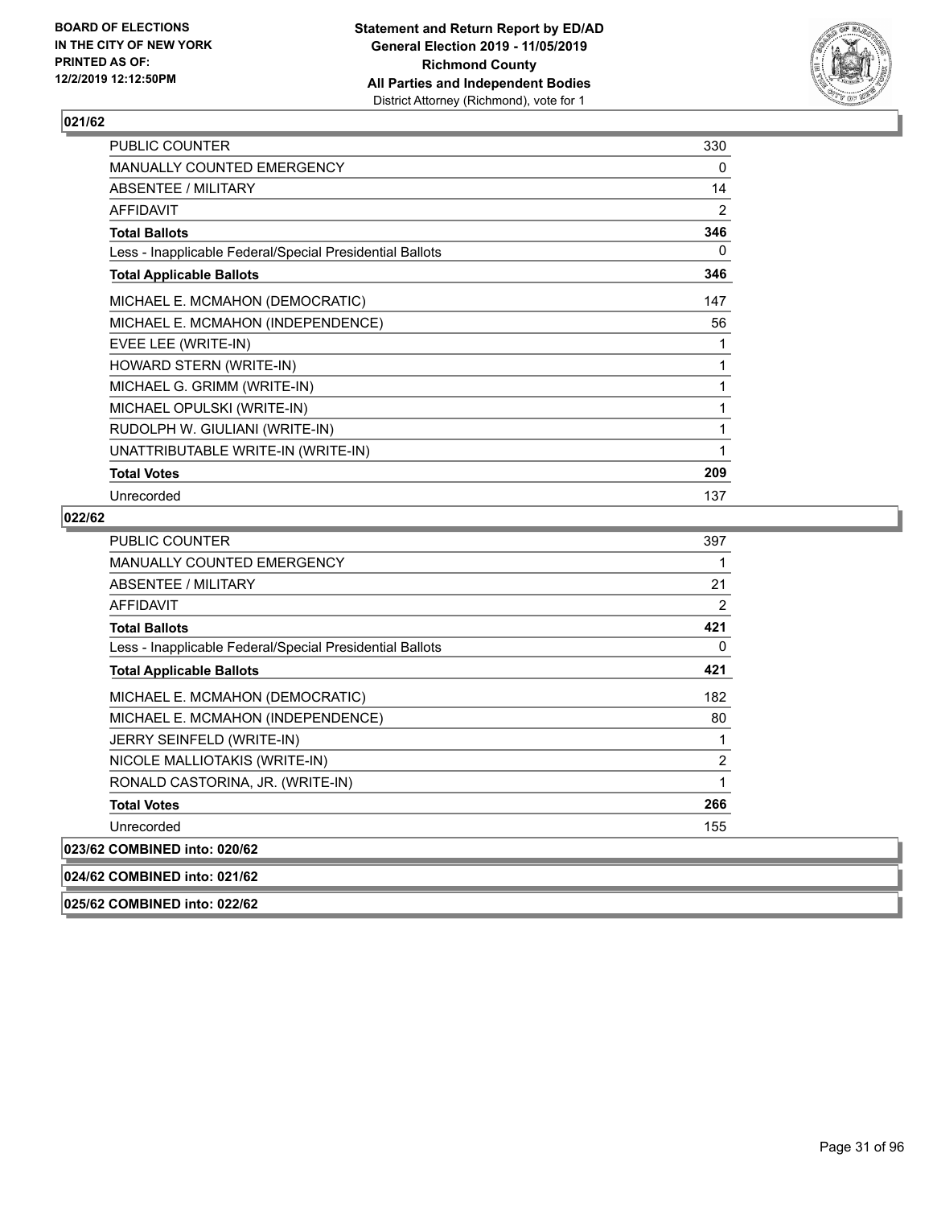**BOARD OF ELECTIONS IN THE CITY OF NEW YORK PRINTED AS OF: 12/2/2019 12:12:50PM**

**Statement and Return Report by ED/AD General Election 2019 - 11/05/2019 Richmond County All Parties and Independent Bodies**
District Attorney (Richmond), vote for 1

## 021/62

| | |
|---|---|
| PUBLIC COUNTER | 330 |
| MANUALLY COUNTED EMERGENCY | 0 |
| ABSENTEE / MILITARY | 14 |
| AFFIDAVIT | 2 |
| **Total Ballots** | **346** |
| Less - Inapplicable Federal/Special Presidential Ballots | 0 |
| **Total Applicable Ballots** | **346** |
| MICHAEL E. MCMAHON (DEMOCRATIC) | 147 |
| MICHAEL E. MCMAHON (INDEPENDENCE) | 56 |
| EVEE LEE (WRITE-IN) | 1 |
| HOWARD STERN (WRITE-IN) | 1 |
| MICHAEL G. GRIMM (WRITE-IN) | 1 |
| MICHAEL OPULSKI (WRITE-IN) | 1 |
| RUDOLPH W. GIULIANI (WRITE-IN) | 1 |
| UNATTRIBUTABLE WRITE-IN (WRITE-IN) | 1 |
| **Total Votes** | **209** |
| Unrecorded | 137 |

## 022/62

| | |
|---|---|
| PUBLIC COUNTER | 397 |
| MANUALLY COUNTED EMERGENCY | 1 |
| ABSENTEE / MILITARY | 21 |
| AFFIDAVIT | 2 |
| **Total Ballots** | **421** |
| Less - Inapplicable Federal/Special Presidential Ballots | 0 |
| **Total Applicable Ballots** | **421** |
| MICHAEL E. MCMAHON (DEMOCRATIC) | 182 |
| MICHAEL E. MCMAHON (INDEPENDENCE) | 80 |
| JERRY SEINFELD (WRITE-IN) | 1 |
| NICOLE MALLIOTAKIS (WRITE-IN) | 2 |
| RONALD CASTORINA, JR. (WRITE-IN) | 1 |
| **Total Votes** | **266** |
| Unrecorded | 155 |

**023/62 COMBINED into: 020/62**

**024/62 COMBINED into: 021/62**

**025/62 COMBINED into: 022/62**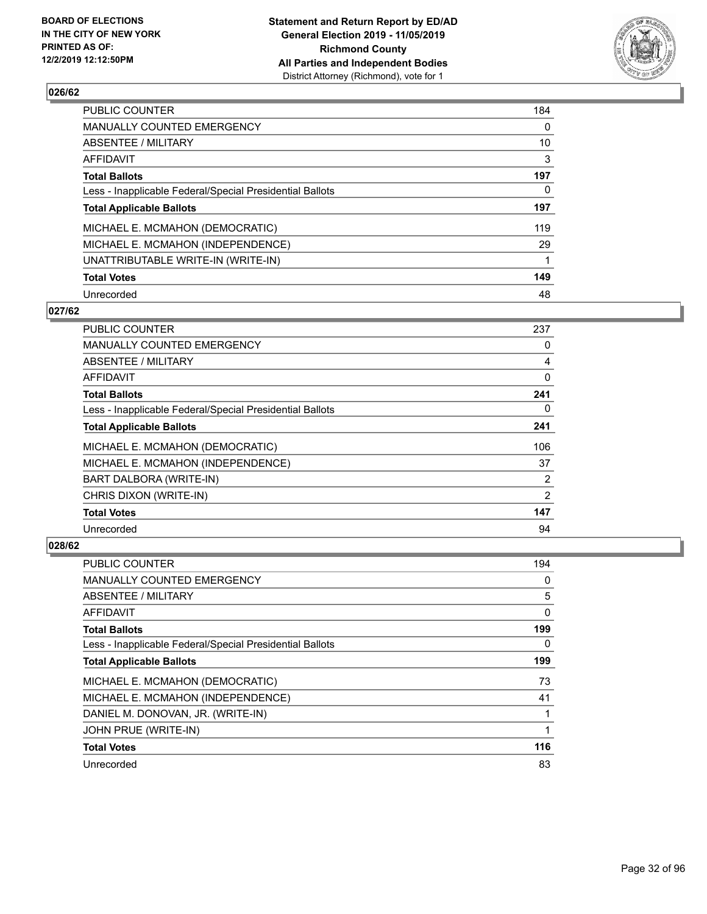## 026/62

| | |
|---|---|
| PUBLIC COUNTER | 184 |
| MANUALLY COUNTED EMERGENCY | 0 |
| ABSENTEE / MILITARY | 10 |
| AFFIDAVIT | 3 |
| **Total Ballots** | **197** |
| Less - Inapplicable Federal/Special Presidential Ballots | 0 |
| **Total Applicable Ballots** | **197** |
| MICHAEL E. MCMAHON (DEMOCRATIC) | 119 |
| MICHAEL E. MCMAHON (INDEPENDENCE) | 29 |
| UNATTRIBUTABLE WRITE-IN (WRITE-IN) | 1 |
| **Total Votes** | **149** |
| Unrecorded | 48 |

## 027/62

| | |
|---|---|
| PUBLIC COUNTER | 237 |
| MANUALLY COUNTED EMERGENCY | 0 |
| ABSENTEE / MILITARY | 4 |
| AFFIDAVIT | 0 |
| **Total Ballots** | **241** |
| Less - Inapplicable Federal/Special Presidential Ballots | 0 |
| **Total Applicable Ballots** | **241** |
| MICHAEL E. MCMAHON (DEMOCRATIC) | 106 |
| MICHAEL E. MCMAHON (INDEPENDENCE) | 37 |
| BART DALBORA (WRITE-IN) | 2 |
| CHRIS DIXON (WRITE-IN) | 2 |
| **Total Votes** | **147** |
| Unrecorded | 94 |

## 028/62

| | |
|---|---|
| PUBLIC COUNTER | 194 |
| MANUALLY COUNTED EMERGENCY | 0 |
| ABSENTEE / MILITARY | 5 |
| AFFIDAVIT | 0 |
| **Total Ballots** | **199** |
| Less - Inapplicable Federal/Special Presidential Ballots | 0 |
| **Total Applicable Ballots** | **199** |
| MICHAEL E. MCMAHON (DEMOCRATIC) | 73 |
| MICHAEL E. MCMAHON (INDEPENDENCE) | 41 |
| DANIEL M. DONOVAN, JR. (WRITE-IN) | 1 |
| JOHN PRUE (WRITE-IN) | 1 |
| **Total Votes** | **116** |
| Unrecorded | 83 |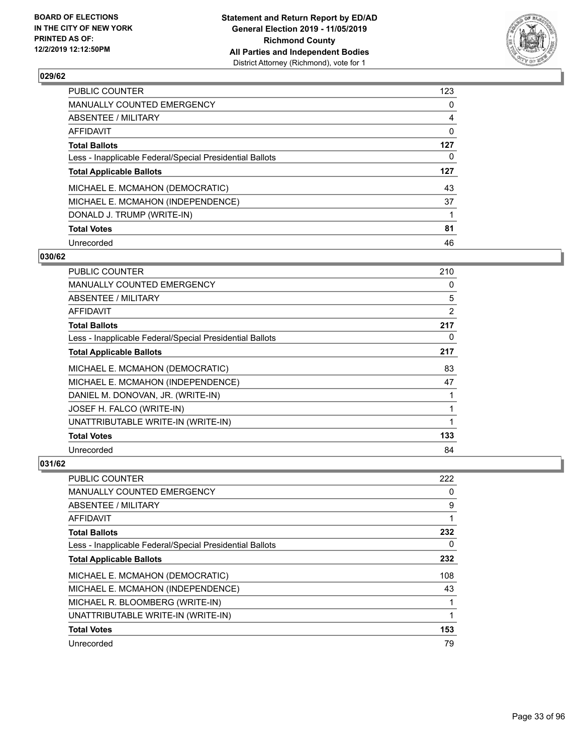## 029/62

| | |
|---|---|
| PUBLIC COUNTER | 123 |
| MANUALLY COUNTED EMERGENCY | 0 |
| ABSENTEE / MILITARY | 4 |
| AFFIDAVIT | 0 |
| **Total Ballots** | **127** |
| Less - Inapplicable Federal/Special Presidential Ballots | 0 |
| **Total Applicable Ballots** | **127** |
| MICHAEL E. MCMAHON (DEMOCRATIC) | 43 |
| MICHAEL E. MCMAHON (INDEPENDENCE) | 37 |
| DONALD J. TRUMP (WRITE-IN) | 1 |
| **Total Votes** | **81** |
| Unrecorded | 46 |

## 030/62

| | |
|---|---|
| PUBLIC COUNTER | 210 |
| MANUALLY COUNTED EMERGENCY | 0 |
| ABSENTEE / MILITARY | 5 |
| AFFIDAVIT | 2 |
| **Total Ballots** | **217** |
| Less - Inapplicable Federal/Special Presidential Ballots | 0 |
| **Total Applicable Ballots** | **217** |
| MICHAEL E. MCMAHON (DEMOCRATIC) | 83 |
| MICHAEL E. MCMAHON (INDEPENDENCE) | 47 |
| DANIEL M. DONOVAN, JR. (WRITE-IN) | 1 |
| JOSEF H. FALCO (WRITE-IN) | 1 |
| UNATTRIBUTABLE WRITE-IN (WRITE-IN) | 1 |
| **Total Votes** | **133** |
| Unrecorded | 84 |

## 031/62

| | |
|---|---|
| PUBLIC COUNTER | 222 |
| MANUALLY COUNTED EMERGENCY | 0 |
| ABSENTEE / MILITARY | 9 |
| AFFIDAVIT | 1 |
| **Total Ballots** | **232** |
| Less - Inapplicable Federal/Special Presidential Ballots | 0 |
| **Total Applicable Ballots** | **232** |
| MICHAEL E. MCMAHON (DEMOCRATIC) | 108 |
| MICHAEL E. MCMAHON (INDEPENDENCE) | 43 |
| MICHAEL R. BLOOMBERG (WRITE-IN) | 1 |
| UNATTRIBUTABLE WRITE-IN (WRITE-IN) | 1 |
| **Total Votes** | **153** |
| Unrecorded | 79 |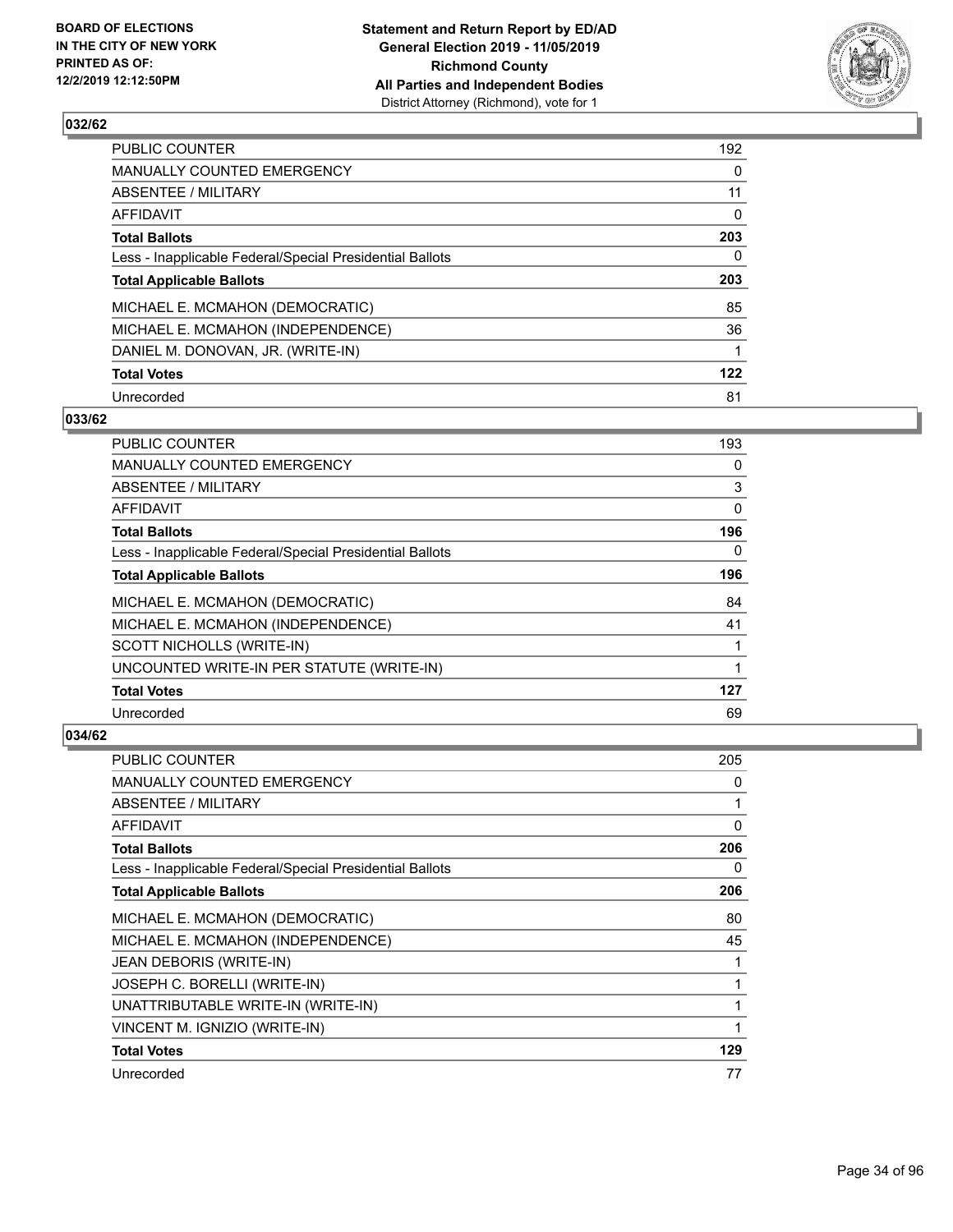## 032/62

| | |
|---|---|
| PUBLIC COUNTER | 192 |
| MANUALLY COUNTED EMERGENCY | 0 |
| ABSENTEE / MILITARY | 11 |
| AFFIDAVIT | 0 |
| **Total Ballots** | **203** |
| Less - Inapplicable Federal/Special Presidential Ballots | 0 |
| **Total Applicable Ballots** | **203** |
| MICHAEL E. MCMAHON (DEMOCRATIC) | 85 |
| MICHAEL E. MCMAHON (INDEPENDENCE) | 36 |
| DANIEL M. DONOVAN, JR. (WRITE-IN) | 1 |
| **Total Votes** | **122** |
| Unrecorded | 81 |

## 033/62

| | |
|---|---|
| PUBLIC COUNTER | 193 |
| MANUALLY COUNTED EMERGENCY | 0 |
| ABSENTEE / MILITARY | 3 |
| AFFIDAVIT | 0 |
| **Total Ballots** | **196** |
| Less - Inapplicable Federal/Special Presidential Ballots | 0 |
| **Total Applicable Ballots** | **196** |
| MICHAEL E. MCMAHON (DEMOCRATIC) | 84 |
| MICHAEL E. MCMAHON (INDEPENDENCE) | 41 |
| SCOTT NICHOLLS (WRITE-IN) | 1 |
| UNCOUNTED WRITE-IN PER STATUTE (WRITE-IN) | 1 |
| **Total Votes** | **127** |
| Unrecorded | 69 |

## 034/62

| | |
|---|---|
| PUBLIC COUNTER | 205 |
| MANUALLY COUNTED EMERGENCY | 0 |
| ABSENTEE / MILITARY | 1 |
| AFFIDAVIT | 0 |
| **Total Ballots** | **206** |
| Less - Inapplicable Federal/Special Presidential Ballots | 0 |
| **Total Applicable Ballots** | **206** |
| MICHAEL E. MCMAHON (DEMOCRATIC) | 80 |
| MICHAEL E. MCMAHON (INDEPENDENCE) | 45 |
| JEAN DEBORIS (WRITE-IN) | 1 |
| JOSEPH C. BORELLI (WRITE-IN) | 1 |
| UNATTRIBUTABLE WRITE-IN (WRITE-IN) | 1 |
| VINCENT M. IGNIZIO (WRITE-IN) | 1 |
| **Total Votes** | **129** |
| Unrecorded | 77 |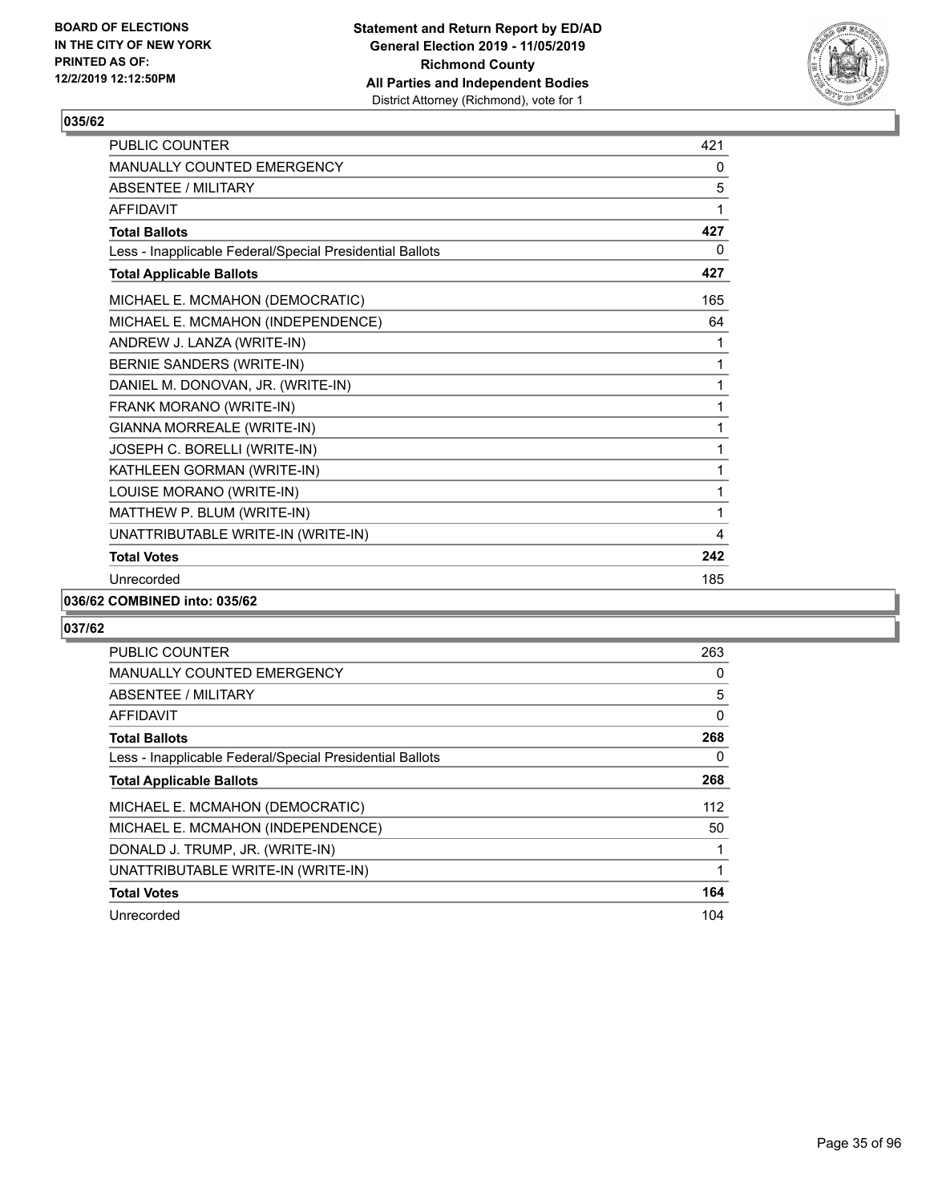**Statement and Return Report by ED/AD**
**General Election 2019 - 11/05/2019**
**Richmond County**
**All Parties and Independent Bodies**
District Attorney (Richmond), vote for 1

BOARD OF ELECTIONS IN THE CITY OF NEW YORK PRINTED AS OF: 12/2/2019 12:12:50PM

## 035/62

| | |
|---|---|
| PUBLIC COUNTER | 421 |
| MANUALLY COUNTED EMERGENCY | 0 |
| ABSENTEE / MILITARY | 5 |
| AFFIDAVIT | 1 |
| **Total Ballots** | **427** |
| Less - Inapplicable Federal/Special Presidential Ballots | 0 |
| **Total Applicable Ballots** | **427** |
| MICHAEL E. MCMAHON (DEMOCRATIC) | 165 |
| MICHAEL E. MCMAHON (INDEPENDENCE) | 64 |
| ANDREW J. LANZA (WRITE-IN) | 1 |
| BERNIE SANDERS (WRITE-IN) | 1 |
| DANIEL M. DONOVAN, JR. (WRITE-IN) | 1 |
| FRANK MORANO (WRITE-IN) | 1 |
| GIANNA MORREALE (WRITE-IN) | 1 |
| JOSEPH C. BORELLI (WRITE-IN) | 1 |
| KATHLEEN GORMAN (WRITE-IN) | 1 |
| LOUISE MORANO (WRITE-IN) | 1 |
| MATTHEW P. BLUM (WRITE-IN) | 1 |
| UNATTRIBUTABLE WRITE-IN (WRITE-IN) | 4 |
| **Total Votes** | **242** |
| Unrecorded | 185 |

## 036/62 COMBINED into: 035/62

## 037/62

| | |
|---|---|
| PUBLIC COUNTER | 263 |
| MANUALLY COUNTED EMERGENCY | 0 |
| ABSENTEE / MILITARY | 5 |
| AFFIDAVIT | 0 |
| **Total Ballots** | **268** |
| Less - Inapplicable Federal/Special Presidential Ballots | 0 |
| **Total Applicable Ballots** | **268** |
| MICHAEL E. MCMAHON (DEMOCRATIC) | 112 |
| MICHAEL E. MCMAHON (INDEPENDENCE) | 50 |
| DONALD J. TRUMP, JR. (WRITE-IN) | 1 |
| UNATTRIBUTABLE WRITE-IN (WRITE-IN) | 1 |
| **Total Votes** | **164** |
| Unrecorded | 104 |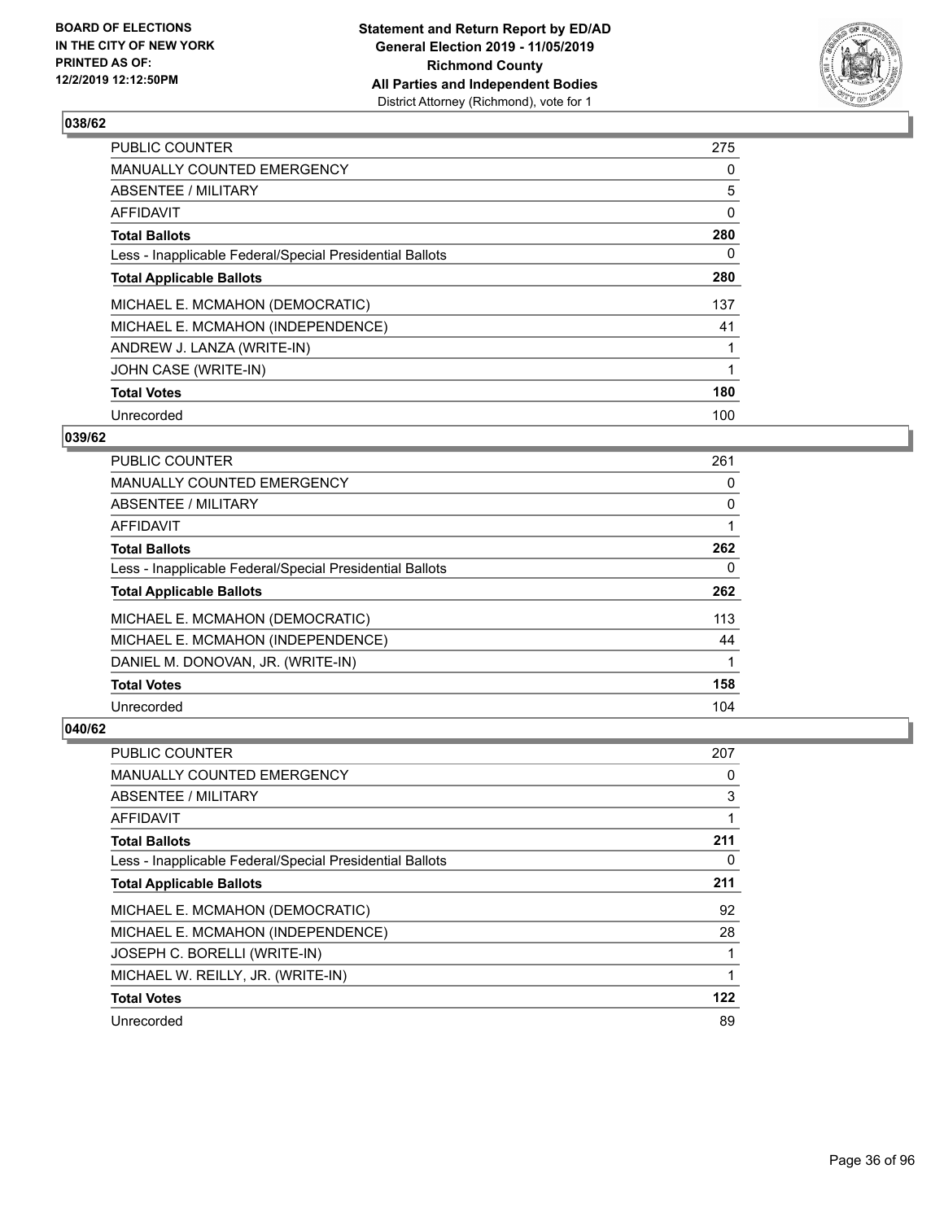**BOARD OF ELECTIONS IN THE CITY OF NEW YORK PRINTED AS OF: 12/2/2019 12:12:50PM**

**Statement and Return Report by ED/AD General Election 2019 - 11/05/2019 Richmond County All Parties and Independent Bodies**
District Attorney (Richmond), vote for 1

### 038/62

| | |
|---|---|
| PUBLIC COUNTER | 275 |
| MANUALLY COUNTED EMERGENCY | 0 |
| ABSENTEE / MILITARY | 5 |
| AFFIDAVIT | 0 |
| **Total Ballots** | **280** |
| Less - Inapplicable Federal/Special Presidential Ballots | 0 |
| **Total Applicable Ballots** | **280** |
| MICHAEL E. MCMAHON (DEMOCRATIC) | 137 |
| MICHAEL E. MCMAHON (INDEPENDENCE) | 41 |
| ANDREW J. LANZA (WRITE-IN) | 1 |
| JOHN CASE (WRITE-IN) | 1 |
| **Total Votes** | **180** |
| Unrecorded | 100 |

### 039/62

| | |
|---|---|
| PUBLIC COUNTER | 261 |
| MANUALLY COUNTED EMERGENCY | 0 |
| ABSENTEE / MILITARY | 0 |
| AFFIDAVIT | 1 |
| **Total Ballots** | **262** |
| Less - Inapplicable Federal/Special Presidential Ballots | 0 |
| **Total Applicable Ballots** | **262** |
| MICHAEL E. MCMAHON (DEMOCRATIC) | 113 |
| MICHAEL E. MCMAHON (INDEPENDENCE) | 44 |
| DANIEL M. DONOVAN, JR. (WRITE-IN) | 1 |
| **Total Votes** | **158** |
| Unrecorded | 104 |

### 040/62

| | |
|---|---|
| PUBLIC COUNTER | 207 |
| MANUALLY COUNTED EMERGENCY | 0 |
| ABSENTEE / MILITARY | 3 |
| AFFIDAVIT | 1 |
| **Total Ballots** | **211** |
| Less - Inapplicable Federal/Special Presidential Ballots | 0 |
| **Total Applicable Ballots** | **211** |
| MICHAEL E. MCMAHON (DEMOCRATIC) | 92 |
| MICHAEL E. MCMAHON (INDEPENDENCE) | 28 |
| JOSEPH C. BORELLI (WRITE-IN) | 1 |
| MICHAEL W. REILLY, JR. (WRITE-IN) | 1 |
| **Total Votes** | **122** |
| Unrecorded | 89 |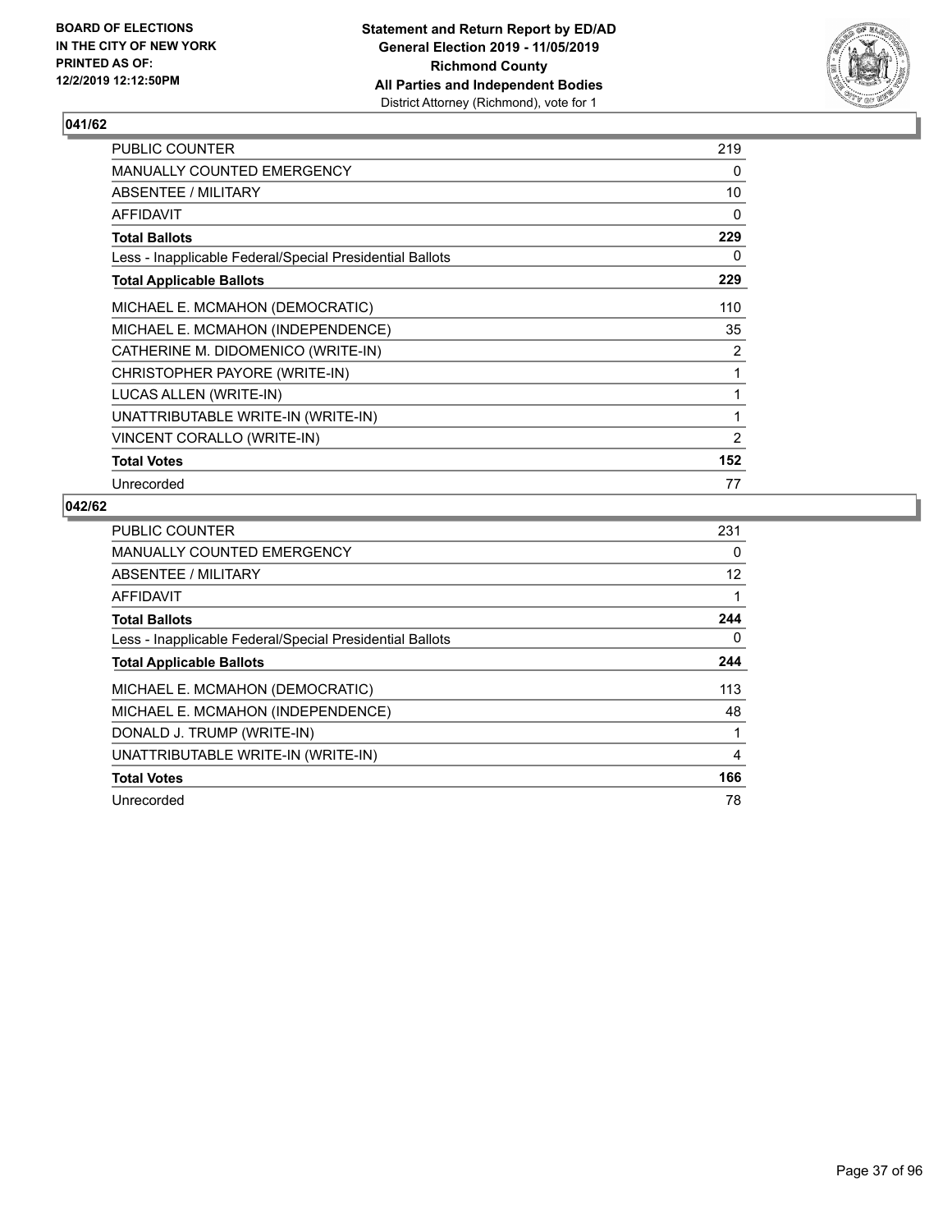**BOARD OF ELECTIONS IN THE CITY OF NEW YORK PRINTED AS OF: 12/2/2019 12:12:50PM**

**Statement and Return Report by ED/AD General Election 2019 - 11/05/2019 Richmond County All Parties and Independent Bodies**
District Attorney (Richmond), vote for 1

### 041/62

| | |
|---|---|
| PUBLIC COUNTER | 219 |
| MANUALLY COUNTED EMERGENCY | 0 |
| ABSENTEE / MILITARY | 10 |
| AFFIDAVIT | 0 |
| **Total Ballots** | **229** |
| Less - Inapplicable Federal/Special Presidential Ballots | 0 |
| **Total Applicable Ballots** | **229** |
| MICHAEL E. MCMAHON (DEMOCRATIC) | 110 |
| MICHAEL E. MCMAHON (INDEPENDENCE) | 35 |
| CATHERINE M. DIDOMENICO (WRITE-IN) | 2 |
| CHRISTOPHER PAYORE (WRITE-IN) | 1 |
| LUCAS ALLEN (WRITE-IN) | 1 |
| UNATTRIBUTABLE WRITE-IN (WRITE-IN) | 1 |
| VINCENT CORALLO (WRITE-IN) | 2 |
| **Total Votes** | **152** |
| Unrecorded | 77 |

### 042/62

| | |
|---|---|
| PUBLIC COUNTER | 231 |
| MANUALLY COUNTED EMERGENCY | 0 |
| ABSENTEE / MILITARY | 12 |
| AFFIDAVIT | 1 |
| **Total Ballots** | **244** |
| Less - Inapplicable Federal/Special Presidential Ballots | 0 |
| **Total Applicable Ballots** | **244** |
| MICHAEL E. MCMAHON (DEMOCRATIC) | 113 |
| MICHAEL E. MCMAHON (INDEPENDENCE) | 48 |
| DONALD J. TRUMP (WRITE-IN) | 1 |
| UNATTRIBUTABLE WRITE-IN (WRITE-IN) | 4 |
| **Total Votes** | **166** |
| Unrecorded | 78 |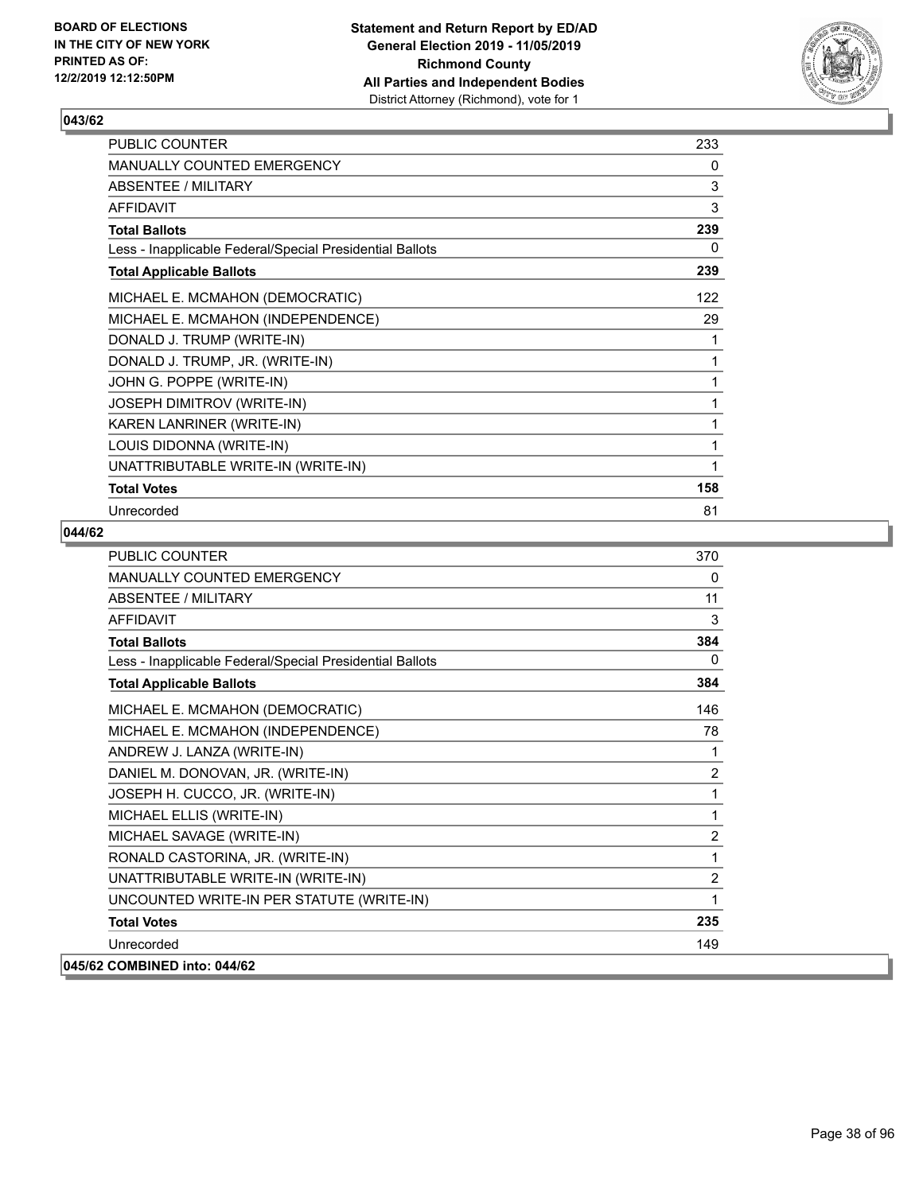**BOARD OF ELECTIONS IN THE CITY OF NEW YORK PRINTED AS OF: 12/2/2019 12:12:50PM**

**Statement and Return Report by ED/AD General Election 2019 - 11/05/2019 Richmond County All Parties and Independent Bodies**
District Attorney (Richmond), vote for 1

## 043/62

| | |
|---|---|
| PUBLIC COUNTER | 233 |
| MANUALLY COUNTED EMERGENCY | 0 |
| ABSENTEE / MILITARY | 3 |
| AFFIDAVIT | 3 |
| **Total Ballots** | **239** |
| Less - Inapplicable Federal/Special Presidential Ballots | 0 |
| **Total Applicable Ballots** | **239** |
| MICHAEL E. MCMAHON (DEMOCRATIC) | 122 |
| MICHAEL E. MCMAHON (INDEPENDENCE) | 29 |
| DONALD J. TRUMP (WRITE-IN) | 1 |
| DONALD J. TRUMP, JR. (WRITE-IN) | 1 |
| JOHN G. POPPE (WRITE-IN) | 1 |
| JOSEPH DIMITROV (WRITE-IN) | 1 |
| KAREN LANRINER (WRITE-IN) | 1 |
| LOUIS DIDONNA (WRITE-IN) | 1 |
| UNATTRIBUTABLE WRITE-IN (WRITE-IN) | 1 |
| **Total Votes** | **158** |
| Unrecorded | 81 |

## 044/62

| | |
|---|---|
| PUBLIC COUNTER | 370 |
| MANUALLY COUNTED EMERGENCY | 0 |
| ABSENTEE / MILITARY | 11 |
| AFFIDAVIT | 3 |
| **Total Ballots** | **384** |
| Less - Inapplicable Federal/Special Presidential Ballots | 0 |
| **Total Applicable Ballots** | **384** |
| MICHAEL E. MCMAHON (DEMOCRATIC) | 146 |
| MICHAEL E. MCMAHON (INDEPENDENCE) | 78 |
| ANDREW J. LANZA (WRITE-IN) | 1 |
| DANIEL M. DONOVAN, JR. (WRITE-IN) | 2 |
| JOSEPH H. CUCCO, JR. (WRITE-IN) | 1 |
| MICHAEL ELLIS (WRITE-IN) | 1 |
| MICHAEL SAVAGE (WRITE-IN) | 2 |
| RONALD CASTORINA, JR. (WRITE-IN) | 1 |
| UNATTRIBUTABLE WRITE-IN (WRITE-IN) | 2 |
| UNCOUNTED WRITE-IN PER STATUTE (WRITE-IN) | 1 |
| **Total Votes** | **235** |
| Unrecorded | 149 |

**045/62 COMBINED into: 044/62**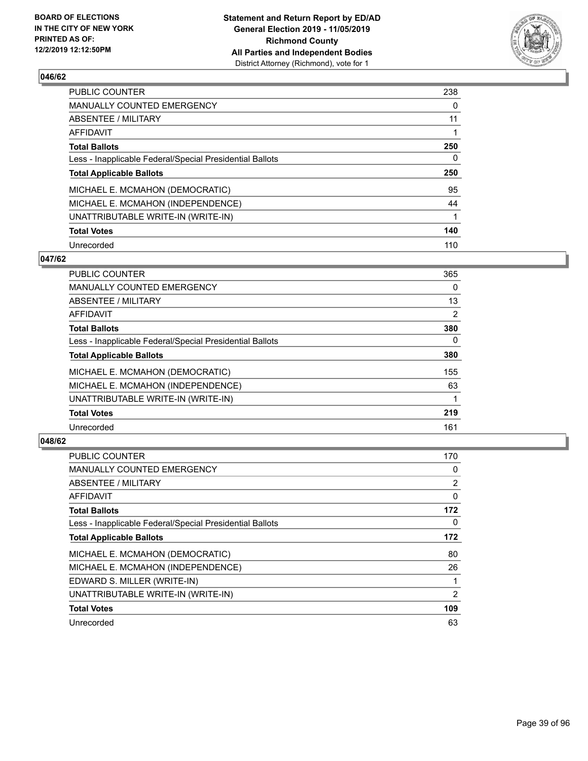BOARD OF ELECTIONS
IN THE CITY OF NEW YORK
PRINTED AS OF:
12/2/2019 12:12:50PM

**Statement and Return Report by ED/AD**
**General Election 2019 - 11/05/2019**
**Richmond County**
**All Parties and Independent Bodies**
District Attorney (Richmond), vote for 1

### 046/62

| | |
|---|---|
| PUBLIC COUNTER | 238 |
| MANUALLY COUNTED EMERGENCY | 0 |
| ABSENTEE / MILITARY | 11 |
| AFFIDAVIT | 1 |
| **Total Ballots** | **250** |
| Less - Inapplicable Federal/Special Presidential Ballots | 0 |
| **Total Applicable Ballots** | **250** |
| MICHAEL E. MCMAHON (DEMOCRATIC) | 95 |
| MICHAEL E. MCMAHON (INDEPENDENCE) | 44 |
| UNATTRIBUTABLE WRITE-IN (WRITE-IN) | 1 |
| **Total Votes** | **140** |
| Unrecorded | 110 |

### 047/62

| | |
|---|---|
| PUBLIC COUNTER | 365 |
| MANUALLY COUNTED EMERGENCY | 0 |
| ABSENTEE / MILITARY | 13 |
| AFFIDAVIT | 2 |
| **Total Ballots** | **380** |
| Less - Inapplicable Federal/Special Presidential Ballots | 0 |
| **Total Applicable Ballots** | **380** |
| MICHAEL E. MCMAHON (DEMOCRATIC) | 155 |
| MICHAEL E. MCMAHON (INDEPENDENCE) | 63 |
| UNATTRIBUTABLE WRITE-IN (WRITE-IN) | 1 |
| **Total Votes** | **219** |
| Unrecorded | 161 |

### 048/62

| | |
|---|---|
| PUBLIC COUNTER | 170 |
| MANUALLY COUNTED EMERGENCY | 0 |
| ABSENTEE / MILITARY | 2 |
| AFFIDAVIT | 0 |
| **Total Ballots** | **172** |
| Less - Inapplicable Federal/Special Presidential Ballots | 0 |
| **Total Applicable Ballots** | **172** |
| MICHAEL E. MCMAHON (DEMOCRATIC) | 80 |
| MICHAEL E. MCMAHON (INDEPENDENCE) | 26 |
| EDWARD S. MILLER (WRITE-IN) | 1 |
| UNATTRIBUTABLE WRITE-IN (WRITE-IN) | 2 |
| **Total Votes** | **109** |
| Unrecorded | 63 |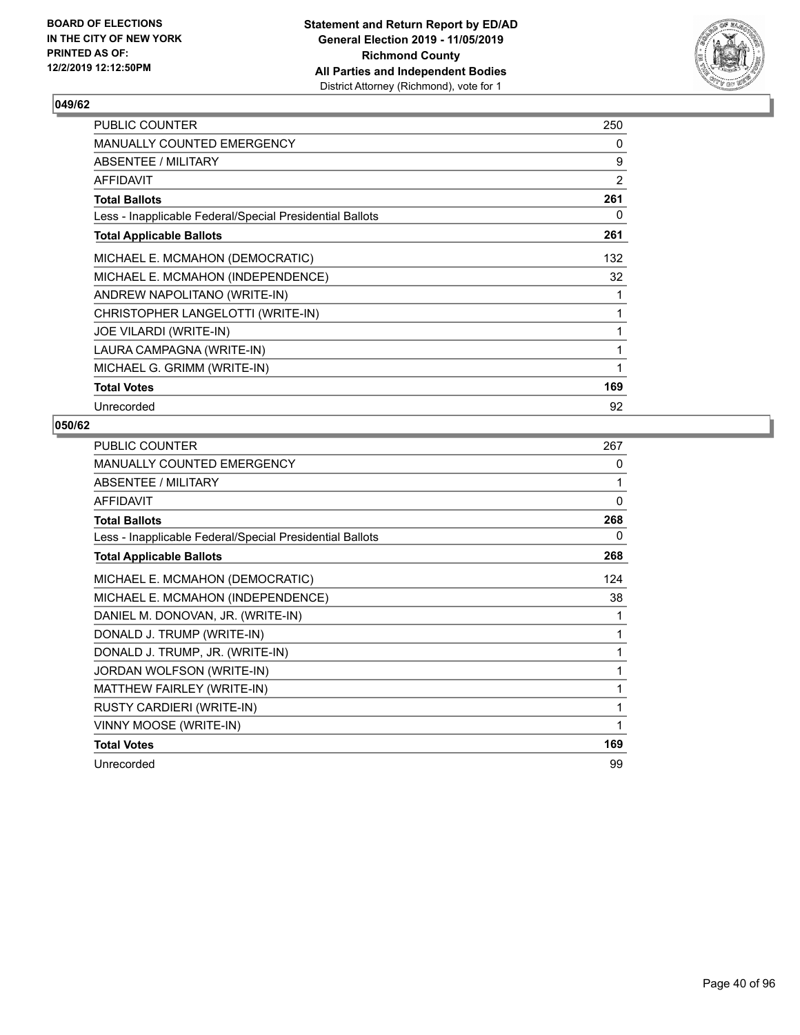## 049/62

| | |
|---|---|
| PUBLIC COUNTER | 250 |
| MANUALLY COUNTED EMERGENCY | 0 |
| ABSENTEE / MILITARY | 9 |
| AFFIDAVIT | 2 |
| **Total Ballots** | **261** |
| Less - Inapplicable Federal/Special Presidential Ballots | 0 |
| **Total Applicable Ballots** | **261** |
| MICHAEL E. MCMAHON (DEMOCRATIC) | 132 |
| MICHAEL E. MCMAHON (INDEPENDENCE) | 32 |
| ANDREW NAPOLITANO (WRITE-IN) | 1 |
| CHRISTOPHER LANGELOTTI (WRITE-IN) | 1 |
| JOE VILARDI (WRITE-IN) | 1 |
| LAURA CAMPAGNA (WRITE-IN) | 1 |
| MICHAEL G. GRIMM (WRITE-IN) | 1 |
| **Total Votes** | **169** |
| Unrecorded | 92 |

## 050/62

| | |
|---|---|
| PUBLIC COUNTER | 267 |
| MANUALLY COUNTED EMERGENCY | 0 |
| ABSENTEE / MILITARY | 1 |
| AFFIDAVIT | 0 |
| **Total Ballots** | **268** |
| Less - Inapplicable Federal/Special Presidential Ballots | 0 |
| **Total Applicable Ballots** | **268** |
| MICHAEL E. MCMAHON (DEMOCRATIC) | 124 |
| MICHAEL E. MCMAHON (INDEPENDENCE) | 38 |
| DANIEL M. DONOVAN, JR. (WRITE-IN) | 1 |
| DONALD J. TRUMP (WRITE-IN) | 1 |
| DONALD J. TRUMP, JR. (WRITE-IN) | 1 |
| JORDAN WOLFSON (WRITE-IN) | 1 |
| MATTHEW FAIRLEY (WRITE-IN) | 1 |
| RUSTY CARDIERI (WRITE-IN) | 1 |
| VINNY MOOSE (WRITE-IN) | 1 |
| **Total Votes** | **169** |
| Unrecorded | 99 |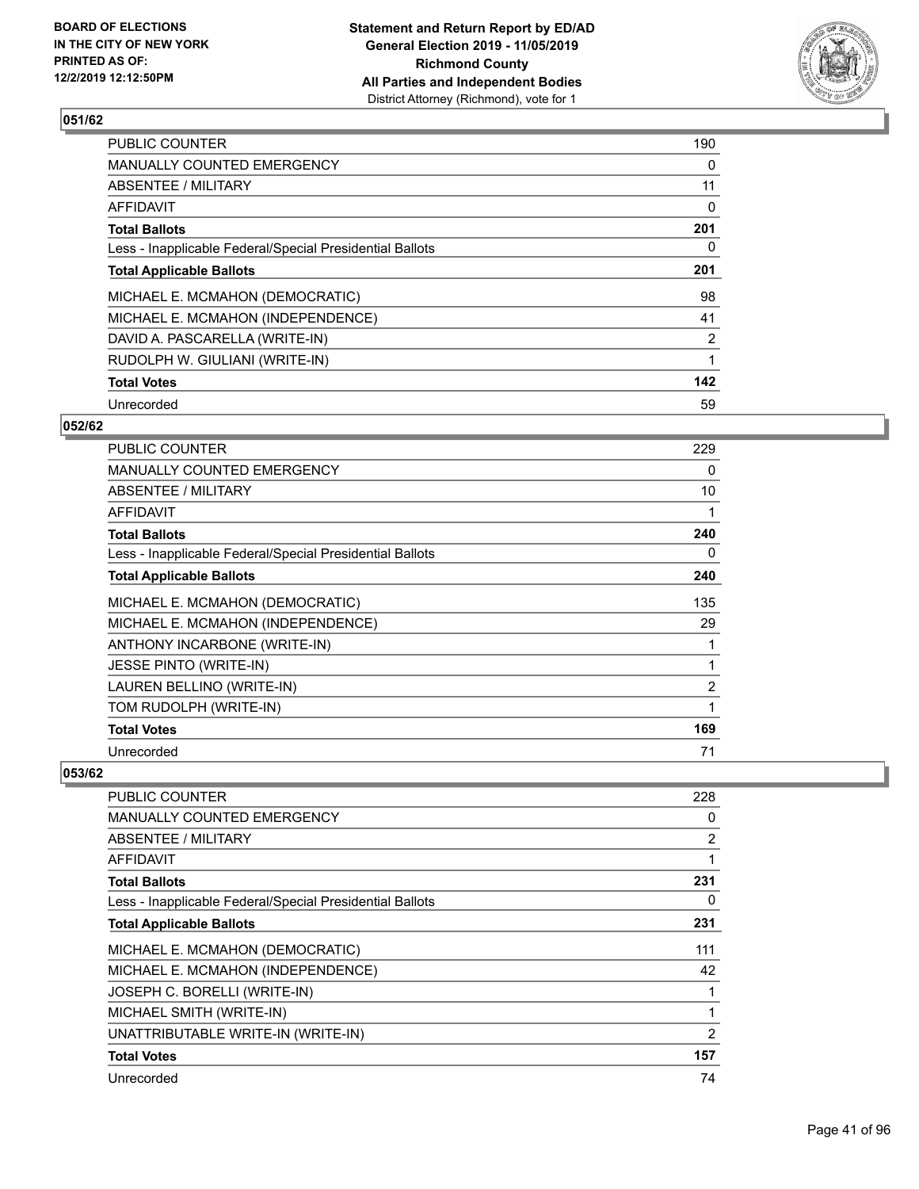### 051/62

| | |
|---|---|
| PUBLIC COUNTER | 190 |
| MANUALLY COUNTED EMERGENCY | 0 |
| ABSENTEE / MILITARY | 11 |
| AFFIDAVIT | 0 |
| **Total Ballots** | **201** |
| Less - Inapplicable Federal/Special Presidential Ballots | 0 |
| **Total Applicable Ballots** | **201** |
| MICHAEL E. MCMAHON (DEMOCRATIC) | 98 |
| MICHAEL E. MCMAHON (INDEPENDENCE) | 41 |
| DAVID A. PASCARELLA (WRITE-IN) | 2 |
| RUDOLPH W. GIULIANI (WRITE-IN) | 1 |
| **Total Votes** | **142** |
| Unrecorded | 59 |

### 052/62

| | |
|---|---|
| PUBLIC COUNTER | 229 |
| MANUALLY COUNTED EMERGENCY | 0 |
| ABSENTEE / MILITARY | 10 |
| AFFIDAVIT | 1 |
| **Total Ballots** | **240** |
| Less - Inapplicable Federal/Special Presidential Ballots | 0 |
| **Total Applicable Ballots** | **240** |
| MICHAEL E. MCMAHON (DEMOCRATIC) | 135 |
| MICHAEL E. MCMAHON (INDEPENDENCE) | 29 |
| ANTHONY INCARBONE (WRITE-IN) | 1 |
| JESSE PINTO (WRITE-IN) | 1 |
| LAUREN BELLINO (WRITE-IN) | 2 |
| TOM RUDOLPH (WRITE-IN) | 1 |
| **Total Votes** | **169** |
| Unrecorded | 71 |

### 053/62

| | |
|---|---|
| PUBLIC COUNTER | 228 |
| MANUALLY COUNTED EMERGENCY | 0 |
| ABSENTEE / MILITARY | 2 |
| AFFIDAVIT | 1 |
| **Total Ballots** | **231** |
| Less - Inapplicable Federal/Special Presidential Ballots | 0 |
| **Total Applicable Ballots** | **231** |
| MICHAEL E. MCMAHON (DEMOCRATIC) | 111 |
| MICHAEL E. MCMAHON (INDEPENDENCE) | 42 |
| JOSEPH C. BORELLI (WRITE-IN) | 1 |
| MICHAEL SMITH (WRITE-IN) | 1 |
| UNATTRIBUTABLE WRITE-IN (WRITE-IN) | 2 |
| **Total Votes** | **157** |
| Unrecorded | 74 |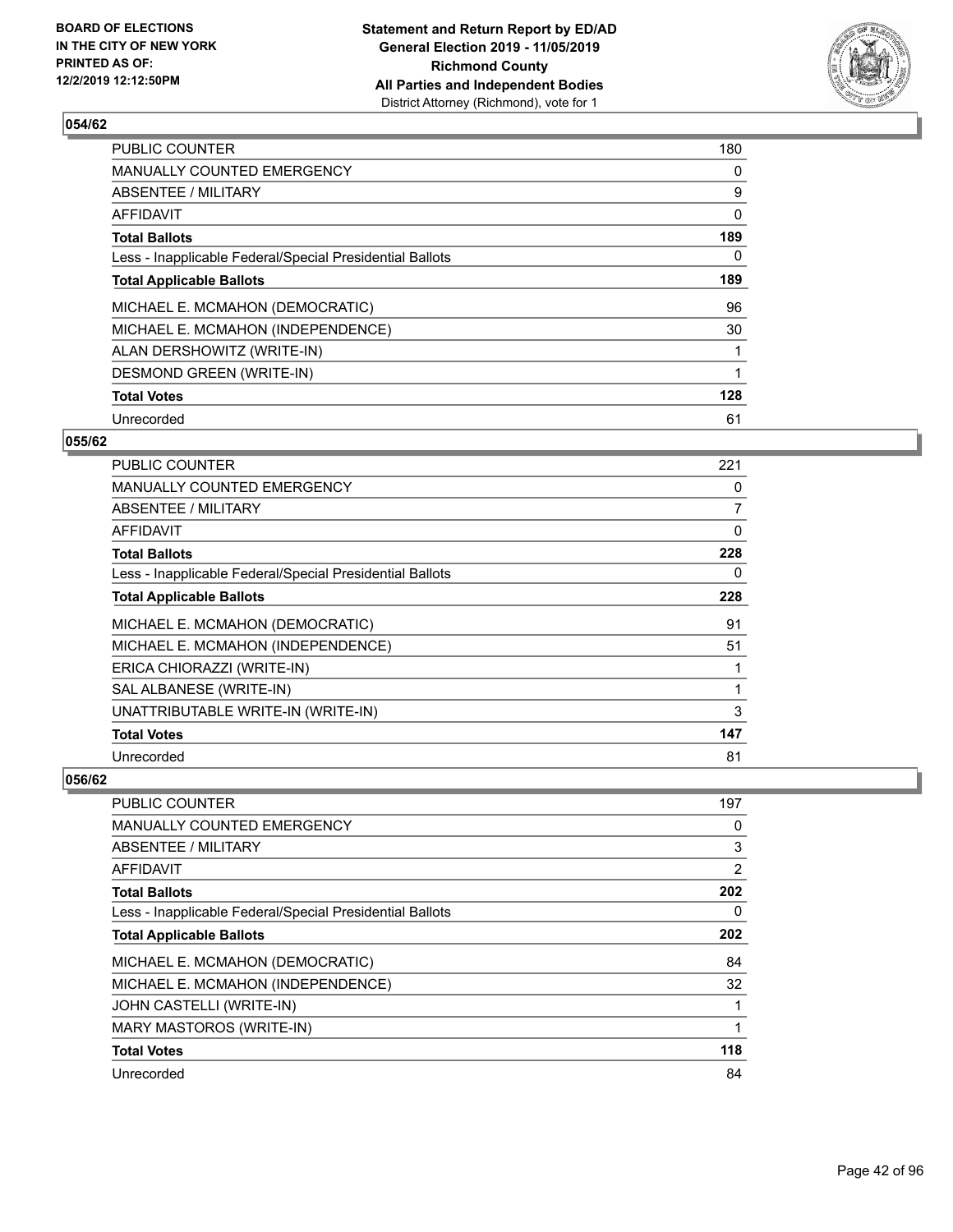**BOARD OF ELECTIONS IN THE CITY OF NEW YORK PRINTED AS OF: 12/2/2019 12:12:50PM**

**Statement and Return Report by ED/AD General Election 2019 - 11/05/2019 Richmond County All Parties and Independent Bodies**
District Attorney (Richmond), vote for 1

### 054/62

| | |
|---|---|
| PUBLIC COUNTER | 180 |
| MANUALLY COUNTED EMERGENCY | 0 |
| ABSENTEE / MILITARY | 9 |
| AFFIDAVIT | 0 |
| **Total Ballots** | **189** |
| Less - Inapplicable Federal/Special Presidential Ballots | 0 |
| **Total Applicable Ballots** | **189** |
| MICHAEL E. MCMAHON (DEMOCRATIC) | 96 |
| MICHAEL E. MCMAHON (INDEPENDENCE) | 30 |
| ALAN DERSHOWITZ (WRITE-IN) | 1 |
| DESMOND GREEN (WRITE-IN) | 1 |
| **Total Votes** | **128** |
| Unrecorded | 61 |

### 055/62

| | |
|---|---|
| PUBLIC COUNTER | 221 |
| MANUALLY COUNTED EMERGENCY | 0 |
| ABSENTEE / MILITARY | 7 |
| AFFIDAVIT | 0 |
| **Total Ballots** | **228** |
| Less - Inapplicable Federal/Special Presidential Ballots | 0 |
| **Total Applicable Ballots** | **228** |
| MICHAEL E. MCMAHON (DEMOCRATIC) | 91 |
| MICHAEL E. MCMAHON (INDEPENDENCE) | 51 |
| ERICA CHIORAZZI (WRITE-IN) | 1 |
| SAL ALBANESE (WRITE-IN) | 1 |
| UNATTRIBUTABLE WRITE-IN (WRITE-IN) | 3 |
| **Total Votes** | **147** |
| Unrecorded | 81 |

### 056/62

| | |
|---|---|
| PUBLIC COUNTER | 197 |
| MANUALLY COUNTED EMERGENCY | 0 |
| ABSENTEE / MILITARY | 3 |
| AFFIDAVIT | 2 |
| **Total Ballots** | **202** |
| Less - Inapplicable Federal/Special Presidential Ballots | 0 |
| **Total Applicable Ballots** | **202** |
| MICHAEL E. MCMAHON (DEMOCRATIC) | 84 |
| MICHAEL E. MCMAHON (INDEPENDENCE) | 32 |
| JOHN CASTELLI (WRITE-IN) | 1 |
| MARY MASTOROS (WRITE-IN) | 1 |
| **Total Votes** | **118** |
| Unrecorded | 84 |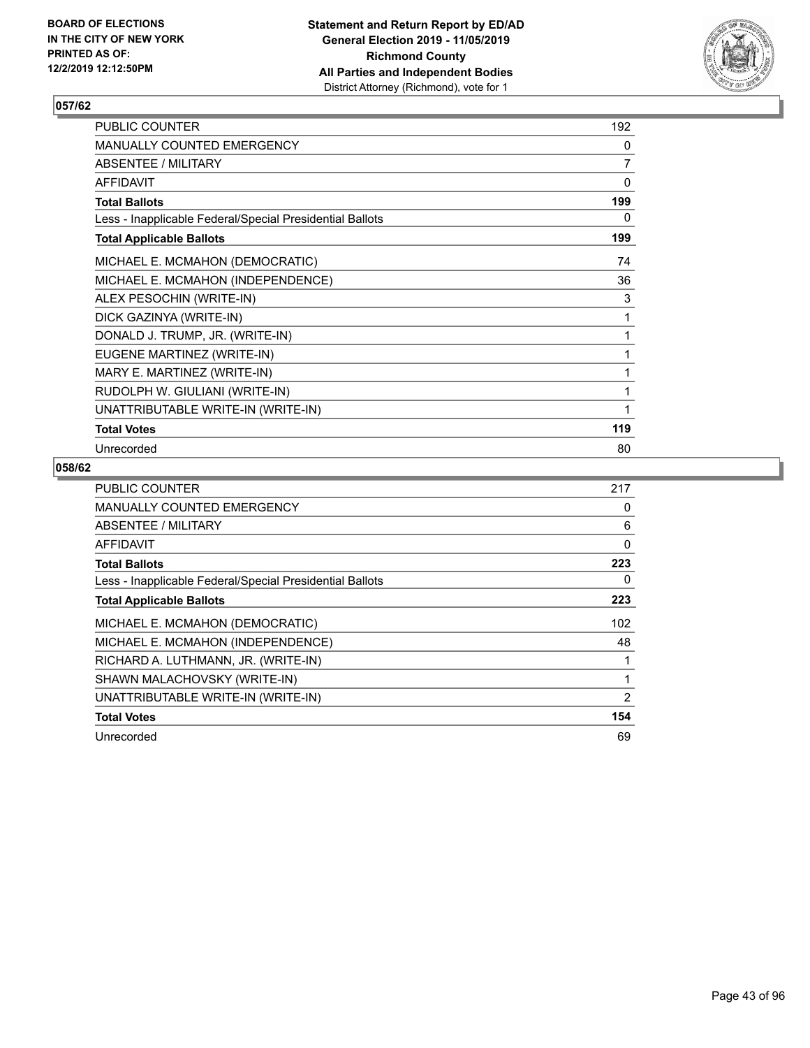**BOARD OF ELECTIONS IN THE CITY OF NEW YORK PRINTED AS OF: 12/2/2019 12:12:50PM**

**Statement and Return Report by ED/AD General Election 2019 - 11/05/2019 Richmond County All Parties and Independent Bodies** District Attorney (Richmond), vote for 1

## 057/62

| | |
|---|---|
| PUBLIC COUNTER | 192 |
| MANUALLY COUNTED EMERGENCY | 0 |
| ABSENTEE / MILITARY | 7 |
| AFFIDAVIT | 0 |
| **Total Ballots** | **199** |
| Less - Inapplicable Federal/Special Presidential Ballots | 0 |
| **Total Applicable Ballots** | **199** |
| MICHAEL E. MCMAHON (DEMOCRATIC) | 74 |
| MICHAEL E. MCMAHON (INDEPENDENCE) | 36 |
| ALEX PESOCHIN (WRITE-IN) | 3 |
| DICK GAZINYA (WRITE-IN) | 1 |
| DONALD J. TRUMP, JR. (WRITE-IN) | 1 |
| EUGENE MARTINEZ (WRITE-IN) | 1 |
| MARY E. MARTINEZ (WRITE-IN) | 1 |
| RUDOLPH W. GIULIANI (WRITE-IN) | 1 |
| UNATTRIBUTABLE WRITE-IN (WRITE-IN) | 1 |
| **Total Votes** | **119** |
| Unrecorded | 80 |

## 058/62

| | |
|---|---|
| PUBLIC COUNTER | 217 |
| MANUALLY COUNTED EMERGENCY | 0 |
| ABSENTEE / MILITARY | 6 |
| AFFIDAVIT | 0 |
| **Total Ballots** | **223** |
| Less - Inapplicable Federal/Special Presidential Ballots | 0 |
| **Total Applicable Ballots** | **223** |
| MICHAEL E. MCMAHON (DEMOCRATIC) | 102 |
| MICHAEL E. MCMAHON (INDEPENDENCE) | 48 |
| RICHARD A. LUTHMANN, JR. (WRITE-IN) | 1 |
| SHAWN MALACHOVSKY (WRITE-IN) | 1 |
| UNATTRIBUTABLE WRITE-IN (WRITE-IN) | 2 |
| **Total Votes** | **154** |
| Unrecorded | 69 |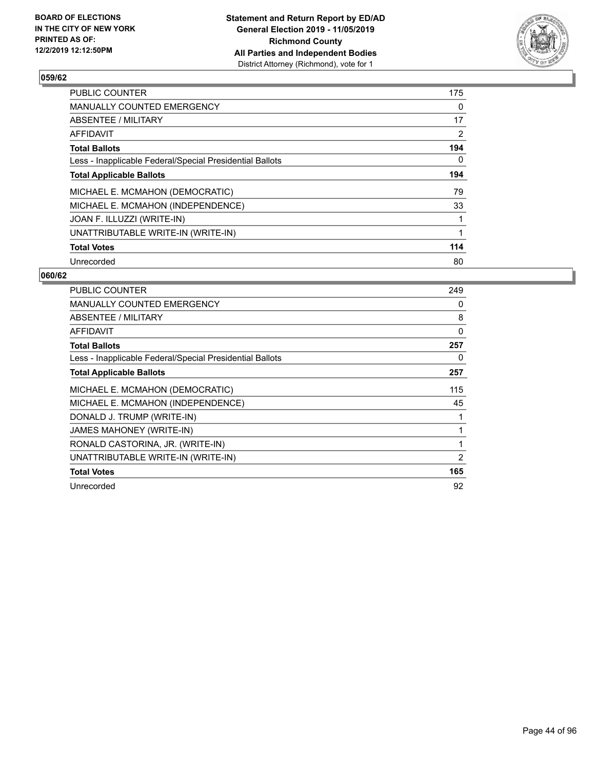BOARD OF ELECTIONS
IN THE CITY OF NEW YORK
PRINTED AS OF:
12/2/2019 12:12:50PM

**Statement and Return Report by ED/AD**
**General Election 2019 - 11/05/2019**
**Richmond County**
**All Parties and Independent Bodies**
District Attorney (Richmond), vote for 1

## 059/62

| | |
|---|---|
| PUBLIC COUNTER | 175 |
| MANUALLY COUNTED EMERGENCY | 0 |
| ABSENTEE / MILITARY | 17 |
| AFFIDAVIT | 2 |
| **Total Ballots** | **194** |
| Less - Inapplicable Federal/Special Presidential Ballots | 0 |
| **Total Applicable Ballots** | **194** |
| MICHAEL E. MCMAHON (DEMOCRATIC) | 79 |
| MICHAEL E. MCMAHON (INDEPENDENCE) | 33 |
| JOAN F. ILLUZZI (WRITE-IN) | 1 |
| UNATTRIBUTABLE WRITE-IN (WRITE-IN) | 1 |
| **Total Votes** | **114** |
| Unrecorded | 80 |

## 060/62

| | |
|---|---|
| PUBLIC COUNTER | 249 |
| MANUALLY COUNTED EMERGENCY | 0 |
| ABSENTEE / MILITARY | 8 |
| AFFIDAVIT | 0 |
| **Total Ballots** | **257** |
| Less - Inapplicable Federal/Special Presidential Ballots | 0 |
| **Total Applicable Ballots** | **257** |
| MICHAEL E. MCMAHON (DEMOCRATIC) | 115 |
| MICHAEL E. MCMAHON (INDEPENDENCE) | 45 |
| DONALD J. TRUMP (WRITE-IN) | 1 |
| JAMES MAHONEY (WRITE-IN) | 1 |
| RONALD CASTORINA, JR. (WRITE-IN) | 1 |
| UNATTRIBUTABLE WRITE-IN (WRITE-IN) | 2 |
| **Total Votes** | **165** |
| Unrecorded | 92 |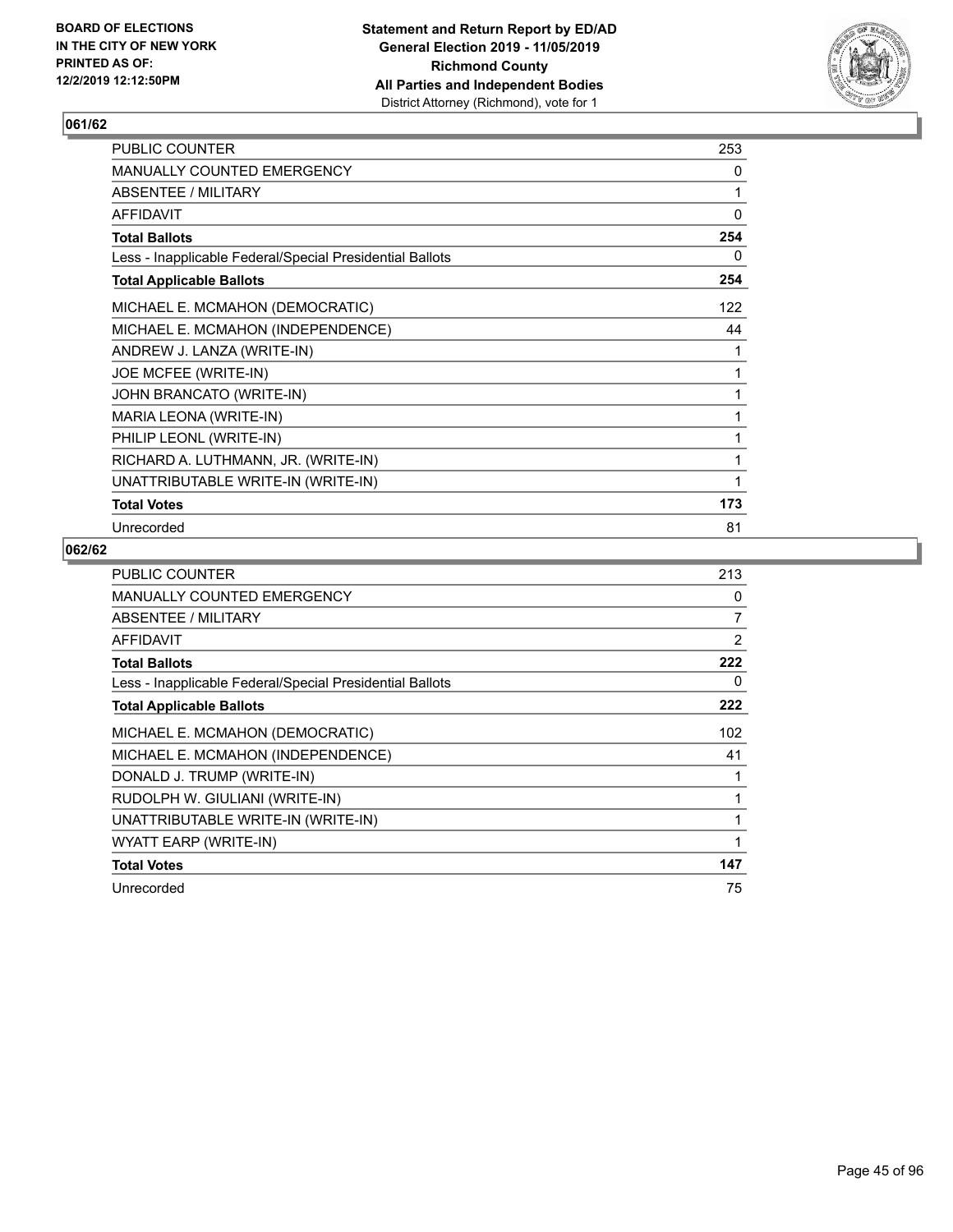BOARD OF ELECTIONS
IN THE CITY OF NEW YORK
PRINTED AS OF:
12/2/2019 12:12:50PM

**Statement and Return Report by ED/AD**
**General Election 2019 - 11/05/2019**
**Richmond County**
**All Parties and Independent Bodies**
District Attorney (Richmond), vote for 1

## 061/62

| | |
|---|---|
| PUBLIC COUNTER | 253 |
| MANUALLY COUNTED EMERGENCY | 0 |
| ABSENTEE / MILITARY | 1 |
| AFFIDAVIT | 0 |
| **Total Ballots** | **254** |
| Less - Inapplicable Federal/Special Presidential Ballots | 0 |
| **Total Applicable Ballots** | **254** |
| MICHAEL E. MCMAHON (DEMOCRATIC) | 122 |
| MICHAEL E. MCMAHON (INDEPENDENCE) | 44 |
| ANDREW J. LANZA (WRITE-IN) | 1 |
| JOE MCFEE (WRITE-IN) | 1 |
| JOHN BRANCATO (WRITE-IN) | 1 |
| MARIA LEONA (WRITE-IN) | 1 |
| PHILIP LEONL (WRITE-IN) | 1 |
| RICHARD A. LUTHMANN, JR. (WRITE-IN) | 1 |
| UNATTRIBUTABLE WRITE-IN (WRITE-IN) | 1 |
| **Total Votes** | **173** |
| Unrecorded | 81 |

## 062/62

| | |
|---|---|
| PUBLIC COUNTER | 213 |
| MANUALLY COUNTED EMERGENCY | 0 |
| ABSENTEE / MILITARY | 7 |
| AFFIDAVIT | 2 |
| **Total Ballots** | **222** |
| Less - Inapplicable Federal/Special Presidential Ballots | 0 |
| **Total Applicable Ballots** | **222** |
| MICHAEL E. MCMAHON (DEMOCRATIC) | 102 |
| MICHAEL E. MCMAHON (INDEPENDENCE) | 41 |
| DONALD J. TRUMP (WRITE-IN) | 1 |
| RUDOLPH W. GIULIANI (WRITE-IN) | 1 |
| UNATTRIBUTABLE WRITE-IN (WRITE-IN) | 1 |
| WYATT EARP (WRITE-IN) | 1 |
| **Total Votes** | **147** |
| Unrecorded | 75 |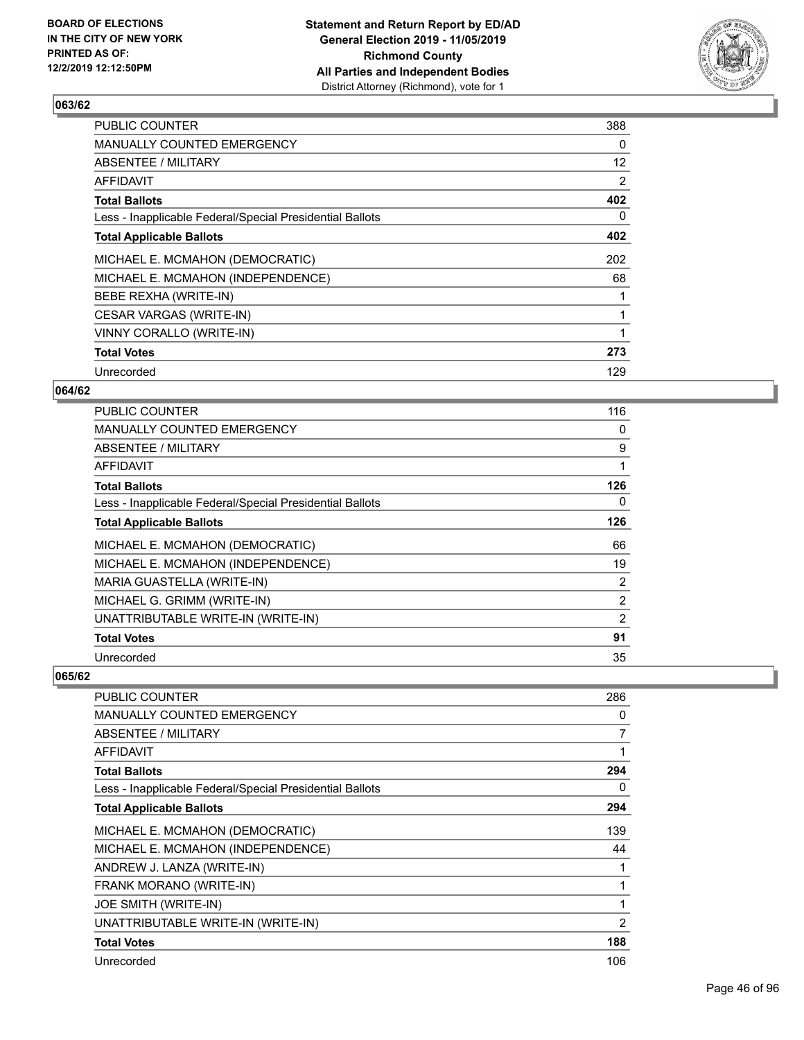## 063/62

| | |
|---|---|
| PUBLIC COUNTER | 388 |
| MANUALLY COUNTED EMERGENCY | 0 |
| ABSENTEE / MILITARY | 12 |
| AFFIDAVIT | 2 |
| **Total Ballots** | **402** |
| Less - Inapplicable Federal/Special Presidential Ballots | 0 |
| **Total Applicable Ballots** | **402** |
| MICHAEL E. MCMAHON (DEMOCRATIC) | 202 |
| MICHAEL E. MCMAHON (INDEPENDENCE) | 68 |
| BEBE REXHA (WRITE-IN) | 1 |
| CESAR VARGAS (WRITE-IN) | 1 |
| VINNY CORALLO (WRITE-IN) | 1 |
| **Total Votes** | **273** |
| Unrecorded | 129 |

## 064/62

| | |
|---|---|
| PUBLIC COUNTER | 116 |
| MANUALLY COUNTED EMERGENCY | 0 |
| ABSENTEE / MILITARY | 9 |
| AFFIDAVIT | 1 |
| **Total Ballots** | **126** |
| Less - Inapplicable Federal/Special Presidential Ballots | 0 |
| **Total Applicable Ballots** | **126** |
| MICHAEL E. MCMAHON (DEMOCRATIC) | 66 |
| MICHAEL E. MCMAHON (INDEPENDENCE) | 19 |
| MARIA GUASTELLA (WRITE-IN) | 2 |
| MICHAEL G. GRIMM (WRITE-IN) | 2 |
| UNATTRIBUTABLE WRITE-IN (WRITE-IN) | 2 |
| **Total Votes** | **91** |
| Unrecorded | 35 |

## 065/62

| | |
|---|---|
| PUBLIC COUNTER | 286 |
| MANUALLY COUNTED EMERGENCY | 0 |
| ABSENTEE / MILITARY | 7 |
| AFFIDAVIT | 1 |
| **Total Ballots** | **294** |
| Less - Inapplicable Federal/Special Presidential Ballots | 0 |
| **Total Applicable Ballots** | **294** |
| MICHAEL E. MCMAHON (DEMOCRATIC) | 139 |
| MICHAEL E. MCMAHON (INDEPENDENCE) | 44 |
| ANDREW J. LANZA (WRITE-IN) | 1 |
| FRANK MORANO (WRITE-IN) | 1 |
| JOE SMITH (WRITE-IN) | 1 |
| UNATTRIBUTABLE WRITE-IN (WRITE-IN) | 2 |
| **Total Votes** | **188** |
| Unrecorded | 106 |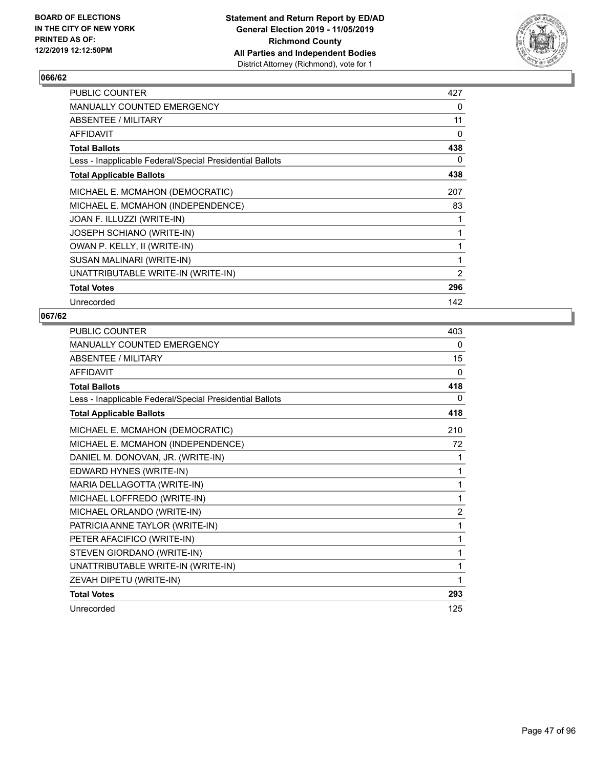**BOARD OF ELECTIONS IN THE CITY OF NEW YORK PRINTED AS OF: 12/2/2019 12:12:50PM**

**Statement and Return Report by ED/AD General Election 2019 - 11/05/2019 Richmond County All Parties and Independent Bodies**
District Attorney (Richmond), vote for 1

## 066/62

| | |
|---|---|
| PUBLIC COUNTER | 427 |
| MANUALLY COUNTED EMERGENCY | 0 |
| ABSENTEE / MILITARY | 11 |
| AFFIDAVIT | 0 |
| **Total Ballots** | **438** |
| Less - Inapplicable Federal/Special Presidential Ballots | 0 |
| **Total Applicable Ballots** | **438** |
| MICHAEL E. MCMAHON (DEMOCRATIC) | 207 |
| MICHAEL E. MCMAHON (INDEPENDENCE) | 83 |
| JOAN F. ILLUZZI (WRITE-IN) | 1 |
| JOSEPH SCHIANO (WRITE-IN) | 1 |
| OWAN P. KELLY, II (WRITE-IN) | 1 |
| SUSAN MALINARI (WRITE-IN) | 1 |
| UNATTRIBUTABLE WRITE-IN (WRITE-IN) | 2 |
| **Total Votes** | **296** |
| Unrecorded | 142 |

## 067/62

| | |
|---|---|
| PUBLIC COUNTER | 403 |
| MANUALLY COUNTED EMERGENCY | 0 |
| ABSENTEE / MILITARY | 15 |
| AFFIDAVIT | 0 |
| **Total Ballots** | **418** |
| Less - Inapplicable Federal/Special Presidential Ballots | 0 |
| **Total Applicable Ballots** | **418** |
| MICHAEL E. MCMAHON (DEMOCRATIC) | 210 |
| MICHAEL E. MCMAHON (INDEPENDENCE) | 72 |
| DANIEL M. DONOVAN, JR. (WRITE-IN) | 1 |
| EDWARD HYNES (WRITE-IN) | 1 |
| MARIA DELLAGOTTA (WRITE-IN) | 1 |
| MICHAEL LOFFREDO (WRITE-IN) | 1 |
| MICHAEL ORLANDO (WRITE-IN) | 2 |
| PATRICIA ANNE TAYLOR (WRITE-IN) | 1 |
| PETER AFACIFICO (WRITE-IN) | 1 |
| STEVEN GIORDANO (WRITE-IN) | 1 |
| UNATTRIBUTABLE WRITE-IN (WRITE-IN) | 1 |
| ZEVAH DIPETU (WRITE-IN) | 1 |
| **Total Votes** | **293** |
| Unrecorded | 125 |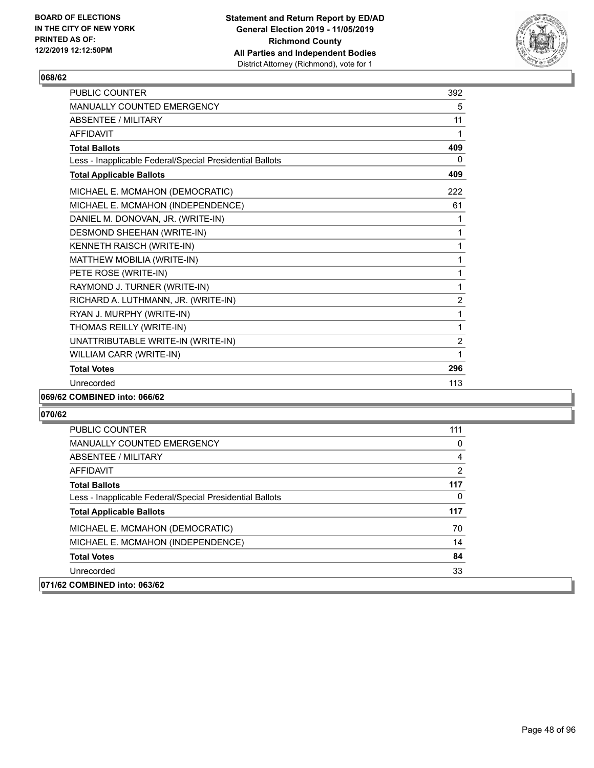**BOARD OF ELECTIONS IN THE CITY OF NEW YORK PRINTED AS OF: 12/2/2019 12:12:50PM**

**Statement and Return Report by ED/AD General Election 2019 - 11/05/2019 Richmond County All Parties and Independent Bodies**
District Attorney (Richmond), vote for 1

### 068/62

| | |
|---|---|
| PUBLIC COUNTER | 392 |
| MANUALLY COUNTED EMERGENCY | 5 |
| ABSENTEE / MILITARY | 11 |
| AFFIDAVIT | 1 |
| **Total Ballots** | **409** |
| Less - Inapplicable Federal/Special Presidential Ballots | 0 |
| **Total Applicable Ballots** | **409** |
| MICHAEL E. MCMAHON (DEMOCRATIC) | 222 |
| MICHAEL E. MCMAHON (INDEPENDENCE) | 61 |
| DANIEL M. DONOVAN, JR. (WRITE-IN) | 1 |
| DESMOND SHEEHAN (WRITE-IN) | 1 |
| KENNETH RAISCH (WRITE-IN) | 1 |
| MATTHEW MOBILIA (WRITE-IN) | 1 |
| PETE ROSE (WRITE-IN) | 1 |
| RAYMOND J. TURNER (WRITE-IN) | 1 |
| RICHARD A. LUTHMANN, JR. (WRITE-IN) | 2 |
| RYAN J. MURPHY (WRITE-IN) | 1 |
| THOMAS REILLY (WRITE-IN) | 1 |
| UNATTRIBUTABLE WRITE-IN (WRITE-IN) | 2 |
| WILLIAM CARR (WRITE-IN) | 1 |
| **Total Votes** | **296** |
| Unrecorded | 113 |

### 069/62 COMBINED into: 066/62

### 070/62

| | |
|---|---|
| PUBLIC COUNTER | 111 |
| MANUALLY COUNTED EMERGENCY | 0 |
| ABSENTEE / MILITARY | 4 |
| AFFIDAVIT | 2 |
| **Total Ballots** | **117** |
| Less - Inapplicable Federal/Special Presidential Ballots | 0 |
| **Total Applicable Ballots** | **117** |
| MICHAEL E. MCMAHON (DEMOCRATIC) | 70 |
| MICHAEL E. MCMAHON (INDEPENDENCE) | 14 |
| **Total Votes** | **84** |
| Unrecorded | 33 |

### 071/62 COMBINED into: 063/62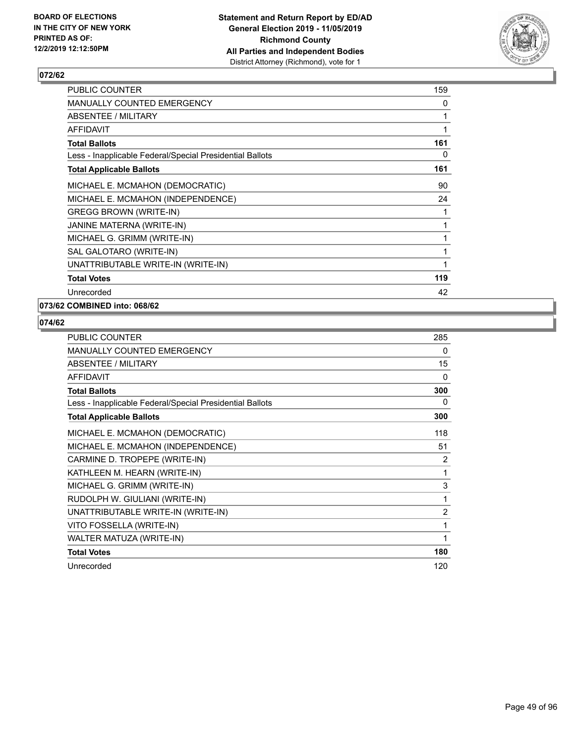BOARD OF ELECTIONS IN THE CITY OF NEW YORK PRINTED AS OF: 12/2/2019 12:12:50PM

**Statement and Return Report by ED/AD General Election 2019 - 11/05/2019 Richmond County All Parties and Independent Bodies**
District Attorney (Richmond), vote for 1

## 072/62

| | |
|---|---|
| PUBLIC COUNTER | 159 |
| MANUALLY COUNTED EMERGENCY | 0 |
| ABSENTEE / MILITARY | 1 |
| AFFIDAVIT | 1 |
| **Total Ballots** | **161** |
| Less - Inapplicable Federal/Special Presidential Ballots | 0 |
| **Total Applicable Ballots** | **161** |
| MICHAEL E. MCMAHON (DEMOCRATIC) | 90 |
| MICHAEL E. MCMAHON (INDEPENDENCE) | 24 |
| GREGG BROWN (WRITE-IN) | 1 |
| JANINE MATERNA (WRITE-IN) | 1 |
| MICHAEL G. GRIMM (WRITE-IN) | 1 |
| SAL GALOTARO (WRITE-IN) | 1 |
| UNATTRIBUTABLE WRITE-IN (WRITE-IN) | 1 |
| **Total Votes** | **119** |
| Unrecorded | 42 |

## 073/62 COMBINED into: 068/62

## 074/62

| | |
|---|---|
| PUBLIC COUNTER | 285 |
| MANUALLY COUNTED EMERGENCY | 0 |
| ABSENTEE / MILITARY | 15 |
| AFFIDAVIT | 0 |
| **Total Ballots** | **300** |
| Less - Inapplicable Federal/Special Presidential Ballots | 0 |
| **Total Applicable Ballots** | **300** |
| MICHAEL E. MCMAHON (DEMOCRATIC) | 118 |
| MICHAEL E. MCMAHON (INDEPENDENCE) | 51 |
| CARMINE D. TROPEPE (WRITE-IN) | 2 |
| KATHLEEN M. HEARN (WRITE-IN) | 1 |
| MICHAEL G. GRIMM (WRITE-IN) | 3 |
| RUDOLPH W. GIULIANI (WRITE-IN) | 1 |
| UNATTRIBUTABLE WRITE-IN (WRITE-IN) | 2 |
| VITO FOSSELLA (WRITE-IN) | 1 |
| WALTER MATUZA (WRITE-IN) | 1 |
| **Total Votes** | **180** |
| Unrecorded | 120 |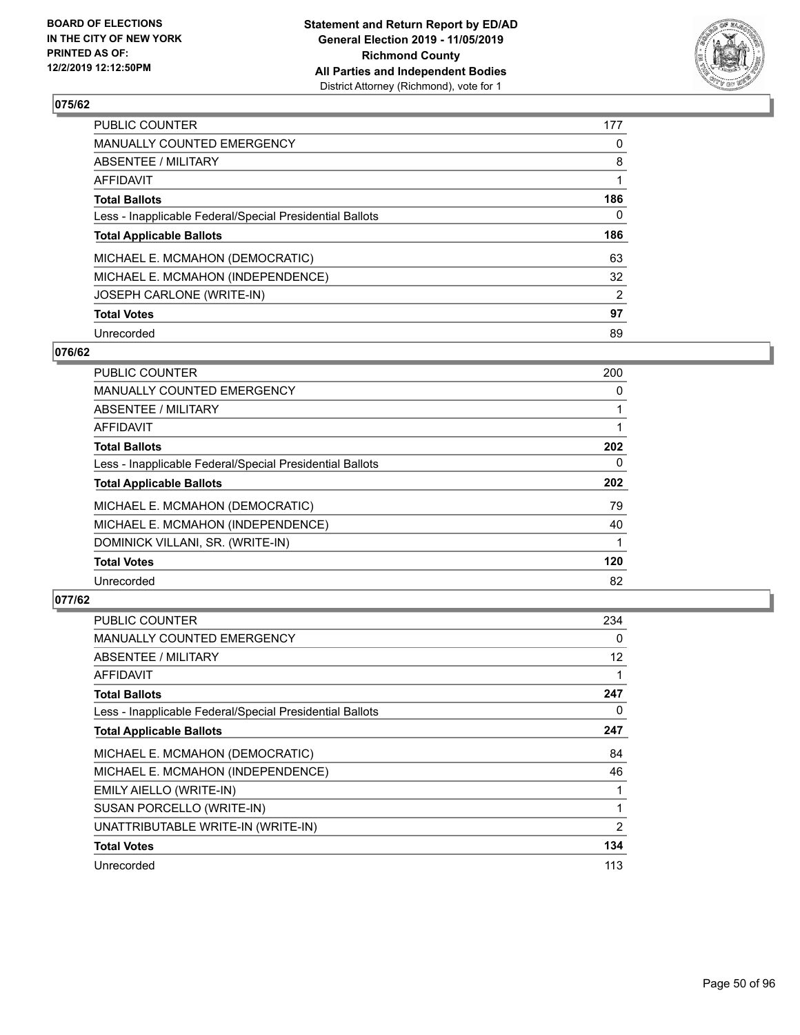**BOARD OF ELECTIONS IN THE CITY OF NEW YORK PRINTED AS OF: 12/2/2019 12:12:50PM**

**Statement and Return Report by ED/AD General Election 2019 - 11/05/2019 Richmond County All Parties and Independent Bodies**
District Attorney (Richmond), vote for 1

## 075/62

| | |
|---|---|
| PUBLIC COUNTER | 177 |
| MANUALLY COUNTED EMERGENCY | 0 |
| ABSENTEE / MILITARY | 8 |
| AFFIDAVIT | 1 |
| **Total Ballots** | **186** |
| Less - Inapplicable Federal/Special Presidential Ballots | 0 |
| **Total Applicable Ballots** | **186** |
| MICHAEL E. MCMAHON (DEMOCRATIC) | 63 |
| MICHAEL E. MCMAHON (INDEPENDENCE) | 32 |
| JOSEPH CARLONE (WRITE-IN) | 2 |
| **Total Votes** | **97** |
| Unrecorded | 89 |

## 076/62

| | |
|---|---|
| PUBLIC COUNTER | 200 |
| MANUALLY COUNTED EMERGENCY | 0 |
| ABSENTEE / MILITARY | 1 |
| AFFIDAVIT | 1 |
| **Total Ballots** | **202** |
| Less - Inapplicable Federal/Special Presidential Ballots | 0 |
| **Total Applicable Ballots** | **202** |
| MICHAEL E. MCMAHON (DEMOCRATIC) | 79 |
| MICHAEL E. MCMAHON (INDEPENDENCE) | 40 |
| DOMINICK VILLANI, SR. (WRITE-IN) | 1 |
| **Total Votes** | **120** |
| Unrecorded | 82 |

## 077/62

| | |
|---|---|
| PUBLIC COUNTER | 234 |
| MANUALLY COUNTED EMERGENCY | 0 |
| ABSENTEE / MILITARY | 12 |
| AFFIDAVIT | 1 |
| **Total Ballots** | **247** |
| Less - Inapplicable Federal/Special Presidential Ballots | 0 |
| **Total Applicable Ballots** | **247** |
| MICHAEL E. MCMAHON (DEMOCRATIC) | 84 |
| MICHAEL E. MCMAHON (INDEPENDENCE) | 46 |
| EMILY AIELLO (WRITE-IN) | 1 |
| SUSAN PORCELLO (WRITE-IN) | 1 |
| UNATTRIBUTABLE WRITE-IN (WRITE-IN) | 2 |
| **Total Votes** | **134** |
| Unrecorded | 113 |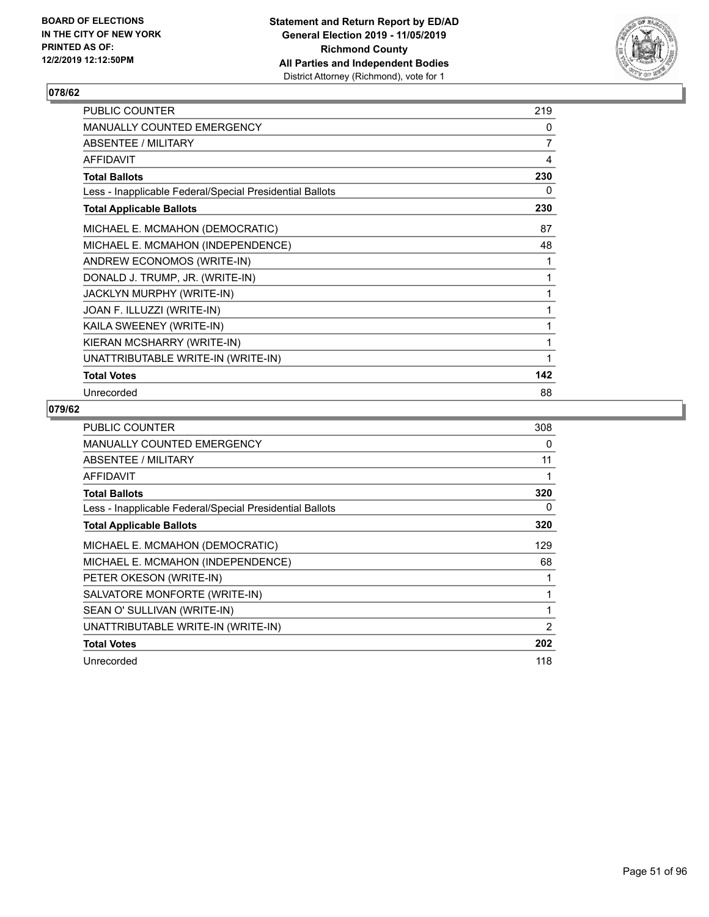BOARD OF ELECTIONS
IN THE CITY OF NEW YORK
PRINTED AS OF:
12/2/2019 12:12:50PM

**Statement and Return Report by ED/AD**
**General Election 2019 - 11/05/2019**
**Richmond County**
**All Parties and Independent Bodies**
District Attorney (Richmond), vote for 1

## 078/62

| | |
|---|---|
| PUBLIC COUNTER | 219 |
| MANUALLY COUNTED EMERGENCY | 0 |
| ABSENTEE / MILITARY | 7 |
| AFFIDAVIT | 4 |
| **Total Ballots** | **230** |
| Less - Inapplicable Federal/Special Presidential Ballots | 0 |
| **Total Applicable Ballots** | **230** |
| MICHAEL E. MCMAHON (DEMOCRATIC) | 87 |
| MICHAEL E. MCMAHON (INDEPENDENCE) | 48 |
| ANDREW ECONOMOS (WRITE-IN) | 1 |
| DONALD J. TRUMP, JR. (WRITE-IN) | 1 |
| JACKLYN MURPHY (WRITE-IN) | 1 |
| JOAN F. ILLUZZI (WRITE-IN) | 1 |
| KAILA SWEENEY (WRITE-IN) | 1 |
| KIERAN MCSHARRY (WRITE-IN) | 1 |
| UNATTRIBUTABLE WRITE-IN (WRITE-IN) | 1 |
| **Total Votes** | **142** |
| Unrecorded | 88 |

## 079/62

| | |
|---|---|
| PUBLIC COUNTER | 308 |
| MANUALLY COUNTED EMERGENCY | 0 |
| ABSENTEE / MILITARY | 11 |
| AFFIDAVIT | 1 |
| **Total Ballots** | **320** |
| Less - Inapplicable Federal/Special Presidential Ballots | 0 |
| **Total Applicable Ballots** | **320** |
| MICHAEL E. MCMAHON (DEMOCRATIC) | 129 |
| MICHAEL E. MCMAHON (INDEPENDENCE) | 68 |
| PETER OKESON (WRITE-IN) | 1 |
| SALVATORE MONFORTE (WRITE-IN) | 1 |
| SEAN O' SULLIVAN (WRITE-IN) | 1 |
| UNATTRIBUTABLE WRITE-IN (WRITE-IN) | 2 |
| **Total Votes** | **202** |
| Unrecorded | 118 |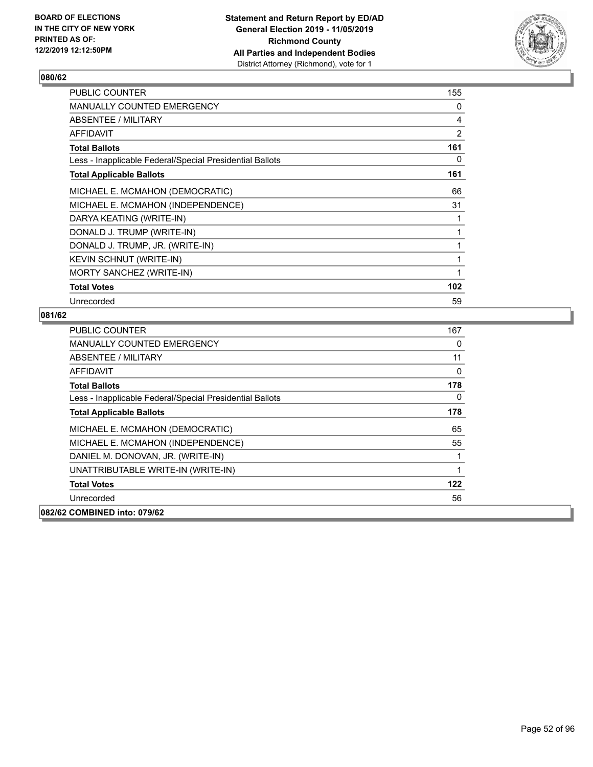**BOARD OF ELECTIONS IN THE CITY OF NEW YORK PRINTED AS OF: 12/2/2019 12:12:50PM**

**Statement and Return Report by ED/AD General Election 2019 - 11/05/2019 Richmond County All Parties and Independent Bodies**
District Attorney (Richmond), vote for 1

## 080/62

| | |
|---|---|
| PUBLIC COUNTER | 155 |
| MANUALLY COUNTED EMERGENCY | 0 |
| ABSENTEE / MILITARY | 4 |
| AFFIDAVIT | 2 |
| **Total Ballots** | **161** |
| Less - Inapplicable Federal/Special Presidential Ballots | 0 |
| **Total Applicable Ballots** | **161** |
| MICHAEL E. MCMAHON (DEMOCRATIC) | 66 |
| MICHAEL E. MCMAHON (INDEPENDENCE) | 31 |
| DARYA KEATING (WRITE-IN) | 1 |
| DONALD J. TRUMP (WRITE-IN) | 1 |
| DONALD J. TRUMP, JR. (WRITE-IN) | 1 |
| KEVIN SCHNUT (WRITE-IN) | 1 |
| MORTY SANCHEZ (WRITE-IN) | 1 |
| **Total Votes** | **102** |
| Unrecorded | 59 |

## 081/62

| | |
|---|---|
| PUBLIC COUNTER | 167 |
| MANUALLY COUNTED EMERGENCY | 0 |
| ABSENTEE / MILITARY | 11 |
| AFFIDAVIT | 0 |
| **Total Ballots** | **178** |
| Less - Inapplicable Federal/Special Presidential Ballots | 0 |
| **Total Applicable Ballots** | **178** |
| MICHAEL E. MCMAHON (DEMOCRATIC) | 65 |
| MICHAEL E. MCMAHON (INDEPENDENCE) | 55 |
| DANIEL M. DONOVAN, JR. (WRITE-IN) | 1 |
| UNATTRIBUTABLE WRITE-IN (WRITE-IN) | 1 |
| **Total Votes** | **122** |
| Unrecorded | 56 |

## 082/62 COMBINED into: 079/62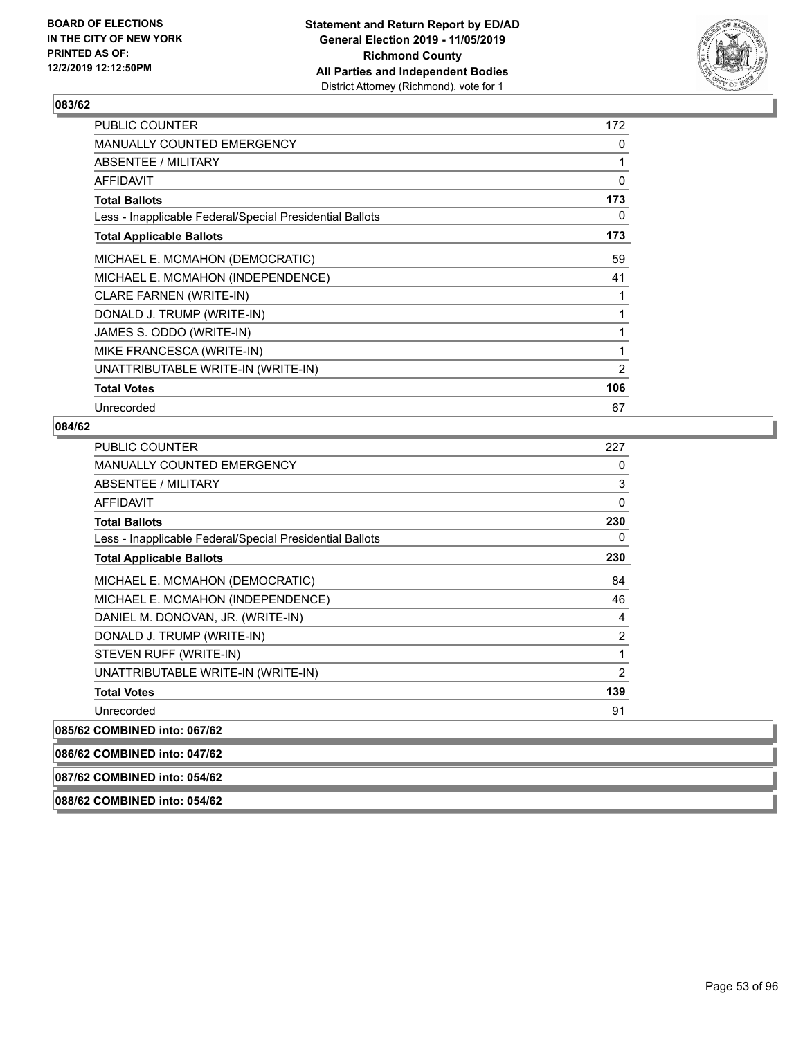**BOARD OF ELECTIONS IN THE CITY OF NEW YORK PRINTED AS OF: 12/2/2019 12:12:50PM**

**Statement and Return Report by ED/AD General Election 2019 - 11/05/2019 Richmond County All Parties and Independent Bodies**
District Attorney (Richmond), vote for 1

## 083/62

| | |
|---|---|
| PUBLIC COUNTER | 172 |
| MANUALLY COUNTED EMERGENCY | 0 |
| ABSENTEE / MILITARY | 1 |
| AFFIDAVIT | 0 |
| **Total Ballots** | **173** |
| Less - Inapplicable Federal/Special Presidential Ballots | 0 |
| **Total Applicable Ballots** | **173** |
| MICHAEL E. MCMAHON (DEMOCRATIC) | 59 |
| MICHAEL E. MCMAHON (INDEPENDENCE) | 41 |
| CLARE FARNEN (WRITE-IN) | 1 |
| DONALD J. TRUMP (WRITE-IN) | 1 |
| JAMES S. ODDO (WRITE-IN) | 1 |
| MIKE FRANCESCA (WRITE-IN) | 1 |
| UNATTRIBUTABLE WRITE-IN (WRITE-IN) | 2 |
| **Total Votes** | **106** |
| Unrecorded | 67 |

## 084/62

| | |
|---|---|
| PUBLIC COUNTER | 227 |
| MANUALLY COUNTED EMERGENCY | 0 |
| ABSENTEE / MILITARY | 3 |
| AFFIDAVIT | 0 |
| **Total Ballots** | **230** |
| Less - Inapplicable Federal/Special Presidential Ballots | 0 |
| **Total Applicable Ballots** | **230** |
| MICHAEL E. MCMAHON (DEMOCRATIC) | 84 |
| MICHAEL E. MCMAHON (INDEPENDENCE) | 46 |
| DANIEL M. DONOVAN, JR. (WRITE-IN) | 4 |
| DONALD J. TRUMP (WRITE-IN) | 2 |
| STEVEN RUFF (WRITE-IN) | 1 |
| UNATTRIBUTABLE WRITE-IN (WRITE-IN) | 2 |
| **Total Votes** | **139** |
| Unrecorded | 91 |

**085/62 COMBINED into: 067/62**

**086/62 COMBINED into: 047/62**

**087/62 COMBINED into: 054/62**

**088/62 COMBINED into: 054/62**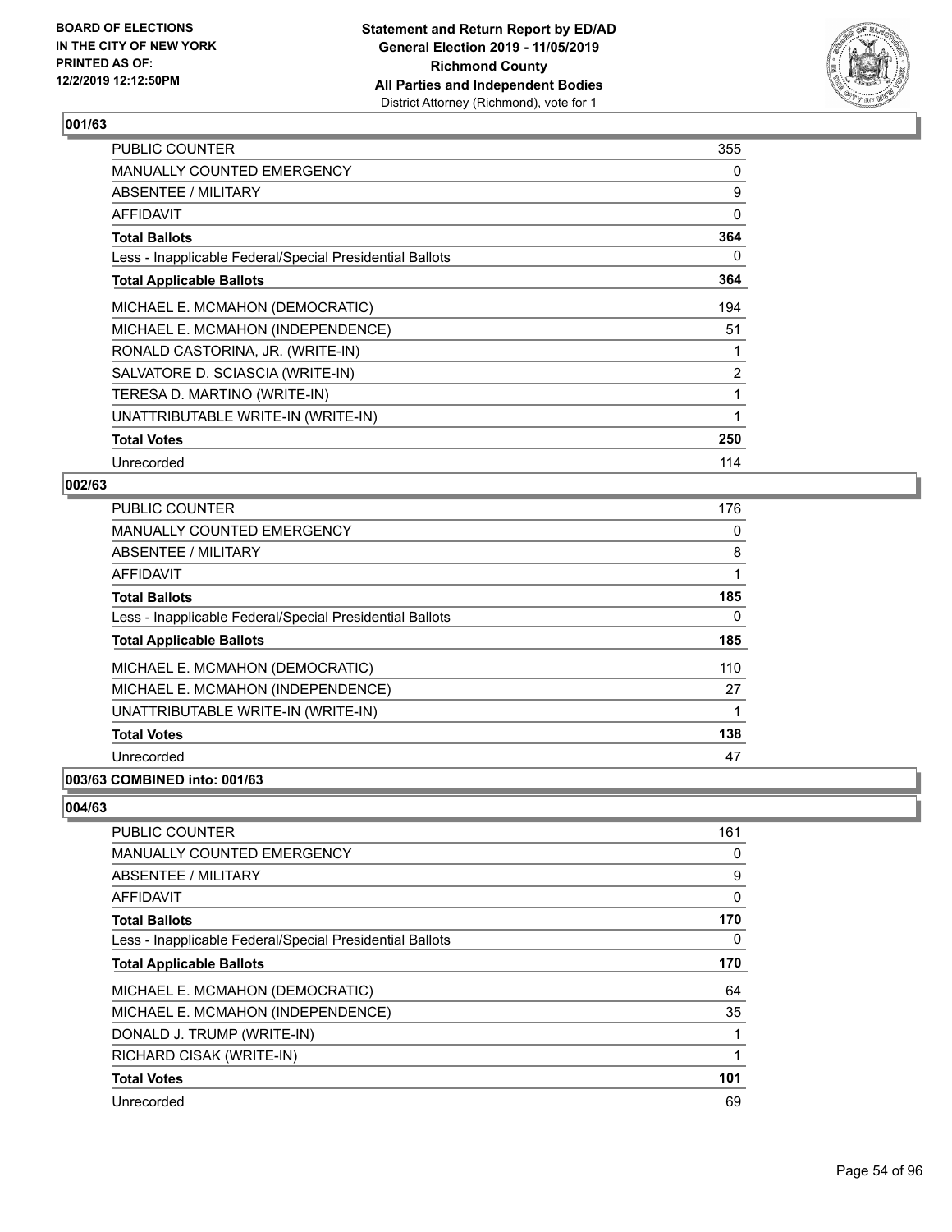### 001/63

| | |
|---|---|
| PUBLIC COUNTER | 355 |
| MANUALLY COUNTED EMERGENCY | 0 |
| ABSENTEE / MILITARY | 9 |
| AFFIDAVIT | 0 |
| **Total Ballots** | **364** |
| Less - Inapplicable Federal/Special Presidential Ballots | 0 |
| **Total Applicable Ballots** | **364** |
| MICHAEL E. MCMAHON (DEMOCRATIC) | 194 |
| MICHAEL E. MCMAHON (INDEPENDENCE) | 51 |
| RONALD CASTORINA, JR. (WRITE-IN) | 1 |
| SALVATORE D. SCIASCIA (WRITE-IN) | 2 |
| TERESA D. MARTINO (WRITE-IN) | 1 |
| UNATTRIBUTABLE WRITE-IN (WRITE-IN) | 1 |
| **Total Votes** | **250** |
| Unrecorded | 114 |

### 002/63

| | |
|---|---|
| PUBLIC COUNTER | 176 |
| MANUALLY COUNTED EMERGENCY | 0 |
| ABSENTEE / MILITARY | 8 |
| AFFIDAVIT | 1 |
| **Total Ballots** | **185** |
| Less - Inapplicable Federal/Special Presidential Ballots | 0 |
| **Total Applicable Ballots** | **185** |
| MICHAEL E. MCMAHON (DEMOCRATIC) | 110 |
| MICHAEL E. MCMAHON (INDEPENDENCE) | 27 |
| UNATTRIBUTABLE WRITE-IN (WRITE-IN) | 1 |
| **Total Votes** | **138** |
| Unrecorded | 47 |

### 003/63 COMBINED into: 001/63

### 004/63

| | |
|---|---|
| PUBLIC COUNTER | 161 |
| MANUALLY COUNTED EMERGENCY | 0 |
| ABSENTEE / MILITARY | 9 |
| AFFIDAVIT | 0 |
| **Total Ballots** | **170** |
| Less - Inapplicable Federal/Special Presidential Ballots | 0 |
| **Total Applicable Ballots** | **170** |
| MICHAEL E. MCMAHON (DEMOCRATIC) | 64 |
| MICHAEL E. MCMAHON (INDEPENDENCE) | 35 |
| DONALD J. TRUMP (WRITE-IN) | 1 |
| RICHARD CISAK (WRITE-IN) | 1 |
| **Total Votes** | **101** |
| Unrecorded | 69 |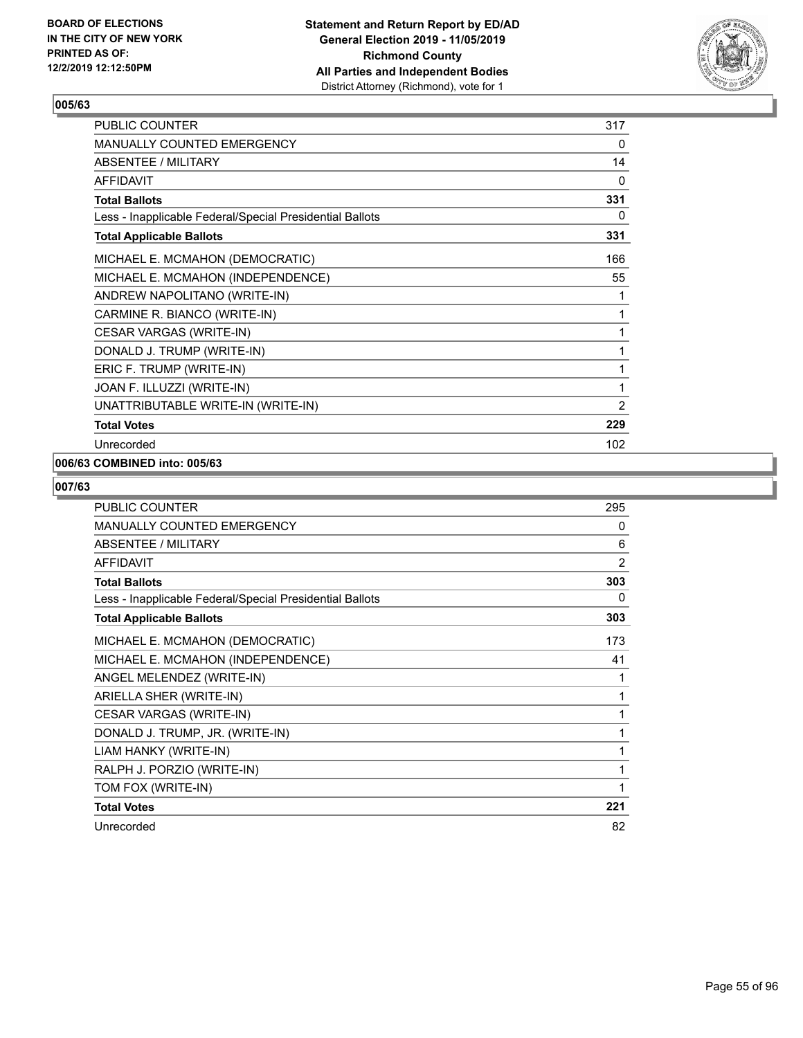**BOARD OF ELECTIONS IN THE CITY OF NEW YORK PRINTED AS OF: 12/2/2019 12:12:50PM**

**Statement and Return Report by ED/AD General Election 2019 - 11/05/2019 Richmond County All Parties and Independent Bodies**
District Attorney (Richmond), vote for 1

## 005/63

| | |
|---|---|
| PUBLIC COUNTER | 317 |
| MANUALLY COUNTED EMERGENCY | 0 |
| ABSENTEE / MILITARY | 14 |
| AFFIDAVIT | 0 |
| **Total Ballots** | **331** |
| Less - Inapplicable Federal/Special Presidential Ballots | 0 |
| **Total Applicable Ballots** | **331** |
| MICHAEL E. MCMAHON (DEMOCRATIC) | 166 |
| MICHAEL E. MCMAHON (INDEPENDENCE) | 55 |
| ANDREW NAPOLITANO (WRITE-IN) | 1 |
| CARMINE R. BIANCO (WRITE-IN) | 1 |
| CESAR VARGAS (WRITE-IN) | 1 |
| DONALD J. TRUMP (WRITE-IN) | 1 |
| ERIC F. TRUMP (WRITE-IN) | 1 |
| JOAN F. ILLUZZI (WRITE-IN) | 1 |
| UNATTRIBUTABLE WRITE-IN (WRITE-IN) | 2 |
| **Total Votes** | **229** |
| Unrecorded | 102 |

## 006/63 COMBINED into: 005/63

## 007/63

| | |
|---|---|
| PUBLIC COUNTER | 295 |
| MANUALLY COUNTED EMERGENCY | 0 |
| ABSENTEE / MILITARY | 6 |
| AFFIDAVIT | 2 |
| **Total Ballots** | **303** |
| Less - Inapplicable Federal/Special Presidential Ballots | 0 |
| **Total Applicable Ballots** | **303** |
| MICHAEL E. MCMAHON (DEMOCRATIC) | 173 |
| MICHAEL E. MCMAHON (INDEPENDENCE) | 41 |
| ANGEL MELENDEZ (WRITE-IN) | 1 |
| ARIELLA SHER (WRITE-IN) | 1 |
| CESAR VARGAS (WRITE-IN) | 1 |
| DONALD J. TRUMP, JR. (WRITE-IN) | 1 |
| LIAM HANKY (WRITE-IN) | 1 |
| RALPH J. PORZIO (WRITE-IN) | 1 |
| TOM FOX (WRITE-IN) | 1 |
| **Total Votes** | **221** |
| Unrecorded | 82 |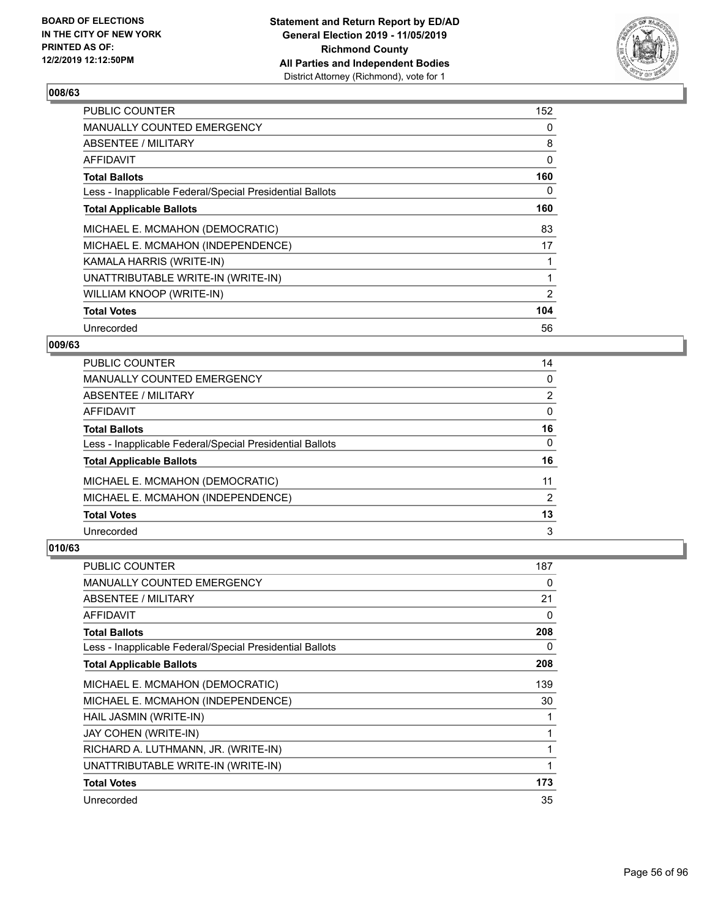### 008/63

| | |
|---|---|
| PUBLIC COUNTER | 152 |
| MANUALLY COUNTED EMERGENCY | 0 |
| ABSENTEE / MILITARY | 8 |
| AFFIDAVIT | 0 |
| **Total Ballots** | **160** |
| Less - Inapplicable Federal/Special Presidential Ballots | 0 |
| **Total Applicable Ballots** | **160** |
| MICHAEL E. MCMAHON (DEMOCRATIC) | 83 |
| MICHAEL E. MCMAHON (INDEPENDENCE) | 17 |
| KAMALA HARRIS (WRITE-IN) | 1 |
| UNATTRIBUTABLE WRITE-IN (WRITE-IN) | 1 |
| WILLIAM KNOOP (WRITE-IN) | 2 |
| **Total Votes** | **104** |
| Unrecorded | 56 |

### 009/63

| | |
|---|---|
| PUBLIC COUNTER | 14 |
| MANUALLY COUNTED EMERGENCY | 0 |
| ABSENTEE / MILITARY | 2 |
| AFFIDAVIT | 0 |
| **Total Ballots** | **16** |
| Less - Inapplicable Federal/Special Presidential Ballots | 0 |
| **Total Applicable Ballots** | **16** |
| MICHAEL E. MCMAHON (DEMOCRATIC) | 11 |
| MICHAEL E. MCMAHON (INDEPENDENCE) | 2 |
| **Total Votes** | **13** |
| Unrecorded | 3 |

### 010/63

| | |
|---|---|
| PUBLIC COUNTER | 187 |
| MANUALLY COUNTED EMERGENCY | 0 |
| ABSENTEE / MILITARY | 21 |
| AFFIDAVIT | 0 |
| **Total Ballots** | **208** |
| Less - Inapplicable Federal/Special Presidential Ballots | 0 |
| **Total Applicable Ballots** | **208** |
| MICHAEL E. MCMAHON (DEMOCRATIC) | 139 |
| MICHAEL E. MCMAHON (INDEPENDENCE) | 30 |
| HAIL JASMIN (WRITE-IN) | 1 |
| JAY COHEN (WRITE-IN) | 1 |
| RICHARD A. LUTHMANN, JR. (WRITE-IN) | 1 |
| UNATTRIBUTABLE WRITE-IN (WRITE-IN) | 1 |
| **Total Votes** | **173** |
| Unrecorded | 35 |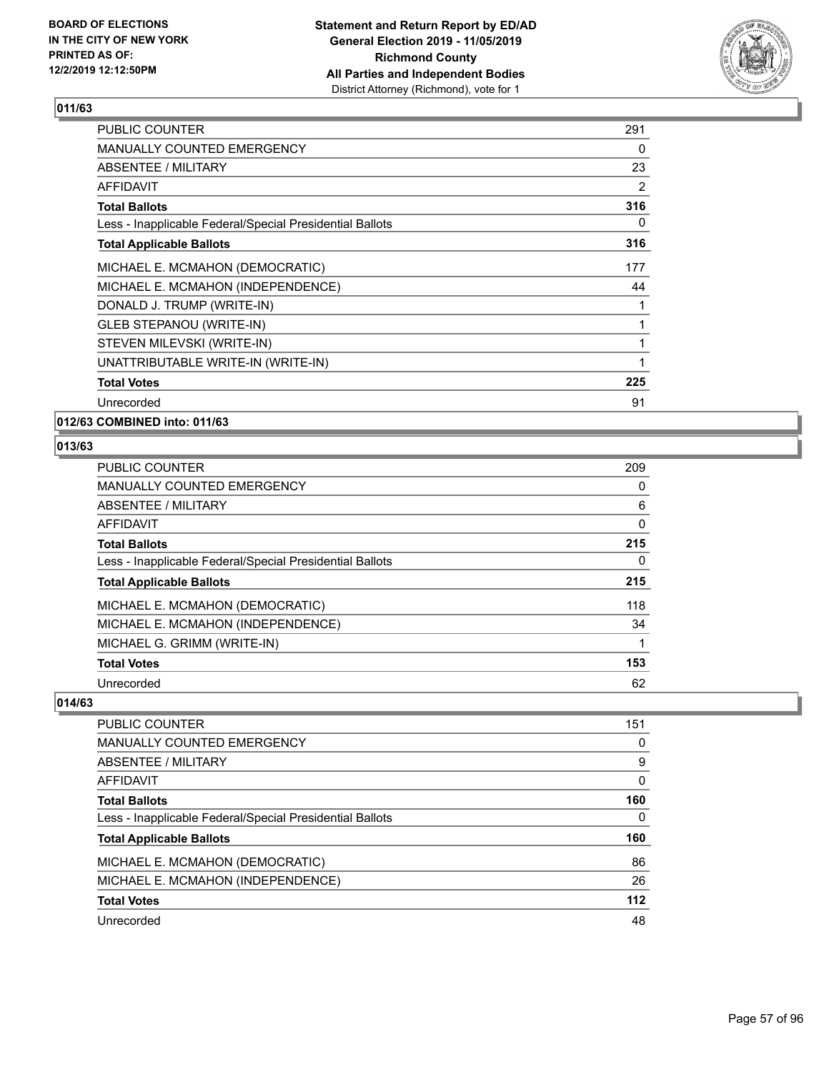**Statement and Return Report by ED/AD**
**General Election 2019 - 11/05/2019**
**Richmond County**
**All Parties and Independent Bodies**
District Attorney (Richmond), vote for 1

BOARD OF ELECTIONS IN THE CITY OF NEW YORK PRINTED AS OF: 12/2/2019 12:12:50PM

## 011/63

| | |
|---|---|
| PUBLIC COUNTER | 291 |
| MANUALLY COUNTED EMERGENCY | 0 |
| ABSENTEE / MILITARY | 23 |
| AFFIDAVIT | 2 |
| **Total Ballots** | **316** |
| Less - Inapplicable Federal/Special Presidential Ballots | 0 |
| **Total Applicable Ballots** | **316** |
| MICHAEL E. MCMAHON (DEMOCRATIC) | 177 |
| MICHAEL E. MCMAHON (INDEPENDENCE) | 44 |
| DONALD J. TRUMP (WRITE-IN) | 1 |
| GLEB STEPANOU (WRITE-IN) | 1 |
| STEVEN MILEVSKI (WRITE-IN) | 1 |
| UNATTRIBUTABLE WRITE-IN (WRITE-IN) | 1 |
| **Total Votes** | **225** |
| Unrecorded | 91 |

## 012/63 COMBINED into: 011/63

## 013/63

| | |
|---|---|
| PUBLIC COUNTER | 209 |
| MANUALLY COUNTED EMERGENCY | 0 |
| ABSENTEE / MILITARY | 6 |
| AFFIDAVIT | 0 |
| **Total Ballots** | **215** |
| Less - Inapplicable Federal/Special Presidential Ballots | 0 |
| **Total Applicable Ballots** | **215** |
| MICHAEL E. MCMAHON (DEMOCRATIC) | 118 |
| MICHAEL E. MCMAHON (INDEPENDENCE) | 34 |
| MICHAEL G. GRIMM (WRITE-IN) | 1 |
| **Total Votes** | **153** |
| Unrecorded | 62 |

## 014/63

| | |
|---|---|
| PUBLIC COUNTER | 151 |
| MANUALLY COUNTED EMERGENCY | 0 |
| ABSENTEE / MILITARY | 9 |
| AFFIDAVIT | 0 |
| **Total Ballots** | **160** |
| Less - Inapplicable Federal/Special Presidential Ballots | 0 |
| **Total Applicable Ballots** | **160** |
| MICHAEL E. MCMAHON (DEMOCRATIC) | 86 |
| MICHAEL E. MCMAHON (INDEPENDENCE) | 26 |
| **Total Votes** | **112** |
| Unrecorded | 48 |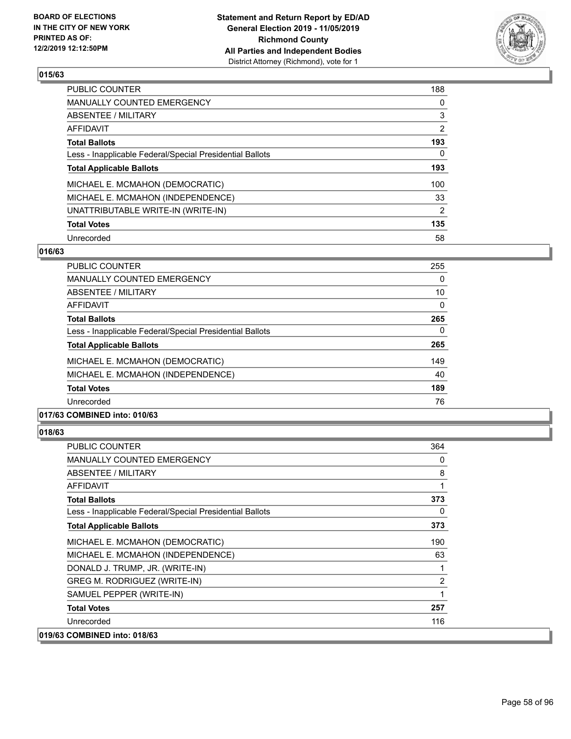## 015/63

| | |
|---|---|
| PUBLIC COUNTER | 188 |
| MANUALLY COUNTED EMERGENCY | 0 |
| ABSENTEE / MILITARY | 3 |
| AFFIDAVIT | 2 |
| **Total Ballots** | **193** |
| Less - Inapplicable Federal/Special Presidential Ballots | 0 |
| **Total Applicable Ballots** | **193** |
| MICHAEL E. MCMAHON (DEMOCRATIC) | 100 |
| MICHAEL E. MCMAHON (INDEPENDENCE) | 33 |
| UNATTRIBUTABLE WRITE-IN (WRITE-IN) | 2 |
| **Total Votes** | **135** |
| Unrecorded | 58 |

## 016/63

| | |
|---|---|
| PUBLIC COUNTER | 255 |
| MANUALLY COUNTED EMERGENCY | 0 |
| ABSENTEE / MILITARY | 10 |
| AFFIDAVIT | 0 |
| **Total Ballots** | **265** |
| Less - Inapplicable Federal/Special Presidential Ballots | 0 |
| **Total Applicable Ballots** | **265** |
| MICHAEL E. MCMAHON (DEMOCRATIC) | 149 |
| MICHAEL E. MCMAHON (INDEPENDENCE) | 40 |
| **Total Votes** | **189** |
| Unrecorded | 76 |

## 017/63 COMBINED into: 010/63

## 018/63

| | |
|---|---|
| PUBLIC COUNTER | 364 |
| MANUALLY COUNTED EMERGENCY | 0 |
| ABSENTEE / MILITARY | 8 |
| AFFIDAVIT | 1 |
| **Total Ballots** | **373** |
| Less - Inapplicable Federal/Special Presidential Ballots | 0 |
| **Total Applicable Ballots** | **373** |
| MICHAEL E. MCMAHON (DEMOCRATIC) | 190 |
| MICHAEL E. MCMAHON (INDEPENDENCE) | 63 |
| DONALD J. TRUMP, JR. (WRITE-IN) | 1 |
| GREG M. RODRIGUEZ (WRITE-IN) | 2 |
| SAMUEL PEPPER (WRITE-IN) | 1 |
| **Total Votes** | **257** |
| Unrecorded | 116 |

## 019/63 COMBINED into: 018/63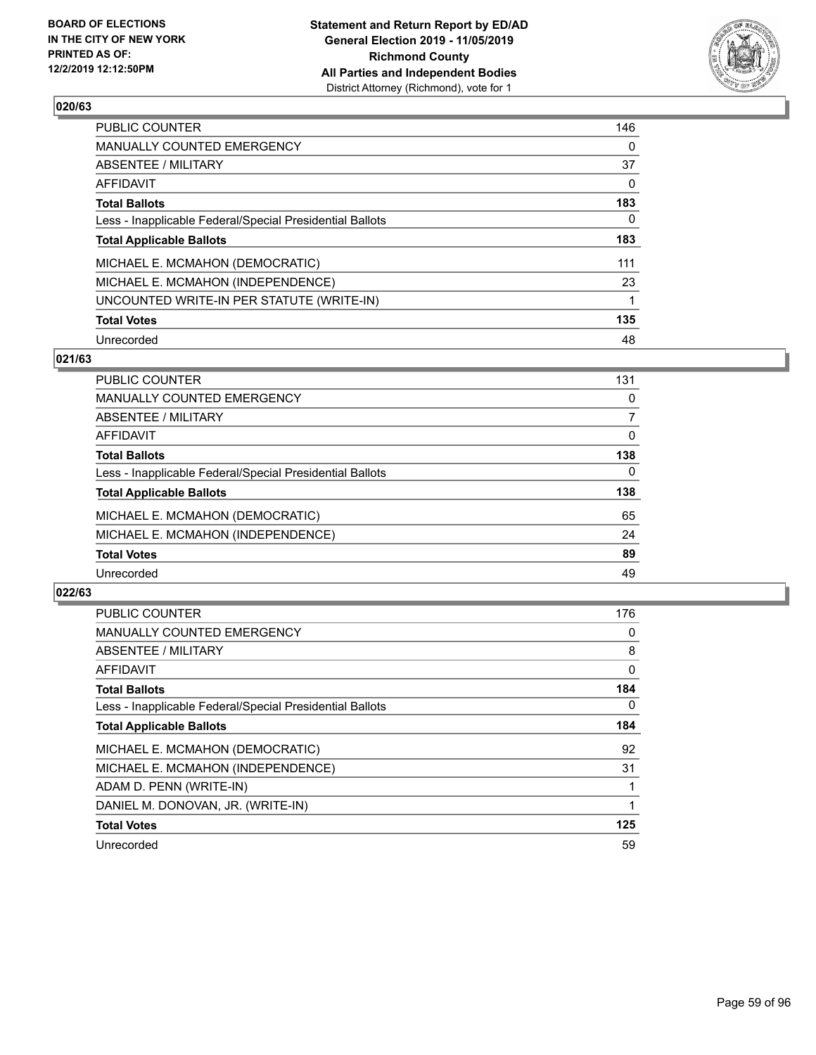BOARD OF ELECTIONS
IN THE CITY OF NEW YORK
PRINTED AS OF:
12/2/2019 12:12:50PM

**Statement and Return Report by ED/AD**
**General Election 2019 - 11/05/2019**
**Richmond County**
**All Parties and Independent Bodies**
District Attorney (Richmond), vote for 1

### 020/63

| | |
|---|---|
| PUBLIC COUNTER | 146 |
| MANUALLY COUNTED EMERGENCY | 0 |
| ABSENTEE / MILITARY | 37 |
| AFFIDAVIT | 0 |
| **Total Ballots** | **183** |
| Less - Inapplicable Federal/Special Presidential Ballots | 0 |
| **Total Applicable Ballots** | **183** |
| MICHAEL E. MCMAHON (DEMOCRATIC) | 111 |
| MICHAEL E. MCMAHON (INDEPENDENCE) | 23 |
| UNCOUNTED WRITE-IN PER STATUTE (WRITE-IN) | 1 |
| **Total Votes** | **135** |
| Unrecorded | 48 |

### 021/63

| | |
|---|---|
| PUBLIC COUNTER | 131 |
| MANUALLY COUNTED EMERGENCY | 0 |
| ABSENTEE / MILITARY | 7 |
| AFFIDAVIT | 0 |
| **Total Ballots** | **138** |
| Less - Inapplicable Federal/Special Presidential Ballots | 0 |
| **Total Applicable Ballots** | **138** |
| MICHAEL E. MCMAHON (DEMOCRATIC) | 65 |
| MICHAEL E. MCMAHON (INDEPENDENCE) | 24 |
| **Total Votes** | **89** |
| Unrecorded | 49 |

### 022/63

| | |
|---|---|
| PUBLIC COUNTER | 176 |
| MANUALLY COUNTED EMERGENCY | 0 |
| ABSENTEE / MILITARY | 8 |
| AFFIDAVIT | 0 |
| **Total Ballots** | **184** |
| Less - Inapplicable Federal/Special Presidential Ballots | 0 |
| **Total Applicable Ballots** | **184** |
| MICHAEL E. MCMAHON (DEMOCRATIC) | 92 |
| MICHAEL E. MCMAHON (INDEPENDENCE) | 31 |
| ADAM D. PENN (WRITE-IN) | 1 |
| DANIEL M. DONOVAN, JR. (WRITE-IN) | 1 |
| **Total Votes** | **125** |
| Unrecorded | 59 |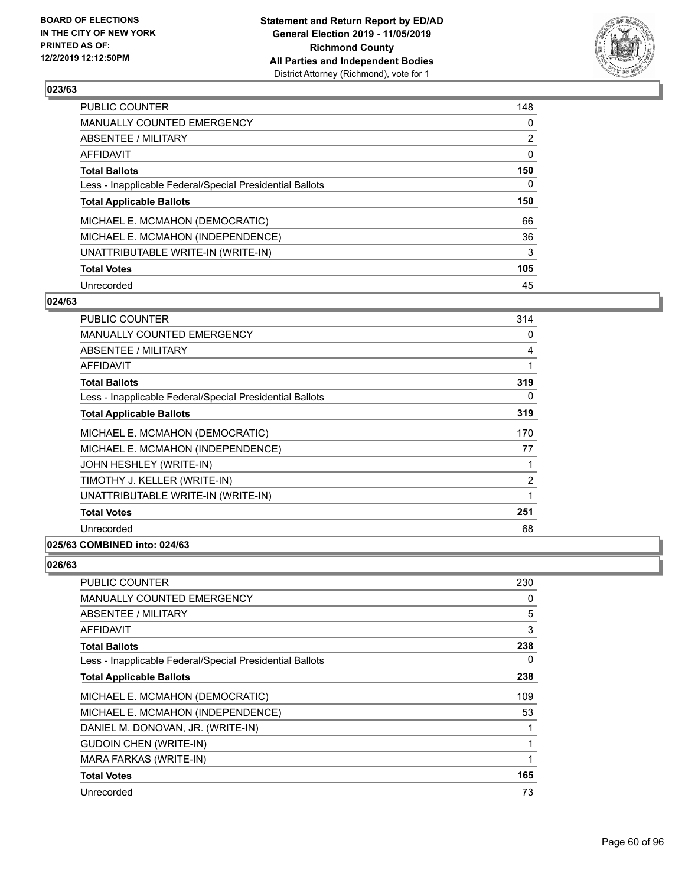## 023/63

| | |
|---|---|
| PUBLIC COUNTER | 148 |
| MANUALLY COUNTED EMERGENCY | 0 |
| ABSENTEE / MILITARY | 2 |
| AFFIDAVIT | 0 |
| **Total Ballots** | **150** |
| Less - Inapplicable Federal/Special Presidential Ballots | 0 |
| **Total Applicable Ballots** | **150** |
| MICHAEL E. MCMAHON (DEMOCRATIC) | 66 |
| MICHAEL E. MCMAHON (INDEPENDENCE) | 36 |
| UNATTRIBUTABLE WRITE-IN (WRITE-IN) | 3 |
| **Total Votes** | **105** |
| Unrecorded | 45 |

## 024/63

| | |
|---|---|
| PUBLIC COUNTER | 314 |
| MANUALLY COUNTED EMERGENCY | 0 |
| ABSENTEE / MILITARY | 4 |
| AFFIDAVIT | 1 |
| **Total Ballots** | **319** |
| Less - Inapplicable Federal/Special Presidential Ballots | 0 |
| **Total Applicable Ballots** | **319** |
| MICHAEL E. MCMAHON (DEMOCRATIC) | 170 |
| MICHAEL E. MCMAHON (INDEPENDENCE) | 77 |
| JOHN HESHLEY (WRITE-IN) | 1 |
| TIMOTHY J. KELLER (WRITE-IN) | 2 |
| UNATTRIBUTABLE WRITE-IN (WRITE-IN) | 1 |
| **Total Votes** | **251** |
| Unrecorded | 68 |

## 025/63 COMBINED into: 024/63

## 026/63

| | |
|---|---|
| PUBLIC COUNTER | 230 |
| MANUALLY COUNTED EMERGENCY | 0 |
| ABSENTEE / MILITARY | 5 |
| AFFIDAVIT | 3 |
| **Total Ballots** | **238** |
| Less - Inapplicable Federal/Special Presidential Ballots | 0 |
| **Total Applicable Ballots** | **238** |
| MICHAEL E. MCMAHON (DEMOCRATIC) | 109 |
| MICHAEL E. MCMAHON (INDEPENDENCE) | 53 |
| DANIEL M. DONOVAN, JR. (WRITE-IN) | 1 |
| GUDOIN CHEN (WRITE-IN) | 1 |
| MARA FARKAS (WRITE-IN) | 1 |
| **Total Votes** | **165** |
| Unrecorded | 73 |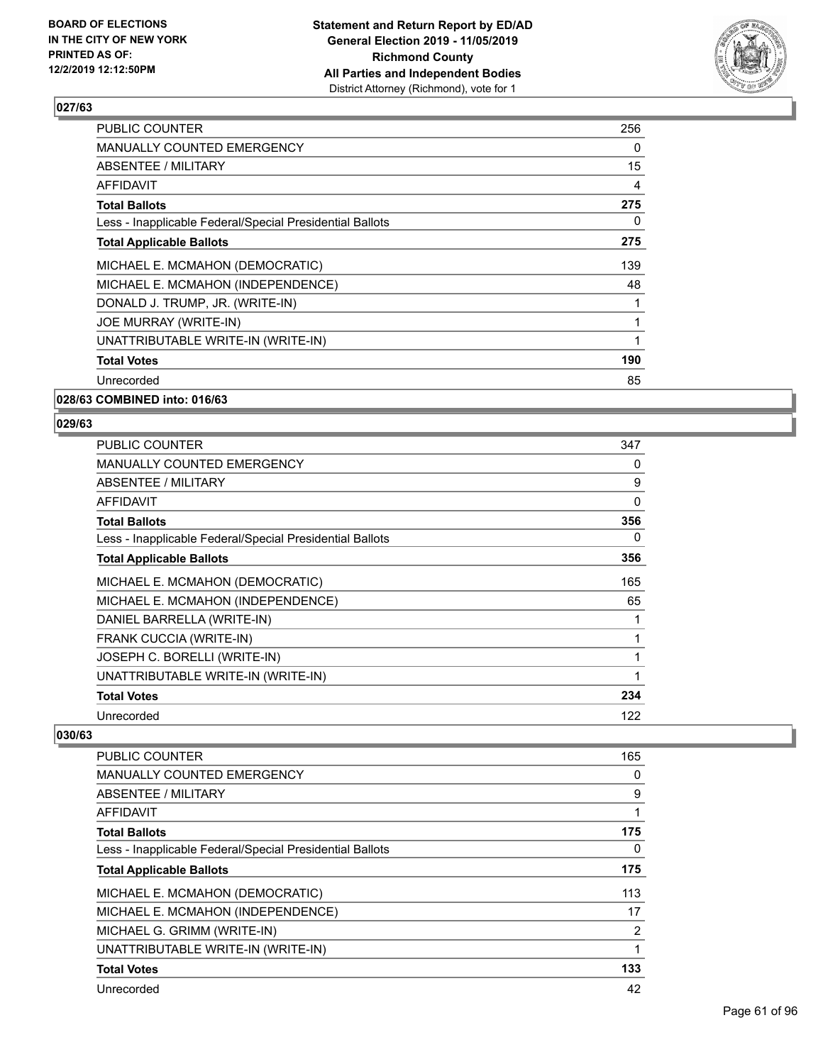**Statement and Return Report by ED/AD**
**General Election 2019 - 11/05/2019**
**Richmond County**
**All Parties and Independent Bodies**
District Attorney (Richmond), vote for 1

BOARD OF ELECTIONS IN THE CITY OF NEW YORK PRINTED AS OF: 12/2/2019 12:12:50PM

## 027/63

| | |
|---|---|
| PUBLIC COUNTER | 256 |
| MANUALLY COUNTED EMERGENCY | 0 |
| ABSENTEE / MILITARY | 15 |
| AFFIDAVIT | 4 |
| **Total Ballots** | **275** |
| Less - Inapplicable Federal/Special Presidential Ballots | 0 |
| **Total Applicable Ballots** | **275** |
| MICHAEL E. MCMAHON (DEMOCRATIC) | 139 |
| MICHAEL E. MCMAHON (INDEPENDENCE) | 48 |
| DONALD J. TRUMP, JR. (WRITE-IN) | 1 |
| JOE MURRAY (WRITE-IN) | 1 |
| UNATTRIBUTABLE WRITE-IN (WRITE-IN) | 1 |
| **Total Votes** | **190** |
| Unrecorded | 85 |

## 028/63 COMBINED into: 016/63

## 029/63

| | |
|---|---|
| PUBLIC COUNTER | 347 |
| MANUALLY COUNTED EMERGENCY | 0 |
| ABSENTEE / MILITARY | 9 |
| AFFIDAVIT | 0 |
| **Total Ballots** | **356** |
| Less - Inapplicable Federal/Special Presidential Ballots | 0 |
| **Total Applicable Ballots** | **356** |
| MICHAEL E. MCMAHON (DEMOCRATIC) | 165 |
| MICHAEL E. MCMAHON (INDEPENDENCE) | 65 |
| DANIEL BARRELLA (WRITE-IN) | 1 |
| FRANK CUCCIA (WRITE-IN) | 1 |
| JOSEPH C. BORELLI (WRITE-IN) | 1 |
| UNATTRIBUTABLE WRITE-IN (WRITE-IN) | 1 |
| **Total Votes** | **234** |
| Unrecorded | 122 |

## 030/63

| | |
|---|---|
| PUBLIC COUNTER | 165 |
| MANUALLY COUNTED EMERGENCY | 0 |
| ABSENTEE / MILITARY | 9 |
| AFFIDAVIT | 1 |
| **Total Ballots** | **175** |
| Less - Inapplicable Federal/Special Presidential Ballots | 0 |
| **Total Applicable Ballots** | **175** |
| MICHAEL E. MCMAHON (DEMOCRATIC) | 113 |
| MICHAEL E. MCMAHON (INDEPENDENCE) | 17 |
| MICHAEL G. GRIMM (WRITE-IN) | 2 |
| UNATTRIBUTABLE WRITE-IN (WRITE-IN) | 1 |
| **Total Votes** | **133** |
| Unrecorded | 42 |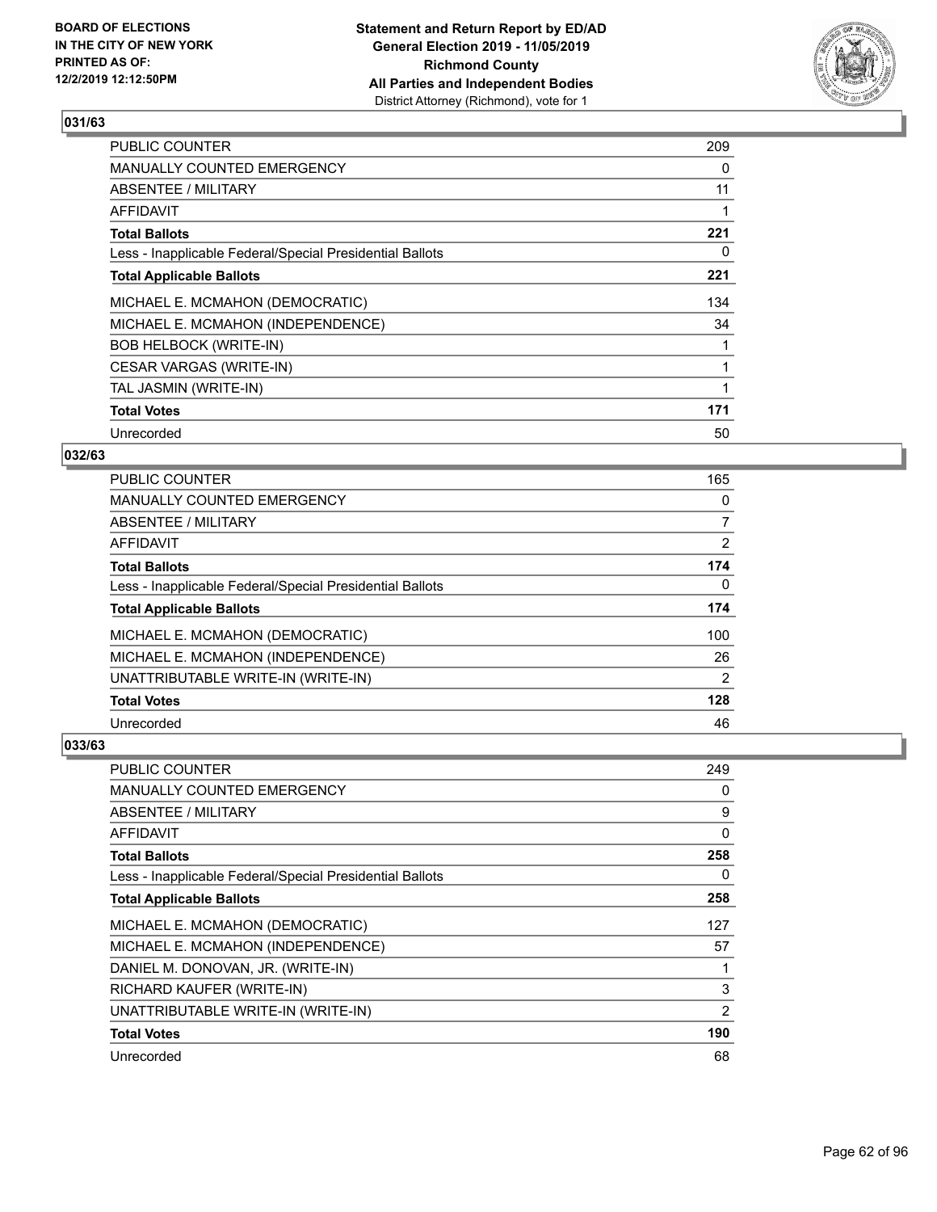### 031/63

| | |
|---|---|
| PUBLIC COUNTER | 209 |
| MANUALLY COUNTED EMERGENCY | 0 |
| ABSENTEE / MILITARY | 11 |
| AFFIDAVIT | 1 |
| **Total Ballots** | **221** |
| Less - Inapplicable Federal/Special Presidential Ballots | 0 |
| **Total Applicable Ballots** | **221** |
| MICHAEL E. MCMAHON (DEMOCRATIC) | 134 |
| MICHAEL E. MCMAHON (INDEPENDENCE) | 34 |
| BOB HELBOCK (WRITE-IN) | 1 |
| CESAR VARGAS (WRITE-IN) | 1 |
| TAL JASMIN (WRITE-IN) | 1 |
| **Total Votes** | **171** |
| Unrecorded | 50 |

### 032/63

| | |
|---|---|
| PUBLIC COUNTER | 165 |
| MANUALLY COUNTED EMERGENCY | 0 |
| ABSENTEE / MILITARY | 7 |
| AFFIDAVIT | 2 |
| **Total Ballots** | **174** |
| Less - Inapplicable Federal/Special Presidential Ballots | 0 |
| **Total Applicable Ballots** | **174** |
| MICHAEL E. MCMAHON (DEMOCRATIC) | 100 |
| MICHAEL E. MCMAHON (INDEPENDENCE) | 26 |
| UNATTRIBUTABLE WRITE-IN (WRITE-IN) | 2 |
| **Total Votes** | **128** |
| Unrecorded | 46 |

### 033/63

| | |
|---|---|
| PUBLIC COUNTER | 249 |
| MANUALLY COUNTED EMERGENCY | 0 |
| ABSENTEE / MILITARY | 9 |
| AFFIDAVIT | 0 |
| **Total Ballots** | **258** |
| Less - Inapplicable Federal/Special Presidential Ballots | 0 |
| **Total Applicable Ballots** | **258** |
| MICHAEL E. MCMAHON (DEMOCRATIC) | 127 |
| MICHAEL E. MCMAHON (INDEPENDENCE) | 57 |
| DANIEL M. DONOVAN, JR. (WRITE-IN) | 1 |
| RICHARD KAUFER (WRITE-IN) | 3 |
| UNATTRIBUTABLE WRITE-IN (WRITE-IN) | 2 |
| **Total Votes** | **190** |
| Unrecorded | 68 |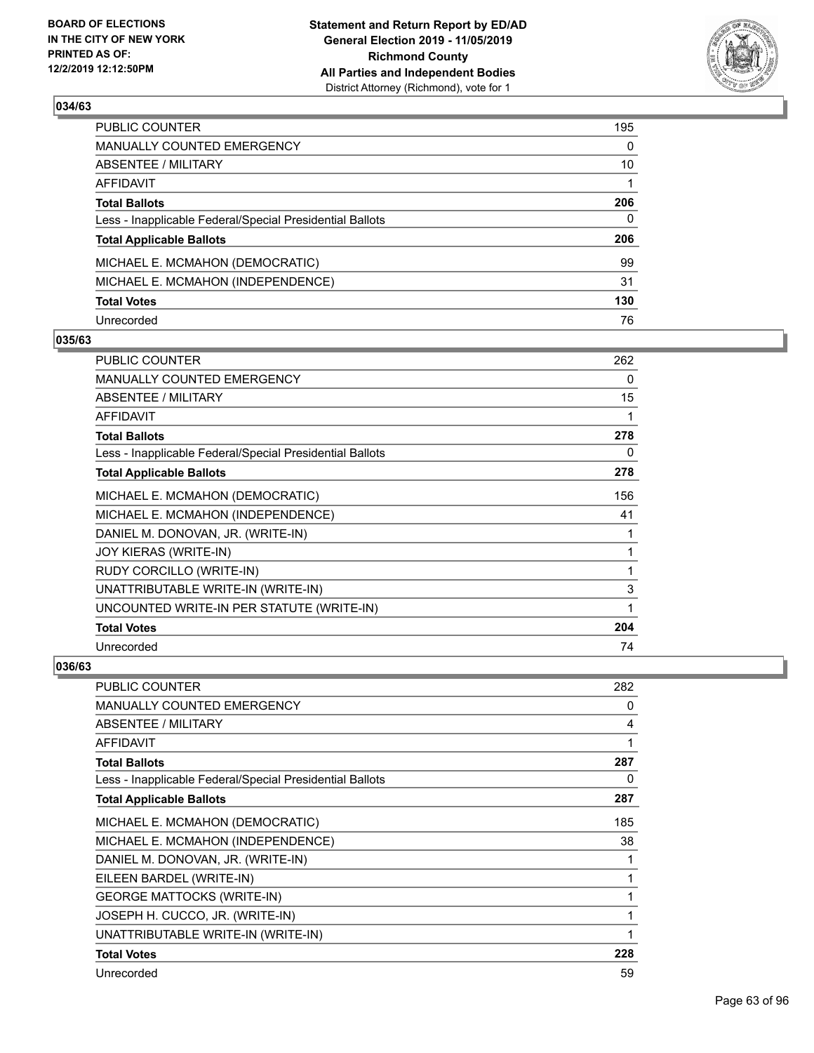BOARD OF ELECTIONS IN THE CITY OF NEW YORK PRINTED AS OF: 12/2/2019 12:12:50PM

**Statement and Return Report by ED/AD General Election 2019 - 11/05/2019 Richmond County All Parties and Independent Bodies**
District Attorney (Richmond), vote for 1

### 034/63

| | |
|---|---|
| PUBLIC COUNTER | 195 |
| MANUALLY COUNTED EMERGENCY | 0 |
| ABSENTEE / MILITARY | 10 |
| AFFIDAVIT | 1 |
| **Total Ballots** | **206** |
| Less - Inapplicable Federal/Special Presidential Ballots | 0 |
| **Total Applicable Ballots** | **206** |
| MICHAEL E. MCMAHON (DEMOCRATIC) | 99 |
| MICHAEL E. MCMAHON (INDEPENDENCE) | 31 |
| **Total Votes** | **130** |
| Unrecorded | 76 |

### 035/63

| | |
|---|---|
| PUBLIC COUNTER | 262 |
| MANUALLY COUNTED EMERGENCY | 0 |
| ABSENTEE / MILITARY | 15 |
| AFFIDAVIT | 1 |
| **Total Ballots** | **278** |
| Less - Inapplicable Federal/Special Presidential Ballots | 0 |
| **Total Applicable Ballots** | **278** |
| MICHAEL E. MCMAHON (DEMOCRATIC) | 156 |
| MICHAEL E. MCMAHON (INDEPENDENCE) | 41 |
| DANIEL M. DONOVAN, JR. (WRITE-IN) | 1 |
| JOY KIERAS (WRITE-IN) | 1 |
| RUDY CORCILLO (WRITE-IN) | 1 |
| UNATTRIBUTABLE WRITE-IN (WRITE-IN) | 3 |
| UNCOUNTED WRITE-IN PER STATUTE (WRITE-IN) | 1 |
| **Total Votes** | **204** |
| Unrecorded | 74 |

### 036/63

| | |
|---|---|
| PUBLIC COUNTER | 282 |
| MANUALLY COUNTED EMERGENCY | 0 |
| ABSENTEE / MILITARY | 4 |
| AFFIDAVIT | 1 |
| **Total Ballots** | **287** |
| Less - Inapplicable Federal/Special Presidential Ballots | 0 |
| **Total Applicable Ballots** | **287** |
| MICHAEL E. MCMAHON (DEMOCRATIC) | 185 |
| MICHAEL E. MCMAHON (INDEPENDENCE) | 38 |
| DANIEL M. DONOVAN, JR. (WRITE-IN) | 1 |
| EILEEN BARDEL (WRITE-IN) | 1 |
| GEORGE MATTOCKS (WRITE-IN) | 1 |
| JOSEPH H. CUCCO, JR. (WRITE-IN) | 1 |
| UNATTRIBUTABLE WRITE-IN (WRITE-IN) | 1 |
| **Total Votes** | **228** |
| Unrecorded | 59 |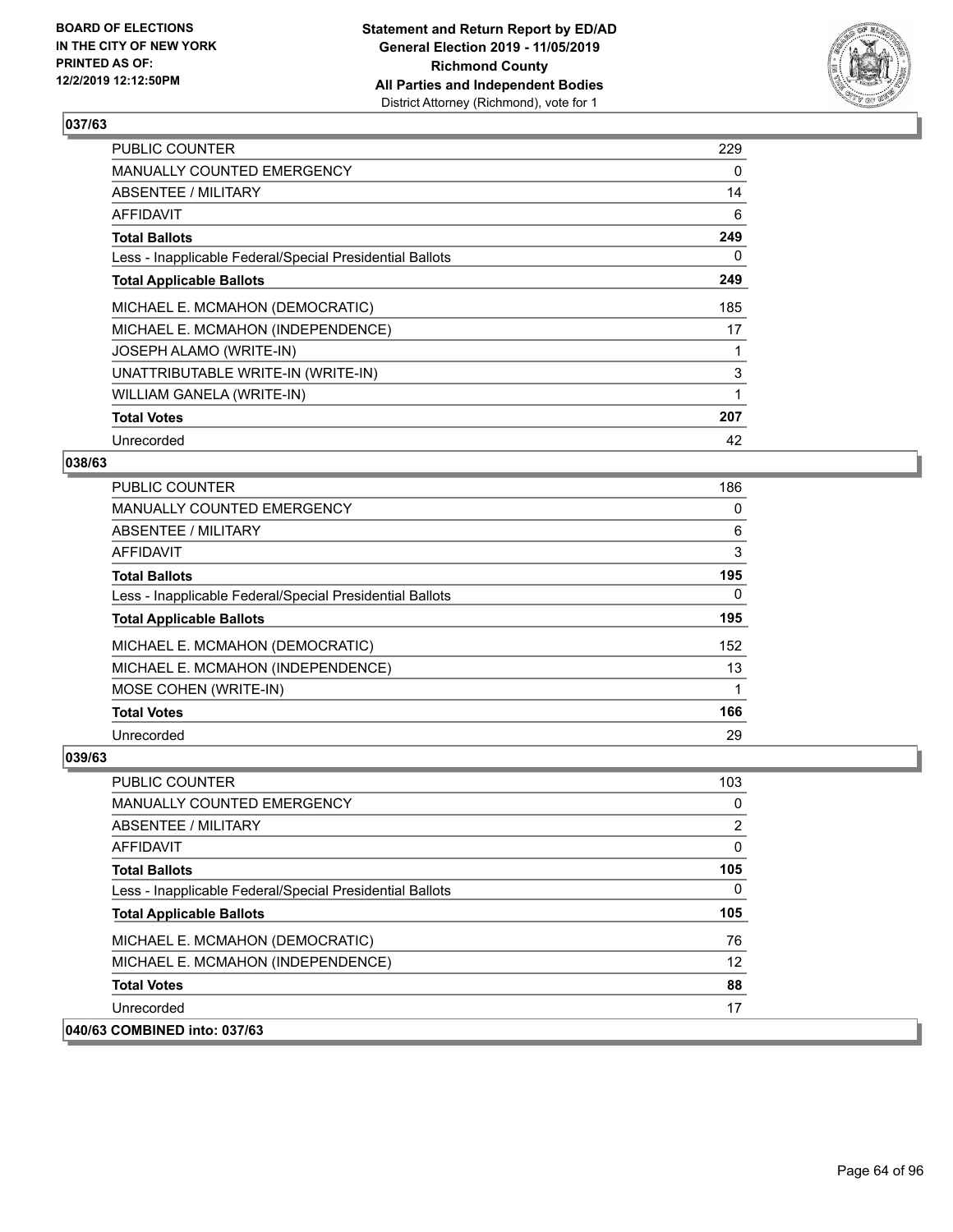**BOARD OF ELECTIONS IN THE CITY OF NEW YORK PRINTED AS OF: 12/2/2019 12:12:50PM**

**Statement and Return Report by ED/AD General Election 2019 - 11/05/2019 Richmond County All Parties and Independent Bodies**
District Attorney (Richmond), vote for 1

## 037/63

| | |
|---|---|
| PUBLIC COUNTER | 229 |
| MANUALLY COUNTED EMERGENCY | 0 |
| ABSENTEE / MILITARY | 14 |
| AFFIDAVIT | 6 |
| **Total Ballots** | **249** |
| Less - Inapplicable Federal/Special Presidential Ballots | 0 |
| **Total Applicable Ballots** | **249** |
| MICHAEL E. MCMAHON (DEMOCRATIC) | 185 |
| MICHAEL E. MCMAHON (INDEPENDENCE) | 17 |
| JOSEPH ALAMO (WRITE-IN) | 1 |
| UNATTRIBUTABLE WRITE-IN (WRITE-IN) | 3 |
| WILLIAM GANELA (WRITE-IN) | 1 |
| **Total Votes** | **207** |
| Unrecorded | 42 |

## 038/63

| | |
|---|---|
| PUBLIC COUNTER | 186 |
| MANUALLY COUNTED EMERGENCY | 0 |
| ABSENTEE / MILITARY | 6 |
| AFFIDAVIT | 3 |
| **Total Ballots** | **195** |
| Less - Inapplicable Federal/Special Presidential Ballots | 0 |
| **Total Applicable Ballots** | **195** |
| MICHAEL E. MCMAHON (DEMOCRATIC) | 152 |
| MICHAEL E. MCMAHON (INDEPENDENCE) | 13 |
| MOSE COHEN (WRITE-IN) | 1 |
| **Total Votes** | **166** |
| Unrecorded | 29 |

## 039/63

| | |
|---|---|
| PUBLIC COUNTER | 103 |
| MANUALLY COUNTED EMERGENCY | 0 |
| ABSENTEE / MILITARY | 2 |
| AFFIDAVIT | 0 |
| **Total Ballots** | **105** |
| Less - Inapplicable Federal/Special Presidential Ballots | 0 |
| **Total Applicable Ballots** | **105** |
| MICHAEL E. MCMAHON (DEMOCRATIC) | 76 |
| MICHAEL E. MCMAHON (INDEPENDENCE) | 12 |
| **Total Votes** | **88** |
| Unrecorded | 17 |

**040/63 COMBINED into: 037/63**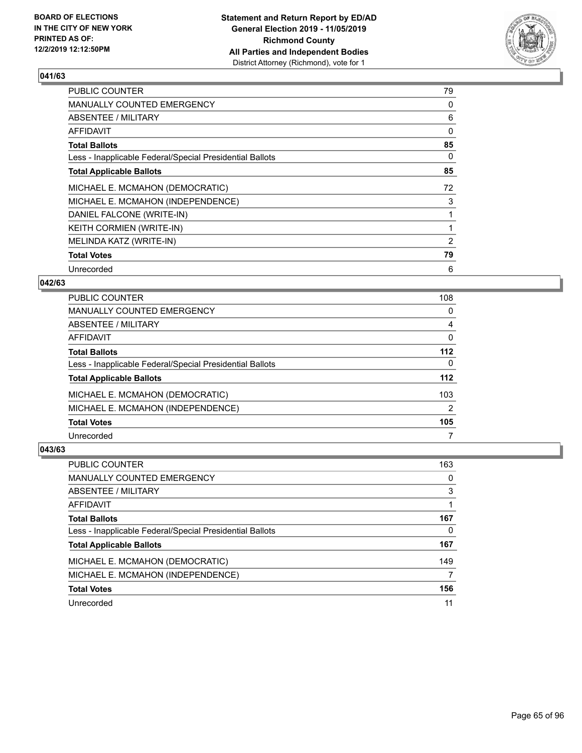## 041/63

| | |
|---|---|
| PUBLIC COUNTER | 79 |
| MANUALLY COUNTED EMERGENCY | 0 |
| ABSENTEE / MILITARY | 6 |
| AFFIDAVIT | 0 |
| **Total Ballots** | **85** |
| Less - Inapplicable Federal/Special Presidential Ballots | 0 |
| **Total Applicable Ballots** | **85** |
| MICHAEL E. MCMAHON (DEMOCRATIC) | 72 |
| MICHAEL E. MCMAHON (INDEPENDENCE) | 3 |
| DANIEL FALCONE (WRITE-IN) | 1 |
| KEITH CORMIEN (WRITE-IN) | 1 |
| MELINDA KATZ (WRITE-IN) | 2 |
| **Total Votes** | **79** |
| Unrecorded | 6 |

## 042/63

| | |
|---|---|
| PUBLIC COUNTER | 108 |
| MANUALLY COUNTED EMERGENCY | 0 |
| ABSENTEE / MILITARY | 4 |
| AFFIDAVIT | 0 |
| **Total Ballots** | **112** |
| Less - Inapplicable Federal/Special Presidential Ballots | 0 |
| **Total Applicable Ballots** | **112** |
| MICHAEL E. MCMAHON (DEMOCRATIC) | 103 |
| MICHAEL E. MCMAHON (INDEPENDENCE) | 2 |
| **Total Votes** | **105** |
| Unrecorded | 7 |

## 043/63

| | |
|---|---|
| PUBLIC COUNTER | 163 |
| MANUALLY COUNTED EMERGENCY | 0 |
| ABSENTEE / MILITARY | 3 |
| AFFIDAVIT | 1 |
| **Total Ballots** | **167** |
| Less - Inapplicable Federal/Special Presidential Ballots | 0 |
| **Total Applicable Ballots** | **167** |
| MICHAEL E. MCMAHON (DEMOCRATIC) | 149 |
| MICHAEL E. MCMAHON (INDEPENDENCE) | 7 |
| **Total Votes** | **156** |
| Unrecorded | 11 |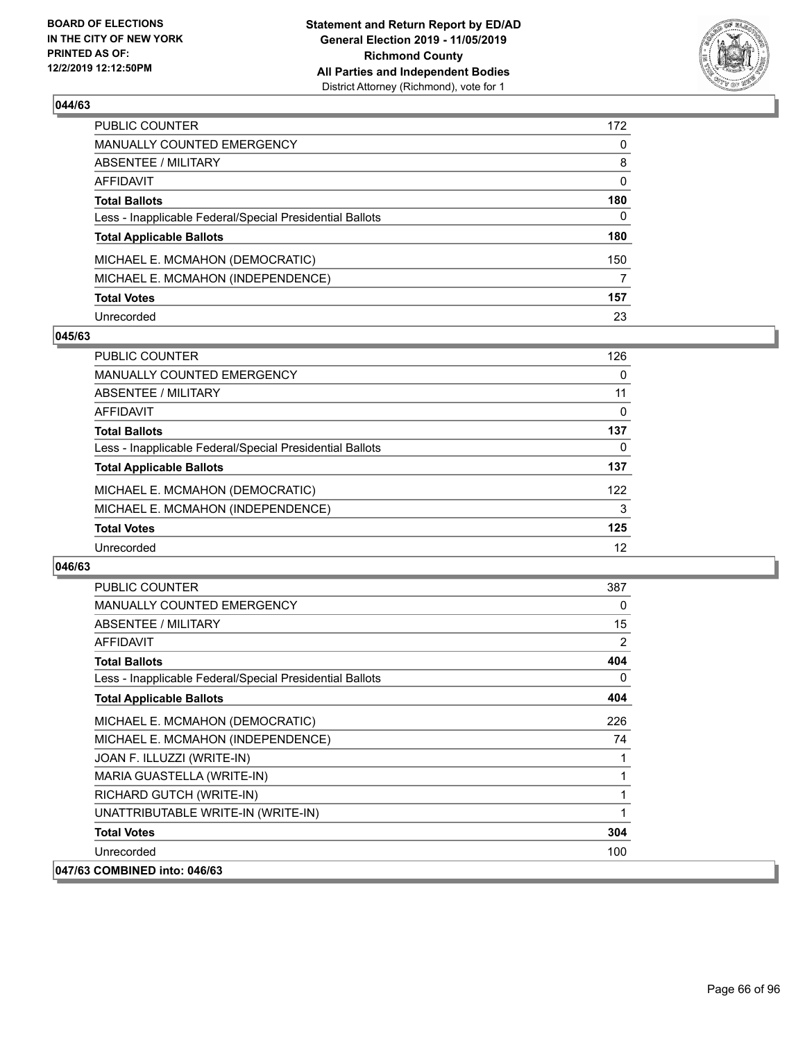## 044/63

| | |
|---|---|
| PUBLIC COUNTER | 172 |
| MANUALLY COUNTED EMERGENCY | 0 |
| ABSENTEE / MILITARY | 8 |
| AFFIDAVIT | 0 |
| **Total Ballots** | **180** |
| Less - Inapplicable Federal/Special Presidential Ballots | 0 |
| **Total Applicable Ballots** | **180** |
| MICHAEL E. MCMAHON (DEMOCRATIC) | 150 |
| MICHAEL E. MCMAHON (INDEPENDENCE) | 7 |
| **Total Votes** | **157** |
| Unrecorded | 23 |

## 045/63

| | |
|---|---|
| PUBLIC COUNTER | 126 |
| MANUALLY COUNTED EMERGENCY | 0 |
| ABSENTEE / MILITARY | 11 |
| AFFIDAVIT | 0 |
| **Total Ballots** | **137** |
| Less - Inapplicable Federal/Special Presidential Ballots | 0 |
| **Total Applicable Ballots** | **137** |
| MICHAEL E. MCMAHON (DEMOCRATIC) | 122 |
| MICHAEL E. MCMAHON (INDEPENDENCE) | 3 |
| **Total Votes** | **125** |
| Unrecorded | 12 |

## 046/63

| | |
|---|---|
| PUBLIC COUNTER | 387 |
| MANUALLY COUNTED EMERGENCY | 0 |
| ABSENTEE / MILITARY | 15 |
| AFFIDAVIT | 2 |
| **Total Ballots** | **404** |
| Less - Inapplicable Federal/Special Presidential Ballots | 0 |
| **Total Applicable Ballots** | **404** |
| MICHAEL E. MCMAHON (DEMOCRATIC) | 226 |
| MICHAEL E. MCMAHON (INDEPENDENCE) | 74 |
| JOAN F. ILLUZZI (WRITE-IN) | 1 |
| MARIA GUASTELLA (WRITE-IN) | 1 |
| RICHARD GUTCH (WRITE-IN) | 1 |
| UNATTRIBUTABLE WRITE-IN (WRITE-IN) | 1 |
| **Total Votes** | **304** |
| Unrecorded | 100 |

## 047/63 COMBINED into: 046/63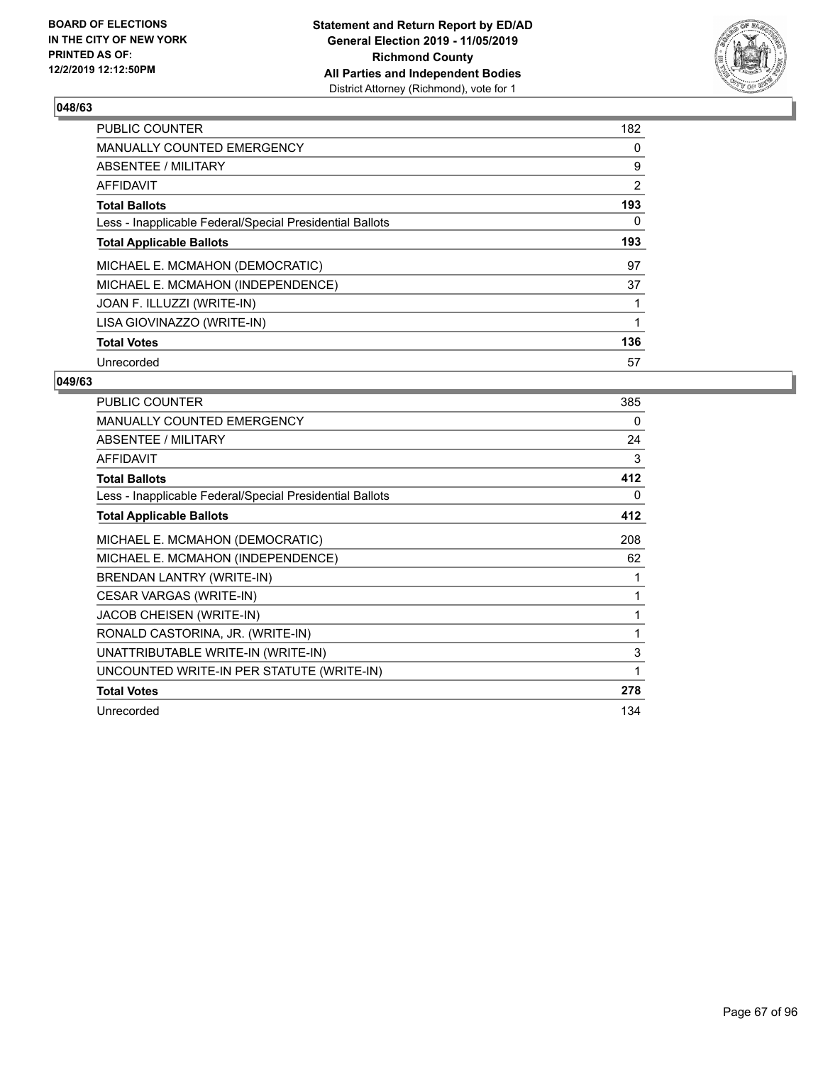BOARD OF ELECTIONS
IN THE CITY OF NEW YORK
PRINTED AS OF:
12/2/2019 12:12:50PM

**Statement and Return Report by ED/AD**
**General Election 2019 - 11/05/2019**
**Richmond County**
**All Parties and Independent Bodies**
District Attorney (Richmond), vote for 1

### 048/63

| | |
|---|---|
| PUBLIC COUNTER | 182 |
| MANUALLY COUNTED EMERGENCY | 0 |
| ABSENTEE / MILITARY | 9 |
| AFFIDAVIT | 2 |
| **Total Ballots** | **193** |
| Less - Inapplicable Federal/Special Presidential Ballots | 0 |
| **Total Applicable Ballots** | **193** |
| MICHAEL E. MCMAHON (DEMOCRATIC) | 97 |
| MICHAEL E. MCMAHON (INDEPENDENCE) | 37 |
| JOAN F. ILLUZZI (WRITE-IN) | 1 |
| LISA GIOVINAZZO (WRITE-IN) | 1 |
| **Total Votes** | **136** |
| Unrecorded | 57 |

### 049/63

| | |
|---|---|
| PUBLIC COUNTER | 385 |
| MANUALLY COUNTED EMERGENCY | 0 |
| ABSENTEE / MILITARY | 24 |
| AFFIDAVIT | 3 |
| **Total Ballots** | **412** |
| Less - Inapplicable Federal/Special Presidential Ballots | 0 |
| **Total Applicable Ballots** | **412** |
| MICHAEL E. MCMAHON (DEMOCRATIC) | 208 |
| MICHAEL E. MCMAHON (INDEPENDENCE) | 62 |
| BRENDAN LANTRY (WRITE-IN) | 1 |
| CESAR VARGAS (WRITE-IN) | 1 |
| JACOB CHEISEN (WRITE-IN) | 1 |
| RONALD CASTORINA, JR. (WRITE-IN) | 1 |
| UNATTRIBUTABLE WRITE-IN (WRITE-IN) | 3 |
| UNCOUNTED WRITE-IN PER STATUTE (WRITE-IN) | 1 |
| **Total Votes** | **278** |
| Unrecorded | 134 |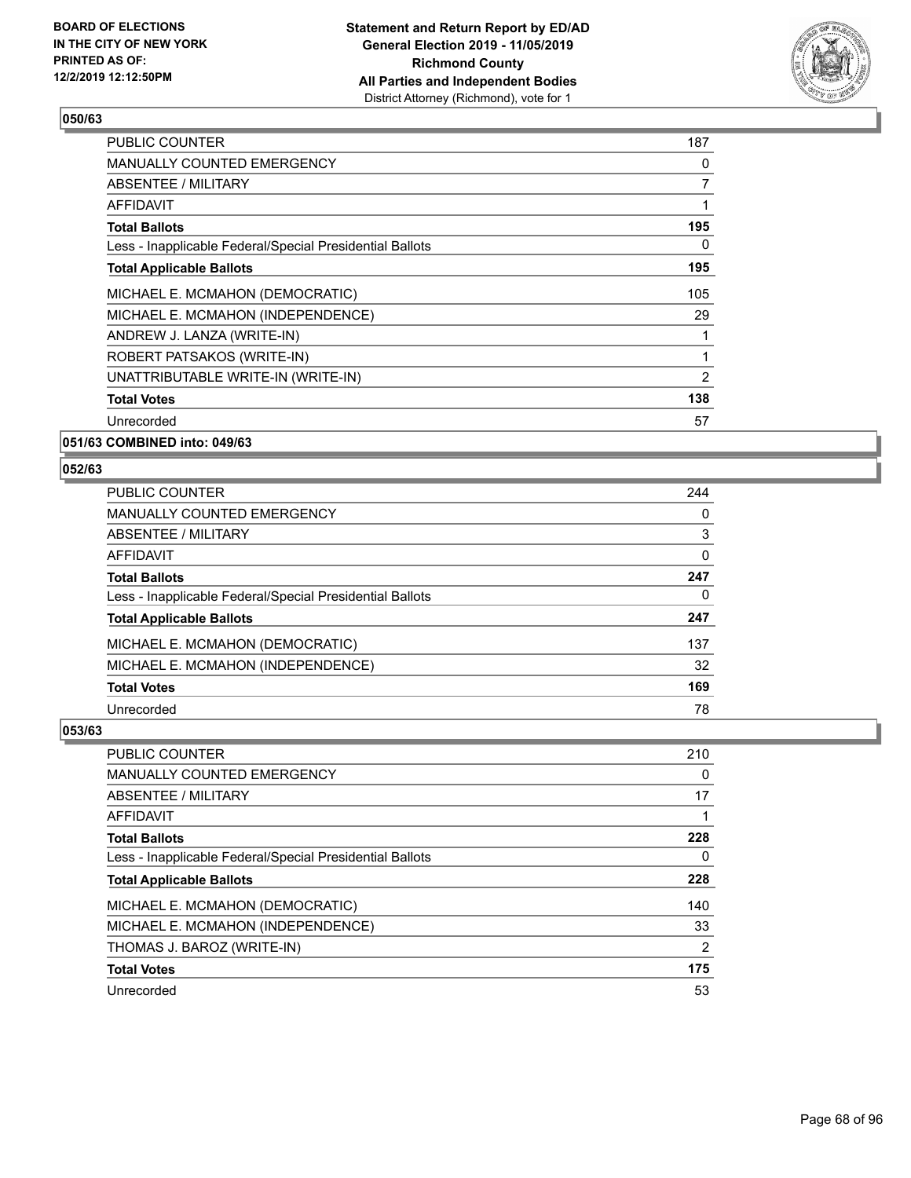### 050/63

| | |
|---|---|
| PUBLIC COUNTER | 187 |
| MANUALLY COUNTED EMERGENCY | 0 |
| ABSENTEE / MILITARY | 7 |
| AFFIDAVIT | 1 |
| **Total Ballots** | **195** |
| Less - Inapplicable Federal/Special Presidential Ballots | 0 |
| **Total Applicable Ballots** | **195** |
| MICHAEL E. MCMAHON (DEMOCRATIC) | 105 |
| MICHAEL E. MCMAHON (INDEPENDENCE) | 29 |
| ANDREW J. LANZA (WRITE-IN) | 1 |
| ROBERT PATSAKOS (WRITE-IN) | 1 |
| UNATTRIBUTABLE WRITE-IN (WRITE-IN) | 2 |
| **Total Votes** | **138** |
| Unrecorded | 57 |

### 051/63 COMBINED into: 049/63

### 052/63

| | |
|---|---|
| PUBLIC COUNTER | 244 |
| MANUALLY COUNTED EMERGENCY | 0 |
| ABSENTEE / MILITARY | 3 |
| AFFIDAVIT | 0 |
| **Total Ballots** | **247** |
| Less - Inapplicable Federal/Special Presidential Ballots | 0 |
| **Total Applicable Ballots** | **247** |
| MICHAEL E. MCMAHON (DEMOCRATIC) | 137 |
| MICHAEL E. MCMAHON (INDEPENDENCE) | 32 |
| **Total Votes** | **169** |
| Unrecorded | 78 |

### 053/63

| | |
|---|---|
| PUBLIC COUNTER | 210 |
| MANUALLY COUNTED EMERGENCY | 0 |
| ABSENTEE / MILITARY | 17 |
| AFFIDAVIT | 1 |
| **Total Ballots** | **228** |
| Less - Inapplicable Federal/Special Presidential Ballots | 0 |
| **Total Applicable Ballots** | **228** |
| MICHAEL E. MCMAHON (DEMOCRATIC) | 140 |
| MICHAEL E. MCMAHON (INDEPENDENCE) | 33 |
| THOMAS J. BAROZ (WRITE-IN) | 2 |
| **Total Votes** | **175** |
| Unrecorded | 53 |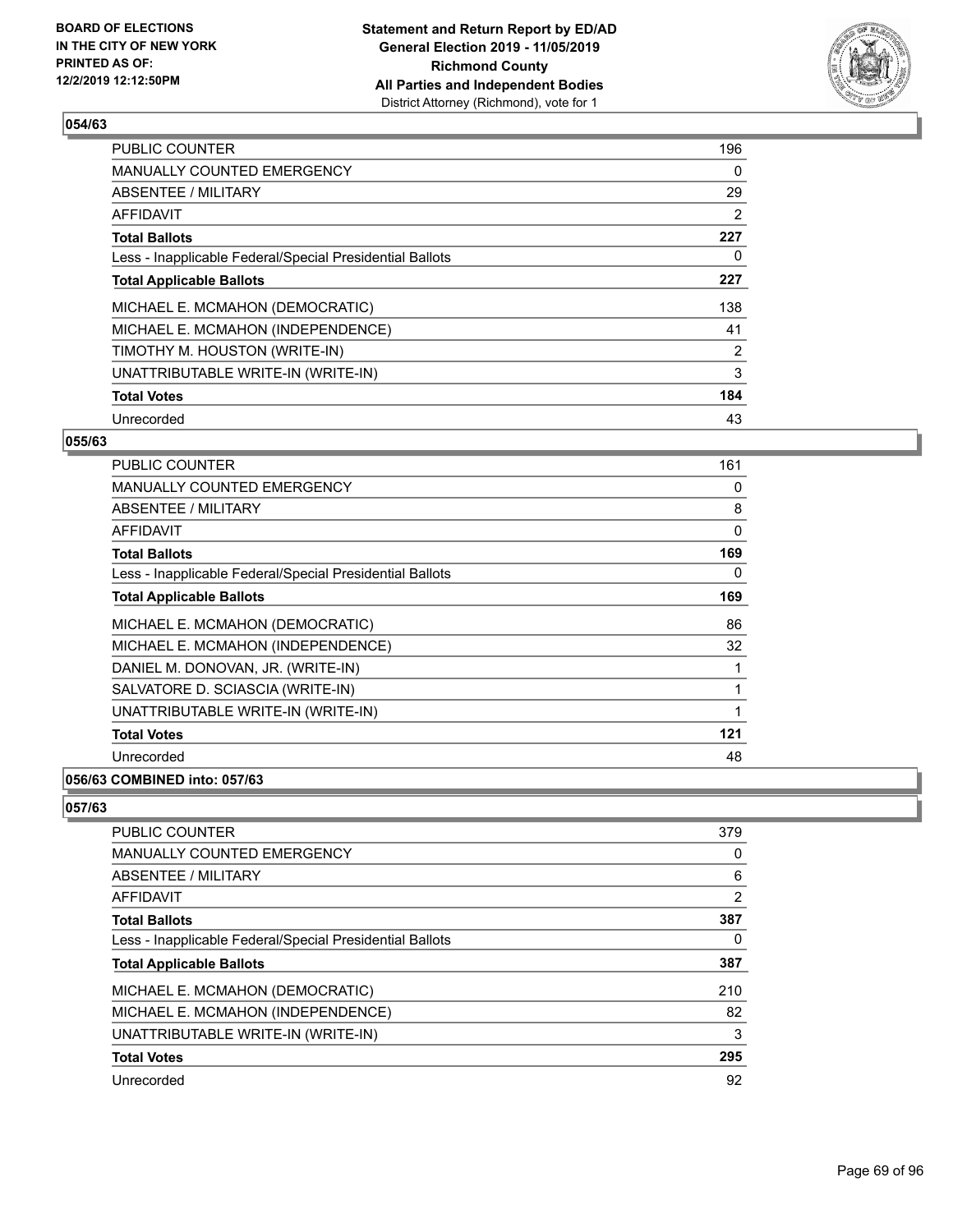## 054/63

| | |
|---|---|
| PUBLIC COUNTER | 196 |
| MANUALLY COUNTED EMERGENCY | 0 |
| ABSENTEE / MILITARY | 29 |
| AFFIDAVIT | 2 |
| **Total Ballots** | **227** |
| Less - Inapplicable Federal/Special Presidential Ballots | 0 |
| **Total Applicable Ballots** | **227** |
| MICHAEL E. MCMAHON (DEMOCRATIC) | 138 |
| MICHAEL E. MCMAHON (INDEPENDENCE) | 41 |
| TIMOTHY M. HOUSTON (WRITE-IN) | 2 |
| UNATTRIBUTABLE WRITE-IN (WRITE-IN) | 3 |
| **Total Votes** | **184** |
| Unrecorded | 43 |

## 055/63

| | |
|---|---|
| PUBLIC COUNTER | 161 |
| MANUALLY COUNTED EMERGENCY | 0 |
| ABSENTEE / MILITARY | 8 |
| AFFIDAVIT | 0 |
| **Total Ballots** | **169** |
| Less - Inapplicable Federal/Special Presidential Ballots | 0 |
| **Total Applicable Ballots** | **169** |
| MICHAEL E. MCMAHON (DEMOCRATIC) | 86 |
| MICHAEL E. MCMAHON (INDEPENDENCE) | 32 |
| DANIEL M. DONOVAN, JR. (WRITE-IN) | 1 |
| SALVATORE D. SCIASCIA (WRITE-IN) | 1 |
| UNATTRIBUTABLE WRITE-IN (WRITE-IN) | 1 |
| **Total Votes** | **121** |
| Unrecorded | 48 |

## 056/63 COMBINED into: 057/63

## 057/63

| | |
|---|---|
| PUBLIC COUNTER | 379 |
| MANUALLY COUNTED EMERGENCY | 0 |
| ABSENTEE / MILITARY | 6 |
| AFFIDAVIT | 2 |
| **Total Ballots** | **387** |
| Less - Inapplicable Federal/Special Presidential Ballots | 0 |
| **Total Applicable Ballots** | **387** |
| MICHAEL E. MCMAHON (DEMOCRATIC) | 210 |
| MICHAEL E. MCMAHON (INDEPENDENCE) | 82 |
| UNATTRIBUTABLE WRITE-IN (WRITE-IN) | 3 |
| **Total Votes** | **295** |
| Unrecorded | 92 |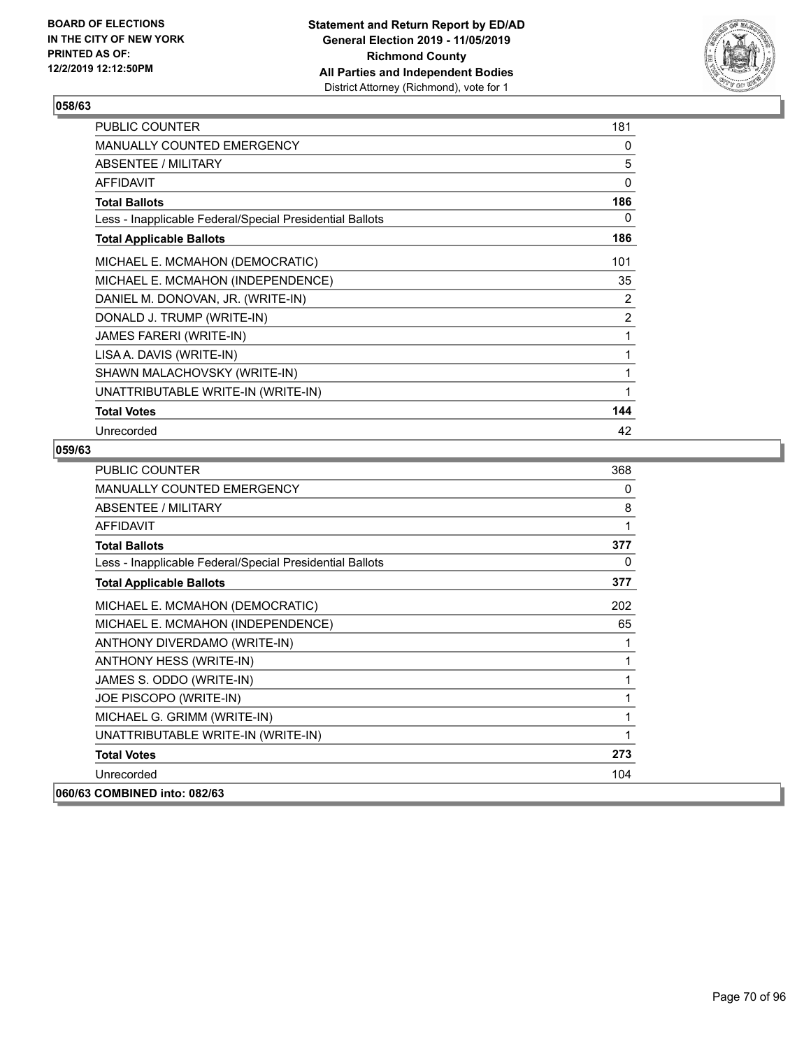BOARD OF ELECTIONS
IN THE CITY OF NEW YORK
PRINTED AS OF:
12/2/2019 12:12:50PM

**Statement and Return Report by ED/AD**
**General Election 2019 - 11/05/2019**
**Richmond County**
**All Parties and Independent Bodies**
District Attorney (Richmond), vote for 1

## 058/63

| | |
|---|---|
| PUBLIC COUNTER | 181 |
| MANUALLY COUNTED EMERGENCY | 0 |
| ABSENTEE / MILITARY | 5 |
| AFFIDAVIT | 0 |
| **Total Ballots** | **186** |
| Less - Inapplicable Federal/Special Presidential Ballots | 0 |
| **Total Applicable Ballots** | **186** |
| MICHAEL E. MCMAHON (DEMOCRATIC) | 101 |
| MICHAEL E. MCMAHON (INDEPENDENCE) | 35 |
| DANIEL M. DONOVAN, JR. (WRITE-IN) | 2 |
| DONALD J. TRUMP (WRITE-IN) | 2 |
| JAMES FARERI (WRITE-IN) | 1 |
| LISA A. DAVIS (WRITE-IN) | 1 |
| SHAWN MALACHOVSKY (WRITE-IN) | 1 |
| UNATTRIBUTABLE WRITE-IN (WRITE-IN) | 1 |
| **Total Votes** | **144** |
| Unrecorded | 42 |

## 059/63

| | |
|---|---|
| PUBLIC COUNTER | 368 |
| MANUALLY COUNTED EMERGENCY | 0 |
| ABSENTEE / MILITARY | 8 |
| AFFIDAVIT | 1 |
| **Total Ballots** | **377** |
| Less - Inapplicable Federal/Special Presidential Ballots | 0 |
| **Total Applicable Ballots** | **377** |
| MICHAEL E. MCMAHON (DEMOCRATIC) | 202 |
| MICHAEL E. MCMAHON (INDEPENDENCE) | 65 |
| ANTHONY DIVERDAMO (WRITE-IN) | 1 |
| ANTHONY HESS (WRITE-IN) | 1 |
| JAMES S. ODDO (WRITE-IN) | 1 |
| JOE PISCOPO (WRITE-IN) | 1 |
| MICHAEL G. GRIMM (WRITE-IN) | 1 |
| UNATTRIBUTABLE WRITE-IN (WRITE-IN) | 1 |
| **Total Votes** | **273** |
| Unrecorded | 104 |

## 060/63 COMBINED into: 082/63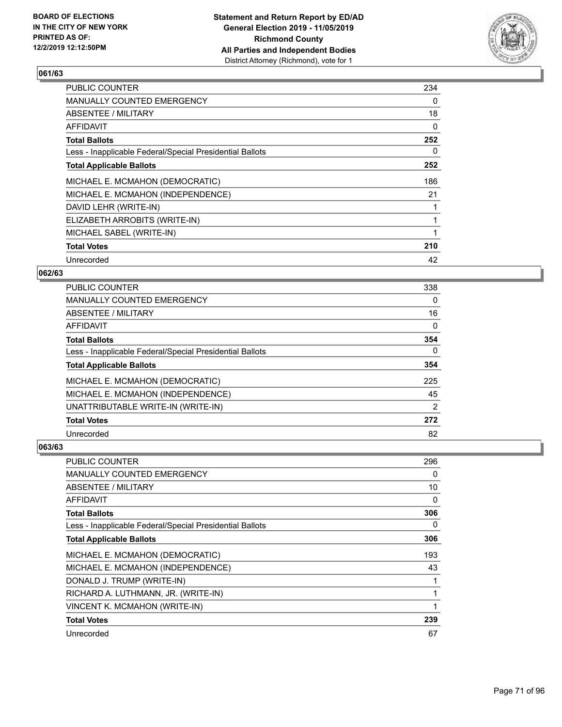## 061/63

| | |
|---|---|
| PUBLIC COUNTER | 234 |
| MANUALLY COUNTED EMERGENCY | 0 |
| ABSENTEE / MILITARY | 18 |
| AFFIDAVIT | 0 |
| **Total Ballots** | **252** |
| Less - Inapplicable Federal/Special Presidential Ballots | 0 |
| **Total Applicable Ballots** | **252** |
| MICHAEL E. MCMAHON (DEMOCRATIC) | 186 |
| MICHAEL E. MCMAHON (INDEPENDENCE) | 21 |
| DAVID LEHR (WRITE-IN) | 1 |
| ELIZABETH ARROBITS (WRITE-IN) | 1 |
| MICHAEL SABEL (WRITE-IN) | 1 |
| **Total Votes** | **210** |
| Unrecorded | 42 |

## 062/63

| | |
|---|---|
| PUBLIC COUNTER | 338 |
| MANUALLY COUNTED EMERGENCY | 0 |
| ABSENTEE / MILITARY | 16 |
| AFFIDAVIT | 0 |
| **Total Ballots** | **354** |
| Less - Inapplicable Federal/Special Presidential Ballots | 0 |
| **Total Applicable Ballots** | **354** |
| MICHAEL E. MCMAHON (DEMOCRATIC) | 225 |
| MICHAEL E. MCMAHON (INDEPENDENCE) | 45 |
| UNATTRIBUTABLE WRITE-IN (WRITE-IN) | 2 |
| **Total Votes** | **272** |
| Unrecorded | 82 |

## 063/63

| | |
|---|---|
| PUBLIC COUNTER | 296 |
| MANUALLY COUNTED EMERGENCY | 0 |
| ABSENTEE / MILITARY | 10 |
| AFFIDAVIT | 0 |
| **Total Ballots** | **306** |
| Less - Inapplicable Federal/Special Presidential Ballots | 0 |
| **Total Applicable Ballots** | **306** |
| MICHAEL E. MCMAHON (DEMOCRATIC) | 193 |
| MICHAEL E. MCMAHON (INDEPENDENCE) | 43 |
| DONALD J. TRUMP (WRITE-IN) | 1 |
| RICHARD A. LUTHMANN, JR. (WRITE-IN) | 1 |
| VINCENT K. MCMAHON (WRITE-IN) | 1 |
| **Total Votes** | **239** |
| Unrecorded | 67 |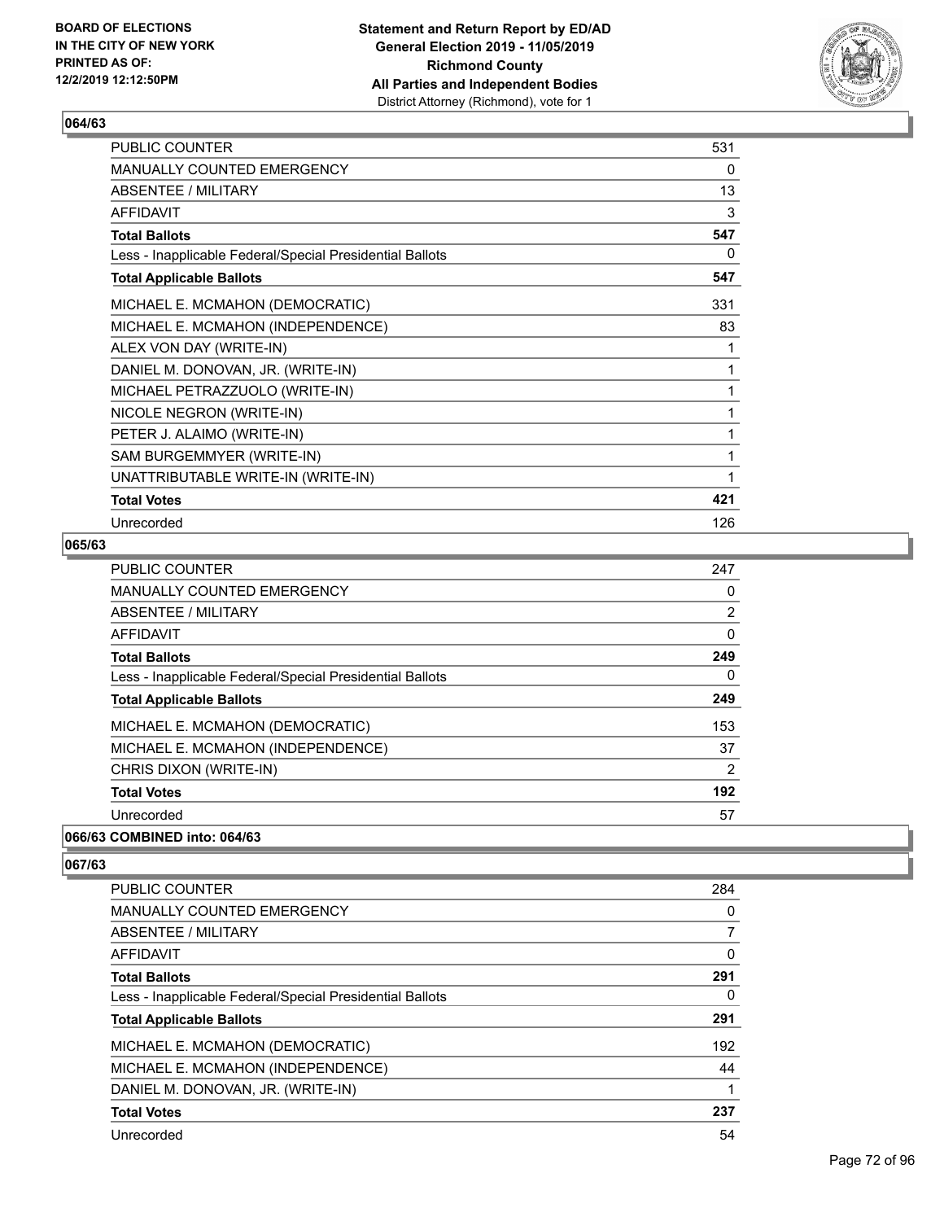BOARD OF ELECTIONS
IN THE CITY OF NEW YORK
PRINTED AS OF:
12/2/2019 12:12:50PM

**Statement and Return Report by ED/AD**
**General Election 2019 - 11/05/2019**
**Richmond County**
**All Parties and Independent Bodies**
District Attorney (Richmond), vote for 1

### 064/63

| | |
|---|---|
| PUBLIC COUNTER | 531 |
| MANUALLY COUNTED EMERGENCY | 0 |
| ABSENTEE / MILITARY | 13 |
| AFFIDAVIT | 3 |
| **Total Ballots** | **547** |
| Less - Inapplicable Federal/Special Presidential Ballots | 0 |
| **Total Applicable Ballots** | **547** |
| MICHAEL E. MCMAHON (DEMOCRATIC) | 331 |
| MICHAEL E. MCMAHON (INDEPENDENCE) | 83 |
| ALEX VON DAY (WRITE-IN) | 1 |
| DANIEL M. DONOVAN, JR. (WRITE-IN) | 1 |
| MICHAEL PETRAZZUOLO (WRITE-IN) | 1 |
| NICOLE NEGRON (WRITE-IN) | 1 |
| PETER J. ALAIMO (WRITE-IN) | 1 |
| SAM BURGEMMYER (WRITE-IN) | 1 |
| UNATTRIBUTABLE WRITE-IN (WRITE-IN) | 1 |
| **Total Votes** | **421** |
| Unrecorded | 126 |

### 065/63

| | |
|---|---|
| PUBLIC COUNTER | 247 |
| MANUALLY COUNTED EMERGENCY | 0 |
| ABSENTEE / MILITARY | 2 |
| AFFIDAVIT | 0 |
| **Total Ballots** | **249** |
| Less - Inapplicable Federal/Special Presidential Ballots | 0 |
| **Total Applicable Ballots** | **249** |
| MICHAEL E. MCMAHON (DEMOCRATIC) | 153 |
| MICHAEL E. MCMAHON (INDEPENDENCE) | 37 |
| CHRIS DIXON (WRITE-IN) | 2 |
| **Total Votes** | **192** |
| Unrecorded | 57 |

### 066/63 COMBINED into: 064/63

### 067/63

| | |
|---|---|
| PUBLIC COUNTER | 284 |
| MANUALLY COUNTED EMERGENCY | 0 |
| ABSENTEE / MILITARY | 7 |
| AFFIDAVIT | 0 |
| **Total Ballots** | **291** |
| Less - Inapplicable Federal/Special Presidential Ballots | 0 |
| **Total Applicable Ballots** | **291** |
| MICHAEL E. MCMAHON (DEMOCRATIC) | 192 |
| MICHAEL E. MCMAHON (INDEPENDENCE) | 44 |
| DANIEL M. DONOVAN, JR. (WRITE-IN) | 1 |
| **Total Votes** | **237** |
| Unrecorded | 54 |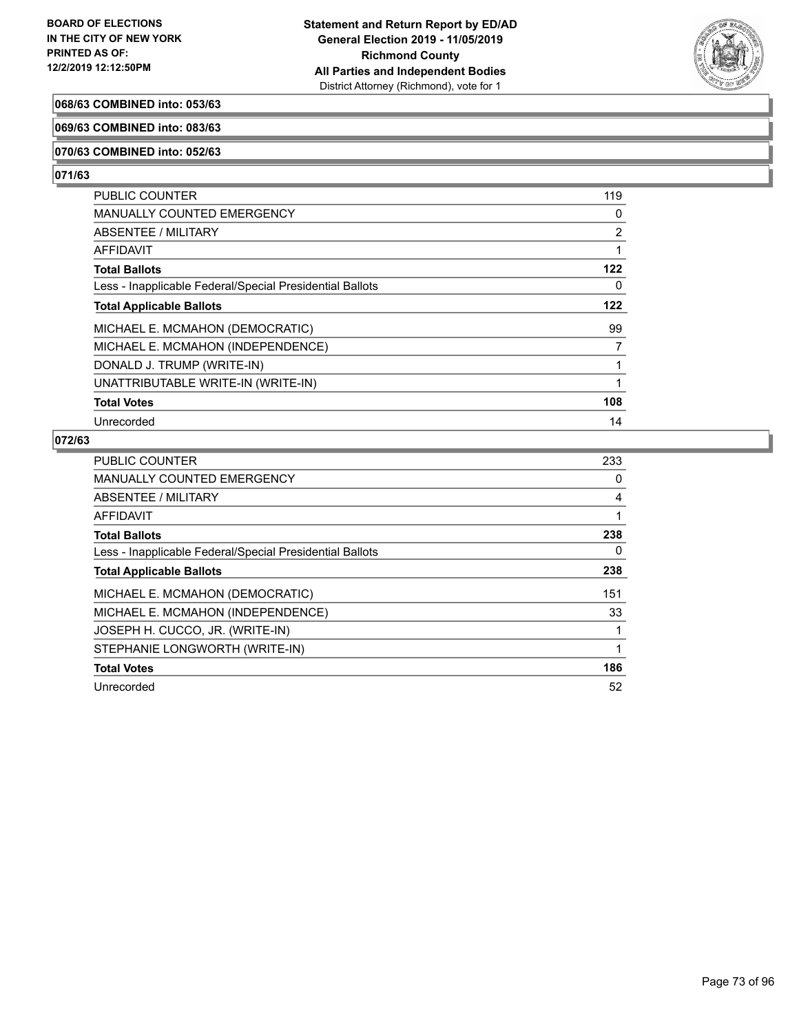**068/63 COMBINED into: 053/63**

**069/63 COMBINED into: 083/63**

**070/63 COMBINED into: 052/63**

**071/63**

| | |
|---|---|
| PUBLIC COUNTER | 119 |
| MANUALLY COUNTED EMERGENCY | 0 |
| ABSENTEE / MILITARY | 2 |
| AFFIDAVIT | 1 |
| **Total Ballots** | **122** |
| Less - Inapplicable Federal/Special Presidential Ballots | 0 |
| **Total Applicable Ballots** | **122** |
| MICHAEL E. MCMAHON (DEMOCRATIC) | 99 |
| MICHAEL E. MCMAHON (INDEPENDENCE) | 7 |
| DONALD J. TRUMP (WRITE-IN) | 1 |
| UNATTRIBUTABLE WRITE-IN (WRITE-IN) | 1 |
| **Total Votes** | **108** |
| Unrecorded | 14 |

**072/63**

| | |
|---|---|
| PUBLIC COUNTER | 233 |
| MANUALLY COUNTED EMERGENCY | 0 |
| ABSENTEE / MILITARY | 4 |
| AFFIDAVIT | 1 |
| **Total Ballots** | **238** |
| Less - Inapplicable Federal/Special Presidential Ballots | 0 |
| **Total Applicable Ballots** | **238** |
| MICHAEL E. MCMAHON (DEMOCRATIC) | 151 |
| MICHAEL E. MCMAHON (INDEPENDENCE) | 33 |
| JOSEPH H. CUCCO, JR. (WRITE-IN) | 1 |
| STEPHANIE LONGWORTH (WRITE-IN) | 1 |
| **Total Votes** | **186** |
| Unrecorded | 52 |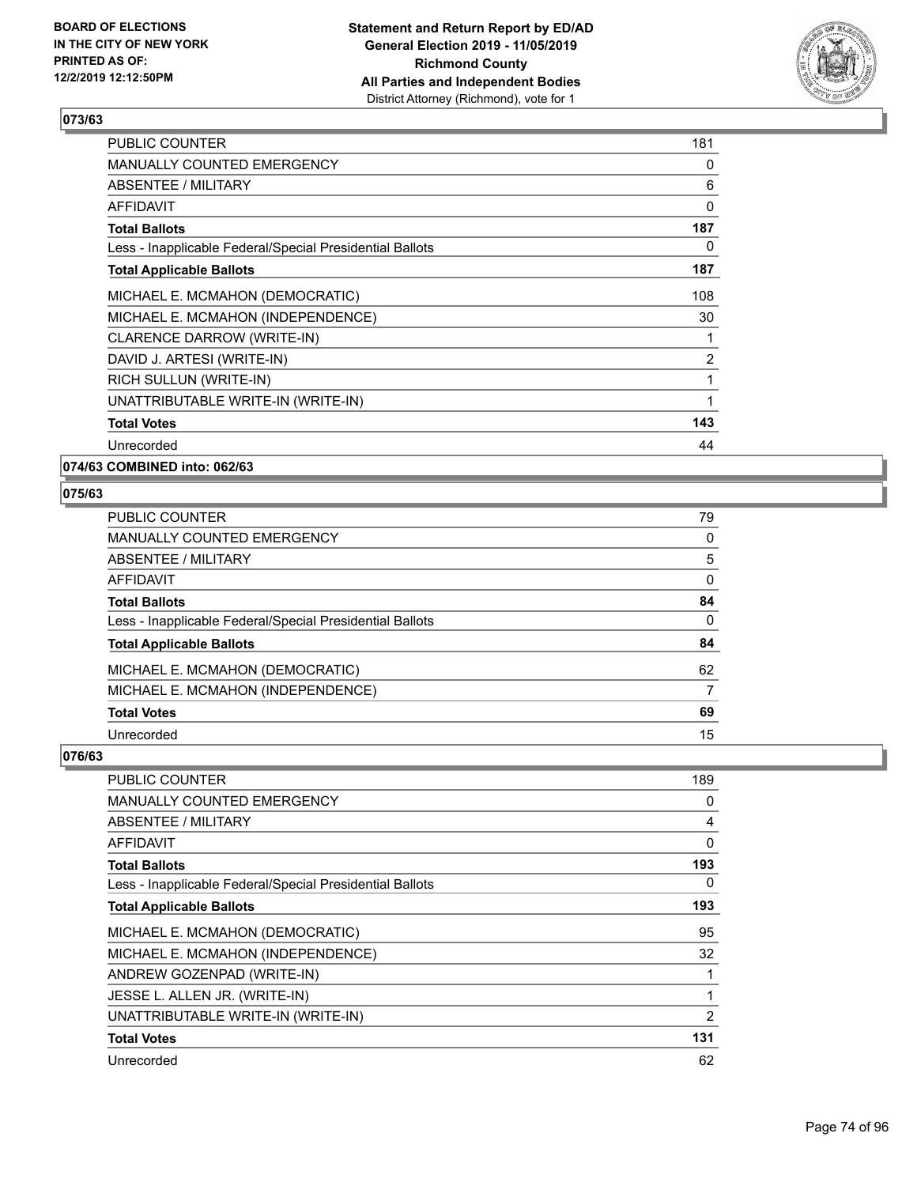BOARD OF ELECTIONS
IN THE CITY OF NEW YORK
PRINTED AS OF:
12/2/2019 12:12:50PM

**Statement and Return Report by ED/AD**
**General Election 2019 - 11/05/2019**
**Richmond County**
**All Parties and Independent Bodies**
District Attorney (Richmond), vote for 1

### 073/63

| | |
|---|---|
| PUBLIC COUNTER | 181 |
| MANUALLY COUNTED EMERGENCY | 0 |
| ABSENTEE / MILITARY | 6 |
| AFFIDAVIT | 0 |
| **Total Ballots** | **187** |
| Less - Inapplicable Federal/Special Presidential Ballots | 0 |
| **Total Applicable Ballots** | **187** |
| MICHAEL E. MCMAHON (DEMOCRATIC) | 108 |
| MICHAEL E. MCMAHON (INDEPENDENCE) | 30 |
| CLARENCE DARROW (WRITE-IN) | 1 |
| DAVID J. ARTESI (WRITE-IN) | 2 |
| RICH SULLUN (WRITE-IN) | 1 |
| UNATTRIBUTABLE WRITE-IN (WRITE-IN) | 1 |
| **Total Votes** | **143** |
| Unrecorded | 44 |

### 074/63 COMBINED into: 062/63

### 075/63

| | |
|---|---|
| PUBLIC COUNTER | 79 |
| MANUALLY COUNTED EMERGENCY | 0 |
| ABSENTEE / MILITARY | 5 |
| AFFIDAVIT | 0 |
| **Total Ballots** | **84** |
| Less - Inapplicable Federal/Special Presidential Ballots | 0 |
| **Total Applicable Ballots** | **84** |
| MICHAEL E. MCMAHON (DEMOCRATIC) | 62 |
| MICHAEL E. MCMAHON (INDEPENDENCE) | 7 |
| **Total Votes** | **69** |
| Unrecorded | 15 |

### 076/63

| | |
|---|---|
| PUBLIC COUNTER | 189 |
| MANUALLY COUNTED EMERGENCY | 0 |
| ABSENTEE / MILITARY | 4 |
| AFFIDAVIT | 0 |
| **Total Ballots** | **193** |
| Less - Inapplicable Federal/Special Presidential Ballots | 0 |
| **Total Applicable Ballots** | **193** |
| MICHAEL E. MCMAHON (DEMOCRATIC) | 95 |
| MICHAEL E. MCMAHON (INDEPENDENCE) | 32 |
| ANDREW GOZENPAD (WRITE-IN) | 1 |
| JESSE L. ALLEN JR. (WRITE-IN) | 1 |
| UNATTRIBUTABLE WRITE-IN (WRITE-IN) | 2 |
| **Total Votes** | **131** |
| Unrecorded | 62 |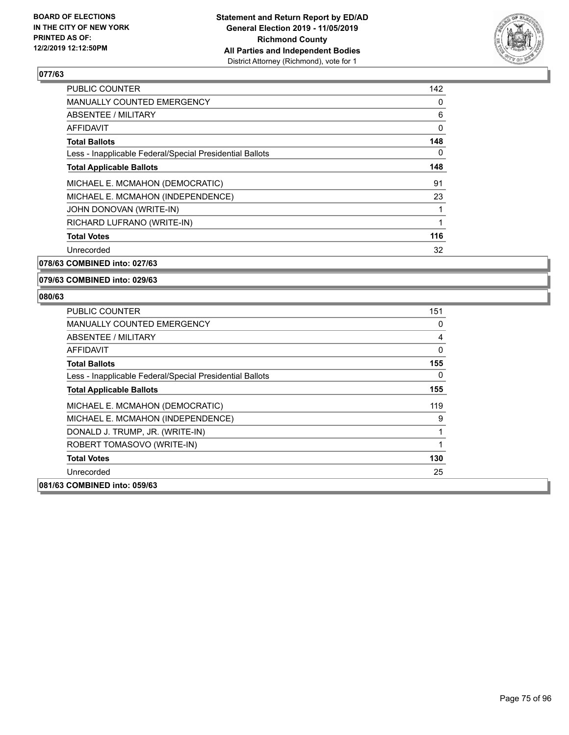### 077/63

| | |
|---|---|
| PUBLIC COUNTER | 142 |
| MANUALLY COUNTED EMERGENCY | 0 |
| ABSENTEE / MILITARY | 6 |
| AFFIDAVIT | 0 |
| **Total Ballots** | **148** |
| Less - Inapplicable Federal/Special Presidential Ballots | 0 |
| **Total Applicable Ballots** | **148** |
| MICHAEL E. MCMAHON (DEMOCRATIC) | 91 |
| MICHAEL E. MCMAHON (INDEPENDENCE) | 23 |
| JOHN DONOVAN (WRITE-IN) | 1 |
| RICHARD LUFRANO (WRITE-IN) | 1 |
| **Total Votes** | **116** |
| Unrecorded | 32 |

### 078/63 COMBINED into: 027/63

### 079/63 COMBINED into: 029/63

### 080/63

| | |
|---|---|
| PUBLIC COUNTER | 151 |
| MANUALLY COUNTED EMERGENCY | 0 |
| ABSENTEE / MILITARY | 4 |
| AFFIDAVIT | 0 |
| **Total Ballots** | **155** |
| Less - Inapplicable Federal/Special Presidential Ballots | 0 |
| **Total Applicable Ballots** | **155** |
| MICHAEL E. MCMAHON (DEMOCRATIC) | 119 |
| MICHAEL E. MCMAHON (INDEPENDENCE) | 9 |
| DONALD J. TRUMP, JR. (WRITE-IN) | 1 |
| ROBERT TOMASOVO (WRITE-IN) | 1 |
| **Total Votes** | **130** |
| Unrecorded | 25 |

### 081/63 COMBINED into: 059/63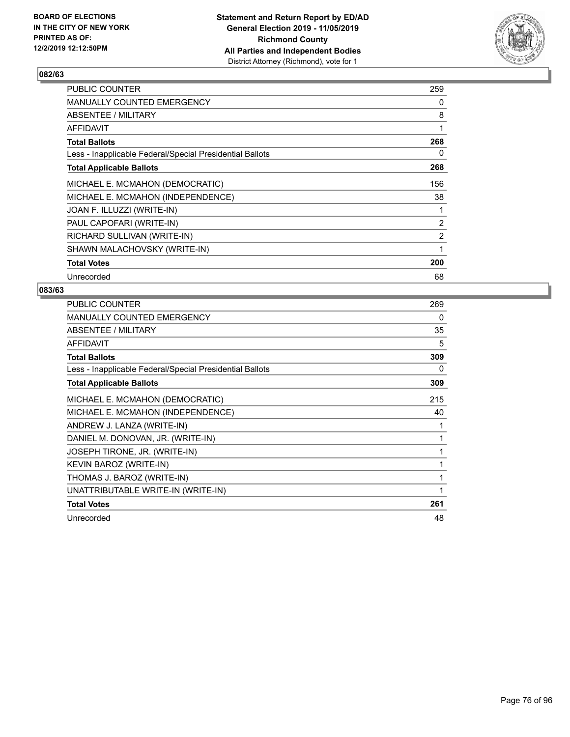**BOARD OF ELECTIONS IN THE CITY OF NEW YORK PRINTED AS OF: 12/2/2019 12:12:50PM**

**Statement and Return Report by ED/AD General Election 2019 - 11/05/2019 Richmond County All Parties and Independent Bodies**
District Attorney (Richmond), vote for 1

## 082/63

| | |
|---|---|
| PUBLIC COUNTER | 259 |
| MANUALLY COUNTED EMERGENCY | 0 |
| ABSENTEE / MILITARY | 8 |
| AFFIDAVIT | 1 |
| **Total Ballots** | **268** |
| Less - Inapplicable Federal/Special Presidential Ballots | 0 |
| **Total Applicable Ballots** | **268** |
| MICHAEL E. MCMAHON (DEMOCRATIC) | 156 |
| MICHAEL E. MCMAHON (INDEPENDENCE) | 38 |
| JOAN F. ILLUZZI (WRITE-IN) | 1 |
| PAUL CAPOFARI (WRITE-IN) | 2 |
| RICHARD SULLIVAN (WRITE-IN) | 2 |
| SHAWN MALACHOVSKY (WRITE-IN) | 1 |
| **Total Votes** | **200** |
| Unrecorded | 68 |

## 083/63

| | |
|---|---|
| PUBLIC COUNTER | 269 |
| MANUALLY COUNTED EMERGENCY | 0 |
| ABSENTEE / MILITARY | 35 |
| AFFIDAVIT | 5 |
| **Total Ballots** | **309** |
| Less - Inapplicable Federal/Special Presidential Ballots | 0 |
| **Total Applicable Ballots** | **309** |
| MICHAEL E. MCMAHON (DEMOCRATIC) | 215 |
| MICHAEL E. MCMAHON (INDEPENDENCE) | 40 |
| ANDREW J. LANZA (WRITE-IN) | 1 |
| DANIEL M. DONOVAN, JR. (WRITE-IN) | 1 |
| JOSEPH TIRONE, JR. (WRITE-IN) | 1 |
| KEVIN BAROZ (WRITE-IN) | 1 |
| THOMAS J. BAROZ (WRITE-IN) | 1 |
| UNATTRIBUTABLE WRITE-IN (WRITE-IN) | 1 |
| **Total Votes** | **261** |
| Unrecorded | 48 |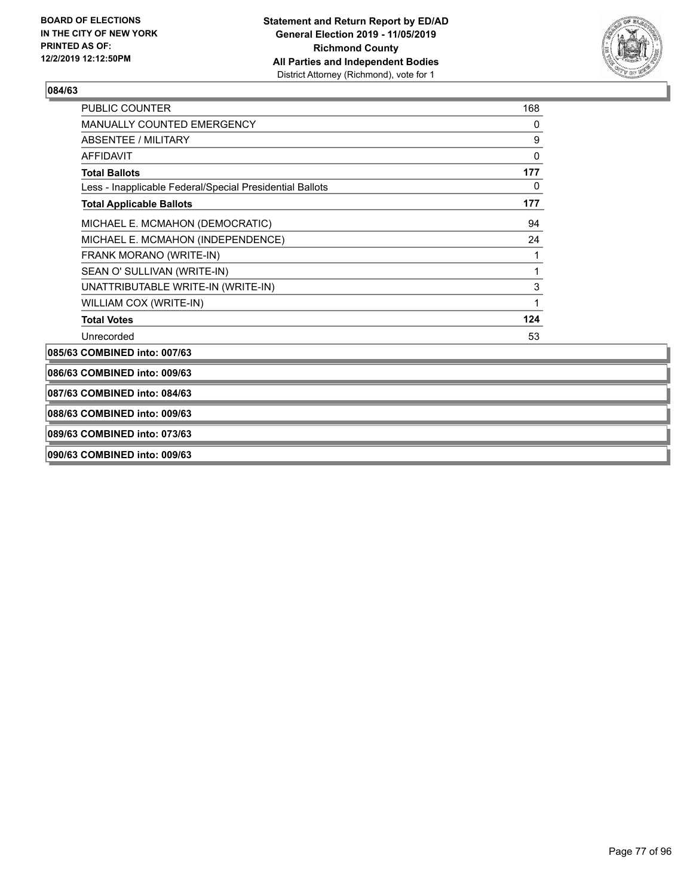**BOARD OF ELECTIONS IN THE CITY OF NEW YORK PRINTED AS OF: 12/2/2019 12:12:50PM**

**Statement and Return Report by ED/AD General Election 2019 - 11/05/2019 Richmond County All Parties and Independent Bodies**
District Attorney (Richmond), vote for 1

### 084/63

| | |
|---|---|
| PUBLIC COUNTER | 168 |
| MANUALLY COUNTED EMERGENCY | 0 |
| ABSENTEE / MILITARY | 9 |
| AFFIDAVIT | 0 |
| **Total Ballots** | **177** |
| Less - Inapplicable Federal/Special Presidential Ballots | 0 |
| **Total Applicable Ballots** | **177** |
| MICHAEL E. MCMAHON (DEMOCRATIC) | 94 |
| MICHAEL E. MCMAHON (INDEPENDENCE) | 24 |
| FRANK MORANO (WRITE-IN) | 1 |
| SEAN O' SULLIVAN (WRITE-IN) | 1 |
| UNATTRIBUTABLE WRITE-IN (WRITE-IN) | 3 |
| WILLIAM COX (WRITE-IN) | 1 |
| **Total Votes** | **124** |
| Unrecorded | 53 |

**085/63 COMBINED into: 007/63**

**086/63 COMBINED into: 009/63**

**087/63 COMBINED into: 084/63**

**088/63 COMBINED into: 009/63**

**089/63 COMBINED into: 073/63**

**090/63 COMBINED into: 009/63**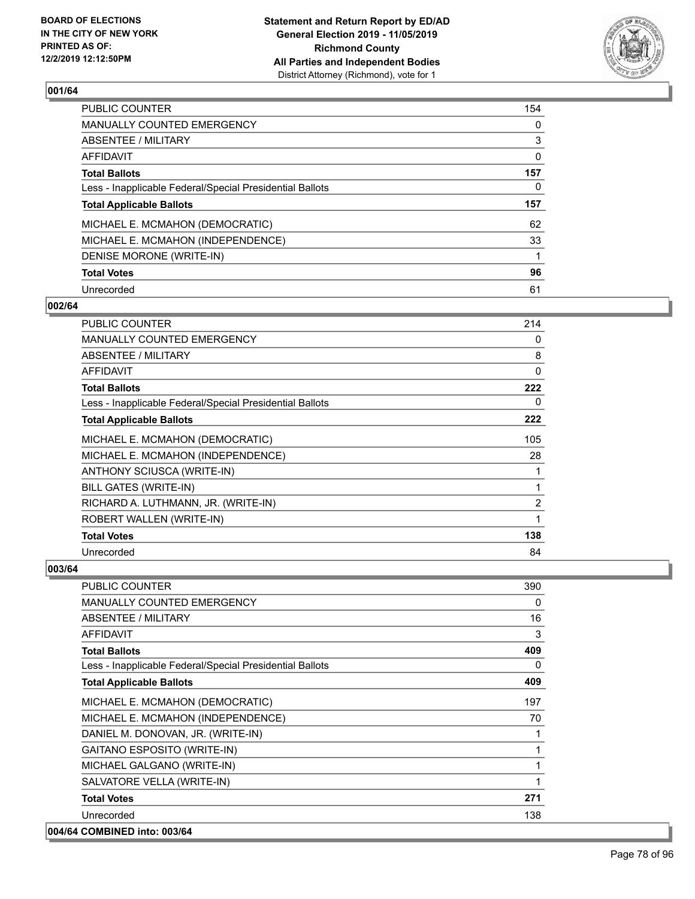BOARD OF ELECTIONS
IN THE CITY OF NEW YORK
PRINTED AS OF:
12/2/2019 12:12:50PM

**Statement and Return Report by ED/AD**
**General Election 2019 - 11/05/2019**
**Richmond County**
**All Parties and Independent Bodies**
District Attorney (Richmond), vote for 1

### 001/64

| | |
|---|---|
| PUBLIC COUNTER | 154 |
| MANUALLY COUNTED EMERGENCY | 0 |
| ABSENTEE / MILITARY | 3 |
| AFFIDAVIT | 0 |
| **Total Ballots** | **157** |
| Less - Inapplicable Federal/Special Presidential Ballots | 0 |
| **Total Applicable Ballots** | **157** |
| MICHAEL E. MCMAHON (DEMOCRATIC) | 62 |
| MICHAEL E. MCMAHON (INDEPENDENCE) | 33 |
| DENISE MORONE (WRITE-IN) | 1 |
| **Total Votes** | **96** |
| Unrecorded | 61 |

### 002/64

| | |
|---|---|
| PUBLIC COUNTER | 214 |
| MANUALLY COUNTED EMERGENCY | 0 |
| ABSENTEE / MILITARY | 8 |
| AFFIDAVIT | 0 |
| **Total Ballots** | **222** |
| Less - Inapplicable Federal/Special Presidential Ballots | 0 |
| **Total Applicable Ballots** | **222** |
| MICHAEL E. MCMAHON (DEMOCRATIC) | 105 |
| MICHAEL E. MCMAHON (INDEPENDENCE) | 28 |
| ANTHONY SCIUSCA (WRITE-IN) | 1 |
| BILL GATES (WRITE-IN) | 1 |
| RICHARD A. LUTHMANN, JR. (WRITE-IN) | 2 |
| ROBERT WALLEN (WRITE-IN) | 1 |
| **Total Votes** | **138** |
| Unrecorded | 84 |

### 003/64

| | |
|---|---|
| PUBLIC COUNTER | 390 |
| MANUALLY COUNTED EMERGENCY | 0 |
| ABSENTEE / MILITARY | 16 |
| AFFIDAVIT | 3 |
| **Total Ballots** | **409** |
| Less - Inapplicable Federal/Special Presidential Ballots | 0 |
| **Total Applicable Ballots** | **409** |
| MICHAEL E. MCMAHON (DEMOCRATIC) | 197 |
| MICHAEL E. MCMAHON (INDEPENDENCE) | 70 |
| DANIEL M. DONOVAN, JR. (WRITE-IN) | 1 |
| GAITANO ESPOSITO (WRITE-IN) | 1 |
| MICHAEL GALGANO (WRITE-IN) | 1 |
| SALVATORE VELLA (WRITE-IN) | 1 |
| **Total Votes** | **271** |
| Unrecorded | 138 |

### 004/64 COMBINED into: 003/64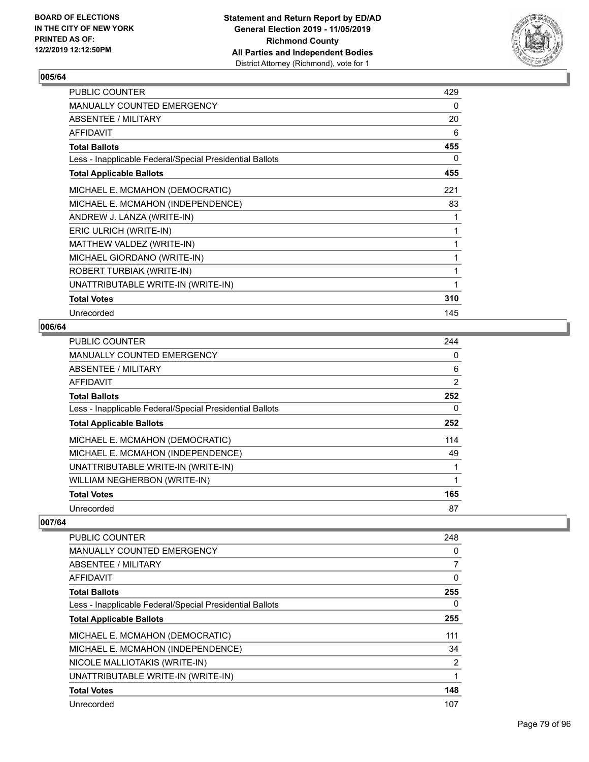**Statement and Return Report by ED/AD**
**General Election 2019 - 11/05/2019**
**Richmond County**
**All Parties and Independent Bodies**
District Attorney (Richmond), vote for 1

BOARD OF ELECTIONS IN THE CITY OF NEW YORK PRINTED AS OF: 12/2/2019 12:12:50PM

## 005/64

| | |
|---|---|
| PUBLIC COUNTER | 429 |
| MANUALLY COUNTED EMERGENCY | 0 |
| ABSENTEE / MILITARY | 20 |
| AFFIDAVIT | 6 |
| **Total Ballots** | **455** |
| Less - Inapplicable Federal/Special Presidential Ballots | 0 |
| **Total Applicable Ballots** | **455** |
| MICHAEL E. MCMAHON (DEMOCRATIC) | 221 |
| MICHAEL E. MCMAHON (INDEPENDENCE) | 83 |
| ANDREW J. LANZA (WRITE-IN) | 1 |
| ERIC ULRICH (WRITE-IN) | 1 |
| MATTHEW VALDEZ (WRITE-IN) | 1 |
| MICHAEL GIORDANO (WRITE-IN) | 1 |
| ROBERT TURBIAK (WRITE-IN) | 1 |
| UNATTRIBUTABLE WRITE-IN (WRITE-IN) | 1 |
| **Total Votes** | **310** |
| Unrecorded | 145 |

## 006/64

| | |
|---|---|
| PUBLIC COUNTER | 244 |
| MANUALLY COUNTED EMERGENCY | 0 |
| ABSENTEE / MILITARY | 6 |
| AFFIDAVIT | 2 |
| **Total Ballots** | **252** |
| Less - Inapplicable Federal/Special Presidential Ballots | 0 |
| **Total Applicable Ballots** | **252** |
| MICHAEL E. MCMAHON (DEMOCRATIC) | 114 |
| MICHAEL E. MCMAHON (INDEPENDENCE) | 49 |
| UNATTRIBUTABLE WRITE-IN (WRITE-IN) | 1 |
| WILLIAM NEGHERBON (WRITE-IN) | 1 |
| **Total Votes** | **165** |
| Unrecorded | 87 |

## 007/64

| | |
|---|---|
| PUBLIC COUNTER | 248 |
| MANUALLY COUNTED EMERGENCY | 0 |
| ABSENTEE / MILITARY | 7 |
| AFFIDAVIT | 0 |
| **Total Ballots** | **255** |
| Less - Inapplicable Federal/Special Presidential Ballots | 0 |
| **Total Applicable Ballots** | **255** |
| MICHAEL E. MCMAHON (DEMOCRATIC) | 111 |
| MICHAEL E. MCMAHON (INDEPENDENCE) | 34 |
| NICOLE MALLIOTAKIS (WRITE-IN) | 2 |
| UNATTRIBUTABLE WRITE-IN (WRITE-IN) | 1 |
| **Total Votes** | **148** |
| Unrecorded | 107 |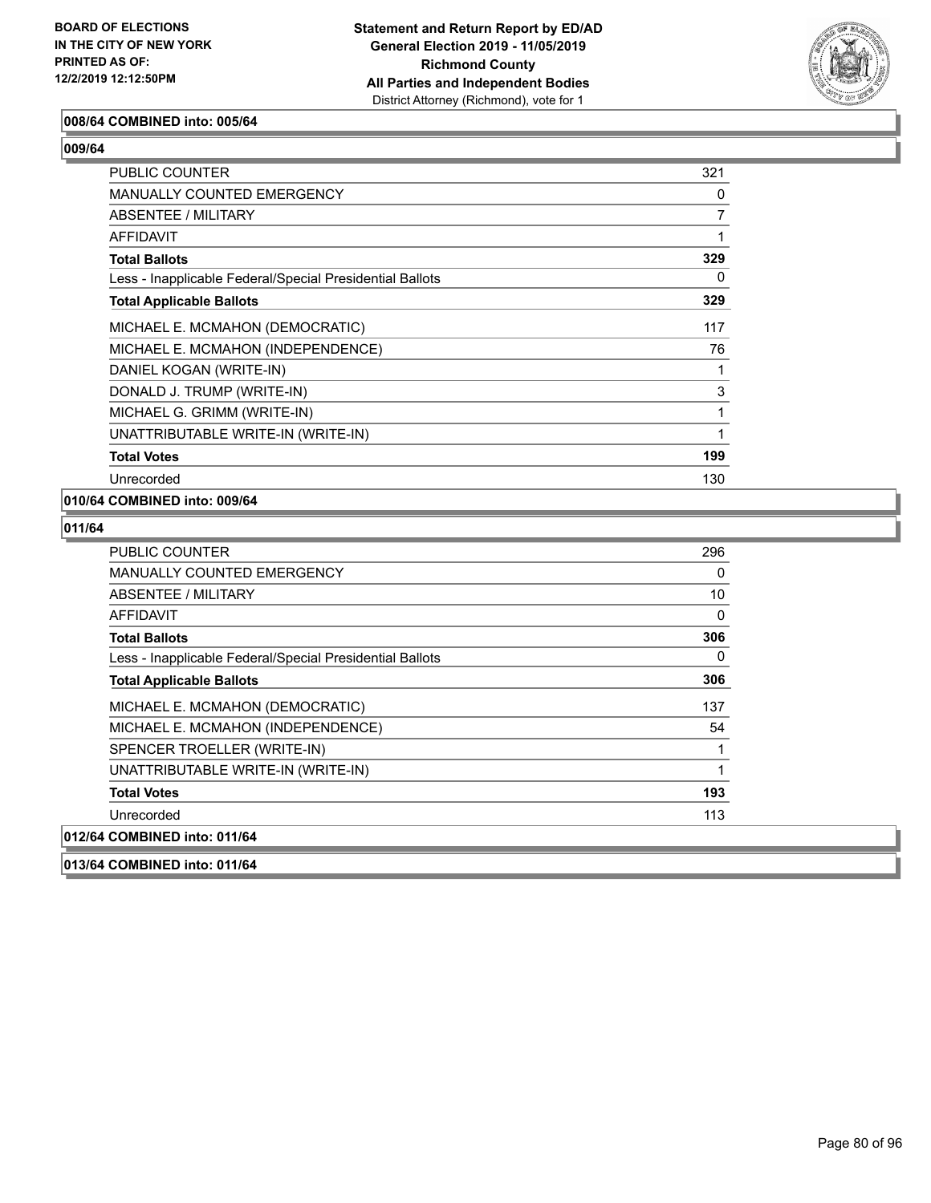**008/64 COMBINED into: 005/64**

**009/64**

| | |
|---|---|
| PUBLIC COUNTER | 321 |
| MANUALLY COUNTED EMERGENCY | 0 |
| ABSENTEE / MILITARY | 7 |
| AFFIDAVIT | 1 |
| **Total Ballots** | **329** |
| Less - Inapplicable Federal/Special Presidential Ballots | 0 |
| **Total Applicable Ballots** | **329** |
| MICHAEL E. MCMAHON (DEMOCRATIC) | 117 |
| MICHAEL E. MCMAHON (INDEPENDENCE) | 76 |
| DANIEL KOGAN (WRITE-IN) | 1 |
| DONALD J. TRUMP (WRITE-IN) | 3 |
| MICHAEL G. GRIMM (WRITE-IN) | 1 |
| UNATTRIBUTABLE WRITE-IN (WRITE-IN) | 1 |
| **Total Votes** | **199** |
| Unrecorded | 130 |

**010/64 COMBINED into: 009/64**

**011/64**

| | |
|---|---|
| PUBLIC COUNTER | 296 |
| MANUALLY COUNTED EMERGENCY | 0 |
| ABSENTEE / MILITARY | 10 |
| AFFIDAVIT | 0 |
| **Total Ballots** | **306** |
| Less - Inapplicable Federal/Special Presidential Ballots | 0 |
| **Total Applicable Ballots** | **306** |
| MICHAEL E. MCMAHON (DEMOCRATIC) | 137 |
| MICHAEL E. MCMAHON (INDEPENDENCE) | 54 |
| SPENCER TROELLER (WRITE-IN) | 1 |
| UNATTRIBUTABLE WRITE-IN (WRITE-IN) | 1 |
| **Total Votes** | **193** |
| Unrecorded | 113 |

**012/64 COMBINED into: 011/64**

**013/64 COMBINED into: 011/64**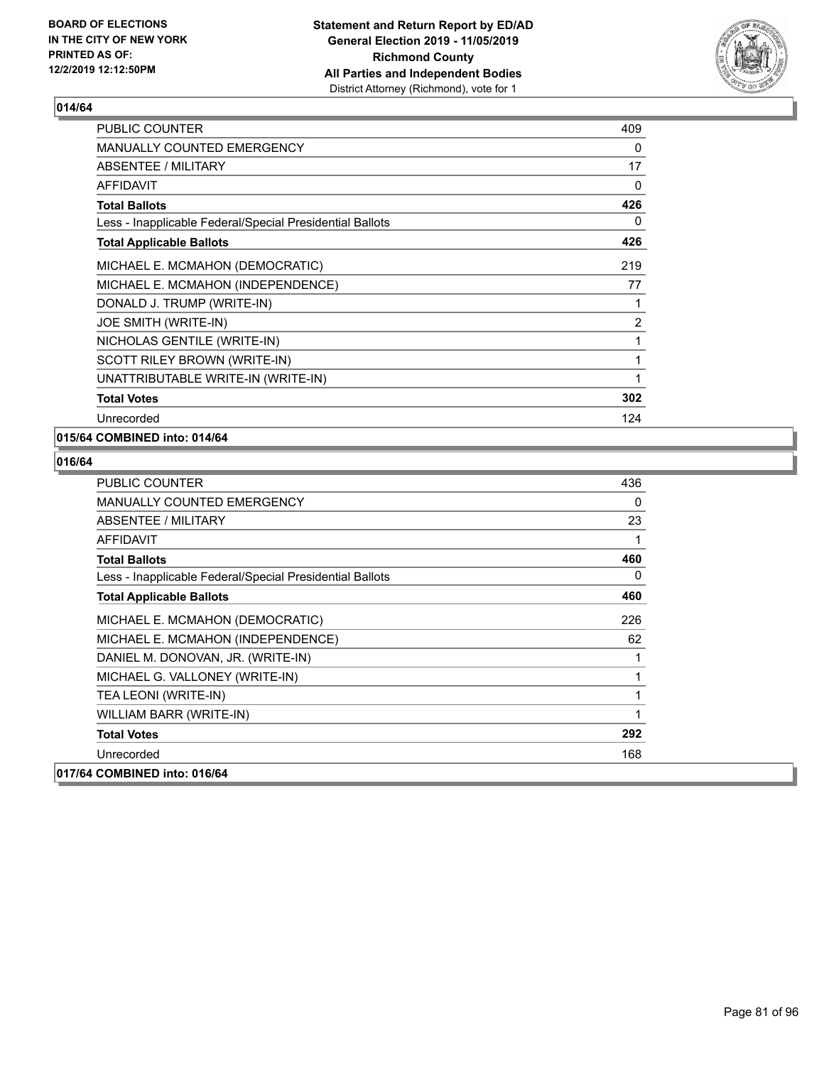BOARD OF ELECTIONS
IN THE CITY OF NEW YORK
PRINTED AS OF:
12/2/2019 12:12:50PM

**Statement and Return Report by ED/AD**
**General Election 2019 - 11/05/2019**
**Richmond County**
**All Parties and Independent Bodies**
District Attorney (Richmond), vote for 1

## 014/64

| | |
|---|---|
| PUBLIC COUNTER | 409 |
| MANUALLY COUNTED EMERGENCY | 0 |
| ABSENTEE / MILITARY | 17 |
| AFFIDAVIT | 0 |
| **Total Ballots** | **426** |
| Less - Inapplicable Federal/Special Presidential Ballots | 0 |
| **Total Applicable Ballots** | **426** |
| MICHAEL E. MCMAHON (DEMOCRATIC) | 219 |
| MICHAEL E. MCMAHON (INDEPENDENCE) | 77 |
| DONALD J. TRUMP (WRITE-IN) | 1 |
| JOE SMITH (WRITE-IN) | 2 |
| NICHOLAS GENTILE (WRITE-IN) | 1 |
| SCOTT RILEY BROWN (WRITE-IN) | 1 |
| UNATTRIBUTABLE WRITE-IN (WRITE-IN) | 1 |
| **Total Votes** | **302** |
| Unrecorded | 124 |

## 015/64 COMBINED into: 014/64

## 016/64

| | |
|---|---|
| PUBLIC COUNTER | 436 |
| MANUALLY COUNTED EMERGENCY | 0 |
| ABSENTEE / MILITARY | 23 |
| AFFIDAVIT | 1 |
| **Total Ballots** | **460** |
| Less - Inapplicable Federal/Special Presidential Ballots | 0 |
| **Total Applicable Ballots** | **460** |
| MICHAEL E. MCMAHON (DEMOCRATIC) | 226 |
| MICHAEL E. MCMAHON (INDEPENDENCE) | 62 |
| DANIEL M. DONOVAN, JR. (WRITE-IN) | 1 |
| MICHAEL G. VALLONEY (WRITE-IN) | 1 |
| TEA LEONI (WRITE-IN) | 1 |
| WILLIAM BARR (WRITE-IN) | 1 |
| **Total Votes** | **292** |
| Unrecorded | 168 |

## 017/64 COMBINED into: 016/64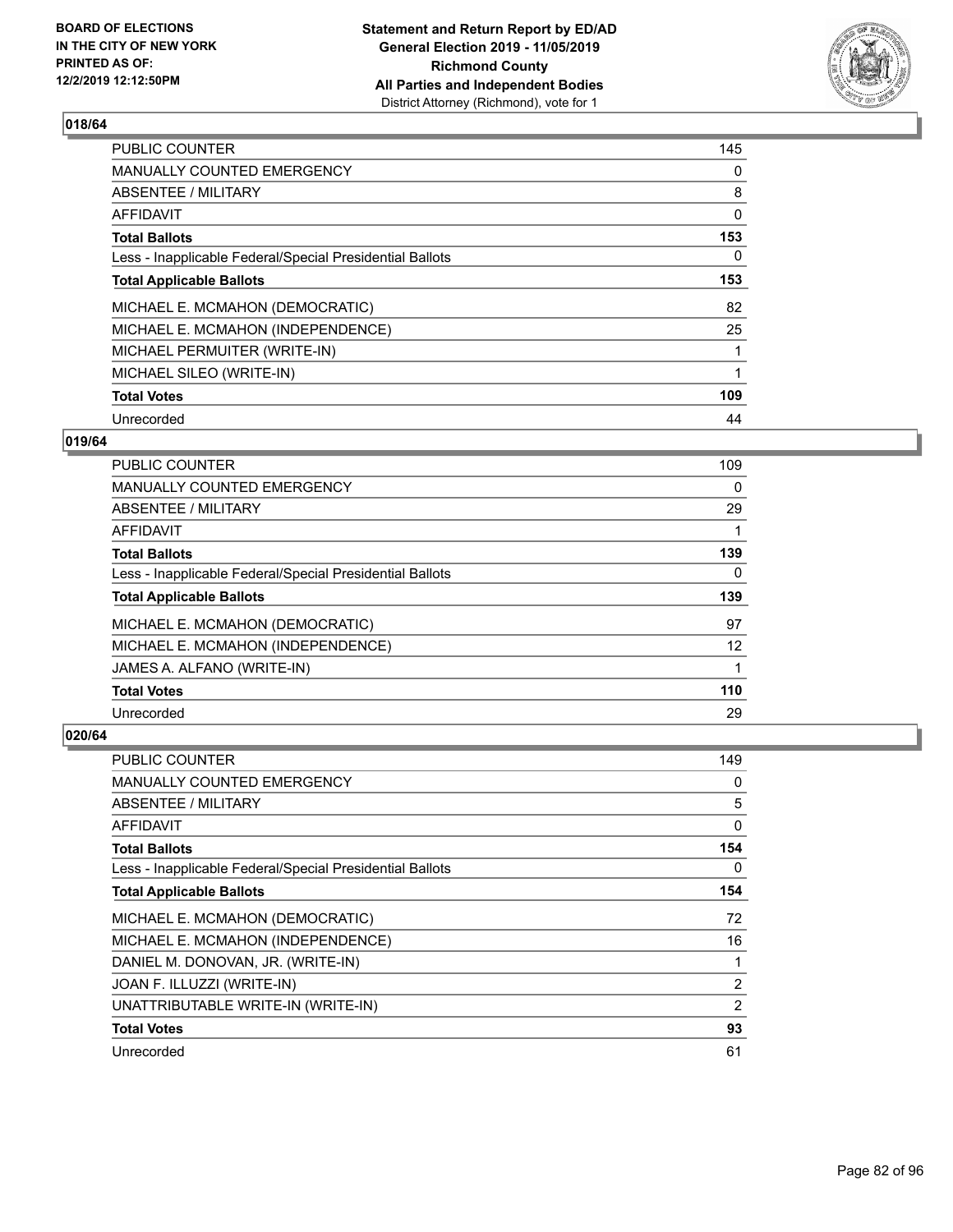**BOARD OF ELECTIONS IN THE CITY OF NEW YORK PRINTED AS OF: 12/2/2019 12:12:50PM**

**Statement and Return Report by ED/AD General Election 2019 - 11/05/2019 Richmond County All Parties and Independent Bodies** District Attorney (Richmond), vote for 1

### 018/64

| | |
|---|---|
| PUBLIC COUNTER | 145 |
| MANUALLY COUNTED EMERGENCY | 0 |
| ABSENTEE / MILITARY | 8 |
| AFFIDAVIT | 0 |
| **Total Ballots** | **153** |
| Less - Inapplicable Federal/Special Presidential Ballots | 0 |
| **Total Applicable Ballots** | **153** |
| MICHAEL E. MCMAHON (DEMOCRATIC) | 82 |
| MICHAEL E. MCMAHON (INDEPENDENCE) | 25 |
| MICHAEL PERMUITER (WRITE-IN) | 1 |
| MICHAEL SILEO (WRITE-IN) | 1 |
| **Total Votes** | **109** |
| Unrecorded | 44 |

### 019/64

| | |
|---|---|
| PUBLIC COUNTER | 109 |
| MANUALLY COUNTED EMERGENCY | 0 |
| ABSENTEE / MILITARY | 29 |
| AFFIDAVIT | 1 |
| **Total Ballots** | **139** |
| Less - Inapplicable Federal/Special Presidential Ballots | 0 |
| **Total Applicable Ballots** | **139** |
| MICHAEL E. MCMAHON (DEMOCRATIC) | 97 |
| MICHAEL E. MCMAHON (INDEPENDENCE) | 12 |
| JAMES A. ALFANO (WRITE-IN) | 1 |
| **Total Votes** | **110** |
| Unrecorded | 29 |

### 020/64

| | |
|---|---|
| PUBLIC COUNTER | 149 |
| MANUALLY COUNTED EMERGENCY | 0 |
| ABSENTEE / MILITARY | 5 |
| AFFIDAVIT | 0 |
| **Total Ballots** | **154** |
| Less - Inapplicable Federal/Special Presidential Ballots | 0 |
| **Total Applicable Ballots** | **154** |
| MICHAEL E. MCMAHON (DEMOCRATIC) | 72 |
| MICHAEL E. MCMAHON (INDEPENDENCE) | 16 |
| DANIEL M. DONOVAN, JR. (WRITE-IN) | 1 |
| JOAN F. ILLUZZI (WRITE-IN) | 2 |
| UNATTRIBUTABLE WRITE-IN (WRITE-IN) | 2 |
| **Total Votes** | **93** |
| Unrecorded | 61 |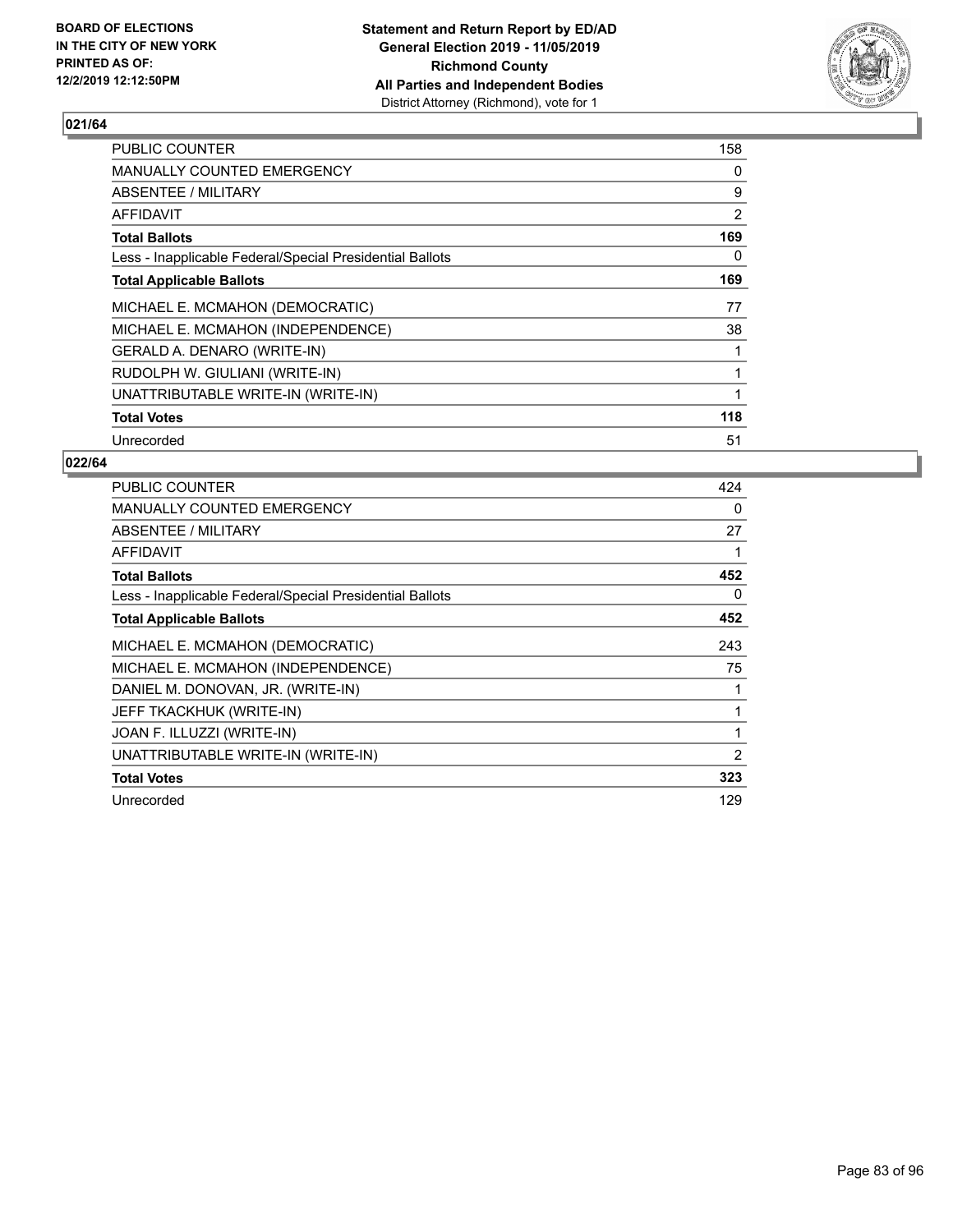BOARD OF ELECTIONS
IN THE CITY OF NEW YORK
PRINTED AS OF:
12/2/2019 12:12:50PM

**Statement and Return Report by ED/AD**
**General Election 2019 - 11/05/2019**
**Richmond County**
**All Parties and Independent Bodies**
District Attorney (Richmond), vote for 1

## 021/64

| | |
|---|---|
| PUBLIC COUNTER | 158 |
| MANUALLY COUNTED EMERGENCY | 0 |
| ABSENTEE / MILITARY | 9 |
| AFFIDAVIT | 2 |
| **Total Ballots** | **169** |
| Less - Inapplicable Federal/Special Presidential Ballots | 0 |
| **Total Applicable Ballots** | **169** |
| MICHAEL E. MCMAHON (DEMOCRATIC) | 77 |
| MICHAEL E. MCMAHON (INDEPENDENCE) | 38 |
| GERALD A. DENARO (WRITE-IN) | 1 |
| RUDOLPH W. GIULIANI (WRITE-IN) | 1 |
| UNATTRIBUTABLE WRITE-IN (WRITE-IN) | 1 |
| **Total Votes** | **118** |
| Unrecorded | 51 |

## 022/64

| | |
|---|---|
| PUBLIC COUNTER | 424 |
| MANUALLY COUNTED EMERGENCY | 0 |
| ABSENTEE / MILITARY | 27 |
| AFFIDAVIT | 1 |
| **Total Ballots** | **452** |
| Less - Inapplicable Federal/Special Presidential Ballots | 0 |
| **Total Applicable Ballots** | **452** |
| MICHAEL E. MCMAHON (DEMOCRATIC) | 243 |
| MICHAEL E. MCMAHON (INDEPENDENCE) | 75 |
| DANIEL M. DONOVAN, JR. (WRITE-IN) | 1 |
| JEFF TKACKHUK (WRITE-IN) | 1 |
| JOAN F. ILLUZZI (WRITE-IN) | 1 |
| UNATTRIBUTABLE WRITE-IN (WRITE-IN) | 2 |
| **Total Votes** | **323** |
| Unrecorded | 129 |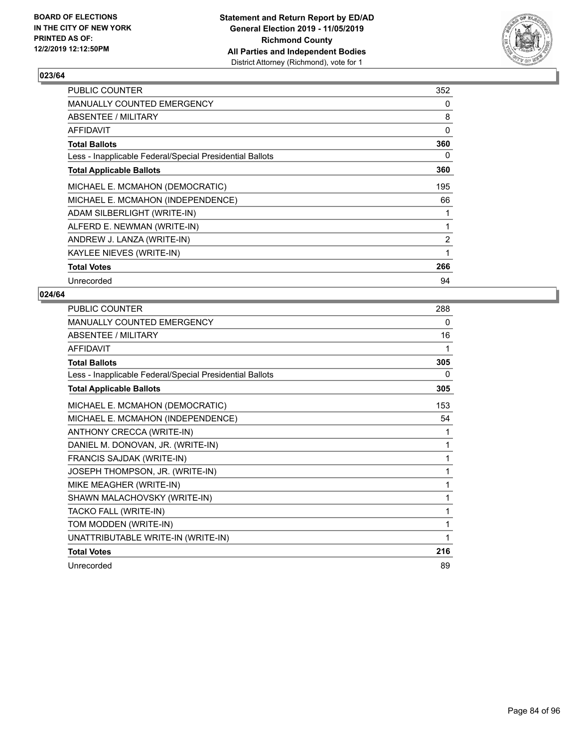**BOARD OF ELECTIONS IN THE CITY OF NEW YORK PRINTED AS OF: 12/2/2019 12:12:50PM**

**Statement and Return Report by ED/AD General Election 2019 - 11/05/2019 Richmond County All Parties and Independent Bodies**
District Attorney (Richmond), vote for 1

## 023/64

| | |
|---|---|
| PUBLIC COUNTER | 352 |
| MANUALLY COUNTED EMERGENCY | 0 |
| ABSENTEE / MILITARY | 8 |
| AFFIDAVIT | 0 |
| **Total Ballots** | **360** |
| Less - Inapplicable Federal/Special Presidential Ballots | 0 |
| **Total Applicable Ballots** | **360** |
| MICHAEL E. MCMAHON (DEMOCRATIC) | 195 |
| MICHAEL E. MCMAHON (INDEPENDENCE) | 66 |
| ADAM SILBERLIGHT (WRITE-IN) | 1 |
| ALFERD E. NEWMAN (WRITE-IN) | 1 |
| ANDREW J. LANZA (WRITE-IN) | 2 |
| KAYLEE NIEVES (WRITE-IN) | 1 |
| **Total Votes** | **266** |
| Unrecorded | 94 |

## 024/64

| | |
|---|---|
| PUBLIC COUNTER | 288 |
| MANUALLY COUNTED EMERGENCY | 0 |
| ABSENTEE / MILITARY | 16 |
| AFFIDAVIT | 1 |
| **Total Ballots** | **305** |
| Less - Inapplicable Federal/Special Presidential Ballots | 0 |
| **Total Applicable Ballots** | **305** |
| MICHAEL E. MCMAHON (DEMOCRATIC) | 153 |
| MICHAEL E. MCMAHON (INDEPENDENCE) | 54 |
| ANTHONY CRECCA (WRITE-IN) | 1 |
| DANIEL M. DONOVAN, JR. (WRITE-IN) | 1 |
| FRANCIS SAJDAK (WRITE-IN) | 1 |
| JOSEPH THOMPSON, JR. (WRITE-IN) | 1 |
| MIKE MEAGHER (WRITE-IN) | 1 |
| SHAWN MALACHOVSKY (WRITE-IN) | 1 |
| TACKO FALL (WRITE-IN) | 1 |
| TOM MODDEN (WRITE-IN) | 1 |
| UNATTRIBUTABLE WRITE-IN (WRITE-IN) | 1 |
| **Total Votes** | **216** |
| Unrecorded | 89 |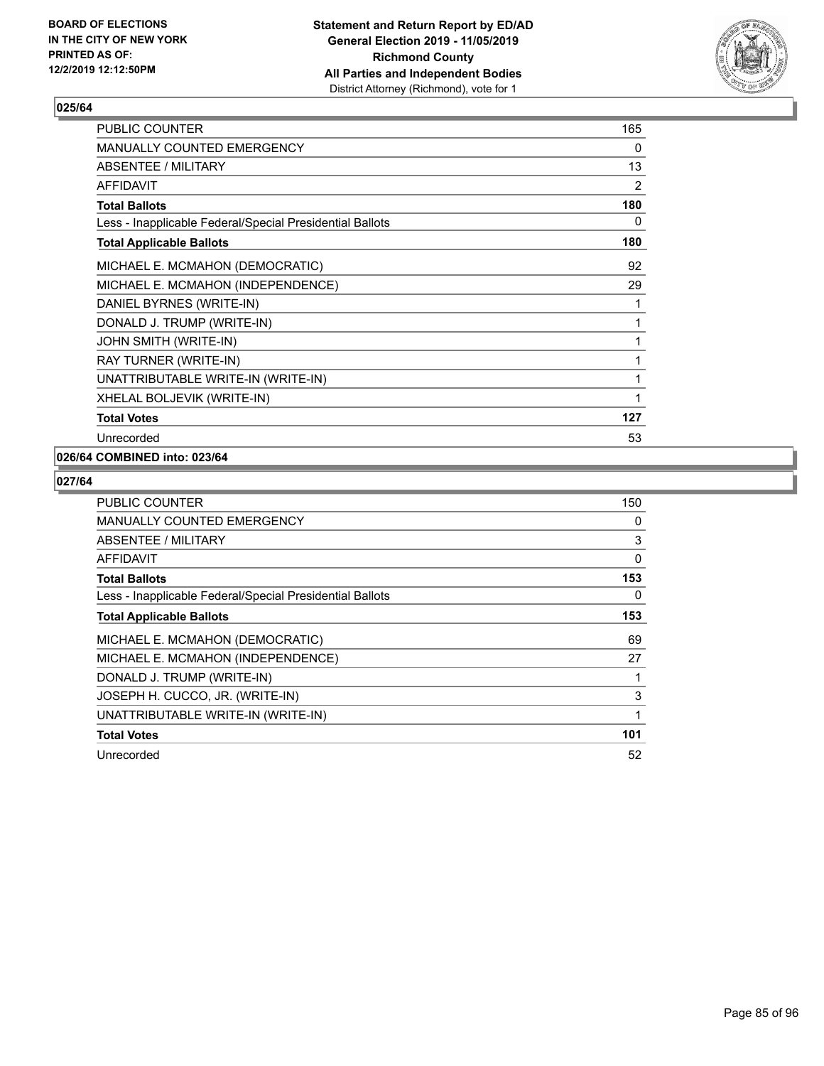**BOARD OF ELECTIONS IN THE CITY OF NEW YORK PRINTED AS OF: 12/2/2019 12:12:50PM**

**Statement and Return Report by ED/AD General Election 2019 - 11/05/2019 Richmond County All Parties and Independent Bodies**
District Attorney (Richmond), vote for 1

### 025/64

| | |
|---|---|
| PUBLIC COUNTER | 165 |
| MANUALLY COUNTED EMERGENCY | 0 |
| ABSENTEE / MILITARY | 13 |
| AFFIDAVIT | 2 |
| **Total Ballots** | **180** |
| Less - Inapplicable Federal/Special Presidential Ballots | 0 |
| **Total Applicable Ballots** | **180** |
| MICHAEL E. MCMAHON (DEMOCRATIC) | 92 |
| MICHAEL E. MCMAHON (INDEPENDENCE) | 29 |
| DANIEL BYRNES (WRITE-IN) | 1 |
| DONALD J. TRUMP (WRITE-IN) | 1 |
| JOHN SMITH (WRITE-IN) | 1 |
| RAY TURNER (WRITE-IN) | 1 |
| UNATTRIBUTABLE WRITE-IN (WRITE-IN) | 1 |
| XHELAL BOLJEVIK (WRITE-IN) | 1 |
| **Total Votes** | **127** |
| Unrecorded | 53 |

### 026/64 COMBINED into: 023/64

### 027/64

| | |
|---|---|
| PUBLIC COUNTER | 150 |
| MANUALLY COUNTED EMERGENCY | 0 |
| ABSENTEE / MILITARY | 3 |
| AFFIDAVIT | 0 |
| **Total Ballots** | **153** |
| Less - Inapplicable Federal/Special Presidential Ballots | 0 |
| **Total Applicable Ballots** | **153** |
| MICHAEL E. MCMAHON (DEMOCRATIC) | 69 |
| MICHAEL E. MCMAHON (INDEPENDENCE) | 27 |
| DONALD J. TRUMP (WRITE-IN) | 1 |
| JOSEPH H. CUCCO, JR. (WRITE-IN) | 3 |
| UNATTRIBUTABLE WRITE-IN (WRITE-IN) | 1 |
| **Total Votes** | **101** |
| Unrecorded | 52 |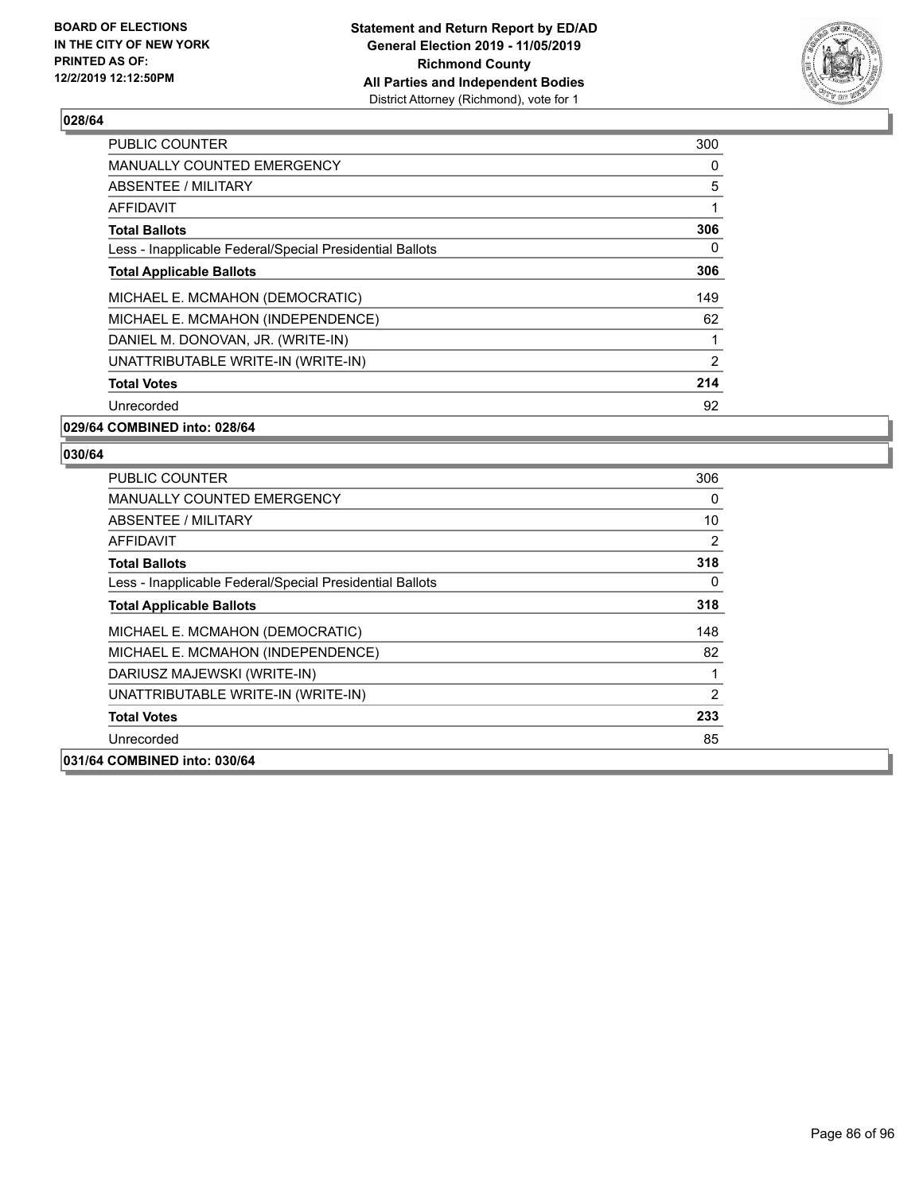**BOARD OF ELECTIONS IN THE CITY OF NEW YORK PRINTED AS OF: 12/2/2019 12:12:50PM**

**Statement and Return Report by ED/AD General Election 2019 - 11/05/2019 Richmond County All Parties and Independent Bodies**
District Attorney (Richmond), vote for 1

### 028/64

| | |
|---|---|
| PUBLIC COUNTER | 300 |
| MANUALLY COUNTED EMERGENCY | 0 |
| ABSENTEE / MILITARY | 5 |
| AFFIDAVIT | 1 |
| **Total Ballots** | **306** |
| Less - Inapplicable Federal/Special Presidential Ballots | 0 |
| **Total Applicable Ballots** | **306** |
| MICHAEL E. MCMAHON (DEMOCRATIC) | 149 |
| MICHAEL E. MCMAHON (INDEPENDENCE) | 62 |
| DANIEL M. DONOVAN, JR. (WRITE-IN) | 1 |
| UNATTRIBUTABLE WRITE-IN (WRITE-IN) | 2 |
| **Total Votes** | **214** |
| Unrecorded | 92 |

**029/64 COMBINED into: 028/64**

### 030/64

| | |
|---|---|
| PUBLIC COUNTER | 306 |
| MANUALLY COUNTED EMERGENCY | 0 |
| ABSENTEE / MILITARY | 10 |
| AFFIDAVIT | 2 |
| **Total Ballots** | **318** |
| Less - Inapplicable Federal/Special Presidential Ballots | 0 |
| **Total Applicable Ballots** | **318** |
| MICHAEL E. MCMAHON (DEMOCRATIC) | 148 |
| MICHAEL E. MCMAHON (INDEPENDENCE) | 82 |
| DARIUSZ MAJEWSKI (WRITE-IN) | 1 |
| UNATTRIBUTABLE WRITE-IN (WRITE-IN) | 2 |
| **Total Votes** | **233** |
| Unrecorded | 85 |

**031/64 COMBINED into: 030/64**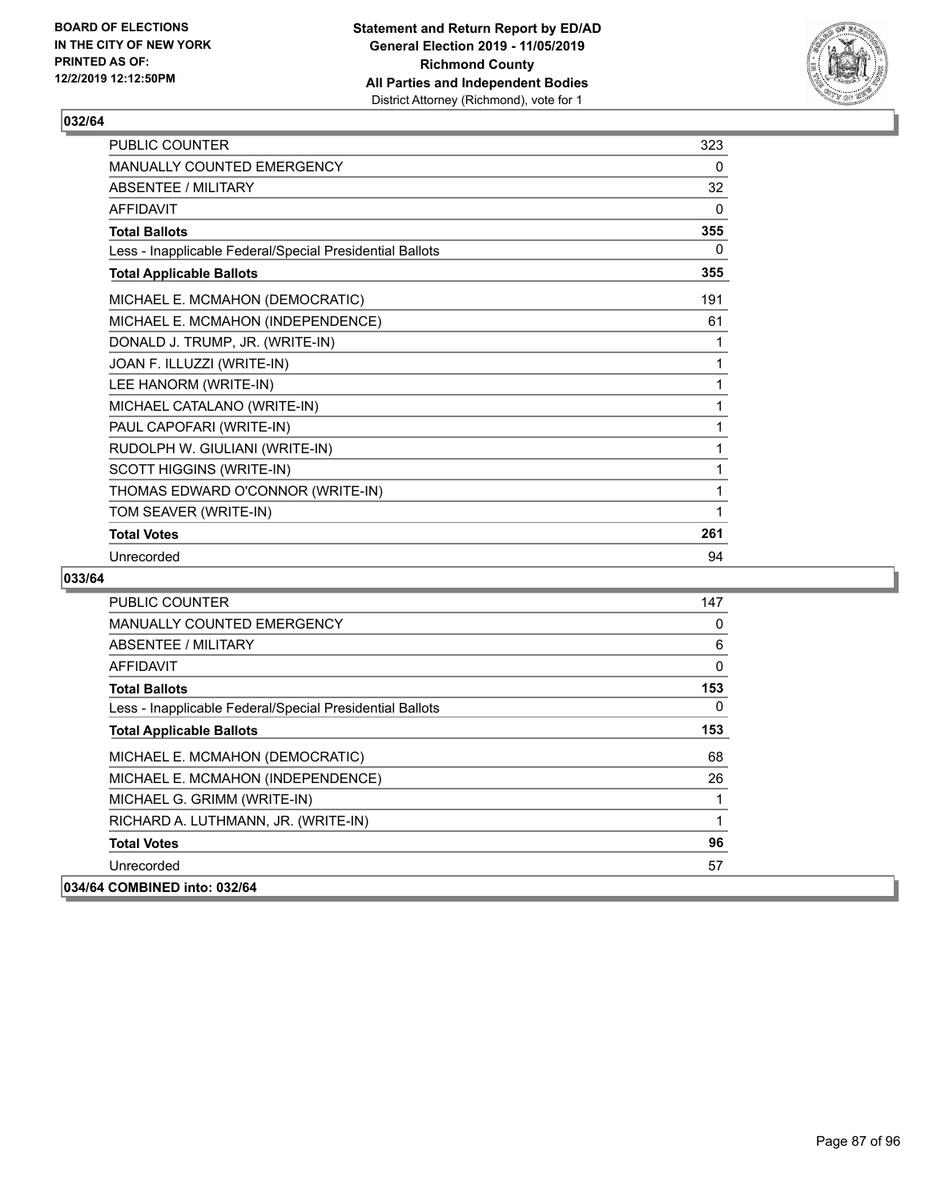**BOARD OF ELECTIONS IN THE CITY OF NEW YORK PRINTED AS OF: 12/2/2019 12:12:50PM**

**Statement and Return Report by ED/AD General Election 2019 - 11/05/2019 Richmond County All Parties and Independent Bodies**
District Attorney (Richmond), vote for 1

## 032/64

| | |
|---|---|
| PUBLIC COUNTER | 323 |
| MANUALLY COUNTED EMERGENCY | 0 |
| ABSENTEE / MILITARY | 32 |
| AFFIDAVIT | 0 |
| **Total Ballots** | **355** |
| Less - Inapplicable Federal/Special Presidential Ballots | 0 |
| **Total Applicable Ballots** | **355** |
| MICHAEL E. MCMAHON (DEMOCRATIC) | 191 |
| MICHAEL E. MCMAHON (INDEPENDENCE) | 61 |
| DONALD J. TRUMP, JR. (WRITE-IN) | 1 |
| JOAN F. ILLUZZI (WRITE-IN) | 1 |
| LEE HANORM (WRITE-IN) | 1 |
| MICHAEL CATALANO (WRITE-IN) | 1 |
| PAUL CAPOFARI (WRITE-IN) | 1 |
| RUDOLPH W. GIULIANI (WRITE-IN) | 1 |
| SCOTT HIGGINS (WRITE-IN) | 1 |
| THOMAS EDWARD O'CONNOR (WRITE-IN) | 1 |
| TOM SEAVER (WRITE-IN) | 1 |
| **Total Votes** | **261** |
| Unrecorded | 94 |

## 033/64

| | |
|---|---|
| PUBLIC COUNTER | 147 |
| MANUALLY COUNTED EMERGENCY | 0 |
| ABSENTEE / MILITARY | 6 |
| AFFIDAVIT | 0 |
| **Total Ballots** | **153** |
| Less - Inapplicable Federal/Special Presidential Ballots | 0 |
| **Total Applicable Ballots** | **153** |
| MICHAEL E. MCMAHON (DEMOCRATIC) | 68 |
| MICHAEL E. MCMAHON (INDEPENDENCE) | 26 |
| MICHAEL G. GRIMM (WRITE-IN) | 1 |
| RICHARD A. LUTHMANN, JR. (WRITE-IN) | 1 |
| **Total Votes** | **96** |
| Unrecorded | 57 |

## 034/64 COMBINED into: 032/64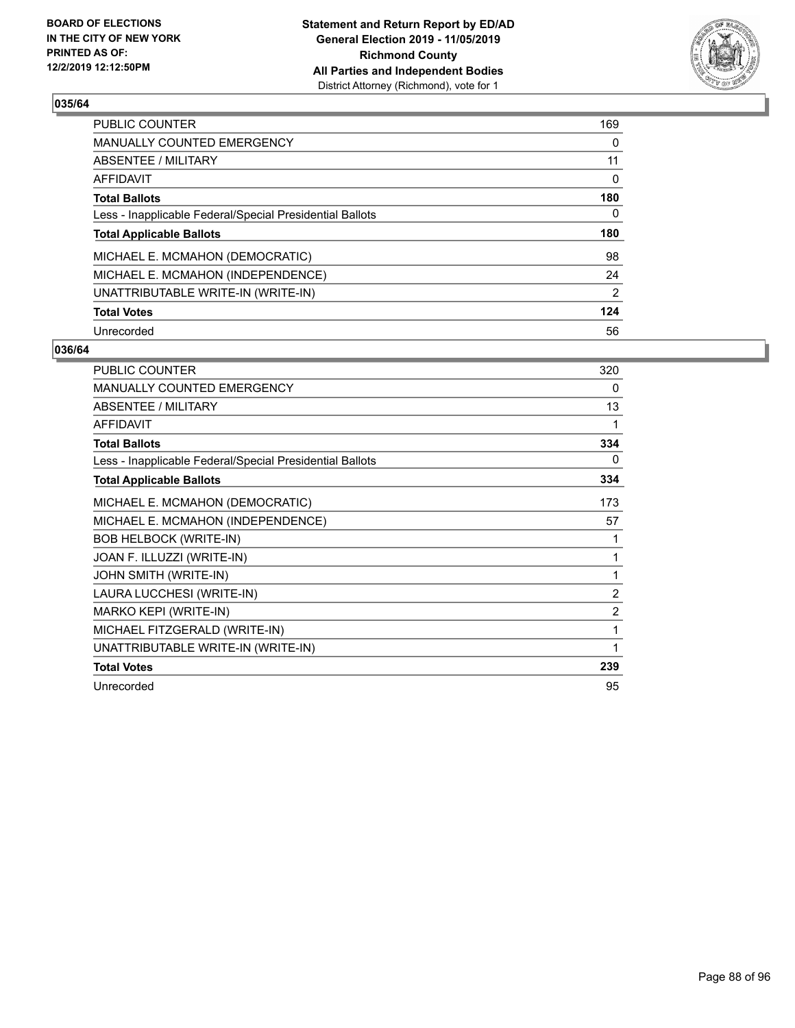BOARD OF ELECTIONS
IN THE CITY OF NEW YORK
PRINTED AS OF:
12/2/2019 12:12:50PM

**Statement and Return Report by ED/AD**
**General Election 2019 - 11/05/2019**
**Richmond County**
**All Parties and Independent Bodies**
District Attorney (Richmond), vote for 1

## 035/64

| | |
|---|---|
| PUBLIC COUNTER | 169 |
| MANUALLY COUNTED EMERGENCY | 0 |
| ABSENTEE / MILITARY | 11 |
| AFFIDAVIT | 0 |
| **Total Ballots** | **180** |
| Less - Inapplicable Federal/Special Presidential Ballots | 0 |
| **Total Applicable Ballots** | **180** |
| MICHAEL E. MCMAHON (DEMOCRATIC) | 98 |
| MICHAEL E. MCMAHON (INDEPENDENCE) | 24 |
| UNATTRIBUTABLE WRITE-IN (WRITE-IN) | 2 |
| **Total Votes** | **124** |
| Unrecorded | 56 |

## 036/64

| | |
|---|---|
| PUBLIC COUNTER | 320 |
| MANUALLY COUNTED EMERGENCY | 0 |
| ABSENTEE / MILITARY | 13 |
| AFFIDAVIT | 1 |
| **Total Ballots** | **334** |
| Less - Inapplicable Federal/Special Presidential Ballots | 0 |
| **Total Applicable Ballots** | **334** |
| MICHAEL E. MCMAHON (DEMOCRATIC) | 173 |
| MICHAEL E. MCMAHON (INDEPENDENCE) | 57 |
| BOB HELBOCK (WRITE-IN) | 1 |
| JOAN F. ILLUZZI (WRITE-IN) | 1 |
| JOHN SMITH (WRITE-IN) | 1 |
| LAURA LUCCHESI (WRITE-IN) | 2 |
| MARKO KEPI (WRITE-IN) | 2 |
| MICHAEL FITZGERALD (WRITE-IN) | 1 |
| UNATTRIBUTABLE WRITE-IN (WRITE-IN) | 1 |
| **Total Votes** | **239** |
| Unrecorded | 95 |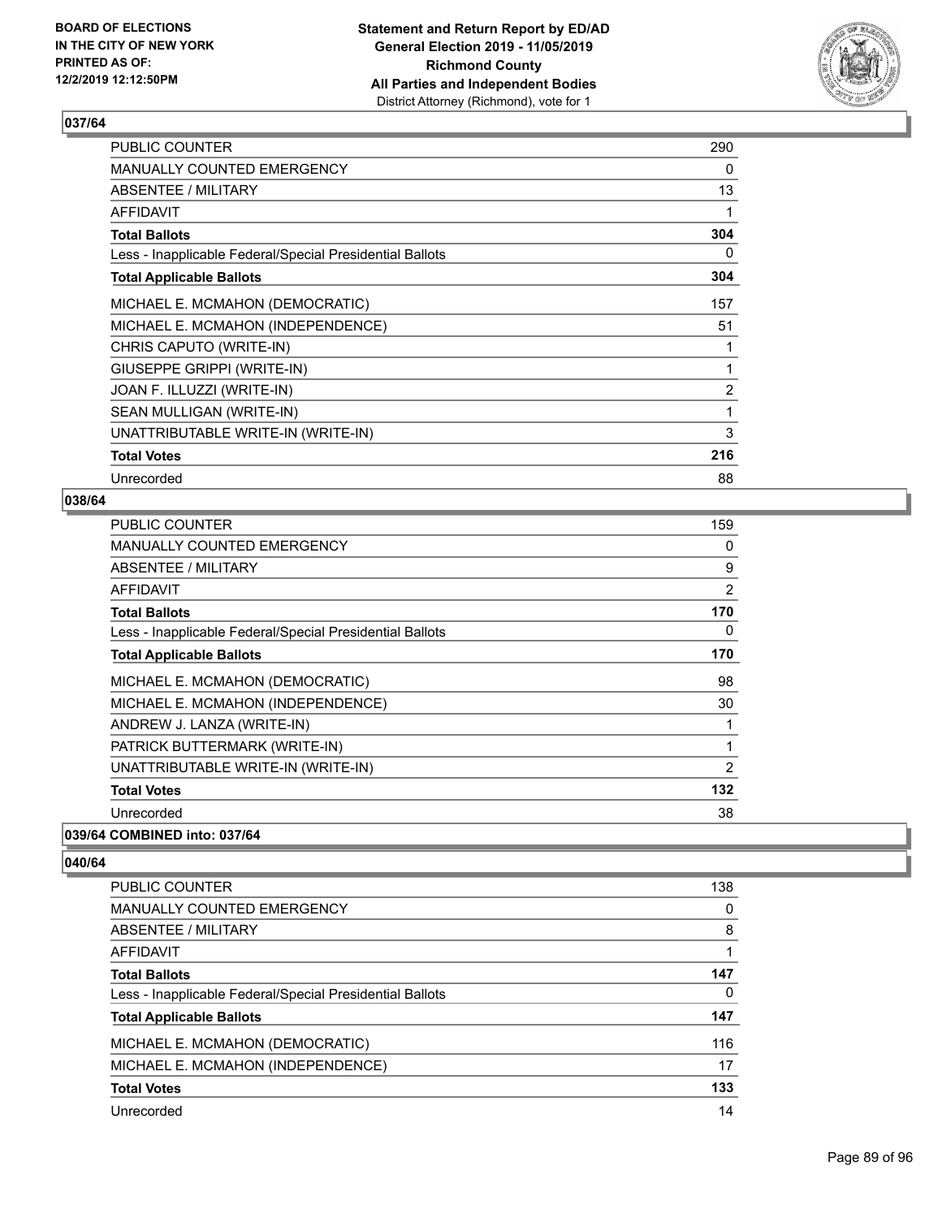**BOARD OF ELECTIONS IN THE CITY OF NEW YORK PRINTED AS OF: 12/2/2019 12:12:50PM**

**Statement and Return Report by ED/AD General Election 2019 - 11/05/2019 Richmond County All Parties and Independent Bodies**
District Attorney (Richmond), vote for 1

### 037/64

| | |
|---|---|
| PUBLIC COUNTER | 290 |
| MANUALLY COUNTED EMERGENCY | 0 |
| ABSENTEE / MILITARY | 13 |
| AFFIDAVIT | 1 |
| **Total Ballots** | **304** |
| Less - Inapplicable Federal/Special Presidential Ballots | 0 |
| **Total Applicable Ballots** | **304** |
| MICHAEL E. MCMAHON (DEMOCRATIC) | 157 |
| MICHAEL E. MCMAHON (INDEPENDENCE) | 51 |
| CHRIS CAPUTO (WRITE-IN) | 1 |
| GIUSEPPE GRIPPI (WRITE-IN) | 1 |
| JOAN F. ILLUZZI (WRITE-IN) | 2 |
| SEAN MULLIGAN (WRITE-IN) | 1 |
| UNATTRIBUTABLE WRITE-IN (WRITE-IN) | 3 |
| **Total Votes** | **216** |
| Unrecorded | 88 |

### 038/64

| | |
|---|---|
| PUBLIC COUNTER | 159 |
| MANUALLY COUNTED EMERGENCY | 0 |
| ABSENTEE / MILITARY | 9 |
| AFFIDAVIT | 2 |
| **Total Ballots** | **170** |
| Less - Inapplicable Federal/Special Presidential Ballots | 0 |
| **Total Applicable Ballots** | **170** |
| MICHAEL E. MCMAHON (DEMOCRATIC) | 98 |
| MICHAEL E. MCMAHON (INDEPENDENCE) | 30 |
| ANDREW J. LANZA (WRITE-IN) | 1 |
| PATRICK BUTTERMARK (WRITE-IN) | 1 |
| UNATTRIBUTABLE WRITE-IN (WRITE-IN) | 2 |
| **Total Votes** | **132** |
| Unrecorded | 38 |

### 039/64 COMBINED into: 037/64

### 040/64

| | |
|---|---|
| PUBLIC COUNTER | 138 |
| MANUALLY COUNTED EMERGENCY | 0 |
| ABSENTEE / MILITARY | 8 |
| AFFIDAVIT | 1 |
| **Total Ballots** | **147** |
| Less - Inapplicable Federal/Special Presidential Ballots | 0 |
| **Total Applicable Ballots** | **147** |
| MICHAEL E. MCMAHON (DEMOCRATIC) | 116 |
| MICHAEL E. MCMAHON (INDEPENDENCE) | 17 |
| **Total Votes** | **133** |
| Unrecorded | 14 |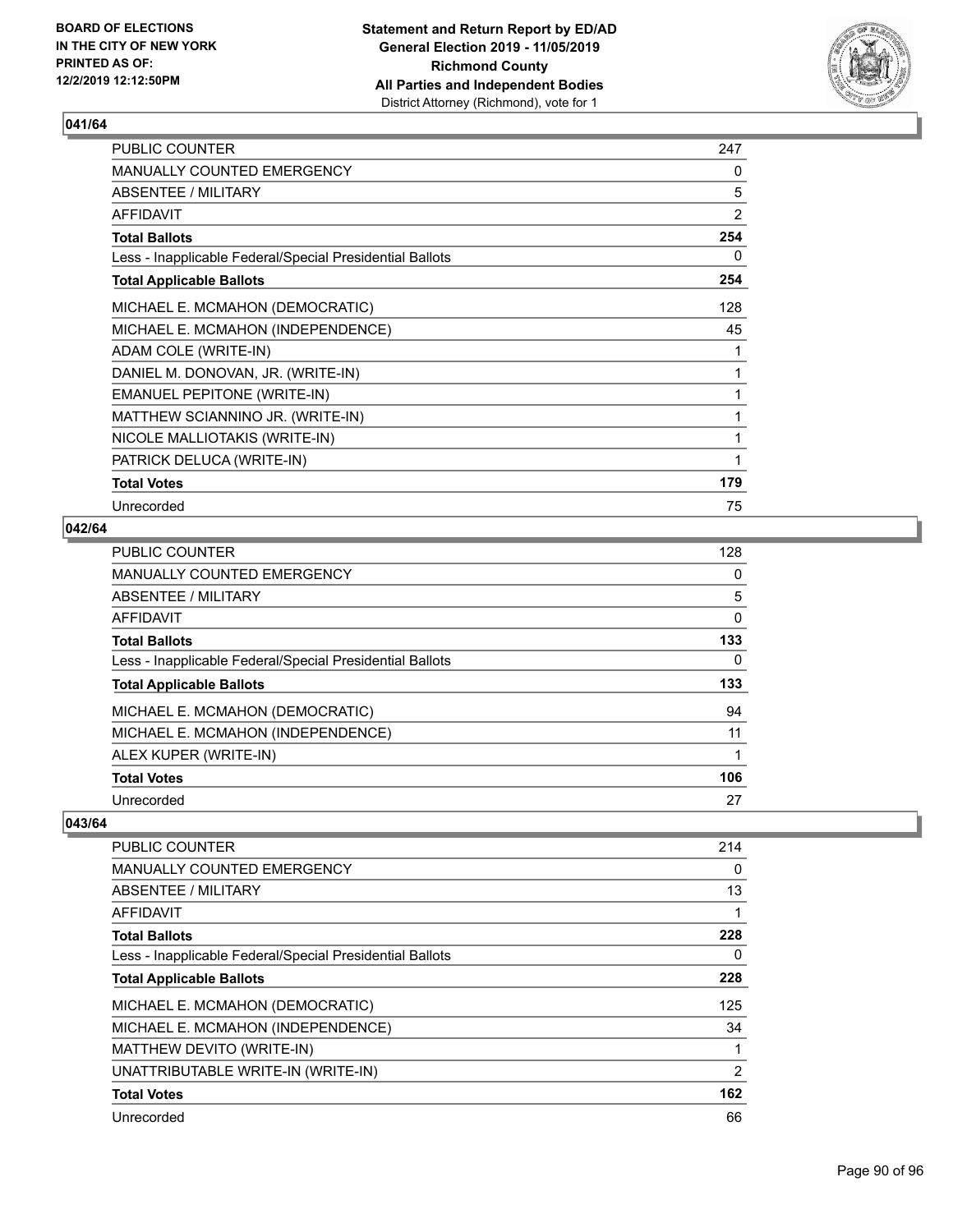**BOARD OF ELECTIONS IN THE CITY OF NEW YORK PRINTED AS OF: 12/2/2019 12:12:50PM**

**Statement and Return Report by ED/AD General Election 2019 - 11/05/2019 Richmond County All Parties and Independent Bodies**
District Attorney (Richmond), vote for 1

## 041/64

| | |
|---|---|
| PUBLIC COUNTER | 247 |
| MANUALLY COUNTED EMERGENCY | 0 |
| ABSENTEE / MILITARY | 5 |
| AFFIDAVIT | 2 |
| **Total Ballots** | **254** |
| Less - Inapplicable Federal/Special Presidential Ballots | 0 |
| **Total Applicable Ballots** | **254** |
| MICHAEL E. MCMAHON (DEMOCRATIC) | 128 |
| MICHAEL E. MCMAHON (INDEPENDENCE) | 45 |
| ADAM COLE (WRITE-IN) | 1 |
| DANIEL M. DONOVAN, JR. (WRITE-IN) | 1 |
| EMANUEL PEPITONE (WRITE-IN) | 1 |
| MATTHEW SCIANNINO JR. (WRITE-IN) | 1 |
| NICOLE MALLIOTAKIS (WRITE-IN) | 1 |
| PATRICK DELUCA (WRITE-IN) | 1 |
| **Total Votes** | **179** |
| Unrecorded | 75 |

## 042/64

| | |
|---|---|
| PUBLIC COUNTER | 128 |
| MANUALLY COUNTED EMERGENCY | 0 |
| ABSENTEE / MILITARY | 5 |
| AFFIDAVIT | 0 |
| **Total Ballots** | **133** |
| Less - Inapplicable Federal/Special Presidential Ballots | 0 |
| **Total Applicable Ballots** | **133** |
| MICHAEL E. MCMAHON (DEMOCRATIC) | 94 |
| MICHAEL E. MCMAHON (INDEPENDENCE) | 11 |
| ALEX KUPER (WRITE-IN) | 1 |
| **Total Votes** | **106** |
| Unrecorded | 27 |

## 043/64

| | |
|---|---|
| PUBLIC COUNTER | 214 |
| MANUALLY COUNTED EMERGENCY | 0 |
| ABSENTEE / MILITARY | 13 |
| AFFIDAVIT | 1 |
| **Total Ballots** | **228** |
| Less - Inapplicable Federal/Special Presidential Ballots | 0 |
| **Total Applicable Ballots** | **228** |
| MICHAEL E. MCMAHON (DEMOCRATIC) | 125 |
| MICHAEL E. MCMAHON (INDEPENDENCE) | 34 |
| MATTHEW DEVITO (WRITE-IN) | 1 |
| UNATTRIBUTABLE WRITE-IN (WRITE-IN) | 2 |
| **Total Votes** | **162** |
| Unrecorded | 66 |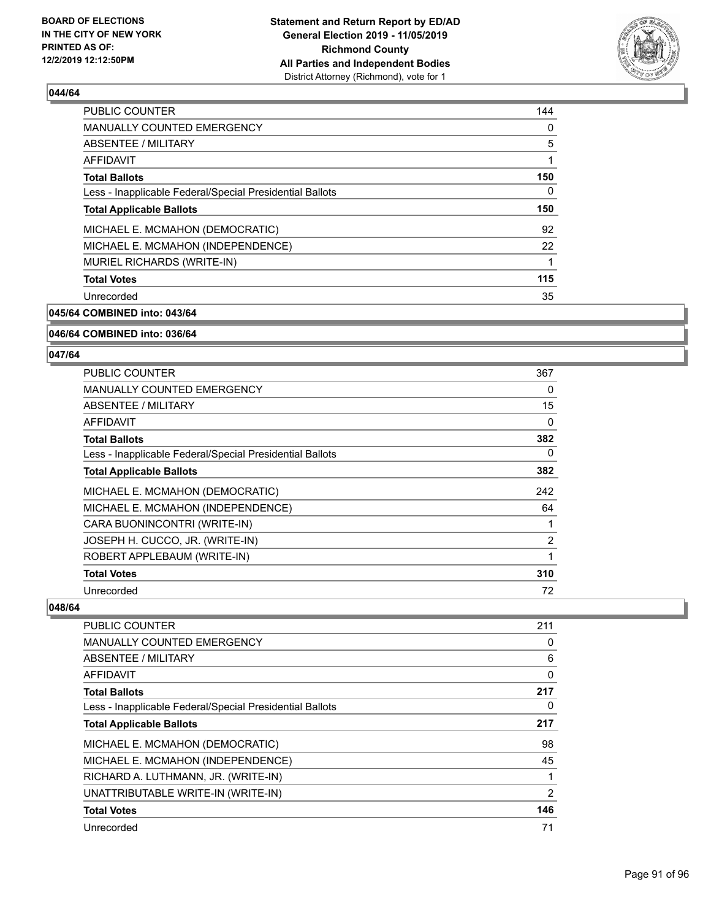### 044/64

| | |
|---|---|
| PUBLIC COUNTER | 144 |
| MANUALLY COUNTED EMERGENCY | 0 |
| ABSENTEE / MILITARY | 5 |
| AFFIDAVIT | 1 |
| **Total Ballots** | **150** |
| Less - Inapplicable Federal/Special Presidential Ballots | 0 |
| **Total Applicable Ballots** | **150** |
| MICHAEL E. MCMAHON (DEMOCRATIC) | 92 |
| MICHAEL E. MCMAHON (INDEPENDENCE) | 22 |
| MURIEL RICHARDS (WRITE-IN) | 1 |
| **Total Votes** | **115** |
| Unrecorded | 35 |

### 045/64 COMBINED into: 043/64

### 046/64 COMBINED into: 036/64

### 047/64

| | |
|---|---|
| PUBLIC COUNTER | 367 |
| MANUALLY COUNTED EMERGENCY | 0 |
| ABSENTEE / MILITARY | 15 |
| AFFIDAVIT | 0 |
| **Total Ballots** | **382** |
| Less - Inapplicable Federal/Special Presidential Ballots | 0 |
| **Total Applicable Ballots** | **382** |
| MICHAEL E. MCMAHON (DEMOCRATIC) | 242 |
| MICHAEL E. MCMAHON (INDEPENDENCE) | 64 |
| CARA BUONINCONTRI (WRITE-IN) | 1 |
| JOSEPH H. CUCCO, JR. (WRITE-IN) | 2 |
| ROBERT APPLEBAUM (WRITE-IN) | 1 |
| **Total Votes** | **310** |
| Unrecorded | 72 |

### 048/64

| | |
|---|---|
| PUBLIC COUNTER | 211 |
| MANUALLY COUNTED EMERGENCY | 0 |
| ABSENTEE / MILITARY | 6 |
| AFFIDAVIT | 0 |
| **Total Ballots** | **217** |
| Less - Inapplicable Federal/Special Presidential Ballots | 0 |
| **Total Applicable Ballots** | **217** |
| MICHAEL E. MCMAHON (DEMOCRATIC) | 98 |
| MICHAEL E. MCMAHON (INDEPENDENCE) | 45 |
| RICHARD A. LUTHMANN, JR. (WRITE-IN) | 1 |
| UNATTRIBUTABLE WRITE-IN (WRITE-IN) | 2 |
| **Total Votes** | **146** |
| Unrecorded | 71 |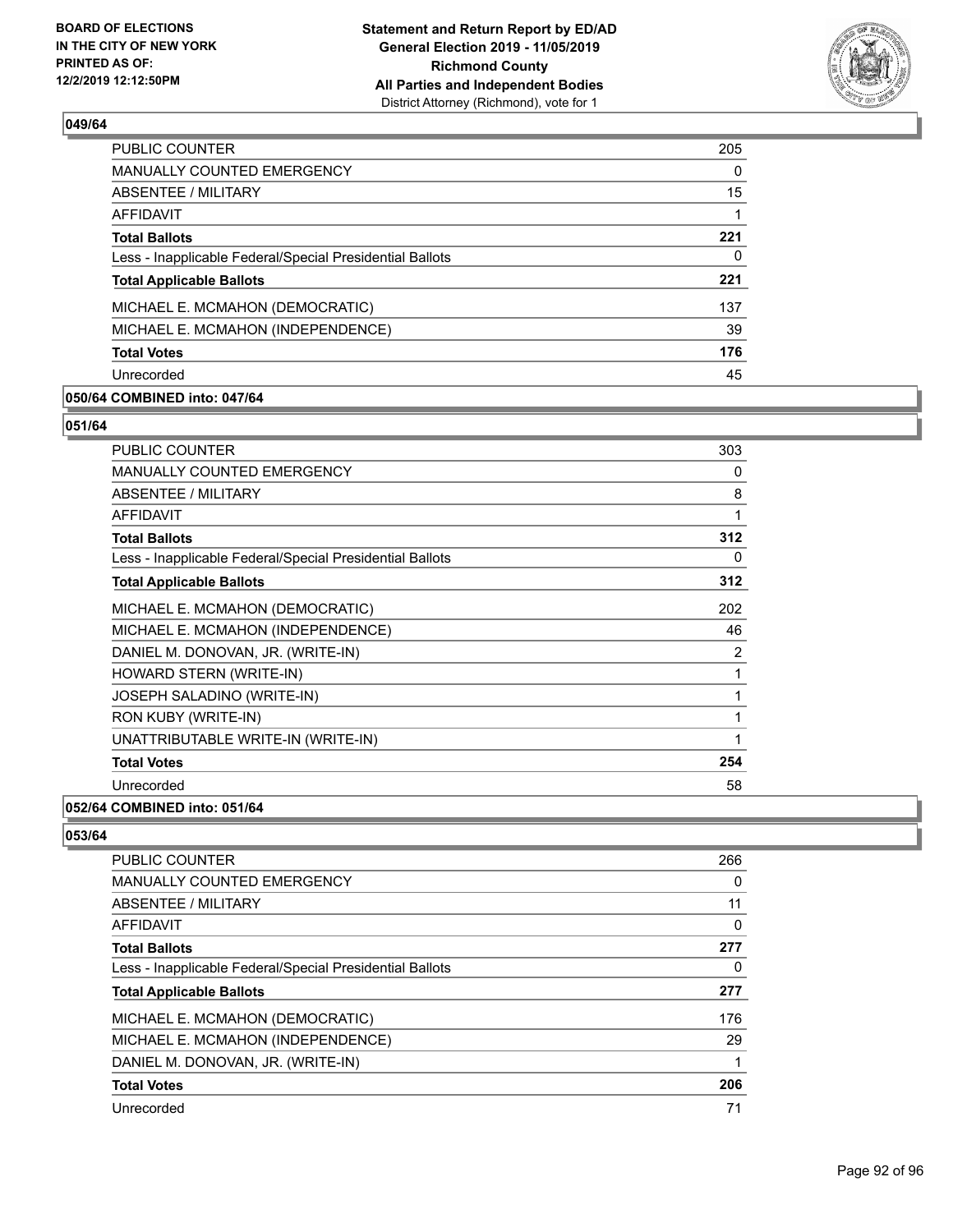### 049/64

| | |
|---|---|
| PUBLIC COUNTER | 205 |
| MANUALLY COUNTED EMERGENCY | 0 |
| ABSENTEE / MILITARY | 15 |
| AFFIDAVIT | 1 |
| **Total Ballots** | **221** |
| Less - Inapplicable Federal/Special Presidential Ballots | 0 |
| **Total Applicable Ballots** | **221** |
| MICHAEL E. MCMAHON (DEMOCRATIC) | 137 |
| MICHAEL E. MCMAHON (INDEPENDENCE) | 39 |
| **Total Votes** | **176** |
| Unrecorded | 45 |

### 050/64 COMBINED into: 047/64

### 051/64

| | |
|---|---|
| PUBLIC COUNTER | 303 |
| MANUALLY COUNTED EMERGENCY | 0 |
| ABSENTEE / MILITARY | 8 |
| AFFIDAVIT | 1 |
| **Total Ballots** | **312** |
| Less - Inapplicable Federal/Special Presidential Ballots | 0 |
| **Total Applicable Ballots** | **312** |
| MICHAEL E. MCMAHON (DEMOCRATIC) | 202 |
| MICHAEL E. MCMAHON (INDEPENDENCE) | 46 |
| DANIEL M. DONOVAN, JR. (WRITE-IN) | 2 |
| HOWARD STERN (WRITE-IN) | 1 |
| JOSEPH SALADINO (WRITE-IN) | 1 |
| RON KUBY (WRITE-IN) | 1 |
| UNATTRIBUTABLE WRITE-IN (WRITE-IN) | 1 |
| **Total Votes** | **254** |
| Unrecorded | 58 |

### 052/64 COMBINED into: 051/64

### 053/64

| | |
|---|---|
| PUBLIC COUNTER | 266 |
| MANUALLY COUNTED EMERGENCY | 0 |
| ABSENTEE / MILITARY | 11 |
| AFFIDAVIT | 0 |
| **Total Ballots** | **277** |
| Less - Inapplicable Federal/Special Presidential Ballots | 0 |
| **Total Applicable Ballots** | **277** |
| MICHAEL E. MCMAHON (DEMOCRATIC) | 176 |
| MICHAEL E. MCMAHON (INDEPENDENCE) | 29 |
| DANIEL M. DONOVAN, JR. (WRITE-IN) | 1 |
| **Total Votes** | **206** |
| Unrecorded | 71 |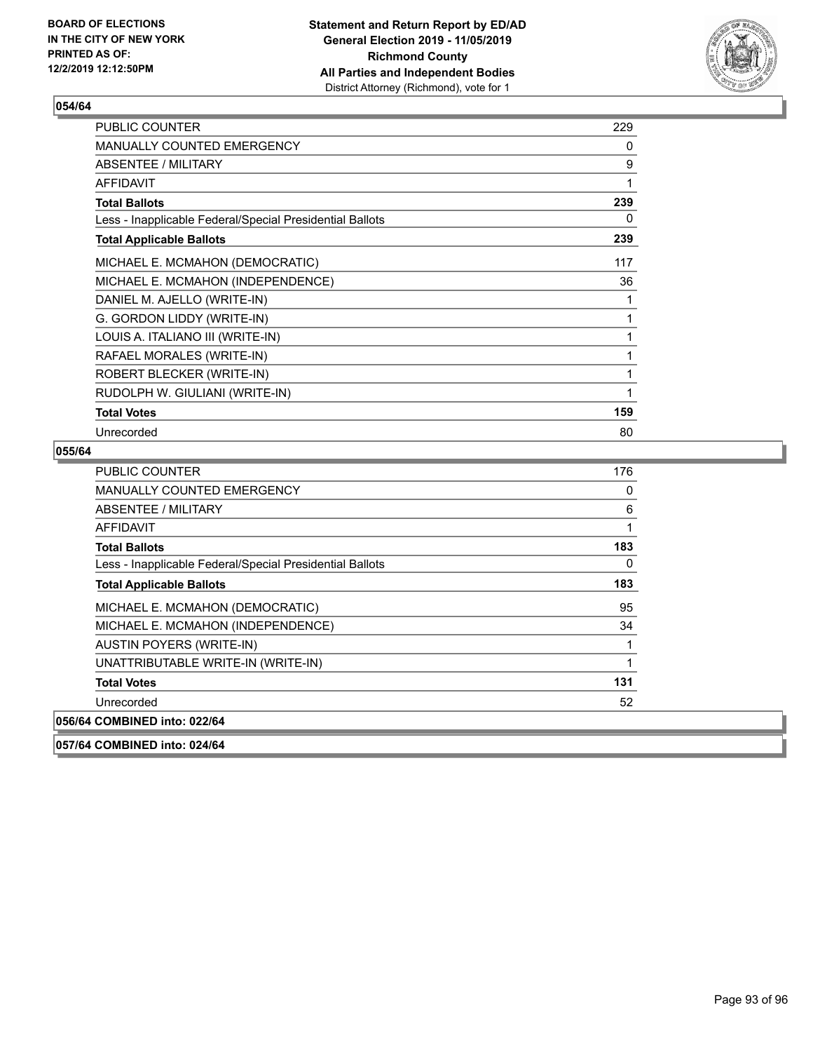BOARD OF ELECTIONS
IN THE CITY OF NEW YORK
PRINTED AS OF:
12/2/2019 12:12:50PM

**Statement and Return Report by ED/AD**
**General Election 2019 - 11/05/2019**
**Richmond County**
**All Parties and Independent Bodies**
District Attorney (Richmond), vote for 1

### 054/64

| | |
|---|---|
| PUBLIC COUNTER | 229 |
| MANUALLY COUNTED EMERGENCY | 0 |
| ABSENTEE / MILITARY | 9 |
| AFFIDAVIT | 1 |
| **Total Ballots** | **239** |
| Less - Inapplicable Federal/Special Presidential Ballots | 0 |
| **Total Applicable Ballots** | **239** |
| MICHAEL E. MCMAHON (DEMOCRATIC) | 117 |
| MICHAEL E. MCMAHON (INDEPENDENCE) | 36 |
| DANIEL M. AJELLO (WRITE-IN) | 1 |
| G. GORDON LIDDY (WRITE-IN) | 1 |
| LOUIS A. ITALIANO III (WRITE-IN) | 1 |
| RAFAEL MORALES (WRITE-IN) | 1 |
| ROBERT BLECKER (WRITE-IN) | 1 |
| RUDOLPH W. GIULIANI (WRITE-IN) | 1 |
| **Total Votes** | **159** |
| Unrecorded | 80 |

### 055/64

| | |
|---|---|
| PUBLIC COUNTER | 176 |
| MANUALLY COUNTED EMERGENCY | 0 |
| ABSENTEE / MILITARY | 6 |
| AFFIDAVIT | 1 |
| **Total Ballots** | **183** |
| Less - Inapplicable Federal/Special Presidential Ballots | 0 |
| **Total Applicable Ballots** | **183** |
| MICHAEL E. MCMAHON (DEMOCRATIC) | 95 |
| MICHAEL E. MCMAHON (INDEPENDENCE) | 34 |
| AUSTIN POYERS (WRITE-IN) | 1 |
| UNATTRIBUTABLE WRITE-IN (WRITE-IN) | 1 |
| **Total Votes** | **131** |
| Unrecorded | 52 |

### 056/64 COMBINED into: 022/64

### 057/64 COMBINED into: 024/64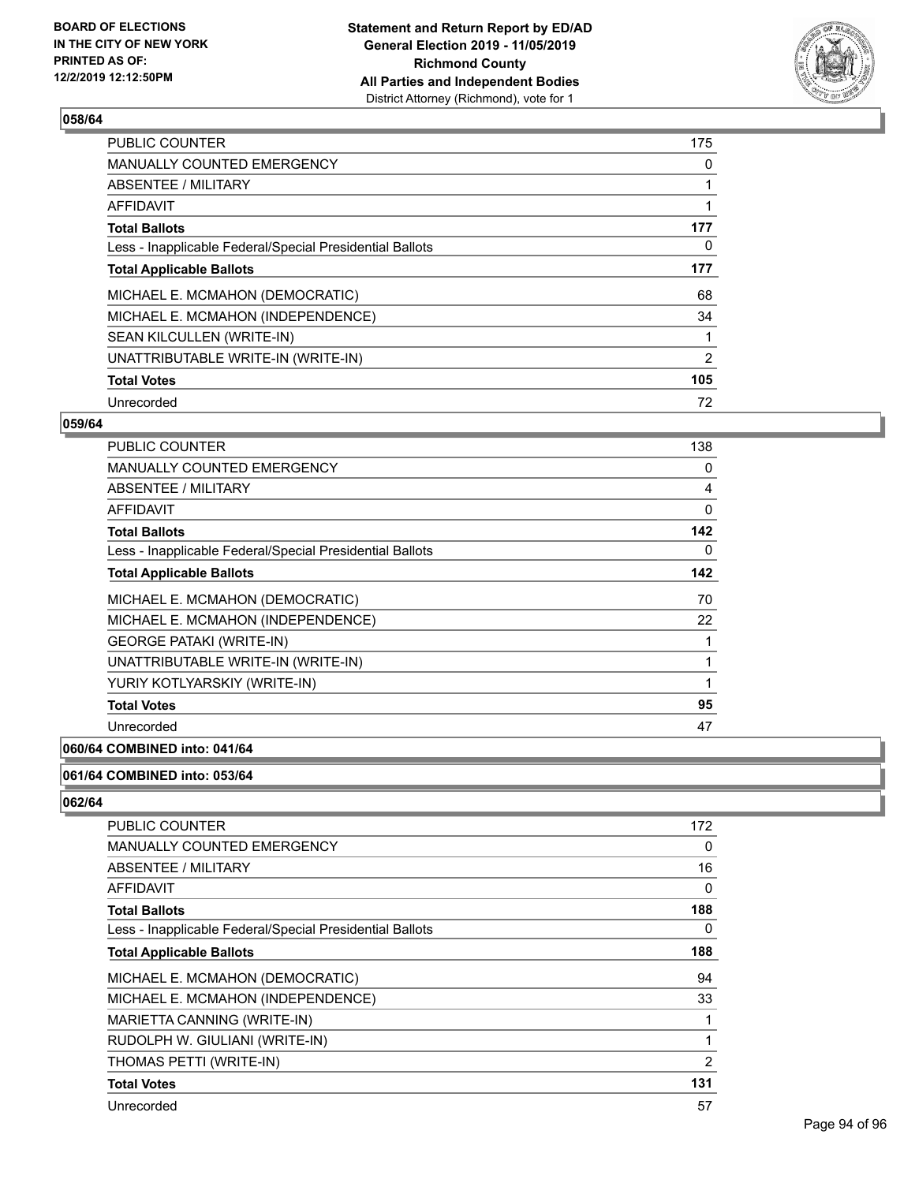**BOARD OF ELECTIONS IN THE CITY OF NEW YORK PRINTED AS OF: 12/2/2019 12:12:50PM**

**Statement and Return Report by ED/AD General Election 2019 - 11/05/2019 Richmond County All Parties and Independent Bodies**
District Attorney (Richmond), vote for 1

### 058/64

| | |
|---|---|
| PUBLIC COUNTER | 175 |
| MANUALLY COUNTED EMERGENCY | 0 |
| ABSENTEE / MILITARY | 1 |
| AFFIDAVIT | 1 |
| **Total Ballots** | **177** |
| Less - Inapplicable Federal/Special Presidential Ballots | 0 |
| **Total Applicable Ballots** | **177** |
| MICHAEL E. MCMAHON (DEMOCRATIC) | 68 |
| MICHAEL E. MCMAHON (INDEPENDENCE) | 34 |
| SEAN KILCULLEN (WRITE-IN) | 1 |
| UNATTRIBUTABLE WRITE-IN (WRITE-IN) | 2 |
| **Total Votes** | **105** |
| Unrecorded | 72 |

### 059/64

| | |
|---|---|
| PUBLIC COUNTER | 138 |
| MANUALLY COUNTED EMERGENCY | 0 |
| ABSENTEE / MILITARY | 4 |
| AFFIDAVIT | 0 |
| **Total Ballots** | **142** |
| Less - Inapplicable Federal/Special Presidential Ballots | 0 |
| **Total Applicable Ballots** | **142** |
| MICHAEL E. MCMAHON (DEMOCRATIC) | 70 |
| MICHAEL E. MCMAHON (INDEPENDENCE) | 22 |
| GEORGE PATAKI (WRITE-IN) | 1 |
| UNATTRIBUTABLE WRITE-IN (WRITE-IN) | 1 |
| YURIY KOTLYARSKIY (WRITE-IN) | 1 |
| **Total Votes** | **95** |
| Unrecorded | 47 |

### 060/64 COMBINED into: 041/64

### 061/64 COMBINED into: 053/64

### 062/64

| | |
|---|---|
| PUBLIC COUNTER | 172 |
| MANUALLY COUNTED EMERGENCY | 0 |
| ABSENTEE / MILITARY | 16 |
| AFFIDAVIT | 0 |
| **Total Ballots** | **188** |
| Less - Inapplicable Federal/Special Presidential Ballots | 0 |
| **Total Applicable Ballots** | **188** |
| MICHAEL E. MCMAHON (DEMOCRATIC) | 94 |
| MICHAEL E. MCMAHON (INDEPENDENCE) | 33 |
| MARIETTA CANNING (WRITE-IN) | 1 |
| RUDOLPH W. GIULIANI (WRITE-IN) | 1 |
| THOMAS PETTI (WRITE-IN) | 2 |
| **Total Votes** | **131** |
| Unrecorded | 57 |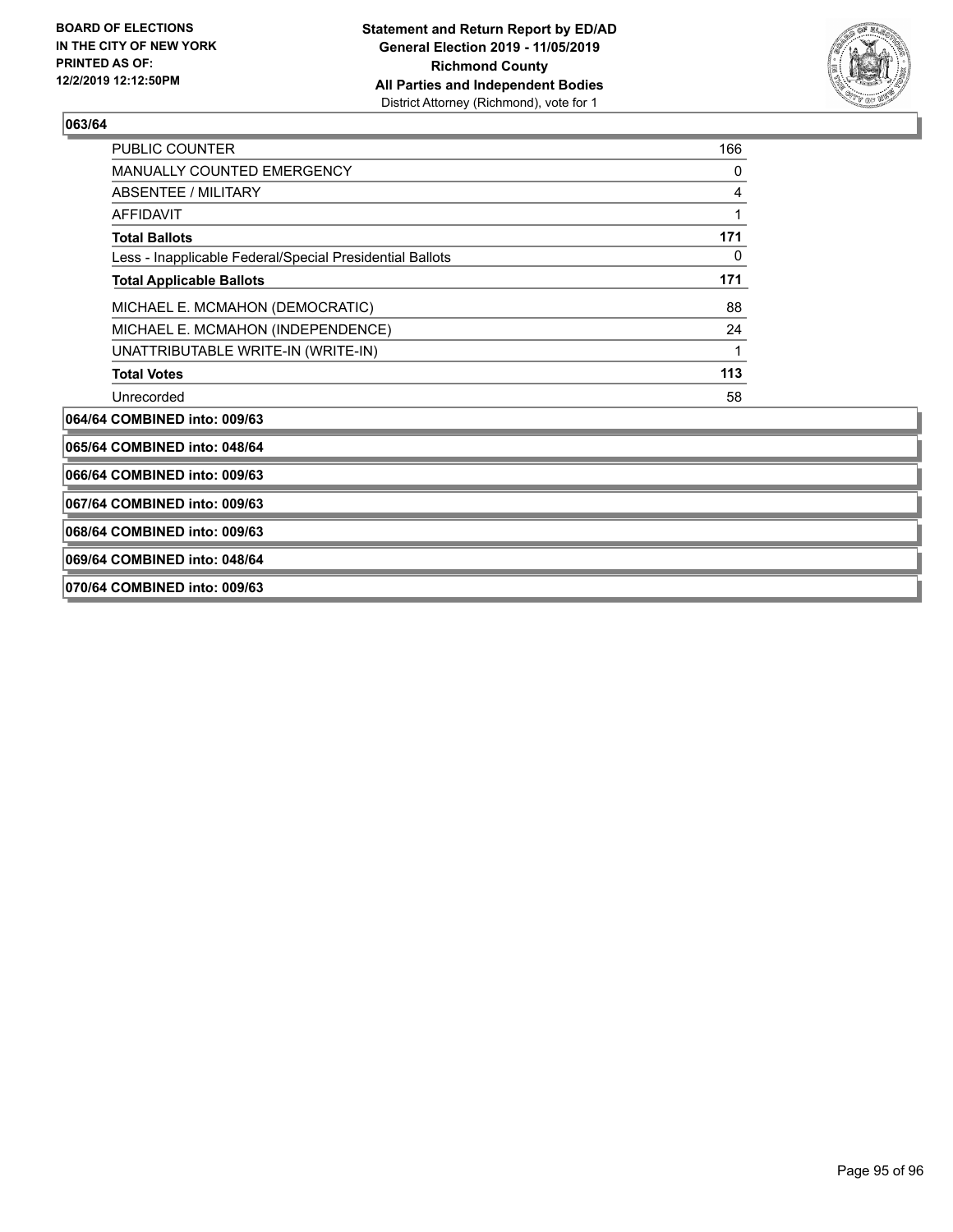**063/64**

| | |
|---|---|
| PUBLIC COUNTER | 166 |
| MANUALLY COUNTED EMERGENCY | 0 |
| ABSENTEE / MILITARY | 4 |
| AFFIDAVIT | 1 |
| **Total Ballots** | **171** |
| Less - Inapplicable Federal/Special Presidential Ballots | 0 |
| **Total Applicable Ballots** | **171** |
| MICHAEL E. MCMAHON (DEMOCRATIC) | 88 |
| MICHAEL E. MCMAHON (INDEPENDENCE) | 24 |
| UNATTRIBUTABLE WRITE-IN (WRITE-IN) | 1 |
| **Total Votes** | **113** |
| Unrecorded | 58 |

**064/64 COMBINED into: 009/63**

**065/64 COMBINED into: 048/64**

**066/64 COMBINED into: 009/63**

**067/64 COMBINED into: 009/63**

**068/64 COMBINED into: 009/63**

**069/64 COMBINED into: 048/64**

**070/64 COMBINED into: 009/63**